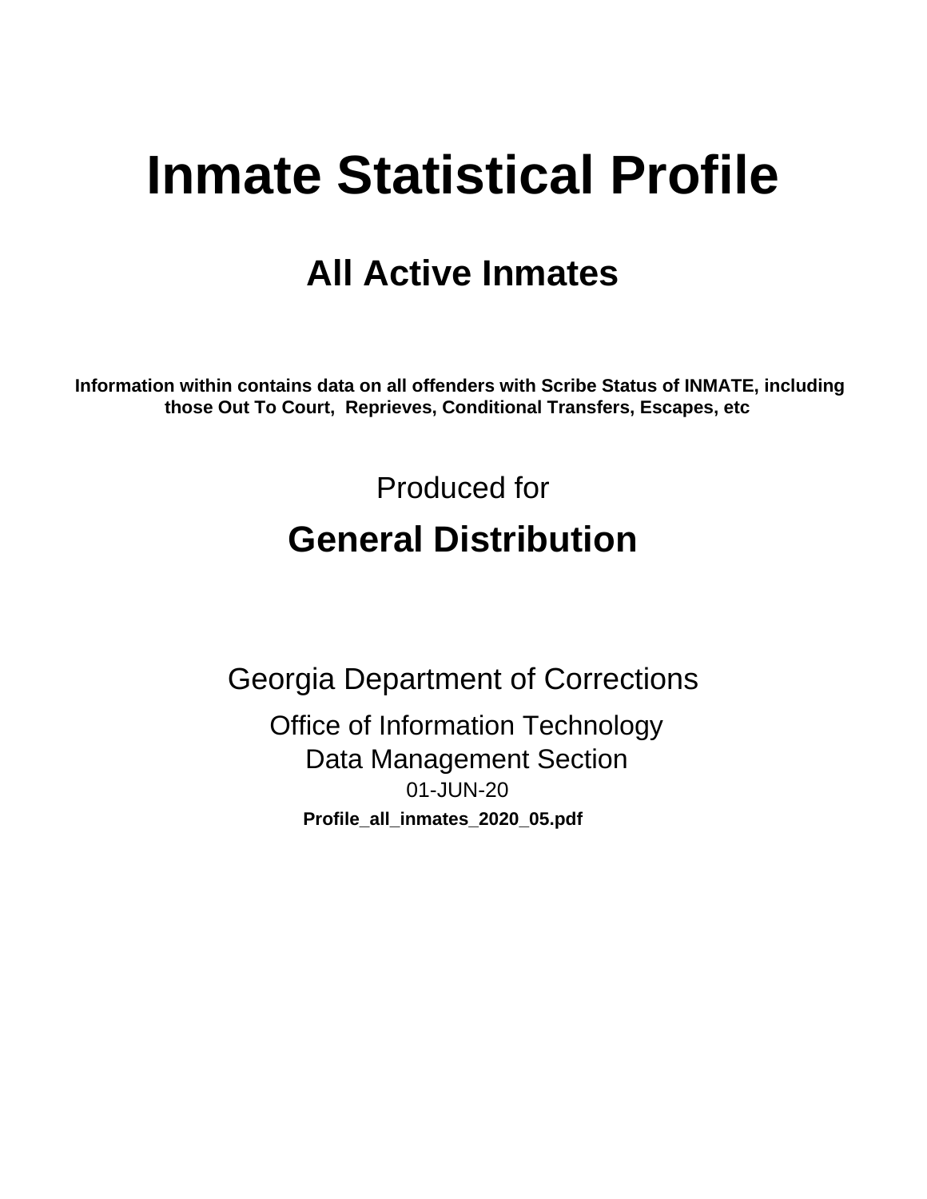# Inmate Statistical Profile

## All Active Inmates

**Information within contains data on all offenders with Scribe Status of INMATE, including those Out To Court, Reprieves, Conditional Transfers, Escapes, etc**

Produced for

## General Distribution

Georgia Department of Corrections

Office of Information Technology
Data Management Section
01-JUN-20

**Profile_all_inmates_2020_05.pdf**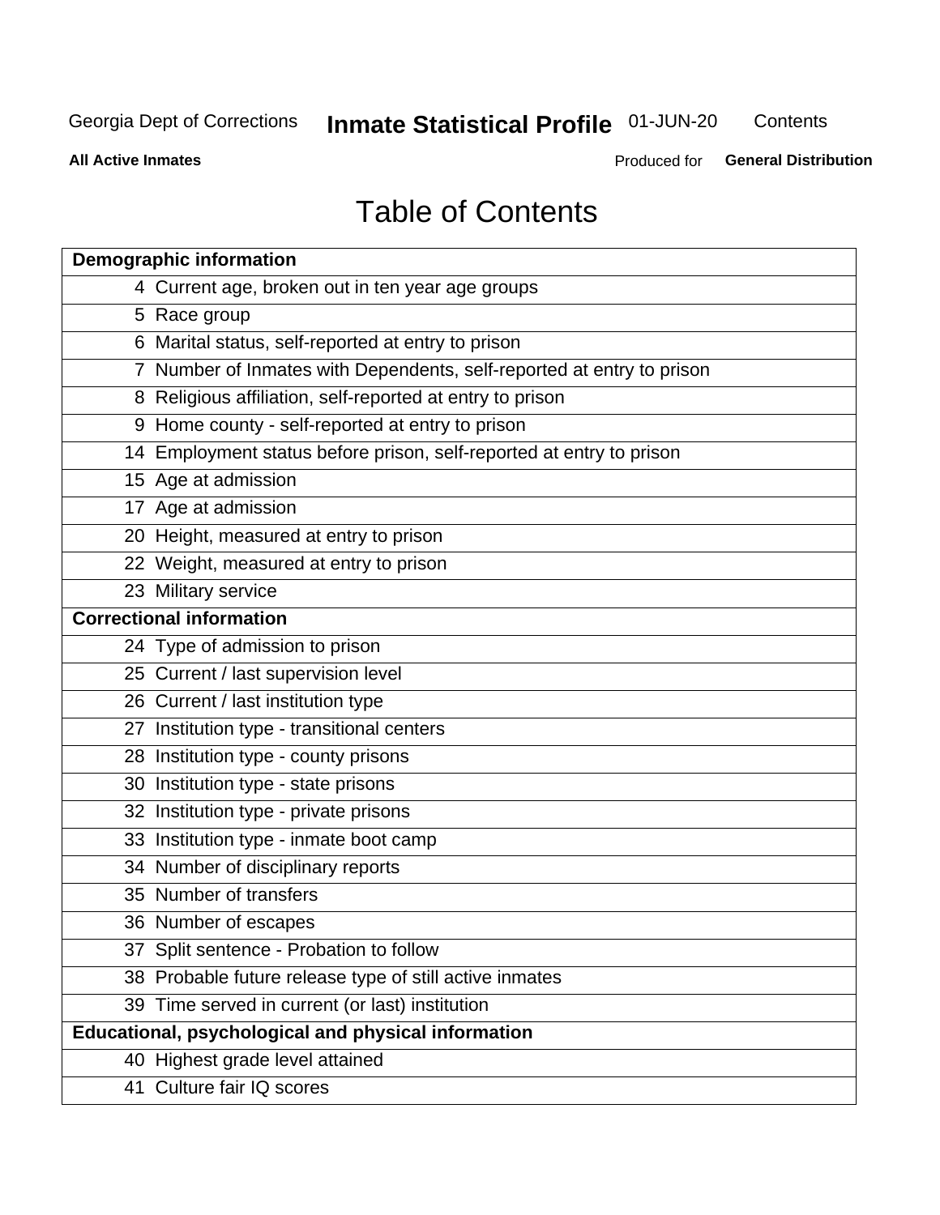# Table of Contents

| Demographic information | |
|---|---|
| 4 | Current age, broken out in ten year age groups |
| 5 | Race group |
| 6 | Marital status, self-reported at entry to prison |
| 7 | Number of Inmates with Dependents, self-reported at entry to prison |
| 8 | Religious affiliation, self-reported at entry to prison |
| 9 | Home county - self-reported at entry to prison |
| 14 | Employment status before prison, self-reported at entry to prison |
| 15 | Age at admission |
| 17 | Age at admission |
| 20 | Height, measured at entry to prison |
| 22 | Weight, measured at entry to prison |
| 23 | Military service |
| **Correctional information** | |
| 24 | Type of admission to prison |
| 25 | Current / last supervision level |
| 26 | Current / last institution type |
| 27 | Institution type - transitional centers |
| 28 | Institution type - county prisons |
| 30 | Institution type - state prisons |
| 32 | Institution type - private prisons |
| 33 | Institution type - inmate boot camp |
| 34 | Number of disciplinary reports |
| 35 | Number of transfers |
| 36 | Number of escapes |
| 37 | Split sentence - Probation to follow |
| 38 | Probable future release type of still active inmates |
| 39 | Time served in current (or last) institution |
| **Educational, psychological and physical information** | |
| 40 | Highest grade level attained |
| 41 | Culture fair IQ scores |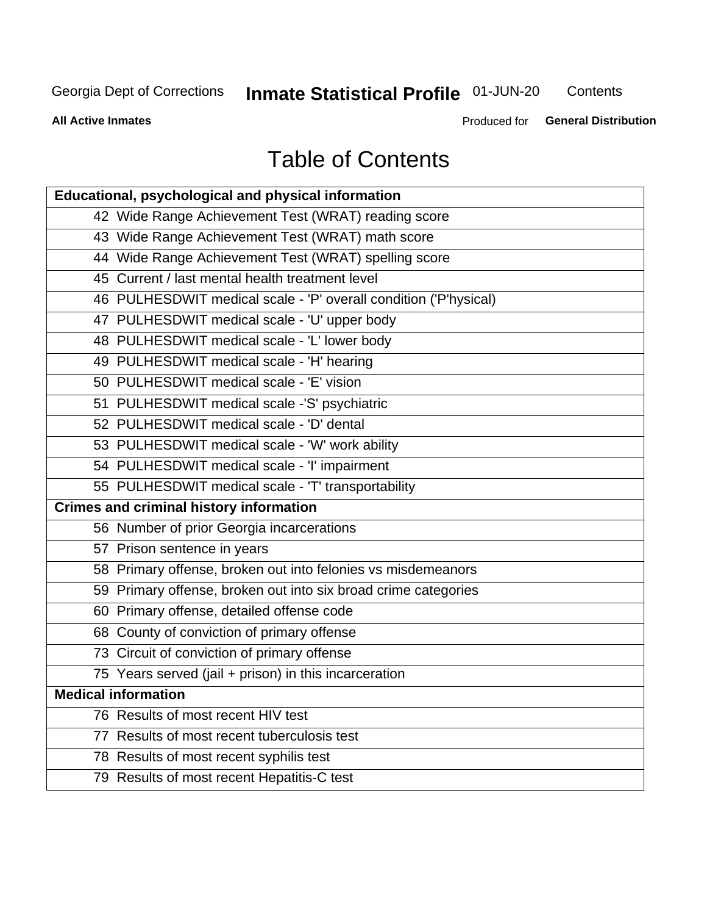# Table of Contents

| Educational, psychological and physical information |
|---|
| 42 Wide Range Achievement Test (WRAT) reading score |
| 43 Wide Range Achievement Test (WRAT) math score |
| 44 Wide Range Achievement Test (WRAT) spelling score |
| 45 Current / last mental health treatment level |
| 46 PULHESDWIT medical scale - 'P' overall condition ('P'hysical) |
| 47 PULHESDWIT medical scale - 'U' upper body |
| 48 PULHESDWIT medical scale - 'L' lower body |
| 49 PULHESDWIT medical scale - 'H' hearing |
| 50 PULHESDWIT medical scale - 'E' vision |
| 51 PULHESDWIT medical scale -'S' psychiatric |
| 52 PULHESDWIT medical scale - 'D' dental |
| 53 PULHESDWIT medical scale - 'W' work ability |
| 54 PULHESDWIT medical scale - 'I' impairment |
| 55 PULHESDWIT medical scale - 'T' transportability |
| **Crimes and criminal history information** |
| 56 Number of prior Georgia incarcerations |
| 57 Prison sentence in years |
| 58 Primary offense, broken out into felonies vs misdemeanors |
| 59 Primary offense, broken out into six broad crime categories |
| 60 Primary offense, detailed offense code |
| 68 County of conviction of primary offense |
| 73 Circuit of conviction of primary offense |
| 75 Years served (jail + prison) in this incarceration |
| **Medical information** |
| 76 Results of most recent HIV test |
| 77 Results of most recent tuberculosis test |
| 78 Results of most recent syphilis test |
| 79 Results of most recent Hepatitis-C test |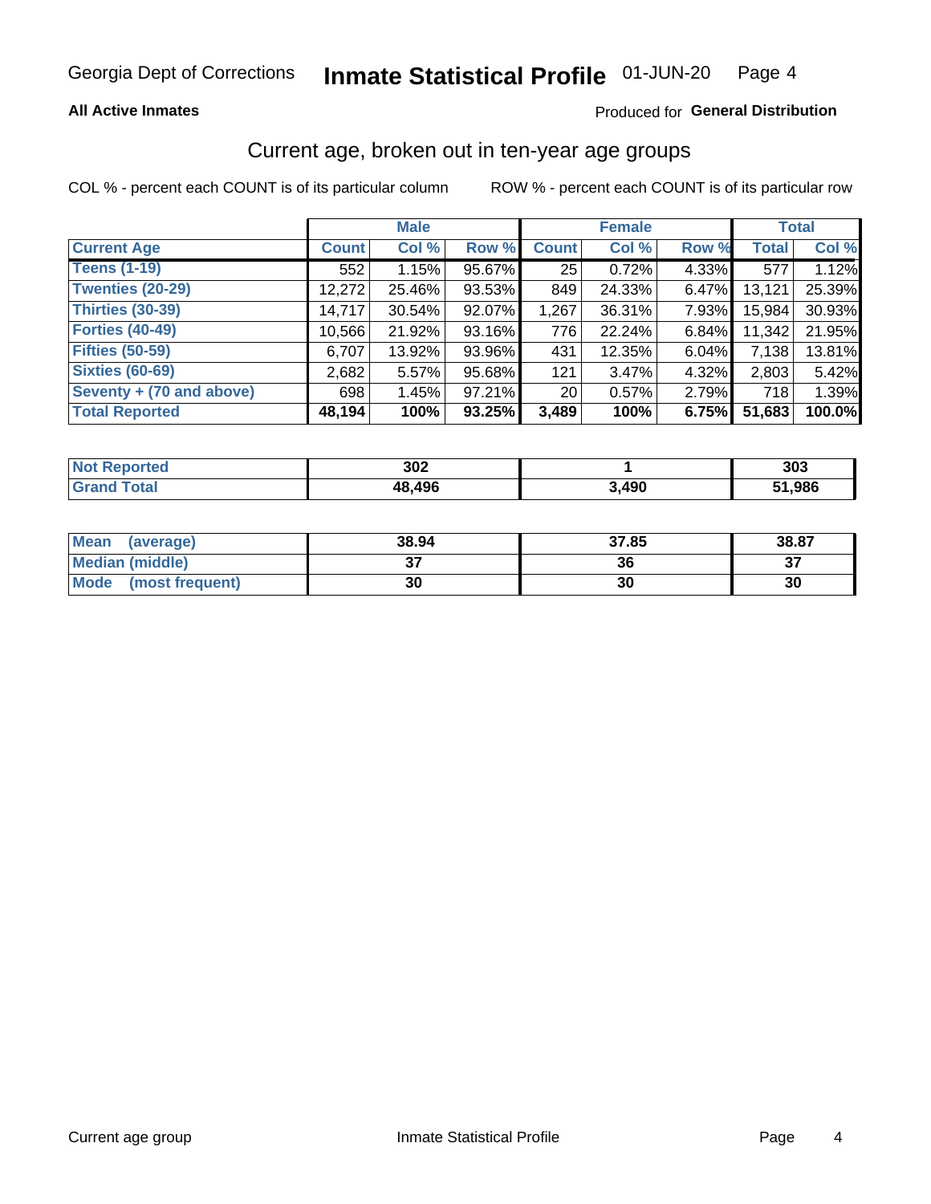Georgia Dept of Corrections **Inmate Statistical Profile** 01-JUN-20

**All Active Inmates**

Produced for **General Distribution**

## Current age, broken out in ten-year age groups

COL % - percent each COUNT is of its particular column

ROW % - percent each COUNT is of its particular row

| | Male | | | Female | | | Total | |
|---|---|---|---|---|---|---|---|---|
| **Current Age** | **Count** | **Col %** | **Row %** | **Count** | **Col %** | **Row %** | **Total** | **Col %** |
| **Teens (1-19)** | 552 | 1.15% | 95.67% | 25 | 0.72% | 4.33% | 577 | 1.12% |
| **Twenties (20-29)** | 12,272 | 25.46% | 93.53% | 849 | 24.33% | 6.47% | 13,121 | 25.39% |
| **Thirties (30-39)** | 14,717 | 30.54% | 92.07% | 1,267 | 36.31% | 7.93% | 15,984 | 30.93% |
| **Forties (40-49)** | 10,566 | 21.92% | 93.16% | 776 | 22.24% | 6.84% | 11,342 | 21.95% |
| **Fifties (50-59)** | 6,707 | 13.92% | 93.96% | 431 | 12.35% | 6.04% | 7,138 | 13.81% |
| **Sixties (60-69)** | 2,682 | 5.57% | 95.68% | 121 | 3.47% | 4.32% | 2,803 | 5.42% |
| **Seventy + (70 and above)** | 698 | 1.45% | 97.21% | 20 | 0.57% | 2.79% | 718 | 1.39% |
| **Total Reported** | **48,194** | **100%** | **93.25%** | **3,489** | **100%** | **6.75%** | **51,683** | **100.0%** |

| | Male | Female | Total |
|---|---|---|---|
| **Not Reported** | **302** | **1** | **303** |
| **Grand Total** | **48,496** | **3,490** | **51,986** |

| | Male | Female | Total |
|---|---|---|---|
| **Mean (average)** | **38.94** | **37.85** | **38.87** |
| **Median (middle)** | **37** | **36** | **37** |
| **Mode (most frequent)** | **30** | **30** | **30** |

Current age group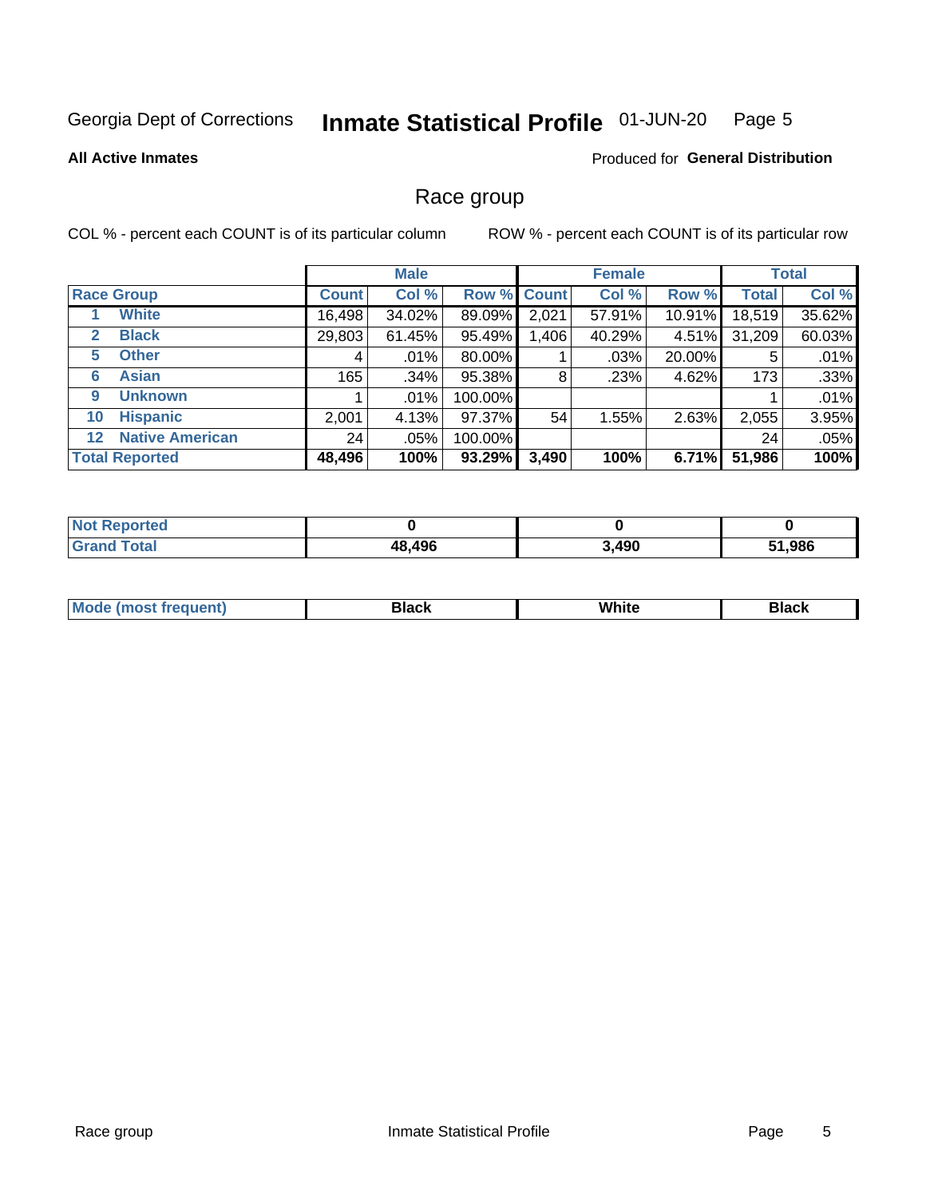Georgia Dept of Corrections **Inmate Statistical Profile** 01-JUN-20

**All Active Inmates**

Produced for **General Distribution**

## Race group

COL % - percent each COUNT is of its particular column

ROW % - percent each COUNT is of its particular row

| | Male | | | Female | | | Total | |
|---|---|---|---|---|---|---|---|---|
| **Race Group** | **Count** | **Col %** | **Row %** | **Count** | **Col %** | **Row %** | **Total** | **Col %** |
| 1 **White** | 16,498 | 34.02% | 89.09% | 2,021 | 57.91% | 10.91% | 18,519 | 35.62% |
| 2 **Black** | 29,803 | 61.45% | 95.49% | 1,406 | 40.29% | 4.51% | 31,209 | 60.03% |
| 5 **Other** | 4 | .01% | 80.00% | 1 | .03% | 20.00% | 5 | .01% |
| 6 **Asian** | 165 | .34% | 95.38% | 8 | .23% | 4.62% | 173 | .33% |
| 9 **Unknown** | 1 | .01% | 100.00% | | | | 1 | .01% |
| 10 **Hispanic** | 2,001 | 4.13% | 97.37% | 54 | 1.55% | 2.63% | 2,055 | 3.95% |
| 12 **Native American** | 24 | .05% | 100.00% | | | | 24 | .05% |
| **Total Reported** | **48,496** | **100%** | **93.29%** | **3,490** | **100%** | **6.71%** | **51,986** | **100%** |

| | Male | Female | Total |
|---|---|---|---|
| **Not Reported** | **0** | **0** | **0** |
| **Grand Total** | **48,496** | **3,490** | **51,986** |

| | Male | Female | Total |
|---|---|---|---|
| **Mode (most frequent)** | **Black** | **White** | **Black** |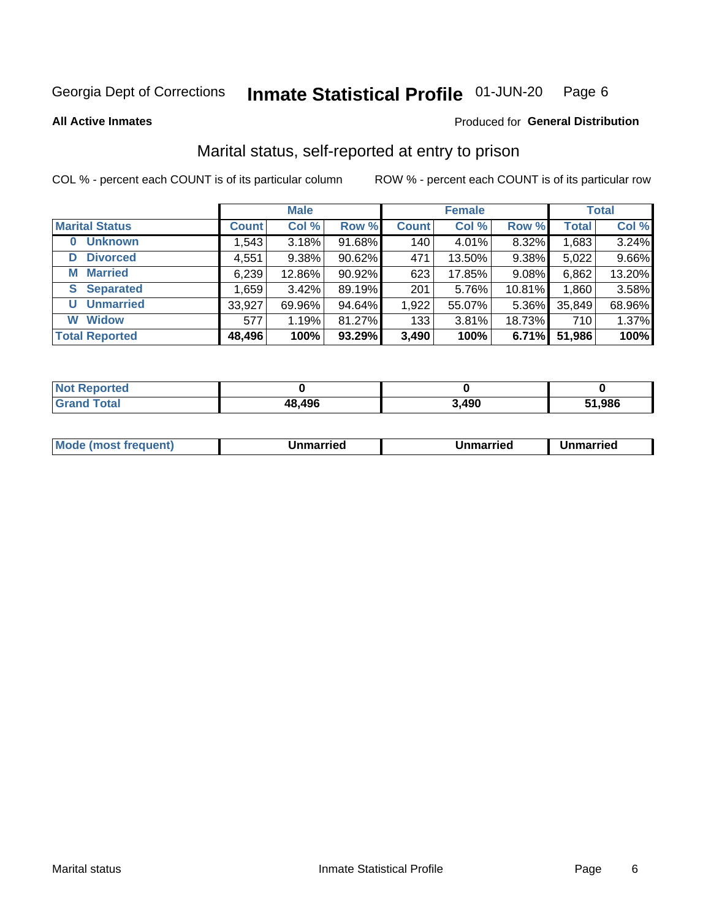Georgia Dept of Corrections **Inmate Statistical Profile** 01-JUN-20 Page 6

**All Active Inmates** Produced for **General Distribution**

## Marital status, self-reported at entry to prison

COL % - percent each COUNT is of its particular column ROW % - percent each COUNT is of its particular row

| | Male | | | Female | | | Total | |
|---|---|---|---|---|---|---|---|---|
| **Marital Status** | **Count** | **Col %** | **Row %** | **Count** | **Col %** | **Row %** | **Total** | **Col %** |
| **0 Unknown** | 1,543 | 3.18% | 91.68% | 140 | 4.01% | 8.32% | 1,683 | 3.24% |
| **D Divorced** | 4,551 | 9.38% | 90.62% | 471 | 13.50% | 9.38% | 5,022 | 9.66% |
| **M Married** | 6,239 | 12.86% | 90.92% | 623 | 17.85% | 9.08% | 6,862 | 13.20% |
| **S Separated** | 1,659 | 3.42% | 89.19% | 201 | 5.76% | 10.81% | 1,860 | 3.58% |
| **U Unmarried** | 33,927 | 69.96% | 94.64% | 1,922 | 55.07% | 5.36% | 35,849 | 68.96% |
| **W Widow** | 577 | 1.19% | 81.27% | 133 | 3.81% | 18.73% | 710 | 1.37% |
| **Total Reported** | **48,496** | **100%** | **93.29%** | **3,490** | **100%** | **6.71%** | **51,986** | **100%** |

| | Male | Female | Total |
|---|---|---|---|
| **Not Reported** | **0** | **0** | **0** |
| **Grand Total** | **48,496** | **3,490** | **51,986** |

| | Male | Female | Total |
|---|---|---|---|
| **Mode (most frequent)** | **Unmarried** | **Unmarried** | **Unmarried** |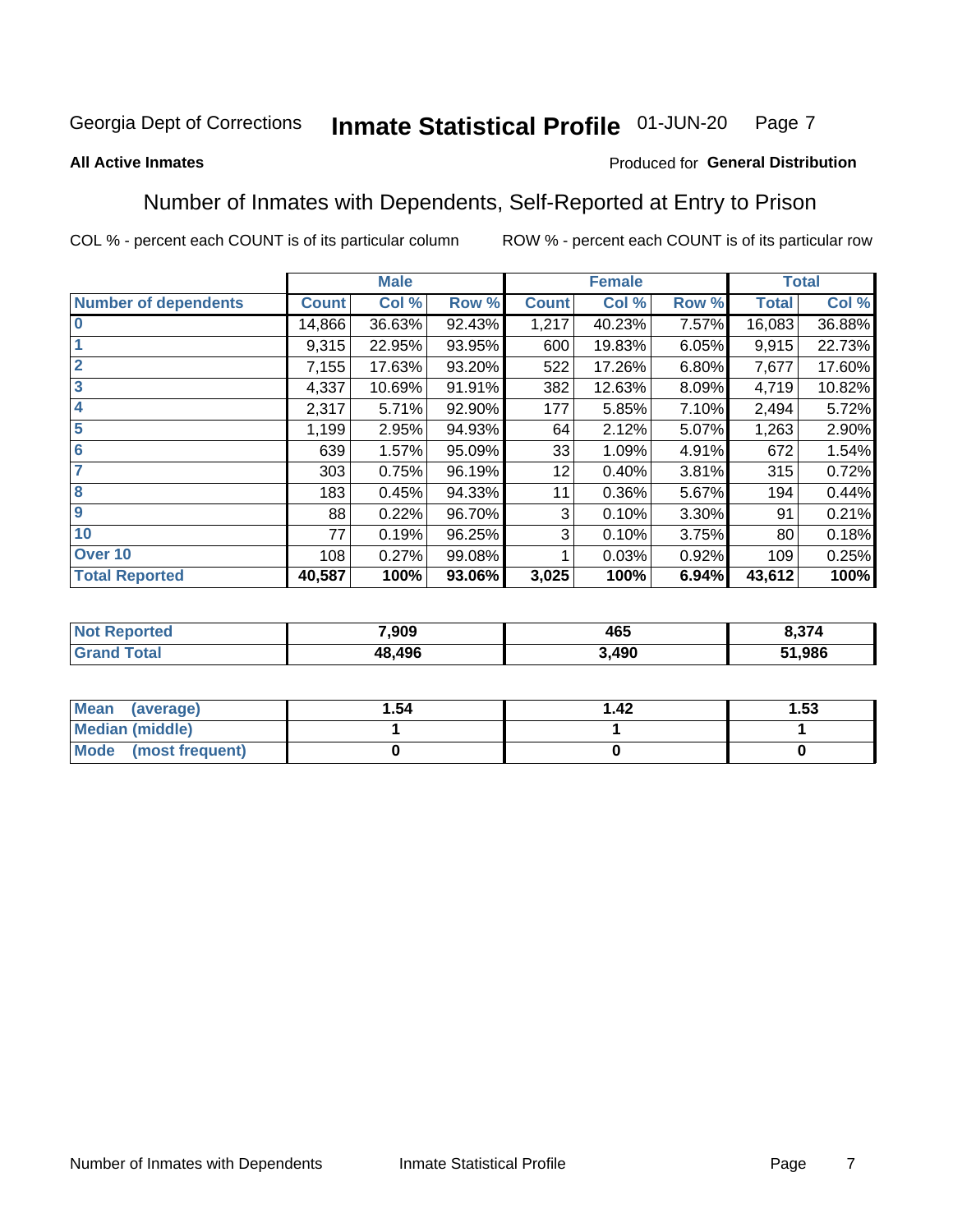Georgia Dept of Corrections **Inmate Statistical Profile** 01-JUN-20

**All Active Inmates**

Produced for **General Distribution**

## Number of Inmates with Dependents, Self-Reported at Entry to Prison

COL % - percent each COUNT is of its particular column

ROW % - percent each COUNT is of its particular row

| | Male | | | Female | | | Total | |
|---|---|---|---|---|---|---|---|---|
| **Number of dependents** | **Count** | **Col %** | **Row %** | **Count** | **Col %** | **Row %** | **Total** | **Col %** |
| **0** | 14,866 | 36.63% | 92.43% | 1,217 | 40.23% | 7.57% | 16,083 | 36.88% |
| **1** | 9,315 | 22.95% | 93.95% | 600 | 19.83% | 6.05% | 9,915 | 22.73% |
| **2** | 7,155 | 17.63% | 93.20% | 522 | 17.26% | 6.80% | 7,677 | 17.60% |
| **3** | 4,337 | 10.69% | 91.91% | 382 | 12.63% | 8.09% | 4,719 | 10.82% |
| **4** | 2,317 | 5.71% | 92.90% | 177 | 5.85% | 7.10% | 2,494 | 5.72% |
| **5** | 1,199 | 2.95% | 94.93% | 64 | 2.12% | 5.07% | 1,263 | 2.90% |
| **6** | 639 | 1.57% | 95.09% | 33 | 1.09% | 4.91% | 672 | 1.54% |
| **7** | 303 | 0.75% | 96.19% | 12 | 0.40% | 3.81% | 315 | 0.72% |
| **8** | 183 | 0.45% | 94.33% | 11 | 0.36% | 5.67% | 194 | 0.44% |
| **9** | 88 | 0.22% | 96.70% | 3 | 0.10% | 3.30% | 91 | 0.21% |
| **10** | 77 | 0.19% | 96.25% | 3 | 0.10% | 3.75% | 80 | 0.18% |
| **Over 10** | 108 | 0.27% | 99.08% | 1 | 0.03% | 0.92% | 109 | 0.25% |
| **Total Reported** | **40,587** | **100%** | **93.06%** | **3,025** | **100%** | **6.94%** | **43,612** | **100%** |

| | Male | Female | Total |
|---|---|---|---|
| **Not Reported** | **7,909** | **465** | **8,374** |
| **Grand Total** | **48,496** | **3,490** | **51,986** |

| | Male | Female | Total |
|---|---|---|---|
| **Mean (average)** | **1.54** | **1.42** | **1.53** |
| **Median (middle)** | **1** | **1** | **1** |
| **Mode (most frequent)** | **0** | **0** | **0** |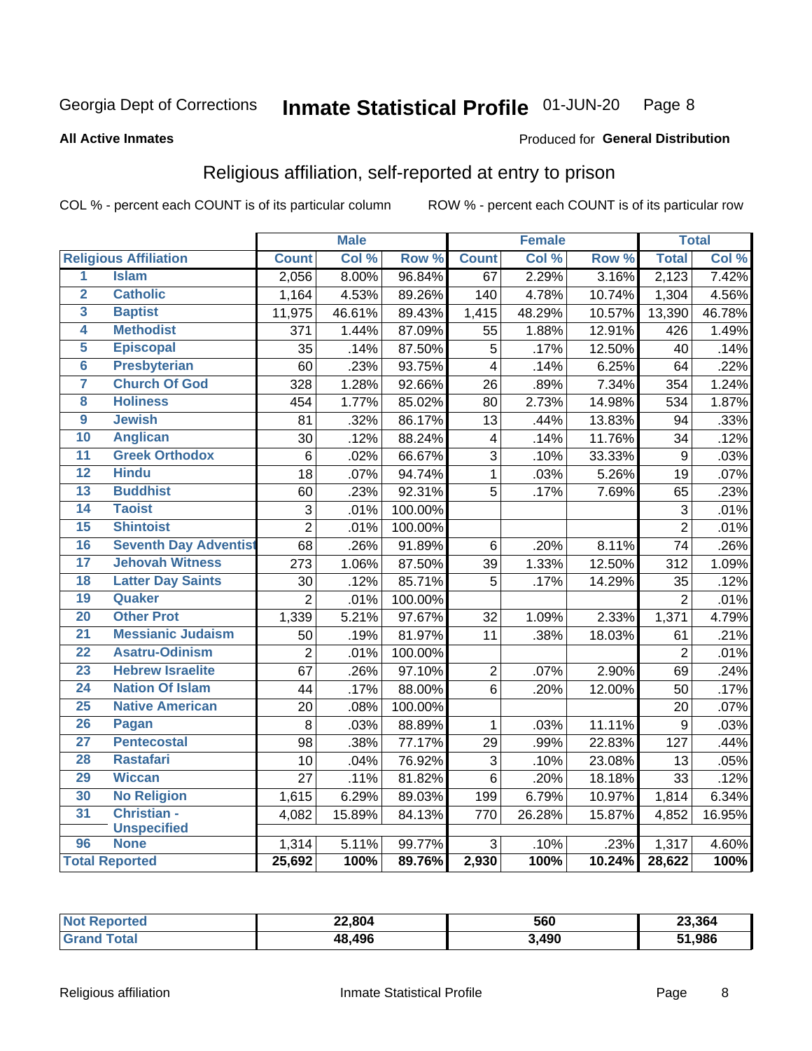Georgia Dept of Corrections **Inmate Statistical Profile** 01-JUN-20

**All Active Inmates**

Produced for **General Distribution**

## Religious affiliation, self-reported at entry to prison

COL % - percent each COUNT is of its particular column ROW % - percent each COUNT is of its particular row

| | | Male | | | Female | | | Total | |
|---|---|---|---|---|---|---|---|---|---|
| **Religious Affiliation** | | **Count** | **Col %** | **Row %** | **Count** | **Col %** | **Row %** | **Total** | **Col %** |
| 1 | Islam | 2,056 | 8.00% | 96.84% | 67 | 2.29% | 3.16% | 2,123 | 7.42% |
| 2 | Catholic | 1,164 | 4.53% | 89.26% | 140 | 4.78% | 10.74% | 1,304 | 4.56% |
| 3 | Baptist | 11,975 | 46.61% | 89.43% | 1,415 | 48.29% | 10.57% | 13,390 | 46.78% |
| 4 | Methodist | 371 | 1.44% | 87.09% | 55 | 1.88% | 12.91% | 426 | 1.49% |
| 5 | Episcopal | 35 | .14% | 87.50% | 5 | .17% | 12.50% | 40 | .14% |
| 6 | Presbyterian | 60 | .23% | 93.75% | 4 | .14% | 6.25% | 64 | .22% |
| 7 | Church Of God | 328 | 1.28% | 92.66% | 26 | .89% | 7.34% | 354 | 1.24% |
| 8 | Holiness | 454 | 1.77% | 85.02% | 80 | 2.73% | 14.98% | 534 | 1.87% |
| 9 | Jewish | 81 | .32% | 86.17% | 13 | .44% | 13.83% | 94 | .33% |
| 10 | Anglican | 30 | .12% | 88.24% | 4 | .14% | 11.76% | 34 | .12% |
| 11 | Greek Orthodox | 6 | .02% | 66.67% | 3 | .10% | 33.33% | 9 | .03% |
| 12 | Hindu | 18 | .07% | 94.74% | 1 | .03% | 5.26% | 19 | .07% |
| 13 | Buddhist | 60 | .23% | 92.31% | 5 | .17% | 7.69% | 65 | .23% |
| 14 | Taoist | 3 | .01% | 100.00% | | | | 3 | .01% |
| 15 | Shintoist | 2 | .01% | 100.00% | | | | 2 | .01% |
| 16 | Seventh Day Adventist | 68 | .26% | 91.89% | 6 | .20% | 8.11% | 74 | .26% |
| 17 | Jehovah Witness | 273 | 1.06% | 87.50% | 39 | 1.33% | 12.50% | 312 | 1.09% |
| 18 | Latter Day Saints | 30 | .12% | 85.71% | 5 | .17% | 14.29% | 35 | .12% |
| 19 | Quaker | 2 | .01% | 100.00% | | | | 2 | .01% |
| 20 | Other Prot | 1,339 | 5.21% | 97.67% | 32 | 1.09% | 2.33% | 1,371 | 4.79% |
| 21 | Messianic Judaism | 50 | .19% | 81.97% | 11 | .38% | 18.03% | 61 | .21% |
| 22 | Asatru-Odinism | 2 | .01% | 100.00% | | | | 2 | .01% |
| 23 | Hebrew Israelite | 67 | .26% | 97.10% | 2 | .07% | 2.90% | 69 | .24% |
| 24 | Nation Of Islam | 44 | .17% | 88.00% | 6 | .20% | 12.00% | 50 | .17% |
| 25 | Native American | 20 | .08% | 100.00% | | | | 20 | .07% |
| 26 | Pagan | 8 | .03% | 88.89% | 1 | .03% | 11.11% | 9 | .03% |
| 27 | Pentecostal | 98 | .38% | 77.17% | 29 | .99% | 22.83% | 127 | .44% |
| 28 | Rastafari | 10 | .04% | 76.92% | 3 | .10% | 23.08% | 13 | .05% |
| 29 | Wiccan | 27 | .11% | 81.82% | 6 | .20% | 18.18% | 33 | .12% |
| 30 | No Religion | 1,615 | 6.29% | 89.03% | 199 | 6.79% | 10.97% | 1,814 | 6.34% |
| 31 | Christian - Unspecified | 4,082 | 15.89% | 84.13% | 770 | 26.28% | 15.87% | 4,852 | 16.95% |
| 96 | None | 1,314 | 5.11% | 99.77% | 3 | .10% | .23% | 1,317 | 4.60% |
| **Total Reported** | | **25,692** | **100%** | **89.76%** | **2,930** | **100%** | **10.24%** | **28,622** | **100%** |

| | Male | Female | Total |
|---|---|---|---|
| **Not Reported** | **22,804** | **560** | **23,364** |
| **Grand Total** | **48,496** | **3,490** | **51,986** |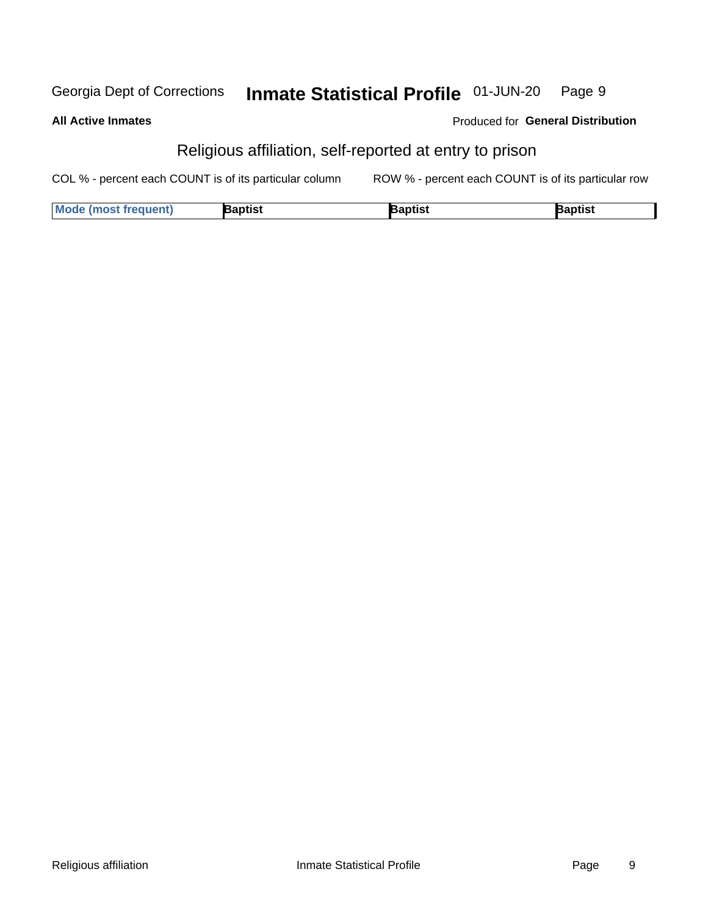Georgia Dept of Corrections **Inmate Statistical Profile** 01-JUN-20

**All Active Inmates**

Produced for **General Distribution**

## Religious affiliation, self-reported at entry to prison

COL % - percent each COUNT is of its particular column

ROW % - percent each COUNT is of its particular row

| Mode (most frequent) | Baptist | Baptist | Baptist |
|---|---|---|---|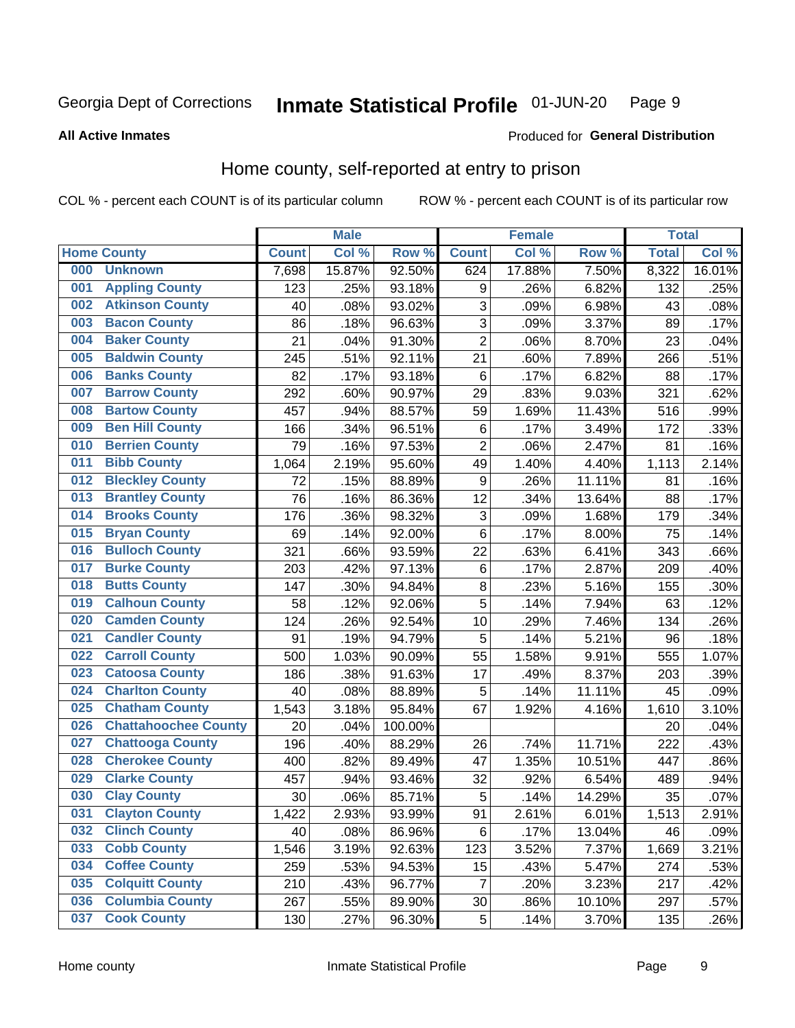Georgia Dept of Corrections **Inmate Statistical Profile** 01-JUN-20

**All Active Inmates**

Produced for **General Distribution**

## Home county, self-reported at entry to prison

COL % - percent each COUNT is of its particular column ROW % - percent each COUNT is of its particular row

| Home County | | Male | | | Female | | | Total | |
|---|---|---|---|---|---|---|---|---|---|
| | | Count | Col % | Row % | Count | Col % | Row % | Total | Col % |
| 000 | Unknown | 7,698 | 15.87% | 92.50% | 624 | 17.88% | 7.50% | 8,322 | 16.01% |
| 001 | Appling County | 123 | .25% | 93.18% | 9 | .26% | 6.82% | 132 | .25% |
| 002 | Atkinson County | 40 | .08% | 93.02% | 3 | .09% | 6.98% | 43 | .08% |
| 003 | Bacon County | 86 | .18% | 96.63% | 3 | .09% | 3.37% | 89 | .17% |
| 004 | Baker County | 21 | .04% | 91.30% | 2 | .06% | 8.70% | 23 | .04% |
| 005 | Baldwin County | 245 | .51% | 92.11% | 21 | .60% | 7.89% | 266 | .51% |
| 006 | Banks County | 82 | .17% | 93.18% | 6 | .17% | 6.82% | 88 | .17% |
| 007 | Barrow County | 292 | .60% | 90.97% | 29 | .83% | 9.03% | 321 | .62% |
| 008 | Bartow County | 457 | .94% | 88.57% | 59 | 1.69% | 11.43% | 516 | .99% |
| 009 | Ben Hill County | 166 | .34% | 96.51% | 6 | .17% | 3.49% | 172 | .33% |
| 010 | Berrien County | 79 | .16% | 97.53% | 2 | .06% | 2.47% | 81 | .16% |
| 011 | Bibb County | 1,064 | 2.19% | 95.60% | 49 | 1.40% | 4.40% | 1,113 | 2.14% |
| 012 | Bleckley County | 72 | .15% | 88.89% | 9 | .26% | 11.11% | 81 | .16% |
| 013 | Brantley County | 76 | .16% | 86.36% | 12 | .34% | 13.64% | 88 | .17% |
| 014 | Brooks County | 176 | .36% | 98.32% | 3 | .09% | 1.68% | 179 | .34% |
| 015 | Bryan County | 69 | .14% | 92.00% | 6 | .17% | 8.00% | 75 | .14% |
| 016 | Bulloch County | 321 | .66% | 93.59% | 22 | .63% | 6.41% | 343 | .66% |
| 017 | Burke County | 203 | .42% | 97.13% | 6 | .17% | 2.87% | 209 | .40% |
| 018 | Butts County | 147 | .30% | 94.84% | 8 | .23% | 5.16% | 155 | .30% |
| 019 | Calhoun County | 58 | .12% | 92.06% | 5 | .14% | 7.94% | 63 | .12% |
| 020 | Camden County | 124 | .26% | 92.54% | 10 | .29% | 7.46% | 134 | .26% |
| 021 | Candler County | 91 | .19% | 94.79% | 5 | .14% | 5.21% | 96 | .18% |
| 022 | Carroll County | 500 | 1.03% | 90.09% | 55 | 1.58% | 9.91% | 555 | 1.07% |
| 023 | Catoosa County | 186 | .38% | 91.63% | 17 | .49% | 8.37% | 203 | .39% |
| 024 | Charlton County | 40 | .08% | 88.89% | 5 | .14% | 11.11% | 45 | .09% |
| 025 | Chatham County | 1,543 | 3.18% | 95.84% | 67 | 1.92% | 4.16% | 1,610 | 3.10% |
| 026 | Chattahoochee County | 20 | .04% | 100.00% | | | | 20 | .04% |
| 027 | Chattooga County | 196 | .40% | 88.29% | 26 | .74% | 11.71% | 222 | .43% |
| 028 | Cherokee County | 400 | .82% | 89.49% | 47 | 1.35% | 10.51% | 447 | .86% |
| 029 | Clarke County | 457 | .94% | 93.46% | 32 | .92% | 6.54% | 489 | .94% |
| 030 | Clay County | 30 | .06% | 85.71% | 5 | .14% | 14.29% | 35 | .07% |
| 031 | Clayton County | 1,422 | 2.93% | 93.99% | 91 | 2.61% | 6.01% | 1,513 | 2.91% |
| 032 | Clinch County | 40 | .08% | 86.96% | 6 | .17% | 13.04% | 46 | .09% |
| 033 | Cobb County | 1,546 | 3.19% | 92.63% | 123 | 3.52% | 7.37% | 1,669 | 3.21% |
| 034 | Coffee County | 259 | .53% | 94.53% | 15 | .43% | 5.47% | 274 | .53% |
| 035 | Colquitt County | 210 | .43% | 96.77% | 7 | .20% | 3.23% | 217 | .42% |
| 036 | Columbia County | 267 | .55% | 89.90% | 30 | .86% | 10.10% | 297 | .57% |
| 037 | Cook County | 130 | .27% | 96.30% | 5 | .14% | 3.70% | 135 | .26% |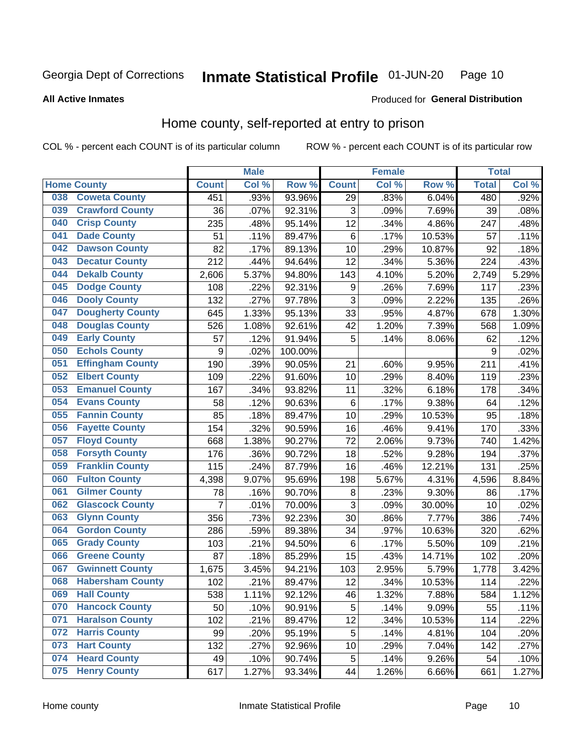Georgia Dept of Corrections **Inmate Statistical Profile** 01-JUN-20

**All Active Inmates**

Produced for **General Distribution**

## Home county, self-reported at entry to prison

COL % - percent each COUNT is of its particular column ROW % - percent each COUNT is of its particular row

| Home County | | Male | | | Female | | | Total | |
|---|---|---|---|---|---|---|---|---|---|
| | | Count | Col % | Row % | Count | Col % | Row % | Total | Col % |
| 038 | Coweta County | 451 | .93% | 93.96% | 29 | .83% | 6.04% | 480 | .92% |
| 039 | Crawford County | 36 | .07% | 92.31% | 3 | .09% | 7.69% | 39 | .08% |
| 040 | Crisp County | 235 | .48% | 95.14% | 12 | .34% | 4.86% | 247 | .48% |
| 041 | Dade County | 51 | .11% | 89.47% | 6 | .17% | 10.53% | 57 | .11% |
| 042 | Dawson County | 82 | .17% | 89.13% | 10 | .29% | 10.87% | 92 | .18% |
| 043 | Decatur County | 212 | .44% | 94.64% | 12 | .34% | 5.36% | 224 | .43% |
| 044 | Dekalb County | 2,606 | 5.37% | 94.80% | 143 | 4.10% | 5.20% | 2,749 | 5.29% |
| 045 | Dodge County | 108 | .22% | 92.31% | 9 | .26% | 7.69% | 117 | .23% |
| 046 | Dooly County | 132 | .27% | 97.78% | 3 | .09% | 2.22% | 135 | .26% |
| 047 | Dougherty County | 645 | 1.33% | 95.13% | 33 | .95% | 4.87% | 678 | 1.30% |
| 048 | Douglas County | 526 | 1.08% | 92.61% | 42 | 1.20% | 7.39% | 568 | 1.09% |
| 049 | Early County | 57 | .12% | 91.94% | 5 | .14% | 8.06% | 62 | .12% |
| 050 | Echols County | 9 | .02% | 100.00% | | | | 9 | .02% |
| 051 | Effingham County | 190 | .39% | 90.05% | 21 | .60% | 9.95% | 211 | .41% |
| 052 | Elbert County | 109 | .22% | 91.60% | 10 | .29% | 8.40% | 119 | .23% |
| 053 | Emanuel County | 167 | .34% | 93.82% | 11 | .32% | 6.18% | 178 | .34% |
| 054 | Evans County | 58 | .12% | 90.63% | 6 | .17% | 9.38% | 64 | .12% |
| 055 | Fannin County | 85 | .18% | 89.47% | 10 | .29% | 10.53% | 95 | .18% |
| 056 | Fayette County | 154 | .32% | 90.59% | 16 | .46% | 9.41% | 170 | .33% |
| 057 | Floyd County | 668 | 1.38% | 90.27% | 72 | 2.06% | 9.73% | 740 | 1.42% |
| 058 | Forsyth County | 176 | .36% | 90.72% | 18 | .52% | 9.28% | 194 | .37% |
| 059 | Franklin County | 115 | .24% | 87.79% | 16 | .46% | 12.21% | 131 | .25% |
| 060 | Fulton County | 4,398 | 9.07% | 95.69% | 198 | 5.67% | 4.31% | 4,596 | 8.84% |
| 061 | Gilmer County | 78 | .16% | 90.70% | 8 | .23% | 9.30% | 86 | .17% |
| 062 | Glascock County | 7 | .01% | 70.00% | 3 | .09% | 30.00% | 10 | .02% |
| 063 | Glynn County | 356 | .73% | 92.23% | 30 | .86% | 7.77% | 386 | .74% |
| 064 | Gordon County | 286 | .59% | 89.38% | 34 | .97% | 10.63% | 320 | .62% |
| 065 | Grady County | 103 | .21% | 94.50% | 6 | .17% | 5.50% | 109 | .21% |
| 066 | Greene County | 87 | .18% | 85.29% | 15 | .43% | 14.71% | 102 | .20% |
| 067 | Gwinnett County | 1,675 | 3.45% | 94.21% | 103 | 2.95% | 5.79% | 1,778 | 3.42% |
| 068 | Habersham County | 102 | .21% | 89.47% | 12 | .34% | 10.53% | 114 | .22% |
| 069 | Hall County | 538 | 1.11% | 92.12% | 46 | 1.32% | 7.88% | 584 | 1.12% |
| 070 | Hancock County | 50 | .10% | 90.91% | 5 | .14% | 9.09% | 55 | .11% |
| 071 | Haralson County | 102 | .21% | 89.47% | 12 | .34% | 10.53% | 114 | .22% |
| 072 | Harris County | 99 | .20% | 95.19% | 5 | .14% | 4.81% | 104 | .20% |
| 073 | Hart County | 132 | .27% | 92.96% | 10 | .29% | 7.04% | 142 | .27% |
| 074 | Heard County | 49 | .10% | 90.74% | 5 | .14% | 9.26% | 54 | .10% |
| 075 | Henry County | 617 | 1.27% | 93.34% | 44 | 1.26% | 6.66% | 661 | 1.27% |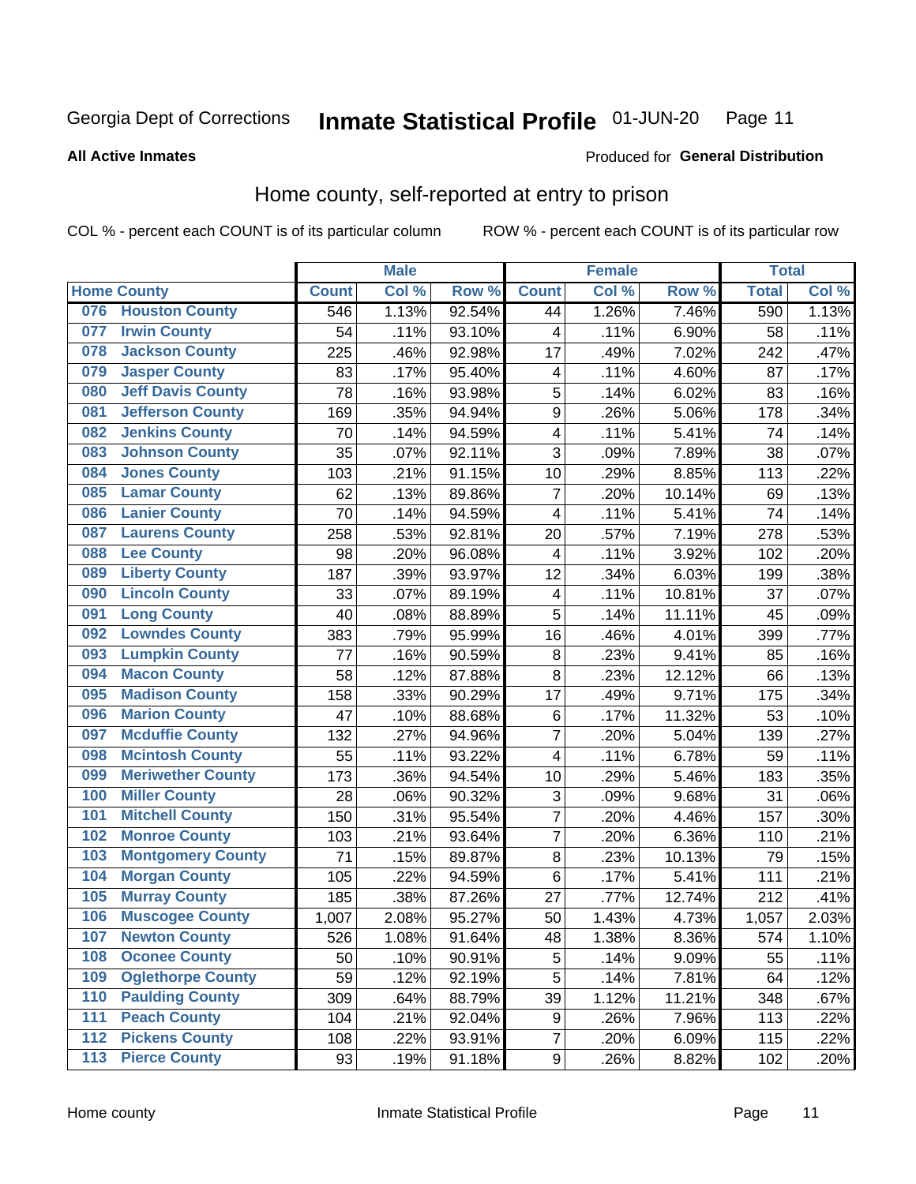Georgia Dept of Corrections **Inmate Statistical Profile** 01-JUN-20

**All Active Inmates**

Produced for **General Distribution**

## Home county, self-reported at entry to prison

COL % - percent each COUNT is of its particular column ROW % - percent each COUNT is of its particular row

| Home County | | Male | | | Female | | | Total | |
|---|---|---|---|---|---|---|---|---|---|
| | | Count | Col % | Row % | Count | Col % | Row % | Total | Col % |
| 076 | Houston County | 546 | 1.13% | 92.54% | 44 | 1.26% | 7.46% | 590 | 1.13% |
| 077 | Irwin County | 54 | .11% | 93.10% | 4 | .11% | 6.90% | 58 | .11% |
| 078 | Jackson County | 225 | .46% | 92.98% | 17 | .49% | 7.02% | 242 | .47% |
| 079 | Jasper County | 83 | .17% | 95.40% | 4 | .11% | 4.60% | 87 | .17% |
| 080 | Jeff Davis County | 78 | .16% | 93.98% | 5 | .14% | 6.02% | 83 | .16% |
| 081 | Jefferson County | 169 | .35% | 94.94% | 9 | .26% | 5.06% | 178 | .34% |
| 082 | Jenkins County | 70 | .14% | 94.59% | 4 | .11% | 5.41% | 74 | .14% |
| 083 | Johnson County | 35 | .07% | 92.11% | 3 | .09% | 7.89% | 38 | .07% |
| 084 | Jones County | 103 | .21% | 91.15% | 10 | .29% | 8.85% | 113 | .22% |
| 085 | Lamar County | 62 | .13% | 89.86% | 7 | .20% | 10.14% | 69 | .13% |
| 086 | Lanier County | 70 | .14% | 94.59% | 4 | .11% | 5.41% | 74 | .14% |
| 087 | Laurens County | 258 | .53% | 92.81% | 20 | .57% | 7.19% | 278 | .53% |
| 088 | Lee County | 98 | .20% | 96.08% | 4 | .11% | 3.92% | 102 | .20% |
| 089 | Liberty County | 187 | .39% | 93.97% | 12 | .34% | 6.03% | 199 | .38% |
| 090 | Lincoln County | 33 | .07% | 89.19% | 4 | .11% | 10.81% | 37 | .07% |
| 091 | Long County | 40 | .08% | 88.89% | 5 | .14% | 11.11% | 45 | .09% |
| 092 | Lowndes County | 383 | .79% | 95.99% | 16 | .46% | 4.01% | 399 | .77% |
| 093 | Lumpkin County | 77 | .16% | 90.59% | 8 | .23% | 9.41% | 85 | .16% |
| 094 | Macon County | 58 | .12% | 87.88% | 8 | .23% | 12.12% | 66 | .13% |
| 095 | Madison County | 158 | .33% | 90.29% | 17 | .49% | 9.71% | 175 | .34% |
| 096 | Marion County | 47 | .10% | 88.68% | 6 | .17% | 11.32% | 53 | .10% |
| 097 | Mcduffie County | 132 | .27% | 94.96% | 7 | .20% | 5.04% | 139 | .27% |
| 098 | Mcintosh County | 55 | .11% | 93.22% | 4 | .11% | 6.78% | 59 | .11% |
| 099 | Meriwether County | 173 | .36% | 94.54% | 10 | .29% | 5.46% | 183 | .35% |
| 100 | Miller County | 28 | .06% | 90.32% | 3 | .09% | 9.68% | 31 | .06% |
| 101 | Mitchell County | 150 | .31% | 95.54% | 7 | .20% | 4.46% | 157 | .30% |
| 102 | Monroe County | 103 | .21% | 93.64% | 7 | .20% | 6.36% | 110 | .21% |
| 103 | Montgomery County | 71 | .15% | 89.87% | 8 | .23% | 10.13% | 79 | .15% |
| 104 | Morgan County | 105 | .22% | 94.59% | 6 | .17% | 5.41% | 111 | .21% |
| 105 | Murray County | 185 | .38% | 87.26% | 27 | .77% | 12.74% | 212 | .41% |
| 106 | Muscogee County | 1,007 | 2.08% | 95.27% | 50 | 1.43% | 4.73% | 1,057 | 2.03% |
| 107 | Newton County | 526 | 1.08% | 91.64% | 48 | 1.38% | 8.36% | 574 | 1.10% |
| 108 | Oconee County | 50 | .10% | 90.91% | 5 | .14% | 9.09% | 55 | .11% |
| 109 | Oglethorpe County | 59 | .12% | 92.19% | 5 | .14% | 7.81% | 64 | .12% |
| 110 | Paulding County | 309 | .64% | 88.79% | 39 | 1.12% | 11.21% | 348 | .67% |
| 111 | Peach County | 104 | .21% | 92.04% | 9 | .26% | 7.96% | 113 | .22% |
| 112 | Pickens County | 108 | .22% | 93.91% | 7 | .20% | 6.09% | 115 | .22% |
| 113 | Pierce County | 93 | .19% | 91.18% | 9 | .26% | 8.82% | 102 | .20% |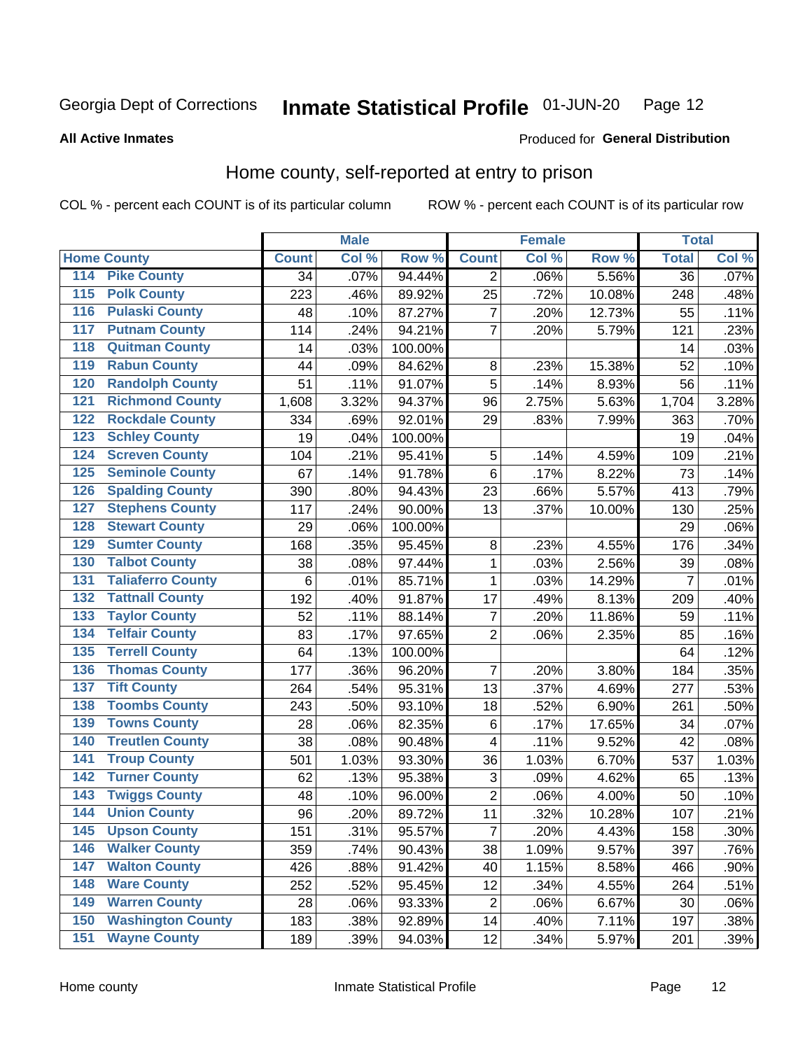Georgia Dept of Corrections **Inmate Statistical Profile** 01-JUN-20

**All Active Inmates**

Produced for **General Distribution**

## Home county, self-reported at entry to prison

COL % - percent each COUNT is of its particular column ROW % - percent each COUNT is of its particular row

| Home County | | Male | | | Female | | | Total | |
|---|---|---|---|---|---|---|---|---|---|
| | | Count | Col % | Row % | Count | Col % | Row % | Total | Col % |
| 114 | Pike County | 34 | .07% | 94.44% | 2 | .06% | 5.56% | 36 | .07% |
| 115 | Polk County | 223 | .46% | 89.92% | 25 | .72% | 10.08% | 248 | .48% |
| 116 | Pulaski County | 48 | .10% | 87.27% | 7 | .20% | 12.73% | 55 | .11% |
| 117 | Putnam County | 114 | .24% | 94.21% | 7 | .20% | 5.79% | 121 | .23% |
| 118 | Quitman County | 14 | .03% | 100.00% | | | | 14 | .03% |
| 119 | Rabun County | 44 | .09% | 84.62% | 8 | .23% | 15.38% | 52 | .10% |
| 120 | Randolph County | 51 | .11% | 91.07% | 5 | .14% | 8.93% | 56 | .11% |
| 121 | Richmond County | 1,608 | 3.32% | 94.37% | 96 | 2.75% | 5.63% | 1,704 | 3.28% |
| 122 | Rockdale County | 334 | .69% | 92.01% | 29 | .83% | 7.99% | 363 | .70% |
| 123 | Schley County | 19 | .04% | 100.00% | | | | 19 | .04% |
| 124 | Screven County | 104 | .21% | 95.41% | 5 | .14% | 4.59% | 109 | .21% |
| 125 | Seminole County | 67 | .14% | 91.78% | 6 | .17% | 8.22% | 73 | .14% |
| 126 | Spalding County | 390 | .80% | 94.43% | 23 | .66% | 5.57% | 413 | .79% |
| 127 | Stephens County | 117 | .24% | 90.00% | 13 | .37% | 10.00% | 130 | .25% |
| 128 | Stewart County | 29 | .06% | 100.00% | | | | 29 | .06% |
| 129 | Sumter County | 168 | .35% | 95.45% | 8 | .23% | 4.55% | 176 | .34% |
| 130 | Talbot County | 38 | .08% | 97.44% | 1 | .03% | 2.56% | 39 | .08% |
| 131 | Taliaferro County | 6 | .01% | 85.71% | 1 | .03% | 14.29% | 7 | .01% |
| 132 | Tattnall County | 192 | .40% | 91.87% | 17 | .49% | 8.13% | 209 | .40% |
| 133 | Taylor County | 52 | .11% | 88.14% | 7 | .20% | 11.86% | 59 | .11% |
| 134 | Telfair County | 83 | .17% | 97.65% | 2 | .06% | 2.35% | 85 | .16% |
| 135 | Terrell County | 64 | .13% | 100.00% | | | | 64 | .12% |
| 136 | Thomas County | 177 | .36% | 96.20% | 7 | .20% | 3.80% | 184 | .35% |
| 137 | Tift County | 264 | .54% | 95.31% | 13 | .37% | 4.69% | 277 | .53% |
| 138 | Toombs County | 243 | .50% | 93.10% | 18 | .52% | 6.90% | 261 | .50% |
| 139 | Towns County | 28 | .06% | 82.35% | 6 | .17% | 17.65% | 34 | .07% |
| 140 | Treutlen County | 38 | .08% | 90.48% | 4 | .11% | 9.52% | 42 | .08% |
| 141 | Troup County | 501 | 1.03% | 93.30% | 36 | 1.03% | 6.70% | 537 | 1.03% |
| 142 | Turner County | 62 | .13% | 95.38% | 3 | .09% | 4.62% | 65 | .13% |
| 143 | Twiggs County | 48 | .10% | 96.00% | 2 | .06% | 4.00% | 50 | .10% |
| 144 | Union County | 96 | .20% | 89.72% | 11 | .32% | 10.28% | 107 | .21% |
| 145 | Upson County | 151 | .31% | 95.57% | 7 | .20% | 4.43% | 158 | .30% |
| 146 | Walker County | 359 | .74% | 90.43% | 38 | 1.09% | 9.57% | 397 | .76% |
| 147 | Walton County | 426 | .88% | 91.42% | 40 | 1.15% | 8.58% | 466 | .90% |
| 148 | Ware County | 252 | .52% | 95.45% | 12 | .34% | 4.55% | 264 | .51% |
| 149 | Warren County | 28 | .06% | 93.33% | 2 | .06% | 6.67% | 30 | .06% |
| 150 | Washington County | 183 | .38% | 92.89% | 14 | .40% | 7.11% | 197 | .38% |
| 151 | Wayne County | 189 | .39% | 94.03% | 12 | .34% | 5.97% | 201 | .39% |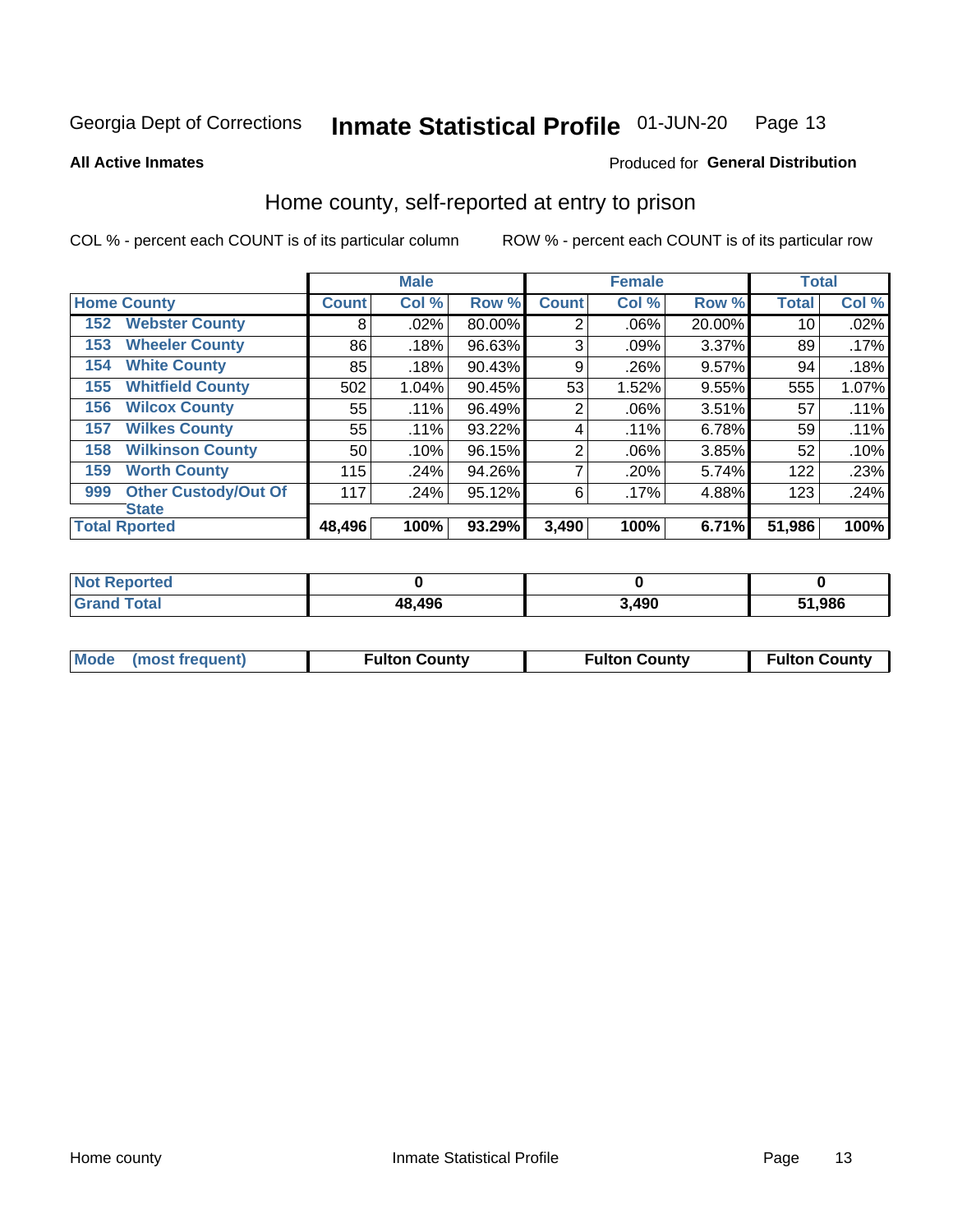Georgia Dept of Corrections **Inmate Statistical Profile** 01-JUN-20

**All Active Inmates**

Produced for **General Distribution**

## Home county, self-reported at entry to prison

COL % - percent each COUNT is of its particular column

ROW % - percent each COUNT is of its particular row

| Home County | | Male | | | Female | | | Total | |
|---|---|---|---|---|---|---|---|---|---|
| | | Count | Col % | Row % | Count | Col % | Row % | Total | Col % |
| 152 | Webster County | 8 | .02% | 80.00% | 2 | .06% | 20.00% | 10 | .02% |
| 153 | Wheeler County | 86 | .18% | 96.63% | 3 | .09% | 3.37% | 89 | .17% |
| 154 | White County | 85 | .18% | 90.43% | 9 | .26% | 9.57% | 94 | .18% |
| 155 | Whitfield County | 502 | 1.04% | 90.45% | 53 | 1.52% | 9.55% | 555 | 1.07% |
| 156 | Wilcox County | 55 | .11% | 96.49% | 2 | .06% | 3.51% | 57 | .11% |
| 157 | Wilkes County | 55 | .11% | 93.22% | 4 | .11% | 6.78% | 59 | .11% |
| 158 | Wilkinson County | 50 | .10% | 96.15% | 2 | .06% | 3.85% | 52 | .10% |
| 159 | Worth County | 115 | .24% | 94.26% | 7 | .20% | 5.74% | 122 | .23% |
| 999 | Other Custody/Out Of State | 117 | .24% | 95.12% | 6 | .17% | 4.88% | 123 | .24% |
| Total Rported | | 48,496 | 100% | 93.29% | 3,490 | 100% | 6.71% | 51,986 | 100% |

| | Male | Female | Total |
|---|---|---|---|
| Not Reported | 0 | 0 | 0 |
| Grand Total | 48,496 | 3,490 | 51,986 |

| | Male | Female | Total |
|---|---|---|---|
| Mode (most frequent) | Fulton County | Fulton County | Fulton County |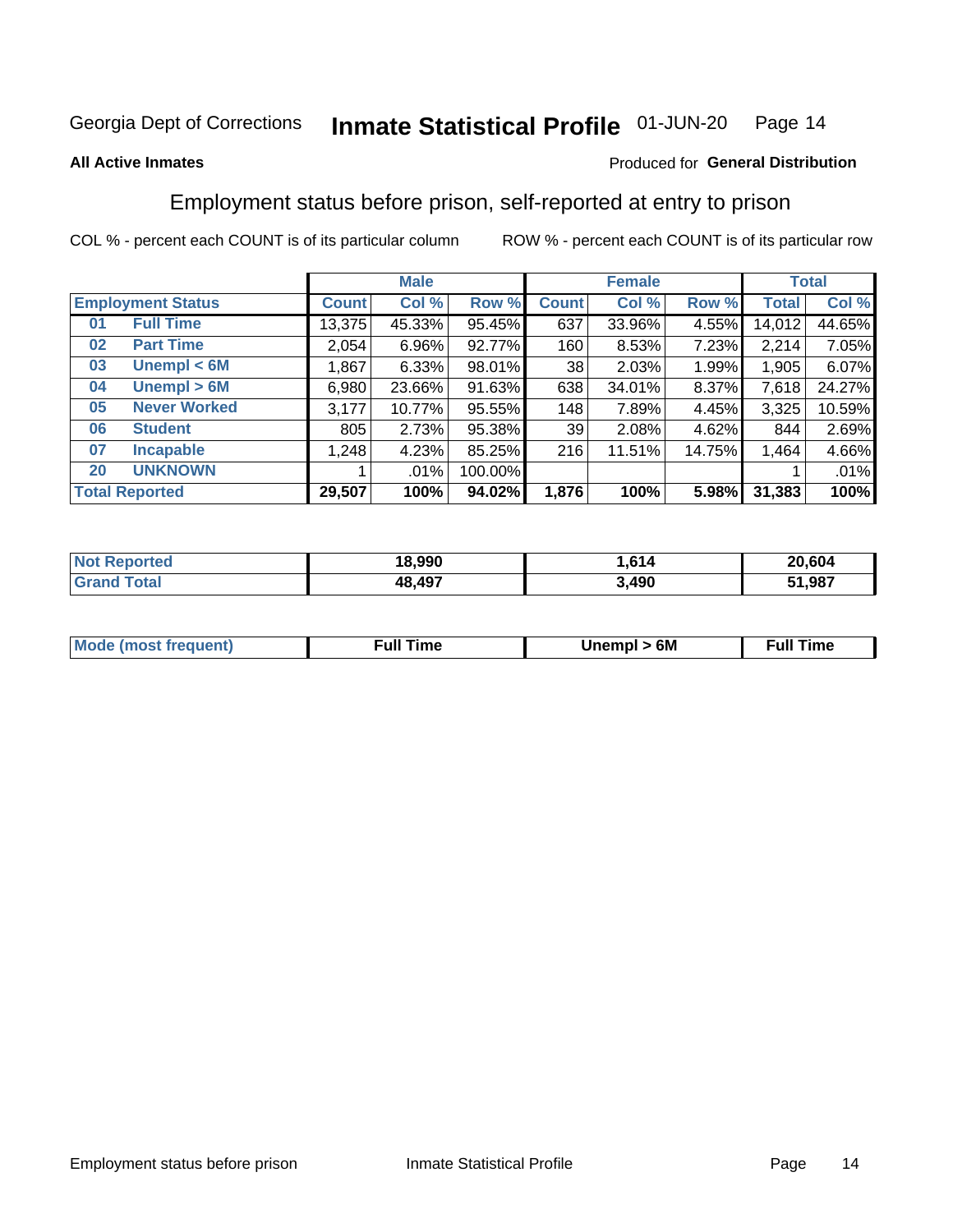Georgia Dept of Corrections **Inmate Statistical Profile** 01-JUN-20

**All Active Inmates**

Produced for **General Distribution**

## Employment status before prison, self-reported at entry to prison

COL % - percent each COUNT is of its particular column ROW % - percent each COUNT is of its particular row

| Employment Status | | Male | | | Female | | | Total | |
|---|---|---|---|---|---|---|---|---|---|
| | | Count | Col % | Row % | Count | Col % | Row % | Total | Col % |
| 01 | Full Time | 13,375 | 45.33% | 95.45% | 637 | 33.96% | 4.55% | 14,012 | 44.65% |
| 02 | Part Time | 2,054 | 6.96% | 92.77% | 160 | 8.53% | 7.23% | 2,214 | 7.05% |
| 03 | Unempl < 6M | 1,867 | 6.33% | 98.01% | 38 | 2.03% | 1.99% | 1,905 | 6.07% |
| 04 | Unempl > 6M | 6,980 | 23.66% | 91.63% | 638 | 34.01% | 8.37% | 7,618 | 24.27% |
| 05 | Never Worked | 3,177 | 10.77% | 95.55% | 148 | 7.89% | 4.45% | 3,325 | 10.59% |
| 06 | Student | 805 | 2.73% | 95.38% | 39 | 2.08% | 4.62% | 844 | 2.69% |
| 07 | Incapable | 1,248 | 4.23% | 85.25% | 216 | 11.51% | 14.75% | 1,464 | 4.66% |
| 20 | UNKNOWN | 1 | .01% | 100.00% | | | | 1 | .01% |
| **Total Reported** | | **29,507** | **100%** | **94.02%** | **1,876** | **100%** | **5.98%** | **31,383** | **100%** |

| | Male | Female | Total |
|---|---|---|---|
| Not Reported | 18,990 | 1,614 | 20,604 |
| Grand Total | 48,497 | 3,490 | 51,987 |

| | Male | Female | Total |
|---|---|---|---|
| Mode (most frequent) | Full Time | Unempl > 6M | Full Time |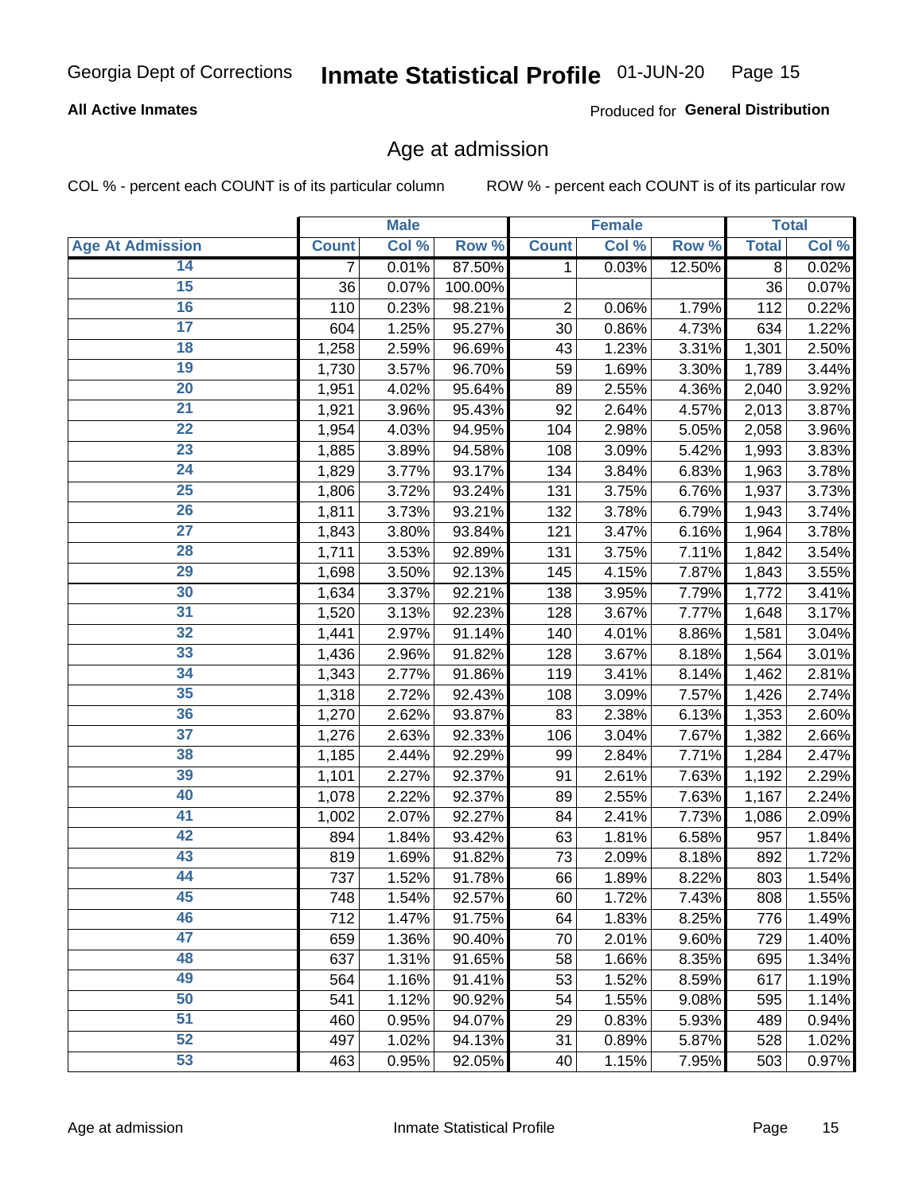Georgia Dept of Corrections **Inmate Statistical Profile** 01-JUN-20

**All Active Inmates**

Produced for **General Distribution**

## Age at admission

COL % - percent each COUNT is of its particular column    ROW % - percent each COUNT is of its particular row

| | Male | | | Female | | | Total | |
|---|---|---|---|---|---|---|---|---|
| **Age At Admission** | **Count** | **Col %** | **Row %** | **Count** | **Col %** | **Row %** | **Total** | **Col %** |
| 14 | 7 | 0.01% | 87.50% | 1 | 0.03% | 12.50% | 8 | 0.02% |
| 15 | 36 | 0.07% | 100.00% | | | | 36 | 0.07% |
| 16 | 110 | 0.23% | 98.21% | 2 | 0.06% | 1.79% | 112 | 0.22% |
| 17 | 604 | 1.25% | 95.27% | 30 | 0.86% | 4.73% | 634 | 1.22% |
| 18 | 1,258 | 2.59% | 96.69% | 43 | 1.23% | 3.31% | 1,301 | 2.50% |
| 19 | 1,730 | 3.57% | 96.70% | 59 | 1.69% | 3.30% | 1,789 | 3.44% |
| 20 | 1,951 | 4.02% | 95.64% | 89 | 2.55% | 4.36% | 2,040 | 3.92% |
| 21 | 1,921 | 3.96% | 95.43% | 92 | 2.64% | 4.57% | 2,013 | 3.87% |
| 22 | 1,954 | 4.03% | 94.95% | 104 | 2.98% | 5.05% | 2,058 | 3.96% |
| 23 | 1,885 | 3.89% | 94.58% | 108 | 3.09% | 5.42% | 1,993 | 3.83% |
| 24 | 1,829 | 3.77% | 93.17% | 134 | 3.84% | 6.83% | 1,963 | 3.78% |
| 25 | 1,806 | 3.72% | 93.24% | 131 | 3.75% | 6.76% | 1,937 | 3.73% |
| 26 | 1,811 | 3.73% | 93.21% | 132 | 3.78% | 6.79% | 1,943 | 3.74% |
| 27 | 1,843 | 3.80% | 93.84% | 121 | 3.47% | 6.16% | 1,964 | 3.78% |
| 28 | 1,711 | 3.53% | 92.89% | 131 | 3.75% | 7.11% | 1,842 | 3.54% |
| 29 | 1,698 | 3.50% | 92.13% | 145 | 4.15% | 7.87% | 1,843 | 3.55% |
| 30 | 1,634 | 3.37% | 92.21% | 138 | 3.95% | 7.79% | 1,772 | 3.41% |
| 31 | 1,520 | 3.13% | 92.23% | 128 | 3.67% | 7.77% | 1,648 | 3.17% |
| 32 | 1,441 | 2.97% | 91.14% | 140 | 4.01% | 8.86% | 1,581 | 3.04% |
| 33 | 1,436 | 2.96% | 91.82% | 128 | 3.67% | 8.18% | 1,564 | 3.01% |
| 34 | 1,343 | 2.77% | 91.86% | 119 | 3.41% | 8.14% | 1,462 | 2.81% |
| 35 | 1,318 | 2.72% | 92.43% | 108 | 3.09% | 7.57% | 1,426 | 2.74% |
| 36 | 1,270 | 2.62% | 93.87% | 83 | 2.38% | 6.13% | 1,353 | 2.60% |
| 37 | 1,276 | 2.63% | 92.33% | 106 | 3.04% | 7.67% | 1,382 | 2.66% |
| 38 | 1,185 | 2.44% | 92.29% | 99 | 2.84% | 7.71% | 1,284 | 2.47% |
| 39 | 1,101 | 2.27% | 92.37% | 91 | 2.61% | 7.63% | 1,192 | 2.29% |
| 40 | 1,078 | 2.22% | 92.37% | 89 | 2.55% | 7.63% | 1,167 | 2.24% |
| 41 | 1,002 | 2.07% | 92.27% | 84 | 2.41% | 7.73% | 1,086 | 2.09% |
| 42 | 894 | 1.84% | 93.42% | 63 | 1.81% | 6.58% | 957 | 1.84% |
| 43 | 819 | 1.69% | 91.82% | 73 | 2.09% | 8.18% | 892 | 1.72% |
| 44 | 737 | 1.52% | 91.78% | 66 | 1.89% | 8.22% | 803 | 1.54% |
| 45 | 748 | 1.54% | 92.57% | 60 | 1.72% | 7.43% | 808 | 1.55% |
| 46 | 712 | 1.47% | 91.75% | 64 | 1.83% | 8.25% | 776 | 1.49% |
| 47 | 659 | 1.36% | 90.40% | 70 | 2.01% | 9.60% | 729 | 1.40% |
| 48 | 637 | 1.31% | 91.65% | 58 | 1.66% | 8.35% | 695 | 1.34% |
| 49 | 564 | 1.16% | 91.41% | 53 | 1.52% | 8.59% | 617 | 1.19% |
| 50 | 541 | 1.12% | 90.92% | 54 | 1.55% | 9.08% | 595 | 1.14% |
| 51 | 460 | 0.95% | 94.07% | 29 | 0.83% | 5.93% | 489 | 0.94% |
| 52 | 497 | 1.02% | 94.13% | 31 | 0.89% | 5.87% | 528 | 1.02% |
| 53 | 463 | 0.95% | 92.05% | 40 | 1.15% | 7.95% | 503 | 0.97% |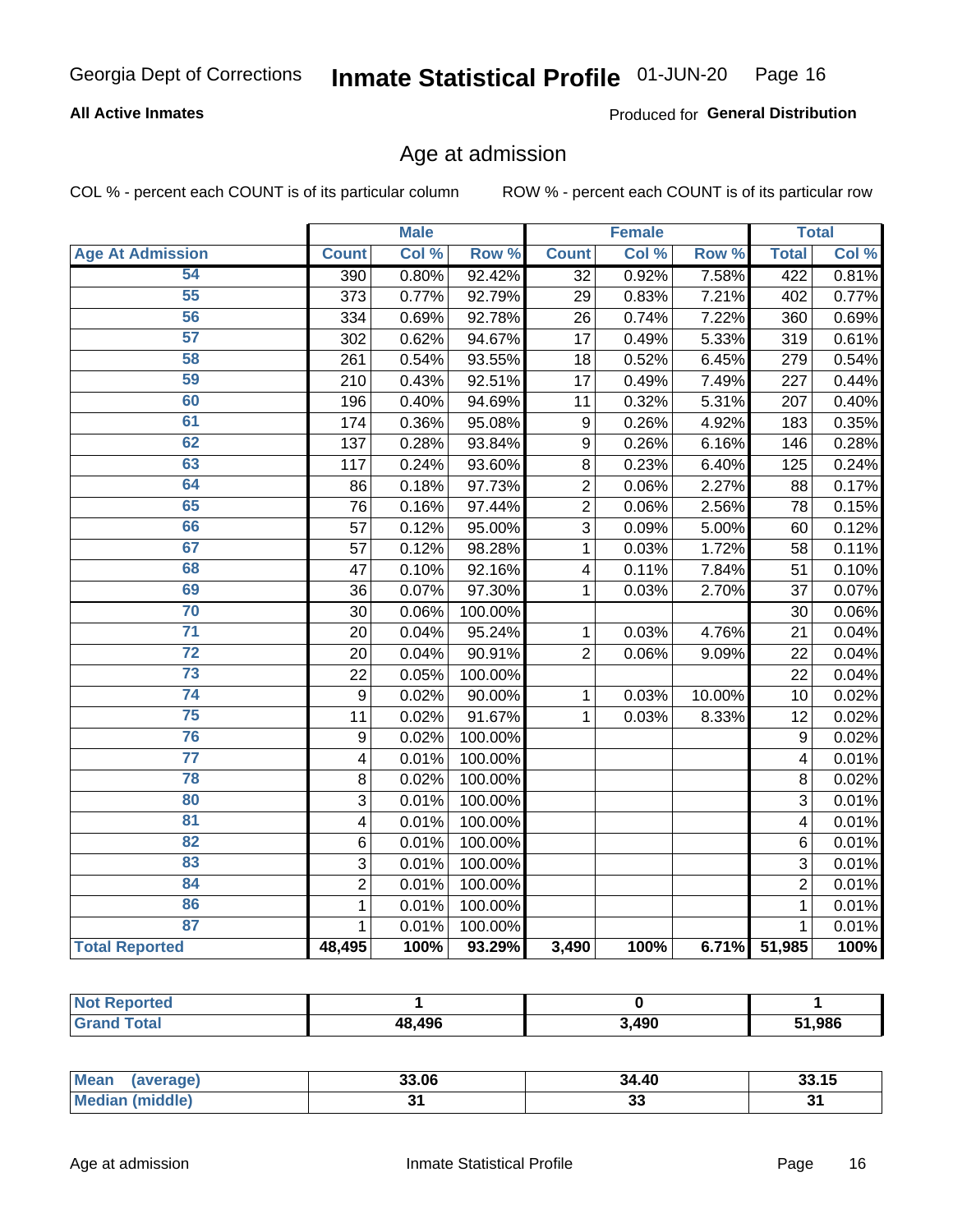Georgia Dept of Corrections **Inmate Statistical Profile** 01-JUN-20

**All Active Inmates**

Produced for **General Distribution**

## Age at admission

COL % - percent each COUNT is of its particular column

ROW % - percent each COUNT is of its particular row

| | Male | | | Female | | | Total | |
|---|---|---|---|---|---|---|---|---|
| **Age At Admission** | **Count** | **Col %** | **Row %** | **Count** | **Col %** | **Row %** | **Total** | **Col %** |
| 54 | 390 | 0.80% | 92.42% | 32 | 0.92% | 7.58% | 422 | 0.81% |
| 55 | 373 | 0.77% | 92.79% | 29 | 0.83% | 7.21% | 402 | 0.77% |
| 56 | 334 | 0.69% | 92.78% | 26 | 0.74% | 7.22% | 360 | 0.69% |
| 57 | 302 | 0.62% | 94.67% | 17 | 0.49% | 5.33% | 319 | 0.61% |
| 58 | 261 | 0.54% | 93.55% | 18 | 0.52% | 6.45% | 279 | 0.54% |
| 59 | 210 | 0.43% | 92.51% | 17 | 0.49% | 7.49% | 227 | 0.44% |
| 60 | 196 | 0.40% | 94.69% | 11 | 0.32% | 5.31% | 207 | 0.40% |
| 61 | 174 | 0.36% | 95.08% | 9 | 0.26% | 4.92% | 183 | 0.35% |
| 62 | 137 | 0.28% | 93.84% | 9 | 0.26% | 6.16% | 146 | 0.28% |
| 63 | 117 | 0.24% | 93.60% | 8 | 0.23% | 6.40% | 125 | 0.24% |
| 64 | 86 | 0.18% | 97.73% | 2 | 0.06% | 2.27% | 88 | 0.17% |
| 65 | 76 | 0.16% | 97.44% | 2 | 0.06% | 2.56% | 78 | 0.15% |
| 66 | 57 | 0.12% | 95.00% | 3 | 0.09% | 5.00% | 60 | 0.12% |
| 67 | 57 | 0.12% | 98.28% | 1 | 0.03% | 1.72% | 58 | 0.11% |
| 68 | 47 | 0.10% | 92.16% | 4 | 0.11% | 7.84% | 51 | 0.10% |
| 69 | 36 | 0.07% | 97.30% | 1 | 0.03% | 2.70% | 37 | 0.07% |
| 70 | 30 | 0.06% | 100.00% | | | | 30 | 0.06% |
| 71 | 20 | 0.04% | 95.24% | 1 | 0.03% | 4.76% | 21 | 0.04% |
| 72 | 20 | 0.04% | 90.91% | 2 | 0.06% | 9.09% | 22 | 0.04% |
| 73 | 22 | 0.05% | 100.00% | | | | 22 | 0.04% |
| 74 | 9 | 0.02% | 90.00% | 1 | 0.03% | 10.00% | 10 | 0.02% |
| 75 | 11 | 0.02% | 91.67% | 1 | 0.03% | 8.33% | 12 | 0.02% |
| 76 | 9 | 0.02% | 100.00% | | | | 9 | 0.02% |
| 77 | 4 | 0.01% | 100.00% | | | | 4 | 0.01% |
| 78 | 8 | 0.02% | 100.00% | | | | 8 | 0.02% |
| 80 | 3 | 0.01% | 100.00% | | | | 3 | 0.01% |
| 81 | 4 | 0.01% | 100.00% | | | | 4 | 0.01% |
| 82 | 6 | 0.01% | 100.00% | | | | 6 | 0.01% |
| 83 | 3 | 0.01% | 100.00% | | | | 3 | 0.01% |
| 84 | 2 | 0.01% | 100.00% | | | | 2 | 0.01% |
| 86 | 1 | 0.01% | 100.00% | | | | 1 | 0.01% |
| 87 | 1 | 0.01% | 100.00% | | | | 1 | 0.01% |
| **Total Reported** | **48,495** | **100%** | **93.29%** | **3,490** | **100%** | **6.71%** | **51,985** | **100%** |

| | Male | Female | Total |
|---|---|---|---|
| **Not Reported** | **1** | **0** | **1** |
| **Grand Total** | **48,496** | **3,490** | **51,986** |

| | Male | Female | Total |
|---|---|---|---|
| **Mean (average)** | **33.06** | **34.40** | **33.15** |
| **Median (middle)** | **31** | **33** | **31** |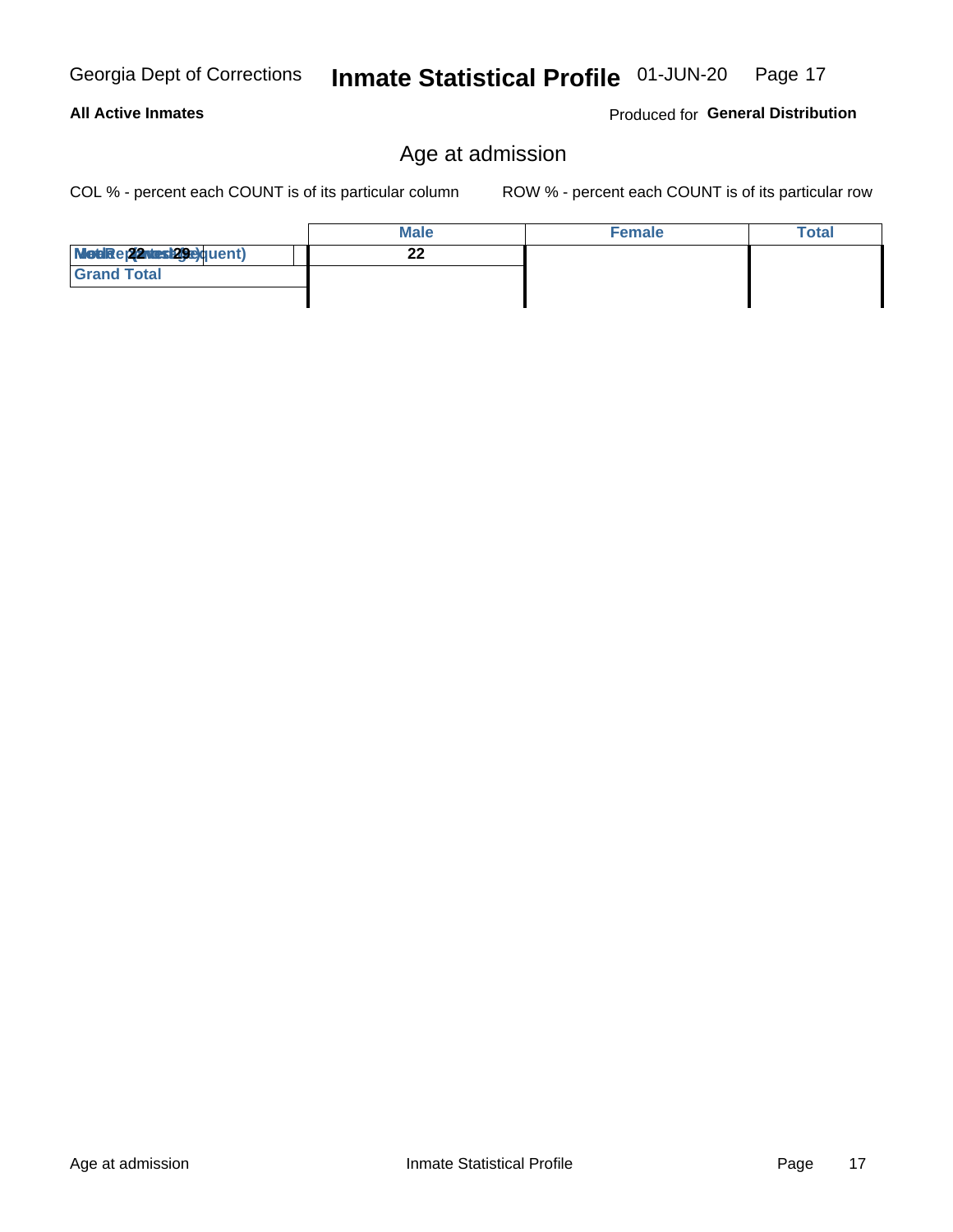Georgia Dept of Corrections **Inmate Statistical Profile** 01-JUN-20

**All Active Inmates**

Produced for **General Distribution**

## Age at admission

COL % - percent each COUNT is of its particular column    ROW % - percent each COUNT is of its particular row

| | Male | Female | Total |
|---|---|---|---|
| MedRep(22mostly29)quent) | 22 | | |
| Grand Total | | | |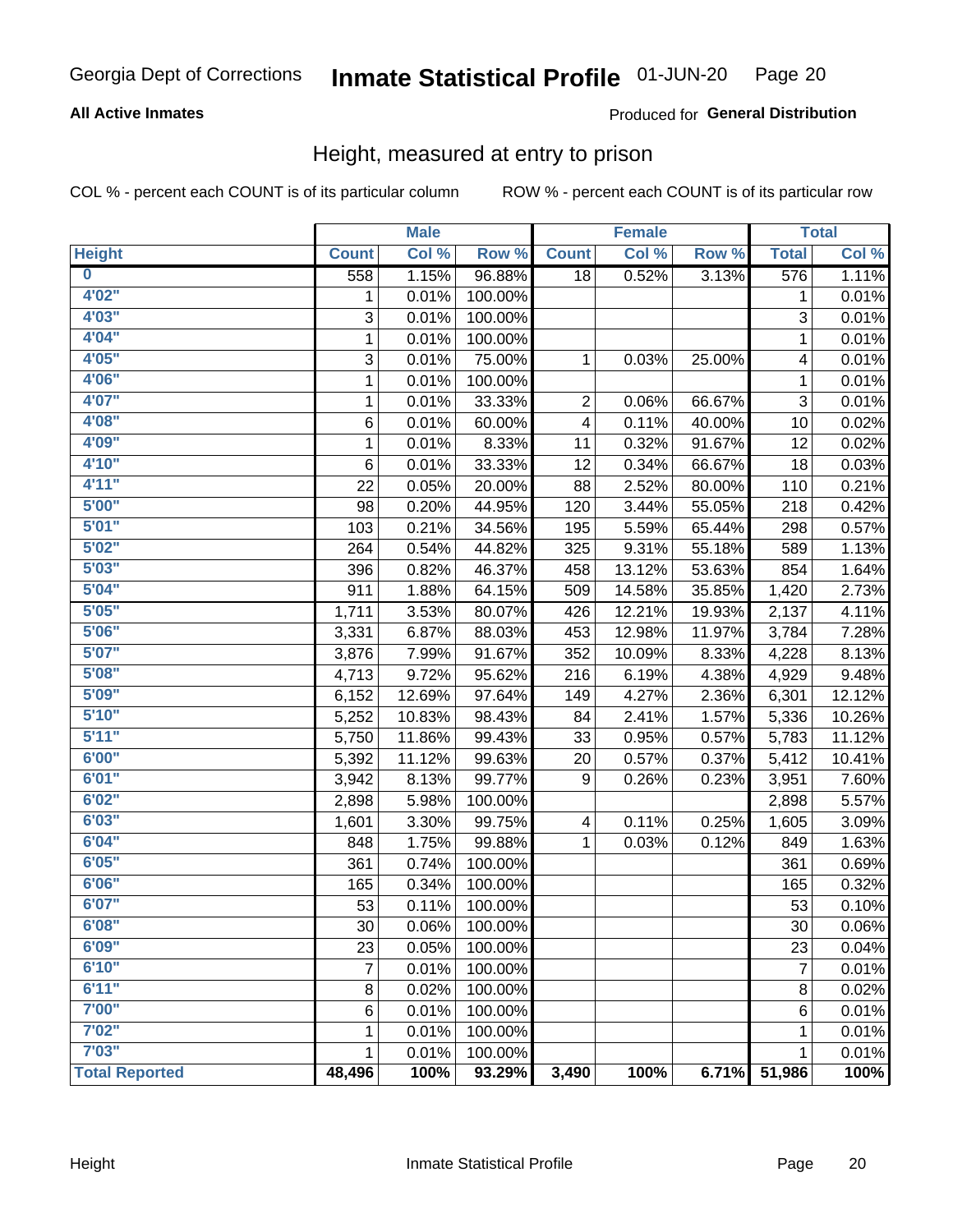Georgia Dept of Corrections **Inmate Statistical Profile** 01-JUN-20 Page 20

**All Active Inmates**

Produced for **General Distribution**

## Height, measured at entry to prison

COL % - percent each COUNT is of its particular column ROW % - percent each COUNT is of its particular row

| | Male | | | Female | | | Total | |
|---|---|---|---|---|---|---|---|---|
| **Height** | **Count** | **Col %** | **Row %** | **Count** | **Col %** | **Row %** | **Total** | **Col %** |
| **0** | 558 | 1.15% | 96.88% | 18 | 0.52% | 3.13% | 576 | 1.11% |
| **4'02"** | 1 | 0.01% | 100.00% | | | | 1 | 0.01% |
| **4'03"** | 3 | 0.01% | 100.00% | | | | 3 | 0.01% |
| **4'04"** | 1 | 0.01% | 100.00% | | | | 1 | 0.01% |
| **4'05"** | 3 | 0.01% | 75.00% | 1 | 0.03% | 25.00% | 4 | 0.01% |
| **4'06"** | 1 | 0.01% | 100.00% | | | | 1 | 0.01% |
| **4'07"** | 1 | 0.01% | 33.33% | 2 | 0.06% | 66.67% | 3 | 0.01% |
| **4'08"** | 6 | 0.01% | 60.00% | 4 | 0.11% | 40.00% | 10 | 0.02% |
| **4'09"** | 1 | 0.01% | 8.33% | 11 | 0.32% | 91.67% | 12 | 0.02% |
| **4'10"** | 6 | 0.01% | 33.33% | 12 | 0.34% | 66.67% | 18 | 0.03% |
| **4'11"** | 22 | 0.05% | 20.00% | 88 | 2.52% | 80.00% | 110 | 0.21% |
| **5'00"** | 98 | 0.20% | 44.95% | 120 | 3.44% | 55.05% | 218 | 0.42% |
| **5'01"** | 103 | 0.21% | 34.56% | 195 | 5.59% | 65.44% | 298 | 0.57% |
| **5'02"** | 264 | 0.54% | 44.82% | 325 | 9.31% | 55.18% | 589 | 1.13% |
| **5'03"** | 396 | 0.82% | 46.37% | 458 | 13.12% | 53.63% | 854 | 1.64% |
| **5'04"** | 911 | 1.88% | 64.15% | 509 | 14.58% | 35.85% | 1,420 | 2.73% |
| **5'05"** | 1,711 | 3.53% | 80.07% | 426 | 12.21% | 19.93% | 2,137 | 4.11% |
| **5'06"** | 3,331 | 6.87% | 88.03% | 453 | 12.98% | 11.97% | 3,784 | 7.28% |
| **5'07"** | 3,876 | 7.99% | 91.67% | 352 | 10.09% | 8.33% | 4,228 | 8.13% |
| **5'08"** | 4,713 | 9.72% | 95.62% | 216 | 6.19% | 4.38% | 4,929 | 9.48% |
| **5'09"** | 6,152 | 12.69% | 97.64% | 149 | 4.27% | 2.36% | 6,301 | 12.12% |
| **5'10"** | 5,252 | 10.83% | 98.43% | 84 | 2.41% | 1.57% | 5,336 | 10.26% |
| **5'11"** | 5,750 | 11.86% | 99.43% | 33 | 0.95% | 0.57% | 5,783 | 11.12% |
| **6'00"** | 5,392 | 11.12% | 99.63% | 20 | 0.57% | 0.37% | 5,412 | 10.41% |
| **6'01"** | 3,942 | 8.13% | 99.77% | 9 | 0.26% | 0.23% | 3,951 | 7.60% |
| **6'02"** | 2,898 | 5.98% | 100.00% | | | | 2,898 | 5.57% |
| **6'03"** | 1,601 | 3.30% | 99.75% | 4 | 0.11% | 0.25% | 1,605 | 3.09% |
| **6'04"** | 848 | 1.75% | 99.88% | 1 | 0.03% | 0.12% | 849 | 1.63% |
| **6'05"** | 361 | 0.74% | 100.00% | | | | 361 | 0.69% |
| **6'06"** | 165 | 0.34% | 100.00% | | | | 165 | 0.32% |
| **6'07"** | 53 | 0.11% | 100.00% | | | | 53 | 0.10% |
| **6'08"** | 30 | 0.06% | 100.00% | | | | 30 | 0.06% |
| **6'09"** | 23 | 0.05% | 100.00% | | | | 23 | 0.04% |
| **6'10"** | 7 | 0.01% | 100.00% | | | | 7 | 0.01% |
| **6'11"** | 8 | 0.02% | 100.00% | | | | 8 | 0.02% |
| **7'00"** | 6 | 0.01% | 100.00% | | | | 6 | 0.01% |
| **7'02"** | 1 | 0.01% | 100.00% | | | | 1 | 0.01% |
| **7'03"** | 1 | 0.01% | 100.00% | | | | 1 | 0.01% |
| **Total Reported** | **48,496** | **100%** | **93.29%** | **3,490** | **100%** | **6.71%** | **51,986** | **100%** |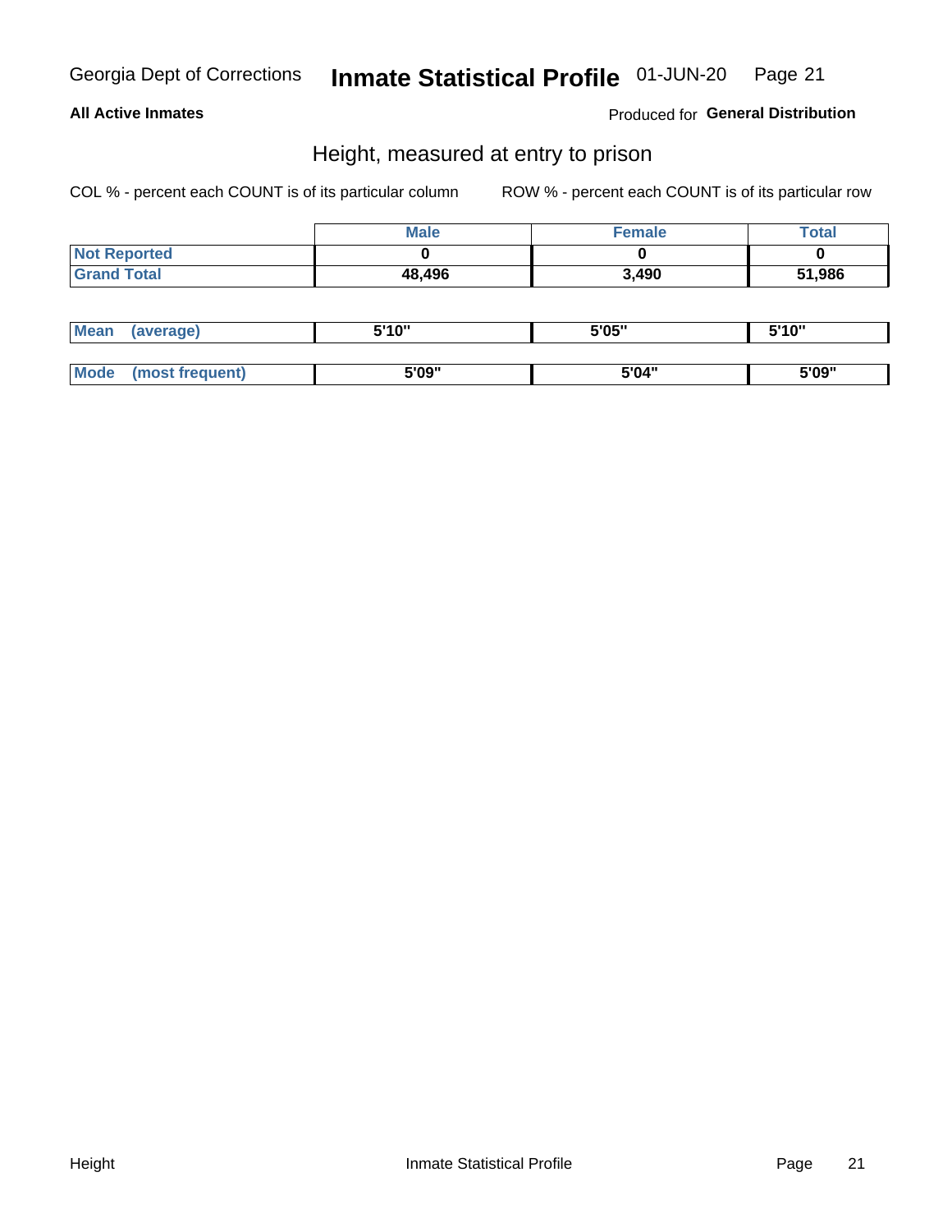## Height, measured at entry to prison

**All Active Inmates** — Produced for **General Distribution**

COL % - percent each COUNT is of its particular column

ROW % - percent each COUNT is of its particular row

| | Male | Female | Total |
|---|---|---|---|
| **Not Reported** | 0 | 0 | 0 |
| **Grand Total** | 48,496 | 3,490 | 51,986 |

| | Male | Female | Total |
|---|---|---|---|
| **Mean (average)** | 5'10" | 5'05" | 5'10" |
| **Mode (most frequent)** | 5'09" | 5'04" | 5'09" |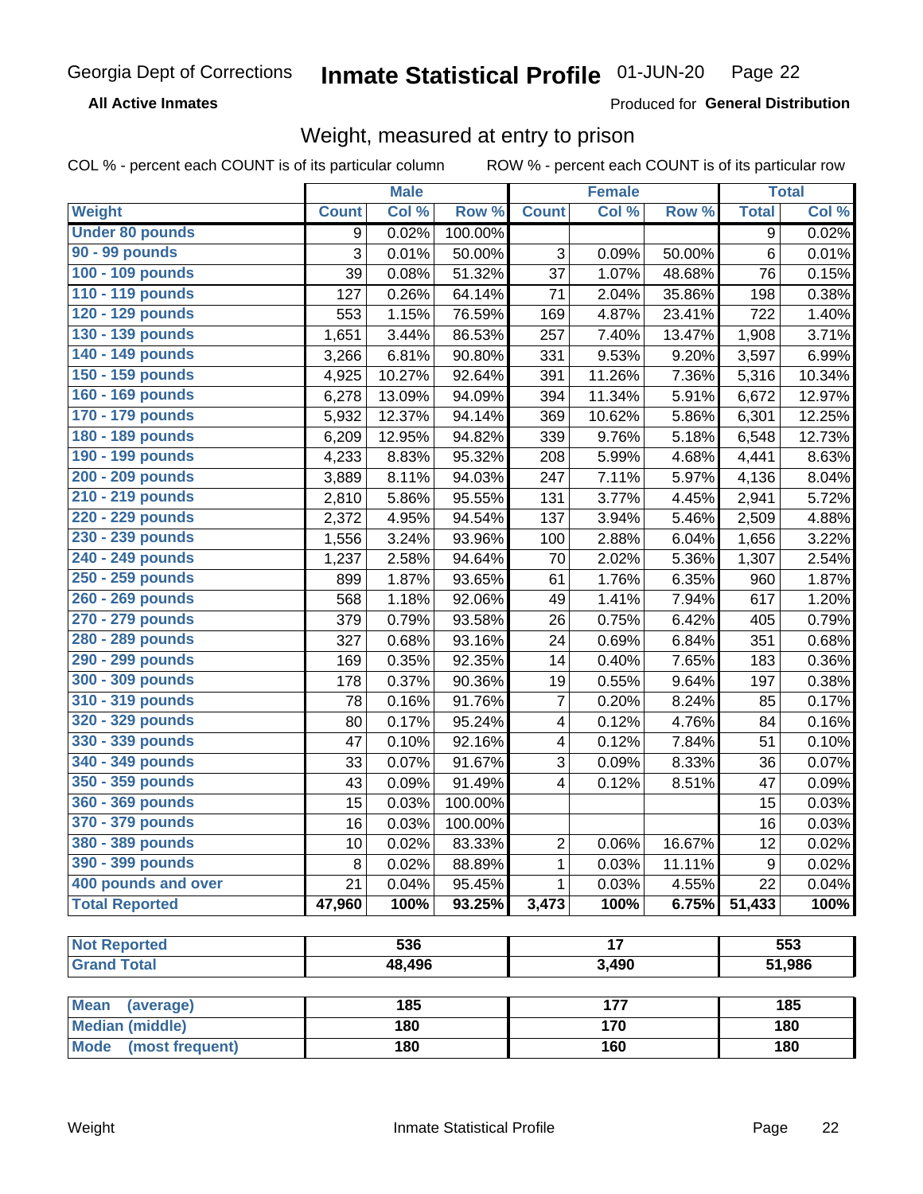Georgia Dept of Corrections **Inmate Statistical Profile** 01-JUN-20

**All Active Inmates**

Produced for **General Distribution**

## Weight, measured at entry to prison

COL % - percent each COUNT is of its particular column ROW % - percent each COUNT is of its particular row

| Weight | Male | | | Female | | | Total | |
|---|---|---|---|---|---|---|---|---|
| | Count | Col % | Row % | Count | Col % | Row % | Total | Col % |
| Under 80 pounds | 9 | 0.02% | 100.00% | | | | 9 | 0.02% |
| 90 - 99 pounds | 3 | 0.01% | 50.00% | 3 | 0.09% | 50.00% | 6 | 0.01% |
| 100 - 109 pounds | 39 | 0.08% | 51.32% | 37 | 1.07% | 48.68% | 76 | 0.15% |
| 110 - 119 pounds | 127 | 0.26% | 64.14% | 71 | 2.04% | 35.86% | 198 | 0.38% |
| 120 - 129 pounds | 553 | 1.15% | 76.59% | 169 | 4.87% | 23.41% | 722 | 1.40% |
| 130 - 139 pounds | 1,651 | 3.44% | 86.53% | 257 | 7.40% | 13.47% | 1,908 | 3.71% |
| 140 - 149 pounds | 3,266 | 6.81% | 90.80% | 331 | 9.53% | 9.20% | 3,597 | 6.99% |
| 150 - 159 pounds | 4,925 | 10.27% | 92.64% | 391 | 11.26% | 7.36% | 5,316 | 10.34% |
| 160 - 169 pounds | 6,278 | 13.09% | 94.09% | 394 | 11.34% | 5.91% | 6,672 | 12.97% |
| 170 - 179 pounds | 5,932 | 12.37% | 94.14% | 369 | 10.62% | 5.86% | 6,301 | 12.25% |
| 180 - 189 pounds | 6,209 | 12.95% | 94.82% | 339 | 9.76% | 5.18% | 6,548 | 12.73% |
| 190 - 199 pounds | 4,233 | 8.83% | 95.32% | 208 | 5.99% | 4.68% | 4,441 | 8.63% |
| 200 - 209 pounds | 3,889 | 8.11% | 94.03% | 247 | 7.11% | 5.97% | 4,136 | 8.04% |
| 210 - 219 pounds | 2,810 | 5.86% | 95.55% | 131 | 3.77% | 4.45% | 2,941 | 5.72% |
| 220 - 229 pounds | 2,372 | 4.95% | 94.54% | 137 | 3.94% | 5.46% | 2,509 | 4.88% |
| 230 - 239 pounds | 1,556 | 3.24% | 93.96% | 100 | 2.88% | 6.04% | 1,656 | 3.22% |
| 240 - 249 pounds | 1,237 | 2.58% | 94.64% | 70 | 2.02% | 5.36% | 1,307 | 2.54% |
| 250 - 259 pounds | 899 | 1.87% | 93.65% | 61 | 1.76% | 6.35% | 960 | 1.87% |
| 260 - 269 pounds | 568 | 1.18% | 92.06% | 49 | 1.41% | 7.94% | 617 | 1.20% |
| 270 - 279 pounds | 379 | 0.79% | 93.58% | 26 | 0.75% | 6.42% | 405 | 0.79% |
| 280 - 289 pounds | 327 | 0.68% | 93.16% | 24 | 0.69% | 6.84% | 351 | 0.68% |
| 290 - 299 pounds | 169 | 0.35% | 92.35% | 14 | 0.40% | 7.65% | 183 | 0.36% |
| 300 - 309 pounds | 178 | 0.37% | 90.36% | 19 | 0.55% | 9.64% | 197 | 0.38% |
| 310 - 319 pounds | 78 | 0.16% | 91.76% | 7 | 0.20% | 8.24% | 85 | 0.17% |
| 320 - 329 pounds | 80 | 0.17% | 95.24% | 4 | 0.12% | 4.76% | 84 | 0.16% |
| 330 - 339 pounds | 47 | 0.10% | 92.16% | 4 | 0.12% | 7.84% | 51 | 0.10% |
| 340 - 349 pounds | 33 | 0.07% | 91.67% | 3 | 0.09% | 8.33% | 36 | 0.07% |
| 350 - 359 pounds | 43 | 0.09% | 91.49% | 4 | 0.12% | 8.51% | 47 | 0.09% |
| 360 - 369 pounds | 15 | 0.03% | 100.00% | | | | 15 | 0.03% |
| 370 - 379 pounds | 16 | 0.03% | 100.00% | | | | 16 | 0.03% |
| 380 - 389 pounds | 10 | 0.02% | 83.33% | 2 | 0.06% | 16.67% | 12 | 0.02% |
| 390 - 399 pounds | 8 | 0.02% | 88.89% | 1 | 0.03% | 11.11% | 9 | 0.02% |
| 400 pounds and over | 21 | 0.04% | 95.45% | 1 | 0.03% | 4.55% | 22 | 0.04% |
| **Total Reported** | **47,960** | **100%** | **93.25%** | **3,473** | **100%** | **6.75%** | **51,433** | **100%** |

| | Male | Female | Total |
|---|---|---|---|
| Not Reported | 536 | 17 | 553 |
| Grand Total | 48,496 | 3,490 | 51,986 |

| | Male | Female | Total |
|---|---|---|---|
| Mean (average) | 185 | 177 | 185 |
| Median (middle) | 180 | 170 | 180 |
| Mode (most frequent) | 180 | 160 | 180 |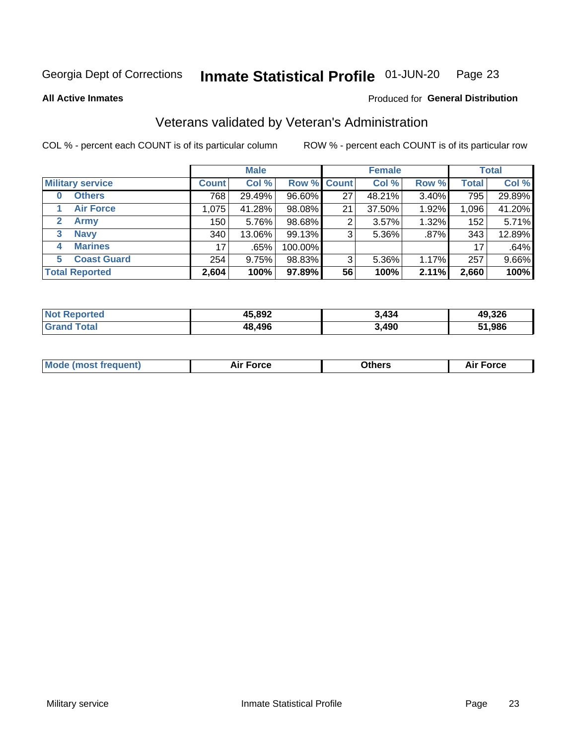Georgia Dept of Corrections **Inmate Statistical Profile** 01-JUN-20 Page 23

**All Active Inmates**

Produced for **General Distribution**

## Veterans validated by Veteran's Administration

COL % - percent each COUNT is of its particular column ROW % - percent each COUNT is of its particular row

| | | Male | | | Female | | | Total | |
|---|---|---|---|---|---|---|---|---|---|
| **Military service** | | **Count** | **Col %** | **Row %** | **Count** | **Col %** | **Row %** | **Total** | **Col %** |
| 0 | Others | 768 | 29.49% | 96.60% | 27 | 48.21% | 3.40% | 795 | 29.89% |
| 1 | Air Force | 1,075 | 41.28% | 98.08% | 21 | 37.50% | 1.92% | 1,096 | 41.20% |
| 2 | Army | 150 | 5.76% | 98.68% | 2 | 3.57% | 1.32% | 152 | 5.71% |
| 3 | Navy | 340 | 13.06% | 99.13% | 3 | 5.36% | .87% | 343 | 12.89% |
| 4 | Marines | 17 | .65% | 100.00% | | | | 17 | .64% |
| 5 | Coast Guard | 254 | 9.75% | 98.83% | 3 | 5.36% | 1.17% | 257 | 9.66% |
| **Total Reported** | | **2,604** | **100%** | **97.89%** | **56** | **100%** | **2.11%** | **2,660** | **100%** |

| | Male | Female | Total |
|---|---|---|---|
| Not Reported | 45,892 | 3,434 | 49,326 |
| Grand Total | 48,496 | 3,490 | 51,986 |

| | Male | Female | Total |
|---|---|---|---|
| Mode (most frequent) | Air Force | Others | Air Force |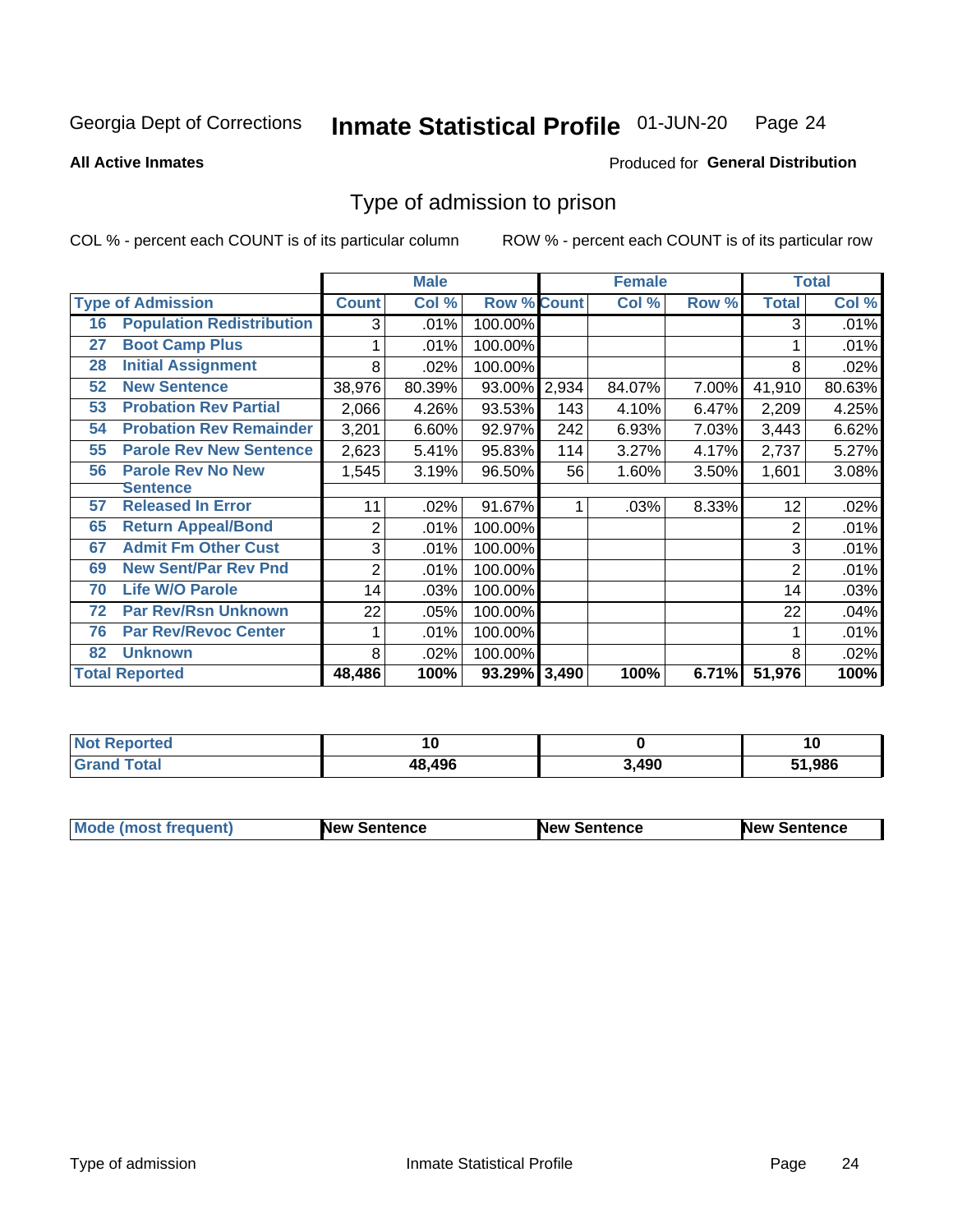Georgia Dept of Corrections **Inmate Statistical Profile** 01-JUN-20

**All Active Inmates**

Produced for **General Distribution**

## Type of admission to prison

COL % - percent each COUNT is of its particular column

ROW % - percent each COUNT is of its particular row

| Type of Admission | | Male | | | Female | | | Total | |
|---|---|---|---|---|---|---|---|---|---|
| | | Count | Col % | Row % | Count | Col % | Row % | Total | Col % |
| 16 | Population Redistribution | 3 | .01% | 100.00% | | | | 3 | .01% |
| 27 | Boot Camp Plus | 1 | .01% | 100.00% | | | | 1 | .01% |
| 28 | Initial Assignment | 8 | .02% | 100.00% | | | | 8 | .02% |
| 52 | New Sentence | 38,976 | 80.39% | 93.00% | 2,934 | 84.07% | 7.00% | 41,910 | 80.63% |
| 53 | Probation Rev Partial | 2,066 | 4.26% | 93.53% | 143 | 4.10% | 6.47% | 2,209 | 4.25% |
| 54 | Probation Rev Remainder | 3,201 | 6.60% | 92.97% | 242 | 6.93% | 7.03% | 3,443 | 6.62% |
| 55 | Parole Rev New Sentence | 2,623 | 5.41% | 95.83% | 114 | 3.27% | 4.17% | 2,737 | 5.27% |
| 56 | Parole Rev No New Sentence | 1,545 | 3.19% | 96.50% | 56 | 1.60% | 3.50% | 1,601 | 3.08% |
| 57 | Released In Error | 11 | .02% | 91.67% | 1 | .03% | 8.33% | 12 | .02% |
| 65 | Return Appeal/Bond | 2 | .01% | 100.00% | | | | 2 | .01% |
| 67 | Admit Fm Other Cust | 3 | .01% | 100.00% | | | | 3 | .01% |
| 69 | New Sent/Par Rev Pnd | 2 | .01% | 100.00% | | | | 2 | .01% |
| 70 | Life W/O Parole | 14 | .03% | 100.00% | | | | 14 | .03% |
| 72 | Par Rev/Rsn Unknown | 22 | .05% | 100.00% | | | | 22 | .04% |
| 76 | Par Rev/Revoc Center | 1 | .01% | 100.00% | | | | 1 | .01% |
| 82 | Unknown | 8 | .02% | 100.00% | | | | 8 | .02% |
| **Total Reported** | | **48,486** | **100%** | **93.29%** | **3,490** | **100%** | **6.71%** | **51,976** | **100%** |

| | Male | Female | Total |
|---|---|---|---|
| Not Reported | 10 | 0 | 10 |
| Grand Total | 48,496 | 3,490 | 51,986 |

| | Male | Female | Total |
|---|---|---|---|
| Mode (most frequent) | New Sentence | New Sentence | New Sentence |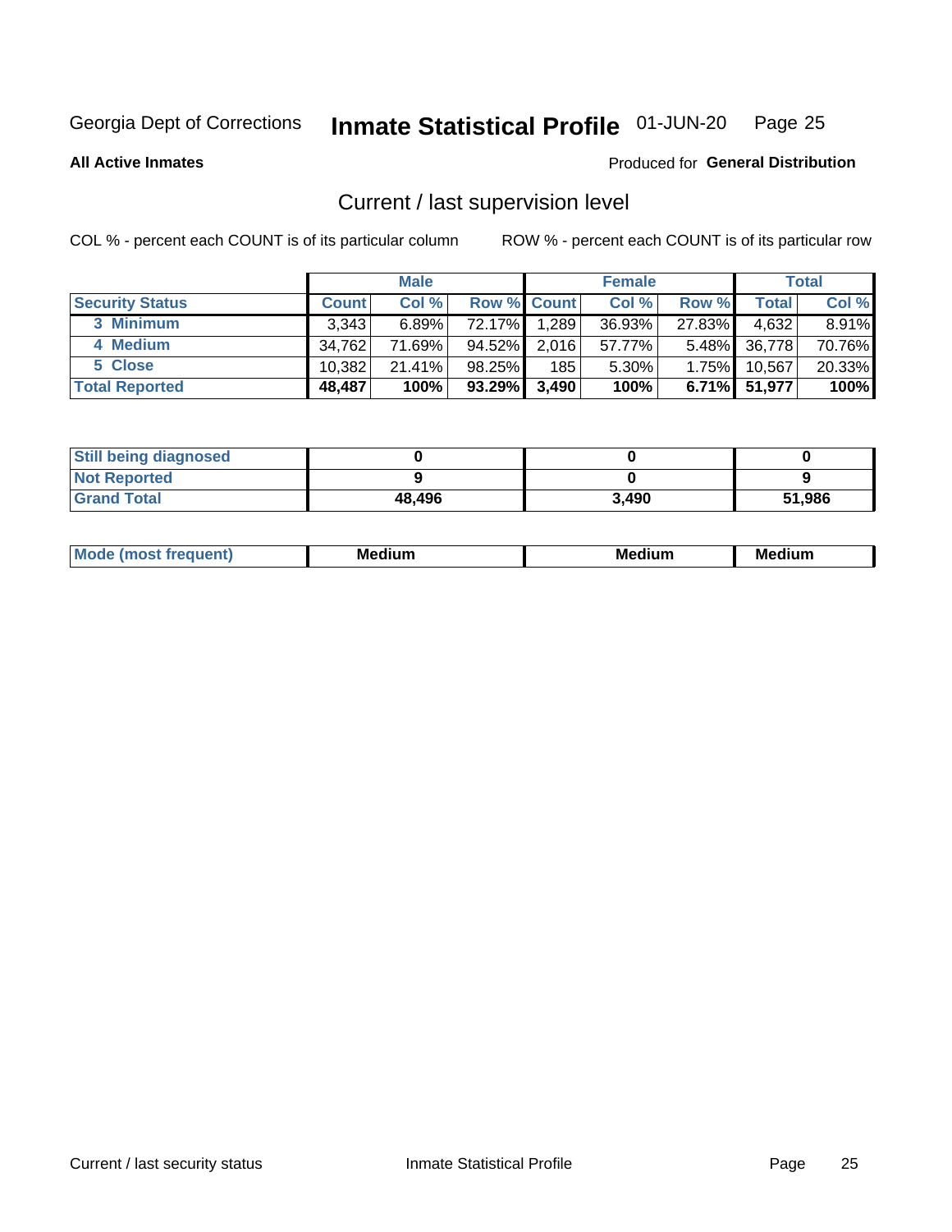Georgia Dept of Corrections **Inmate Statistical Profile** 01-JUN-20

**All Active Inmates**

Produced for **General Distribution**

## Current / last supervision level

COL % - percent each COUNT is of its particular column

ROW % - percent each COUNT is of its particular row

| | Male | | | Female | | | Total | |
|---|---|---|---|---|---|---|---|---|
| **Security Status** | **Count** | **Col %** | **Row %** | **Count** | **Col %** | **Row %** | **Total** | **Col %** |
| 3 Minimum | 3,343 | 6.89% | 72.17% | 1,289 | 36.93% | 27.83% | 4,632 | 8.91% |
| 4 Medium | 34,762 | 71.69% | 94.52% | 2,016 | 57.77% | 5.48% | 36,778 | 70.76% |
| 5 Close | 10,382 | 21.41% | 98.25% | 185 | 5.30% | 1.75% | 10,567 | 20.33% |
| **Total Reported** | **48,487** | **100%** | **93.29%** | **3,490** | **100%** | **6.71%** | **51,977** | **100%** |

| | Male | Female | Total |
|---|---|---|---|
| Still being diagnosed | 0 | 0 | 0 |
| Not Reported | 9 | 0 | 9 |
| Grand Total | 48,496 | 3,490 | 51,986 |

| | Male | Female | Total |
|---|---|---|---|
| Mode (most frequent) | Medium | Medium | Medium |

Current / last security status

Inmate Statistical Profile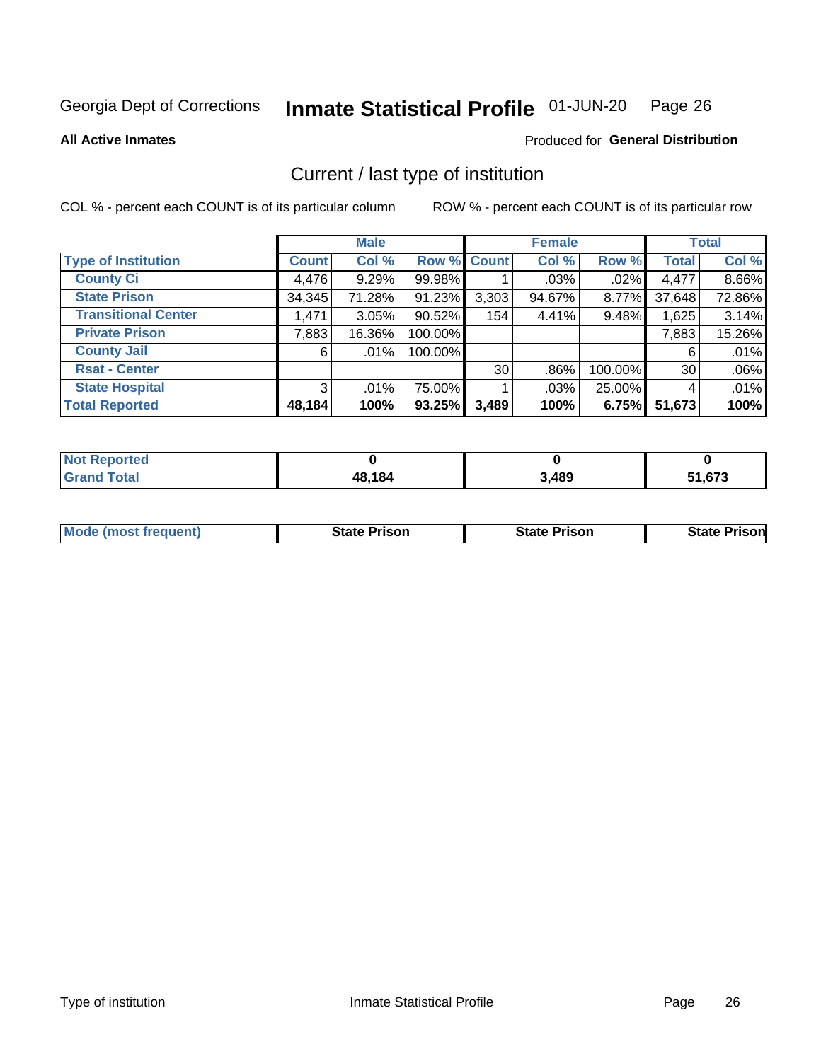Georgia Dept of Corrections **Inmate Statistical Profile** 01-JUN-20

**All Active Inmates**

Produced for **General Distribution**

## Current / last type of institution

COL % - percent each COUNT is of its particular column ROW % - percent each COUNT is of its particular row

| | Male | | | Female | | | Total | |
|---|---|---|---|---|---|---|---|---|
| **Type of Institution** | **Count** | **Col %** | **Row %** | **Count** | **Col %** | **Row %** | **Total** | **Col %** |
| **County Ci** | 4,476 | 9.29% | 99.98% | 1 | .03% | .02% | 4,477 | 8.66% |
| **State Prison** | 34,345 | 71.28% | 91.23% | 3,303 | 94.67% | 8.77% | 37,648 | 72.86% |
| **Transitional Center** | 1,471 | 3.05% | 90.52% | 154 | 4.41% | 9.48% | 1,625 | 3.14% |
| **Private Prison** | 7,883 | 16.36% | 100.00% | | | | 7,883 | 15.26% |
| **County Jail** | 6 | .01% | 100.00% | | | | 6 | .01% |
| **Rsat - Center** | | | | 30 | .86% | 100.00% | 30 | .06% |
| **State Hospital** | 3 | .01% | 75.00% | 1 | .03% | 25.00% | 4 | .01% |
| **Total Reported** | **48,184** | **100%** | **93.25%** | **3,489** | **100%** | **6.75%** | **51,673** | **100%** |

| | Male | Female | Total |
|---|---|---|---|
| **Not Reported** | **0** | **0** | **0** |
| **Grand Total** | **48,184** | **3,489** | **51,673** |

| | Male | Female | Total |
|---|---|---|---|
| **Mode (most frequent)** | **State Prison** | **State Prison** | **State Prison** |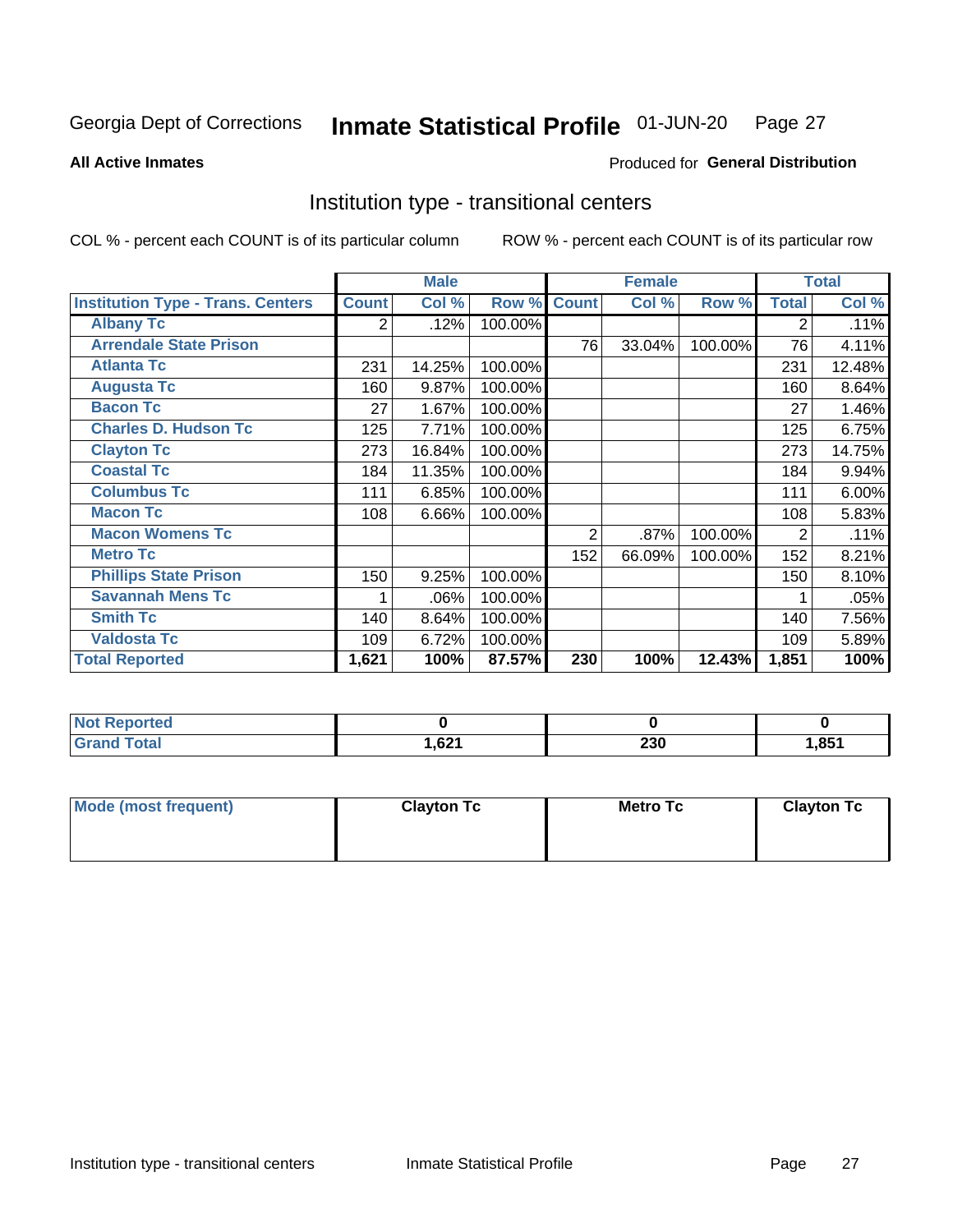Georgia Dept of Corrections **Inmate Statistical Profile** 01-JUN-20 Page 27

**All Active Inmates**

Produced for **General Distribution**

## Institution type - transitional centers

COL % - percent each COUNT is of its particular column

ROW % - percent each COUNT is of its particular row

| | Male | | | Female | | | Total | |
|---|---|---|---|---|---|---|---|---|
| **Institution Type - Trans. Centers** | **Count** | **Col %** | **Row %** | **Count** | **Col %** | **Row %** | **Total** | **Col %** |
| **Albany Tc** | 2 | .12% | 100.00% | | | | 2 | .11% |
| **Arrendale State Prison** | | | | 76 | 33.04% | 100.00% | 76 | 4.11% |
| **Atlanta Tc** | 231 | 14.25% | 100.00% | | | | 231 | 12.48% |
| **Augusta Tc** | 160 | 9.87% | 100.00% | | | | 160 | 8.64% |
| **Bacon Tc** | 27 | 1.67% | 100.00% | | | | 27 | 1.46% |
| **Charles D. Hudson Tc** | 125 | 7.71% | 100.00% | | | | 125 | 6.75% |
| **Clayton Tc** | 273 | 16.84% | 100.00% | | | | 273 | 14.75% |
| **Coastal Tc** | 184 | 11.35% | 100.00% | | | | 184 | 9.94% |
| **Columbus Tc** | 111 | 6.85% | 100.00% | | | | 111 | 6.00% |
| **Macon Tc** | 108 | 6.66% | 100.00% | | | | 108 | 5.83% |
| **Macon Womens Tc** | | | | 2 | .87% | 100.00% | 2 | .11% |
| **Metro Tc** | | | | 152 | 66.09% | 100.00% | 152 | 8.21% |
| **Phillips State Prison** | 150 | 9.25% | 100.00% | | | | 150 | 8.10% |
| **Savannah Mens Tc** | 1 | .06% | 100.00% | | | | 1 | .05% |
| **Smith Tc** | 140 | 8.64% | 100.00% | | | | 140 | 7.56% |
| **Valdosta Tc** | 109 | 6.72% | 100.00% | | | | 109 | 5.89% |
| **Total Reported** | **1,621** | **100%** | **87.57%** | **230** | **100%** | **12.43%** | **1,851** | **100%** |

| | Male | Female | Total |
|---|---|---|---|
| **Not Reported** | **0** | **0** | **0** |
| **Grand Total** | **1,621** | **230** | **1,851** |

| | Male | Female | Total |
|---|---|---|---|
| **Mode (most frequent)** | **Clayton Tc** | **Metro Tc** | **Clayton Tc** |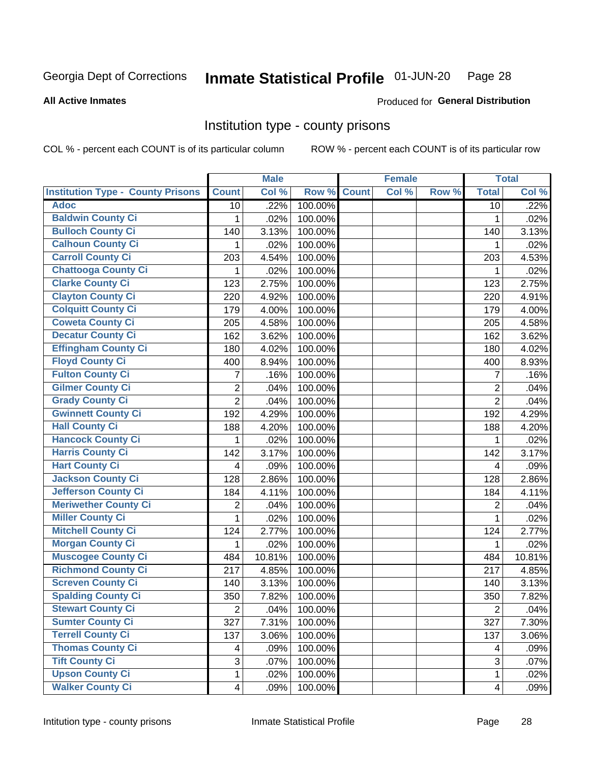Georgia Dept of Corrections **Inmate Statistical Profile** 01-JUN-20

**All Active Inmates**

Produced for **General Distribution**

## Institution type - county prisons

COL % - percent each COUNT is of its particular column ROW % - percent each COUNT is of its particular row

| | Male | | | Female | | | Total | |
|---|---|---|---|---|---|---|---|---|
| Institution Type - County Prisons | Count | Col % | Row % | Count | Col % | Row % | Total | Col % |
| Adoc | 10 | .22% | 100.00% | | | | 10 | .22% |
| Baldwin County Ci | 1 | .02% | 100.00% | | | | 1 | .02% |
| Bulloch County Ci | 140 | 3.13% | 100.00% | | | | 140 | 3.13% |
| Calhoun County Ci | 1 | .02% | 100.00% | | | | 1 | .02% |
| Carroll County Ci | 203 | 4.54% | 100.00% | | | | 203 | 4.53% |
| Chattooga County Ci | 1 | .02% | 100.00% | | | | 1 | .02% |
| Clarke County Ci | 123 | 2.75% | 100.00% | | | | 123 | 2.75% |
| Clayton County Ci | 220 | 4.92% | 100.00% | | | | 220 | 4.91% |
| Colquitt County Ci | 179 | 4.00% | 100.00% | | | | 179 | 4.00% |
| Coweta County Ci | 205 | 4.58% | 100.00% | | | | 205 | 4.58% |
| Decatur County Ci | 162 | 3.62% | 100.00% | | | | 162 | 3.62% |
| Effingham County Ci | 180 | 4.02% | 100.00% | | | | 180 | 4.02% |
| Floyd County Ci | 400 | 8.94% | 100.00% | | | | 400 | 8.93% |
| Fulton County Ci | 7 | .16% | 100.00% | | | | 7 | .16% |
| Gilmer County Ci | 2 | .04% | 100.00% | | | | 2 | .04% |
| Grady County Ci | 2 | .04% | 100.00% | | | | 2 | .04% |
| Gwinnett County Ci | 192 | 4.29% | 100.00% | | | | 192 | 4.29% |
| Hall County Ci | 188 | 4.20% | 100.00% | | | | 188 | 4.20% |
| Hancock County Ci | 1 | .02% | 100.00% | | | | 1 | .02% |
| Harris County Ci | 142 | 3.17% | 100.00% | | | | 142 | 3.17% |
| Hart County Ci | 4 | .09% | 100.00% | | | | 4 | .09% |
| Jackson County Ci | 128 | 2.86% | 100.00% | | | | 128 | 2.86% |
| Jefferson County Ci | 184 | 4.11% | 100.00% | | | | 184 | 4.11% |
| Meriwether County Ci | 2 | .04% | 100.00% | | | | 2 | .04% |
| Miller County Ci | 1 | .02% | 100.00% | | | | 1 | .02% |
| Mitchell County Ci | 124 | 2.77% | 100.00% | | | | 124 | 2.77% |
| Morgan County Ci | 1 | .02% | 100.00% | | | | 1 | .02% |
| Muscogee County Ci | 484 | 10.81% | 100.00% | | | | 484 | 10.81% |
| Richmond County Ci | 217 | 4.85% | 100.00% | | | | 217 | 4.85% |
| Screven County Ci | 140 | 3.13% | 100.00% | | | | 140 | 3.13% |
| Spalding County Ci | 350 | 7.82% | 100.00% | | | | 350 | 7.82% |
| Stewart County Ci | 2 | .04% | 100.00% | | | | 2 | .04% |
| Sumter County Ci | 327 | 7.31% | 100.00% | | | | 327 | 7.30% |
| Terrell County Ci | 137 | 3.06% | 100.00% | | | | 137 | 3.06% |
| Thomas County Ci | 4 | .09% | 100.00% | | | | 4 | .09% |
| Tift County Ci | 3 | .07% | 100.00% | | | | 3 | .07% |
| Upson County Ci | 1 | .02% | 100.00% | | | | 1 | .02% |
| Walker County Ci | 4 | .09% | 100.00% | | | | 4 | .09% |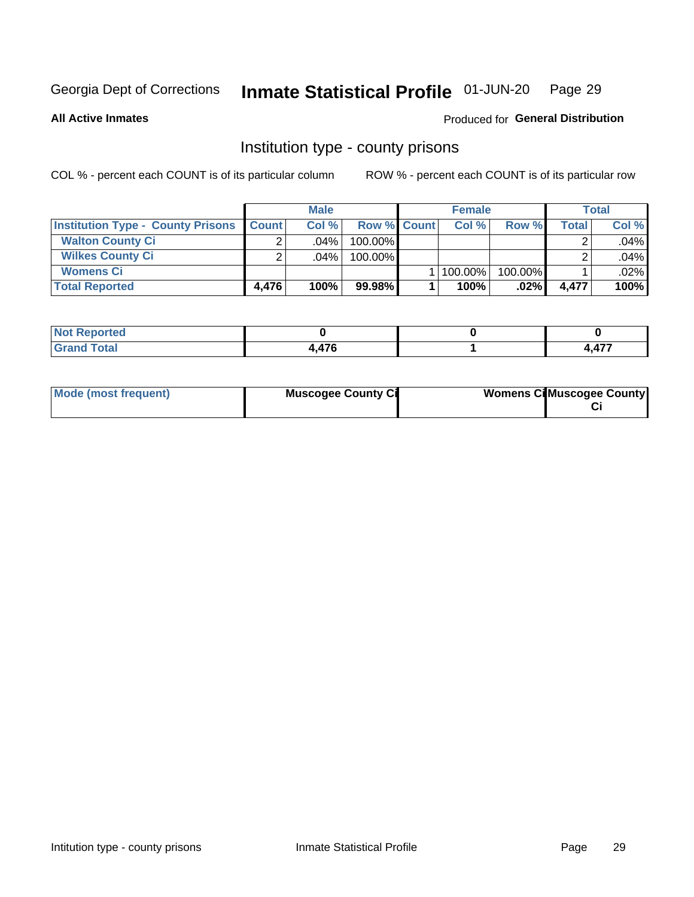Georgia Dept of Corrections **Inmate Statistical Profile** 01-JUN-20

**All Active Inmates**

Produced for **General Distribution**

## Institution type - county prisons

COL % - percent each COUNT is of its particular column

ROW % - percent each COUNT is of its particular row

| | Male | | | Female | | | Total | |
|---|---|---|---|---|---|---|---|---|
| **Institution Type - County Prisons** | **Count** | **Col %** | **Row %** | **Count** | **Col %** | **Row %** | **Total** | **Col %** |
| **Walton County Ci** | 2 | .04% | 100.00% | | | | 2 | .04% |
| **Wilkes County Ci** | 2 | .04% | 100.00% | | | | 2 | .04% |
| **Womens Ci** | | | | 1 | 100.00% | 100.00% | 1 | .02% |
| **Total Reported** | **4,476** | **100%** | **99.98%** | **1** | **100%** | **.02%** | **4,477** | **100%** |

| | Male | Female | Total |
|---|---|---|---|
| **Not Reported** | **0** | **0** | **0** |
| **Grand Total** | **4,476** | **1** | **4,477** |

| | Male | Female | Total |
|---|---|---|---|
| **Mode (most frequent)** | **Muscogee County Ci** | **Womens Ci** | **Muscogee County Ci** |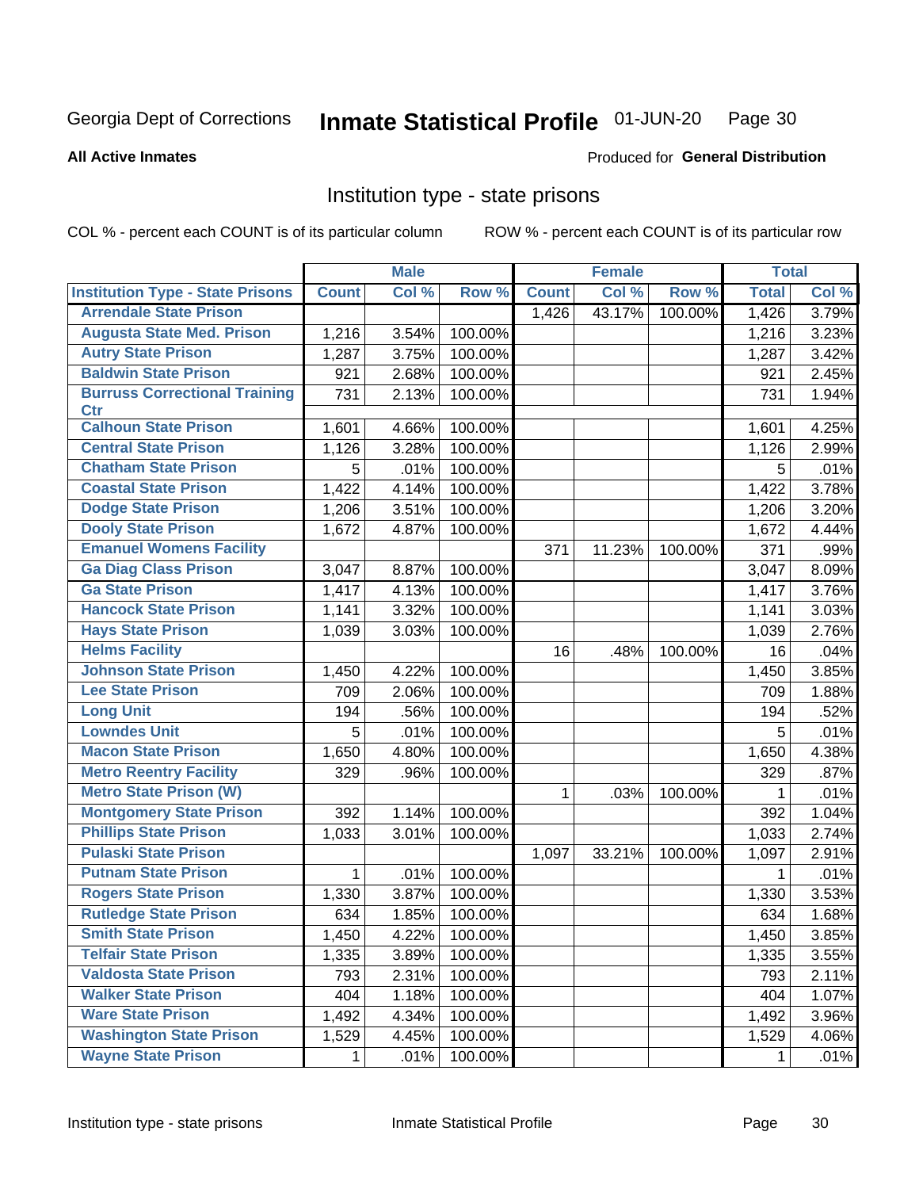Georgia Dept of Corrections **Inmate Statistical Profile** 01-JUN-20

**All Active Inmates**

Produced for **General Distribution**

## Institution type - state prisons

COL % - percent each COUNT is of its particular column ROW % - percent each COUNT is of its particular row

| | Male | | | Female | | | Total | |
|---|---|---|---|---|---|---|---|---|
| Institution Type - State Prisons | Count | Col % | Row % | Count | Col % | Row % | Total | Col % |
| Arrendale State Prison | | | | 1,426 | 43.17% | 100.00% | 1,426 | 3.79% |
| Augusta State Med. Prison | 1,216 | 3.54% | 100.00% | | | | 1,216 | 3.23% |
| Autry State Prison | 1,287 | 3.75% | 100.00% | | | | 1,287 | 3.42% |
| Baldwin State Prison | 921 | 2.68% | 100.00% | | | | 921 | 2.45% |
| Burruss Correctional Training Ctr | 731 | 2.13% | 100.00% | | | | 731 | 1.94% |
| Calhoun State Prison | 1,601 | 4.66% | 100.00% | | | | 1,601 | 4.25% |
| Central State Prison | 1,126 | 3.28% | 100.00% | | | | 1,126 | 2.99% |
| Chatham State Prison | 5 | .01% | 100.00% | | | | 5 | .01% |
| Coastal State Prison | 1,422 | 4.14% | 100.00% | | | | 1,422 | 3.78% |
| Dodge State Prison | 1,206 | 3.51% | 100.00% | | | | 1,206 | 3.20% |
| Dooly State Prison | 1,672 | 4.87% | 100.00% | | | | 1,672 | 4.44% |
| Emanuel Womens Facility | | | | 371 | 11.23% | 100.00% | 371 | .99% |
| Ga Diag Class Prison | 3,047 | 8.87% | 100.00% | | | | 3,047 | 8.09% |
| Ga State Prison | 1,417 | 4.13% | 100.00% | | | | 1,417 | 3.76% |
| Hancock State Prison | 1,141 | 3.32% | 100.00% | | | | 1,141 | 3.03% |
| Hays State Prison | 1,039 | 3.03% | 100.00% | | | | 1,039 | 2.76% |
| Helms Facility | | | | 16 | .48% | 100.00% | 16 | .04% |
| Johnson State Prison | 1,450 | 4.22% | 100.00% | | | | 1,450 | 3.85% |
| Lee State Prison | 709 | 2.06% | 100.00% | | | | 709 | 1.88% |
| Long Unit | 194 | .56% | 100.00% | | | | 194 | .52% |
| Lowndes Unit | 5 | .01% | 100.00% | | | | 5 | .01% |
| Macon State Prison | 1,650 | 4.80% | 100.00% | | | | 1,650 | 4.38% |
| Metro Reentry Facility | 329 | .96% | 100.00% | | | | 329 | .87% |
| Metro State Prison (W) | | | | 1 | .03% | 100.00% | 1 | .01% |
| Montgomery State Prison | 392 | 1.14% | 100.00% | | | | 392 | 1.04% |
| Phillips State Prison | 1,033 | 3.01% | 100.00% | | | | 1,033 | 2.74% |
| Pulaski State Prison | | | | 1,097 | 33.21% | 100.00% | 1,097 | 2.91% |
| Putnam State Prison | 1 | .01% | 100.00% | | | | 1 | .01% |
| Rogers State Prison | 1,330 | 3.87% | 100.00% | | | | 1,330 | 3.53% |
| Rutledge State Prison | 634 | 1.85% | 100.00% | | | | 634 | 1.68% |
| Smith State Prison | 1,450 | 4.22% | 100.00% | | | | 1,450 | 3.85% |
| Telfair State Prison | 1,335 | 3.89% | 100.00% | | | | 1,335 | 3.55% |
| Valdosta State Prison | 793 | 2.31% | 100.00% | | | | 793 | 2.11% |
| Walker State Prison | 404 | 1.18% | 100.00% | | | | 404 | 1.07% |
| Ware State Prison | 1,492 | 4.34% | 100.00% | | | | 1,492 | 3.96% |
| Washington State Prison | 1,529 | 4.45% | 100.00% | | | | 1,529 | 4.06% |
| Wayne State Prison | 1 | .01% | 100.00% | | | | 1 | .01% |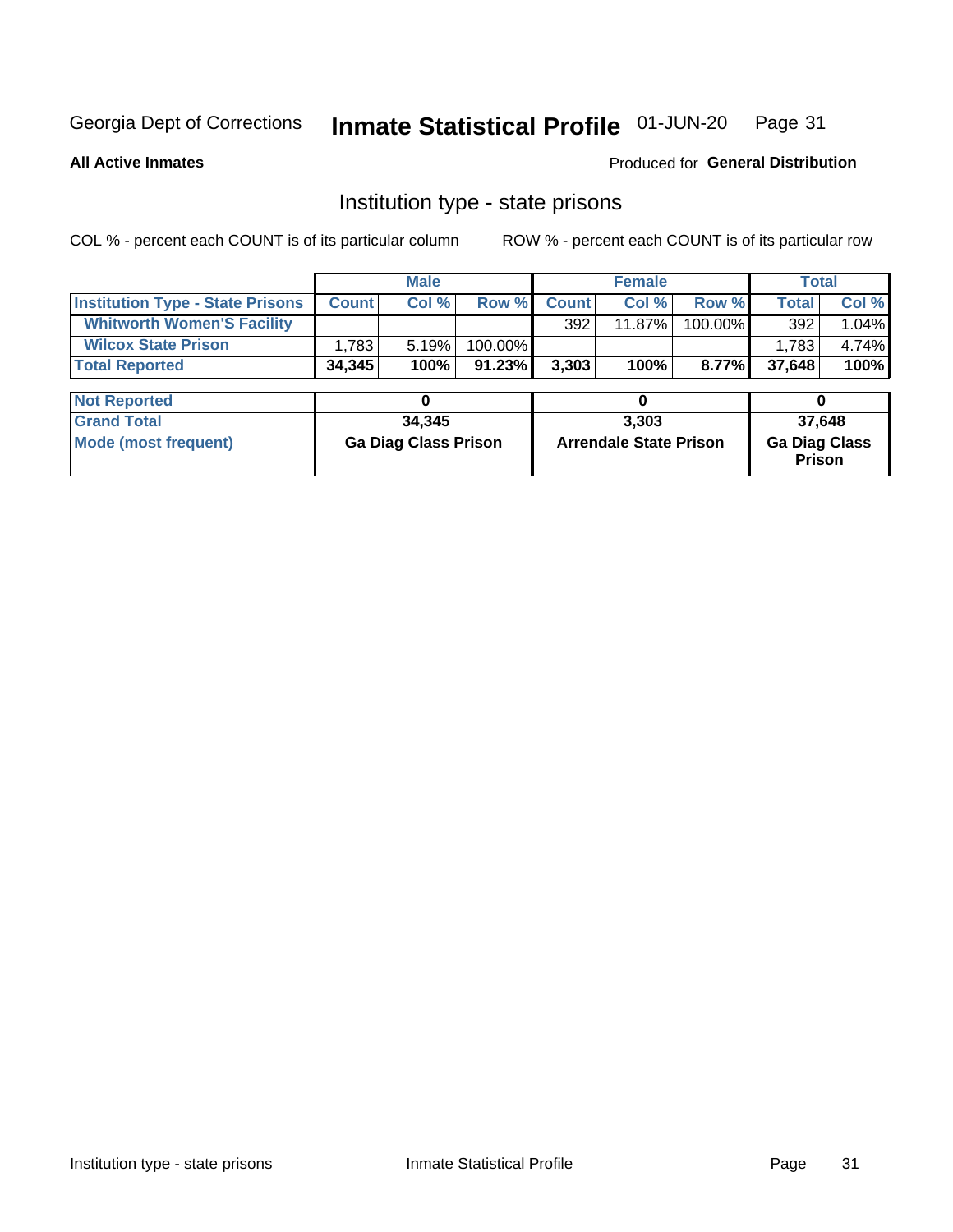Georgia Dept of Corrections **Inmate Statistical Profile** 01-JUN-20

**All Active Inmates**

Produced for **General Distribution**

## Institution type - state prisons

COL % - percent each COUNT is of its particular column    ROW % - percent each COUNT is of its particular row

| | Male | | | Female | | | Total | |
|---|---|---|---|---|---|---|---|---|
| **Institution Type - State Prisons** | **Count** | **Col %** | **Row %** | **Count** | **Col %** | **Row %** | **Total** | **Col %** |
| **Whitworth Women'S Facility** | | | | 392 | 11.87% | 100.00% | 392 | 1.04% |
| **Wilcox State Prison** | 1,783 | 5.19% | 100.00% | | | | 1,783 | 4.74% |
| **Total Reported** | **34,345** | **100%** | **91.23%** | **3,303** | **100%** | **8.77%** | **37,648** | **100%** |

| | Male | Female | Total |
|---|---|---|---|
| **Not Reported** | **0** | **0** | **0** |
| **Grand Total** | **34,345** | **3,303** | **37,648** |
| **Mode (most frequent)** | **Ga Diag Class Prison** | **Arrendale State Prison** | **Ga Diag Class Prison** |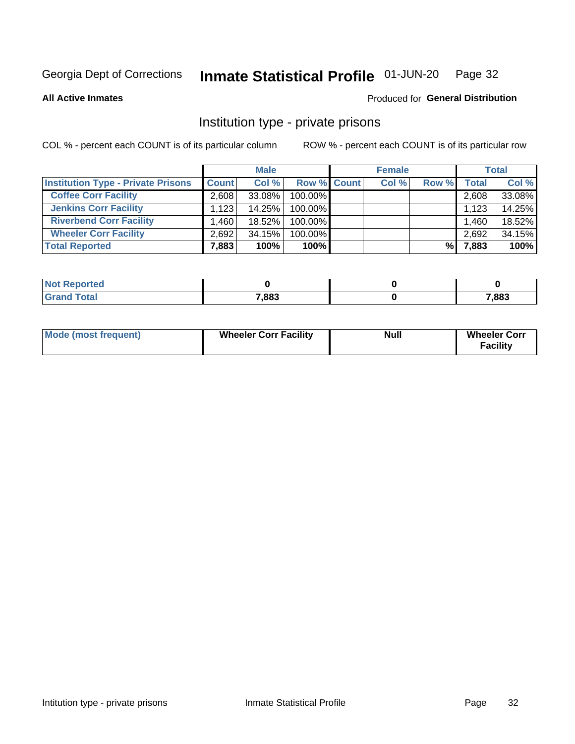Georgia Dept of Corrections **Inmate Statistical Profile** 01-JUN-20 Page 32

**All Active Inmates**

Produced for **General Distribution**

## Institution type - private prisons

COL % - percent each COUNT is of its particular column

ROW % - percent each COUNT is of its particular row

| | Male | | | Female | | | Total | |
|---|---|---|---|---|---|---|---|---|
| **Institution Type - Private Prisons** | **Count** | **Col %** | **Row %** | **Count** | **Col %** | **Row %** | **Total** | **Col %** |
| **Coffee Corr Facility** | 2,608 | 33.08% | 100.00% | | | | 2,608 | 33.08% |
| **Jenkins Corr Facility** | 1,123 | 14.25% | 100.00% | | | | 1,123 | 14.25% |
| **Riverbend Corr Facility** | 1,460 | 18.52% | 100.00% | | | | 1,460 | 18.52% |
| **Wheeler Corr Facility** | 2,692 | 34.15% | 100.00% | | | | 2,692 | 34.15% |
| **Total Reported** | **7,883** | **100%** | **100%** | | | **%** | **7,883** | **100%** |

| | Male | Female | Total |
|---|---|---|---|
| **Not Reported** | **0** | **0** | **0** |
| **Grand Total** | **7,883** | **0** | **7,883** |

| | Male | Female | Total |
|---|---|---|---|
| **Mode (most frequent)** | **Wheeler Corr Facility** | **Null** | **Wheeler Corr Facility** |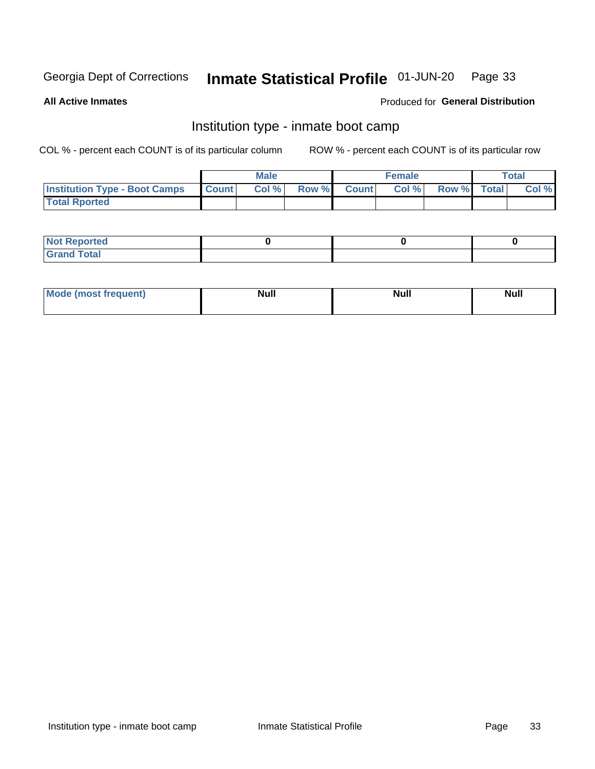**All Active Inmates**

Produced for **General Distribution**

## Institution type - inmate boot camp

COL % - percent each COUNT is of its particular column

ROW % - percent each COUNT is of its particular row

| | Male | | | Female | | | Total | |
|---|---|---|---|---|---|---|---|---|
| **Institution Type - Boot Camps** | **Count** | **Col %** | **Row %** | **Count** | **Col %** | **Row %** | **Total** | **Col %** |
| **Total Rported** | | | | | | | | |

| | Male | Female | Total |
|---|---|---|---|
| **Not Reported** | **0** | **0** | **0** |
| **Grand Total** | | | |

| | Male | Female | Total |
|---|---|---|---|
| **Mode (most frequent)** | **Null** | **Null** | **Null** |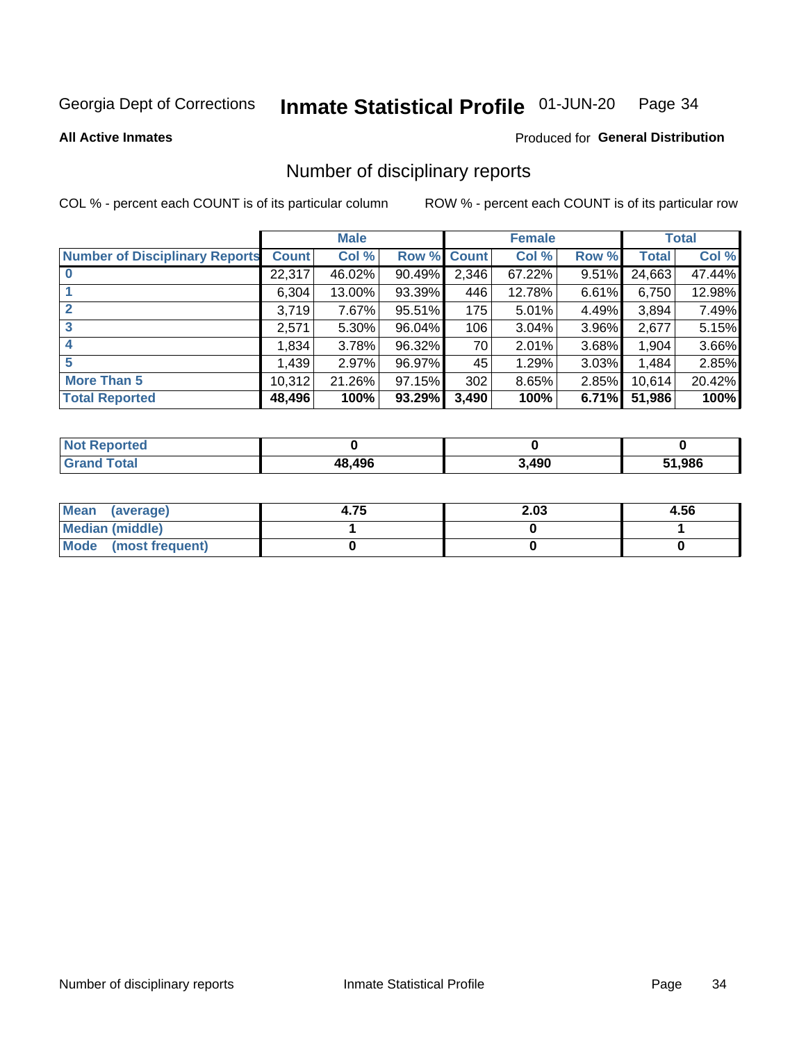Georgia Dept of Corrections **Inmate Statistical Profile** 01-JUN-20

**All Active Inmates**

Produced for **General Distribution**

## Number of disciplinary reports

COL % - percent each COUNT is of its particular column

ROW % - percent each COUNT is of its particular row

| | Male | | | Female | | | Total | |
|---|---|---|---|---|---|---|---|---|
| **Number of Disciplinary Reports** | **Count** | **Col %** | **Row %** | **Count** | **Col %** | **Row %** | **Total** | **Col %** |
| **0** | 22,317 | 46.02% | 90.49% | 2,346 | 67.22% | 9.51% | 24,663 | 47.44% |
| **1** | 6,304 | 13.00% | 93.39% | 446 | 12.78% | 6.61% | 6,750 | 12.98% |
| **2** | 3,719 | 7.67% | 95.51% | 175 | 5.01% | 4.49% | 3,894 | 7.49% |
| **3** | 2,571 | 5.30% | 96.04% | 106 | 3.04% | 3.96% | 2,677 | 5.15% |
| **4** | 1,834 | 3.78% | 96.32% | 70 | 2.01% | 3.68% | 1,904 | 3.66% |
| **5** | 1,439 | 2.97% | 96.97% | 45 | 1.29% | 3.03% | 1,484 | 2.85% |
| **More Than 5** | 10,312 | 21.26% | 97.15% | 302 | 8.65% | 2.85% | 10,614 | 20.42% |
| **Total Reported** | **48,496** | **100%** | **93.29%** | **3,490** | **100%** | **6.71%** | **51,986** | **100%** |

| | Male | Female | Total |
|---|---|---|---|
| **Not Reported** | **0** | **0** | **0** |
| **Grand Total** | **48,496** | **3,490** | **51,986** |

| | Male | Female | Total |
|---|---|---|---|
| **Mean (average)** | **4.75** | **2.03** | **4.56** |
| **Median (middle)** | **1** | **0** | **1** |
| **Mode (most frequent)** | **0** | **0** | **0** |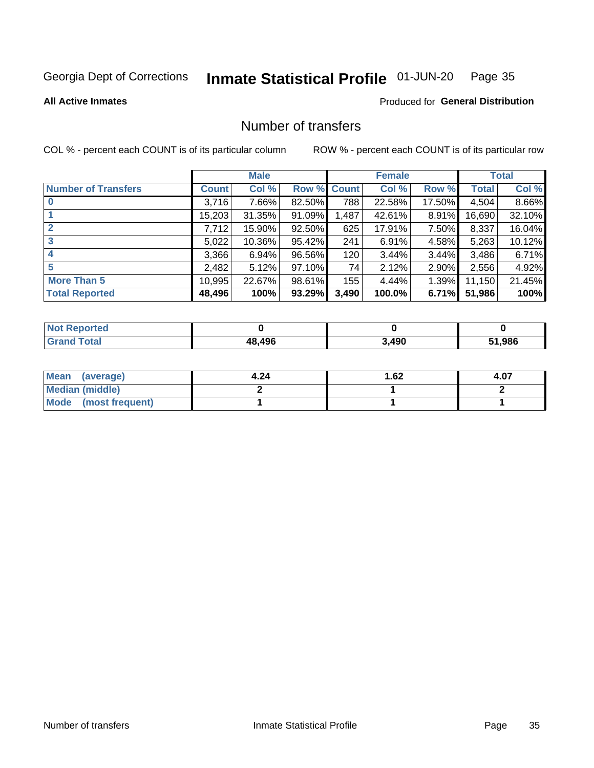Georgia Dept of Corrections **Inmate Statistical Profile** 01-JUN-20

**All Active Inmates**

Produced for **General Distribution**

## Number of transfers

COL % - percent each COUNT is of its particular column ROW % - percent each COUNT is of its particular row

| | Male | | | Female | | | Total | |
|---|---|---|---|---|---|---|---|---|
| **Number of Transfers** | **Count** | **Col %** | **Row %** | **Count** | **Col %** | **Row %** | **Total** | **Col %** |
| **0** | 3,716 | 7.66% | 82.50% | 788 | 22.58% | 17.50% | 4,504 | 8.66% |
| **1** | 15,203 | 31.35% | 91.09% | 1,487 | 42.61% | 8.91% | 16,690 | 32.10% |
| **2** | 7,712 | 15.90% | 92.50% | 625 | 17.91% | 7.50% | 8,337 | 16.04% |
| **3** | 5,022 | 10.36% | 95.42% | 241 | 6.91% | 4.58% | 5,263 | 10.12% |
| **4** | 3,366 | 6.94% | 96.56% | 120 | 3.44% | 3.44% | 3,486 | 6.71% |
| **5** | 2,482 | 5.12% | 97.10% | 74 | 2.12% | 2.90% | 2,556 | 4.92% |
| **More Than 5** | 10,995 | 22.67% | 98.61% | 155 | 4.44% | 1.39% | 11,150 | 21.45% |
| **Total Reported** | **48,496** | **100%** | **93.29%** | **3,490** | **100.0%** | **6.71%** | **51,986** | **100%** |

| | Male | Female | Total |
|---|---|---|---|
| **Not Reported** | **0** | **0** | **0** |
| **Grand Total** | **48,496** | **3,490** | **51,986** |

| | Male | Female | Total |
|---|---|---|---|
| **Mean (average)** | **4.24** | **1.62** | **4.07** |
| **Median (middle)** | **2** | **1** | **2** |
| **Mode (most frequent)** | **1** | **1** | **1** |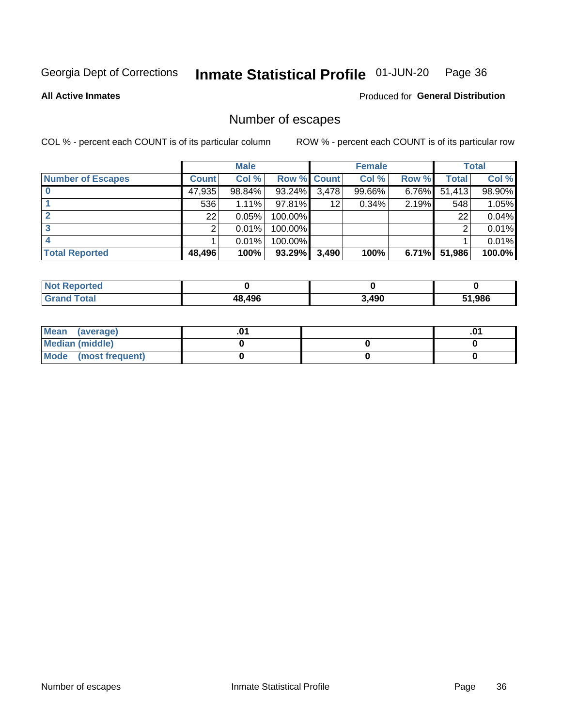Georgia Dept of Corrections **Inmate Statistical Profile** 01-JUN-20

**All Active Inmates**

Produced for **General Distribution**

## Number of escapes

COL % - percent each COUNT is of its particular column ROW % - percent each COUNT is of its particular row

| | Male | | | Female | | | Total | |
|---|---|---|---|---|---|---|---|---|
| **Number of Escapes** | **Count** | **Col %** | **Row %** | **Count** | **Col %** | **Row %** | **Total** | **Col %** |
| **0** | 47,935 | 98.84% | 93.24% | 3,478 | 99.66% | 6.76% | 51,413 | 98.90% |
| **1** | 536 | 1.11% | 97.81% | 12 | 0.34% | 2.19% | 548 | 1.05% |
| **2** | 22 | 0.05% | 100.00% | | | | 22 | 0.04% |
| **3** | 2 | 0.01% | 100.00% | | | | 2 | 0.01% |
| **4** | 1 | 0.01% | 100.00% | | | | 1 | 0.01% |
| **Total Reported** | **48,496** | **100%** | **93.29%** | **3,490** | **100%** | **6.71%** | **51,986** | **100.0%** |

| | Male | Female | Total |
|---|---|---|---|
| **Not Reported** | **0** | **0** | **0** |
| **Grand Total** | **48,496** | **3,490** | **51,986** |

| | Male | Female | Total |
|---|---|---|---|
| **Mean (average)** | **.01** | | **.01** |
| **Median (middle)** | **0** | **0** | **0** |
| **Mode (most frequent)** | **0** | **0** | **0** |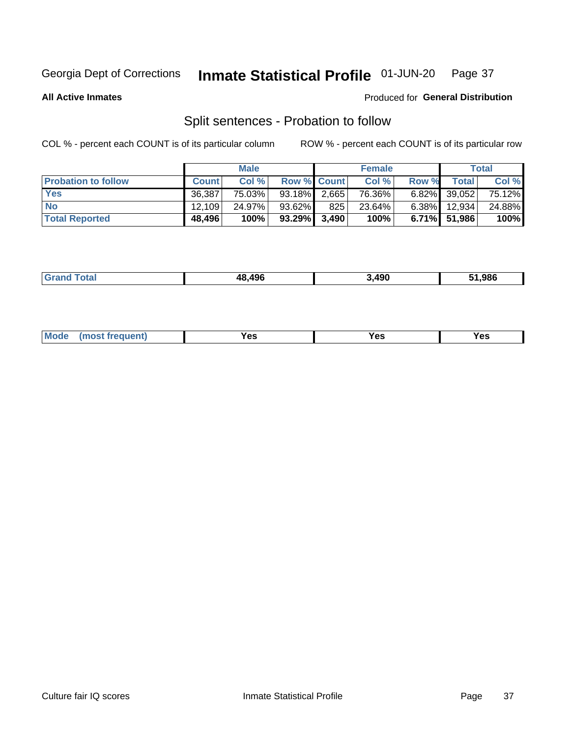**All Active Inmates** Produced for **General Distribution**

## Split sentences - Probation to follow

COL % - percent each COUNT is of its particular column ROW % - percent each COUNT is of its particular row

| | Male | | | Female | | | Total | |
|---|---|---|---|---|---|---|---|---|
| **Probation to follow** | **Count** | **Col %** | **Row %** | **Count** | **Col %** | **Row %** | **Total** | **Col %** |
| **Yes** | 36,387 | 75.03% | 93.18% | 2,665 | 76.36% | 6.82% | 39,052 | 75.12% |
| **No** | 12,109 | 24.97% | 93.62% | 825 | 23.64% | 6.38% | 12,934 | 24.88% |
| **Total Reported** | **48,496** | **100%** | **93.29%** | **3,490** | **100%** | **6.71%** | **51,986** | **100%** |

| | Male | Female | Total |
|---|---|---|---|
| **Grand Total** | **48,496** | **3,490** | **51,986** |

| | Male | Female | Total |
|---|---|---|---|
| **Mode (most frequent)** | **Yes** | **Yes** | **Yes** |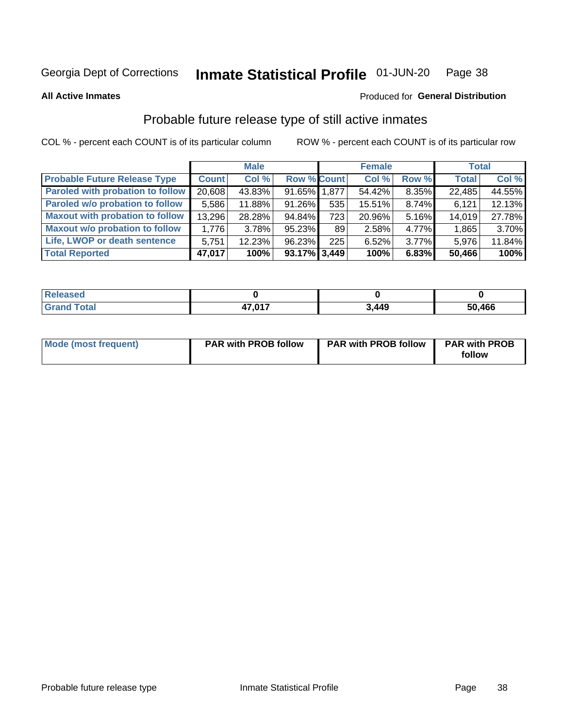Georgia Dept of Corrections **Inmate Statistical Profile** 01-JUN-20

**All Active Inmates**

Produced for **General Distribution**

## Probable future release type of still active inmates

COL % - percent each COUNT is of its particular column

ROW % - percent each COUNT is of its particular row

| | Male | | | Female | | | Total | |
|---|---|---|---|---|---|---|---|---|
| **Probable Future Release Type** | **Count** | **Col %** | **Row %** | **Count** | **Col %** | **Row %** | **Total** | **Col %** |
| Paroled with probation to follow | 20,608 | 43.83% | 91.65% | 1,877 | 54.42% | 8.35% | 22,485 | 44.55% |
| Paroled w/o probation to follow | 5,586 | 11.88% | 91.26% | 535 | 15.51% | 8.74% | 6,121 | 12.13% |
| Maxout with probation to follow | 13,296 | 28.28% | 94.84% | 723 | 20.96% | 5.16% | 14,019 | 27.78% |
| Maxout w/o probation to follow | 1,776 | 3.78% | 95.23% | 89 | 2.58% | 4.77% | 1,865 | 3.70% |
| Life, LWOP or death sentence | 5,751 | 12.23% | 96.23% | 225 | 6.52% | 3.77% | 5,976 | 11.84% |
| **Total Reported** | **47,017** | **100%** | **93.17%** | **3,449** | **100%** | **6.83%** | **50,466** | **100%** |

| | Male | Female | Total |
|---|---|---|---|
| **Released** | **0** | **0** | **0** |
| **Grand Total** | **47,017** | **3,449** | **50,466** |

| | Male | Female | Total |
|---|---|---|---|
| **Mode (most frequent)** | **PAR with PROB follow** | **PAR with PROB follow** | **PAR with PROB follow** |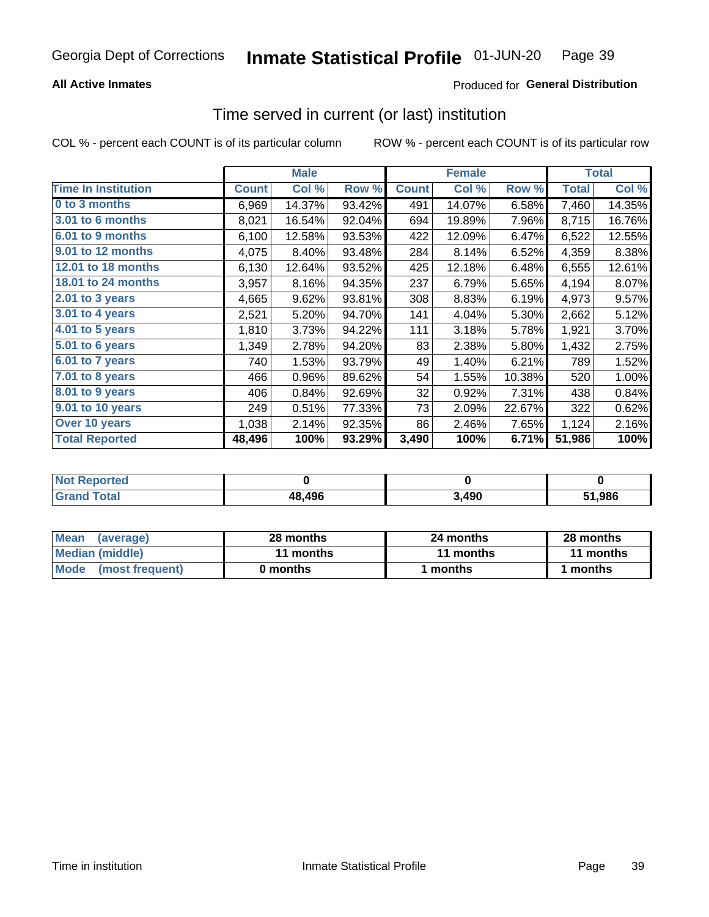Georgia Dept of Corrections **Inmate Statistical Profile** 01-JUN-20

**All Active Inmates**

Produced for **General Distribution**

## Time served in current (or last) institution

COL % - percent each COUNT is of its particular column

ROW % - percent each COUNT is of its particular row

| | Male | | | Female | | | Total | |
|---|---|---|---|---|---|---|---|---|
| **Time In Institution** | **Count** | **Col %** | **Row %** | **Count** | **Col %** | **Row %** | **Total** | **Col %** |
| 0 to 3 months | 6,969 | 14.37% | 93.42% | 491 | 14.07% | 6.58% | 7,460 | 14.35% |
| 3.01 to 6 months | 8,021 | 16.54% | 92.04% | 694 | 19.89% | 7.96% | 8,715 | 16.76% |
| 6.01 to 9 months | 6,100 | 12.58% | 93.53% | 422 | 12.09% | 6.47% | 6,522 | 12.55% |
| 9.01 to 12 months | 4,075 | 8.40% | 93.48% | 284 | 8.14% | 6.52% | 4,359 | 8.38% |
| 12.01 to 18 months | 6,130 | 12.64% | 93.52% | 425 | 12.18% | 6.48% | 6,555 | 12.61% |
| 18.01 to 24 months | 3,957 | 8.16% | 94.35% | 237 | 6.79% | 5.65% | 4,194 | 8.07% |
| 2.01 to 3 years | 4,665 | 9.62% | 93.81% | 308 | 8.83% | 6.19% | 4,973 | 9.57% |
| 3.01 to 4 years | 2,521 | 5.20% | 94.70% | 141 | 4.04% | 5.30% | 2,662 | 5.12% |
| 4.01 to 5 years | 1,810 | 3.73% | 94.22% | 111 | 3.18% | 5.78% | 1,921 | 3.70% |
| 5.01 to 6 years | 1,349 | 2.78% | 94.20% | 83 | 2.38% | 5.80% | 1,432 | 2.75% |
| 6.01 to 7 years | 740 | 1.53% | 93.79% | 49 | 1.40% | 6.21% | 789 | 1.52% |
| 7.01 to 8 years | 466 | 0.96% | 89.62% | 54 | 1.55% | 10.38% | 520 | 1.00% |
| 8.01 to 9 years | 406 | 0.84% | 92.69% | 32 | 0.92% | 7.31% | 438 | 0.84% |
| 9.01 to 10 years | 249 | 0.51% | 77.33% | 73 | 2.09% | 22.67% | 322 | 0.62% |
| Over 10 years | 1,038 | 2.14% | 92.35% | 86 | 2.46% | 7.65% | 1,124 | 2.16% |
| **Total Reported** | **48,496** | **100%** | **93.29%** | **3,490** | **100%** | **6.71%** | **51,986** | **100%** |

| | Male | Female | Total |
|---|---|---|---|
| Not Reported | 0 | 0 | 0 |
| Grand Total | 48,496 | 3,490 | 51,986 |

| | Male | Female | Total |
|---|---|---|---|
| Mean (average) | 28 months | 24 months | 28 months |
| Median (middle) | 11 months | 11 months | 11 months |
| Mode (most frequent) | 0 months | 1 months | 1 months |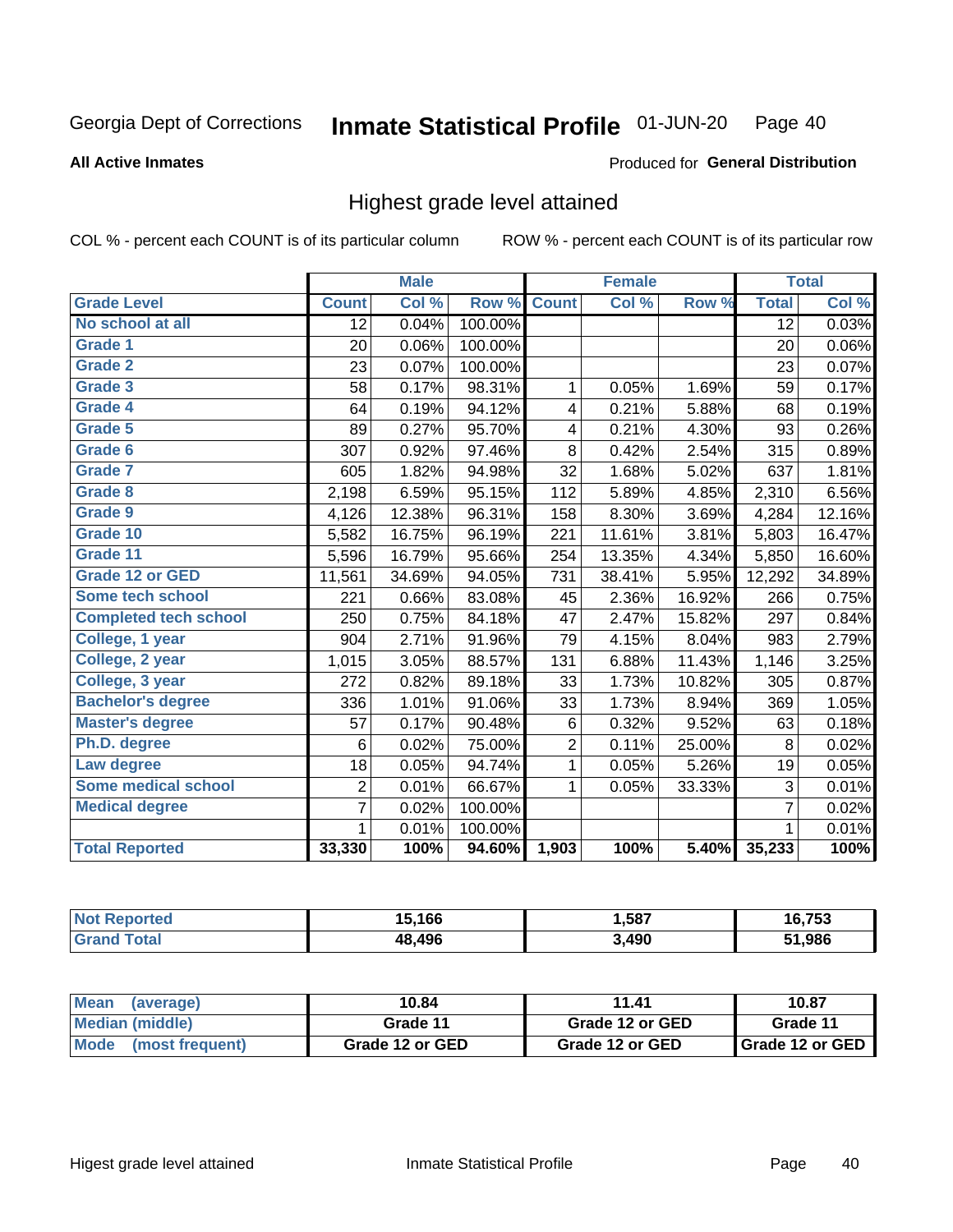Georgia Dept of Corrections **Inmate Statistical Profile** 01-JUN-20 Page 40

**All Active Inmates**

Produced for **General Distribution**

## Highest grade level attained

COL % - percent each COUNT is of its particular column

ROW % - percent each COUNT is of its particular row

| | Male | | | Female | | | Total | |
|---|---|---|---|---|---|---|---|---|
| **Grade Level** | **Count** | **Col %** | **Row %** | **Count** | **Col %** | **Row %** | **Total** | **Col %** |
| **No school at all** | 12 | 0.04% | 100.00% | | | | 12 | 0.03% |
| **Grade 1** | 20 | 0.06% | 100.00% | | | | 20 | 0.06% |
| **Grade 2** | 23 | 0.07% | 100.00% | | | | 23 | 0.07% |
| **Grade 3** | 58 | 0.17% | 98.31% | 1 | 0.05% | 1.69% | 59 | 0.17% |
| **Grade 4** | 64 | 0.19% | 94.12% | 4 | 0.21% | 5.88% | 68 | 0.19% |
| **Grade 5** | 89 | 0.27% | 95.70% | 4 | 0.21% | 4.30% | 93 | 0.26% |
| **Grade 6** | 307 | 0.92% | 97.46% | 8 | 0.42% | 2.54% | 315 | 0.89% |
| **Grade 7** | 605 | 1.82% | 94.98% | 32 | 1.68% | 5.02% | 637 | 1.81% |
| **Grade 8** | 2,198 | 6.59% | 95.15% | 112 | 5.89% | 4.85% | 2,310 | 6.56% |
| **Grade 9** | 4,126 | 12.38% | 96.31% | 158 | 8.30% | 3.69% | 4,284 | 12.16% |
| **Grade 10** | 5,582 | 16.75% | 96.19% | 221 | 11.61% | 3.81% | 5,803 | 16.47% |
| **Grade 11** | 5,596 | 16.79% | 95.66% | 254 | 13.35% | 4.34% | 5,850 | 16.60% |
| **Grade 12 or GED** | 11,561 | 34.69% | 94.05% | 731 | 38.41% | 5.95% | 12,292 | 34.89% |
| **Some tech school** | 221 | 0.66% | 83.08% | 45 | 2.36% | 16.92% | 266 | 0.75% |
| **Completed tech school** | 250 | 0.75% | 84.18% | 47 | 2.47% | 15.82% | 297 | 0.84% |
| **College, 1 year** | 904 | 2.71% | 91.96% | 79 | 4.15% | 8.04% | 983 | 2.79% |
| **College, 2 year** | 1,015 | 3.05% | 88.57% | 131 | 6.88% | 11.43% | 1,146 | 3.25% |
| **College, 3 year** | 272 | 0.82% | 89.18% | 33 | 1.73% | 10.82% | 305 | 0.87% |
| **Bachelor's degree** | 336 | 1.01% | 91.06% | 33 | 1.73% | 8.94% | 369 | 1.05% |
| **Master's degree** | 57 | 0.17% | 90.48% | 6 | 0.32% | 9.52% | 63 | 0.18% |
| **Ph.D. degree** | 6 | 0.02% | 75.00% | 2 | 0.11% | 25.00% | 8 | 0.02% |
| **Law degree** | 18 | 0.05% | 94.74% | 1 | 0.05% | 5.26% | 19 | 0.05% |
| **Some medical school** | 2 | 0.01% | 66.67% | 1 | 0.05% | 33.33% | 3 | 0.01% |
| **Medical degree** | 7 | 0.02% | 100.00% | | | | 7 | 0.02% |
| | 1 | 0.01% | 100.00% | | | | 1 | 0.01% |
| **Total Reported** | **33,330** | **100%** | **94.60%** | **1,903** | **100%** | **5.40%** | **35,233** | **100%** |

| | Male | Female | Total |
|---|---|---|---|
| **Not Reported** | **15,166** | **1,587** | **16,753** |
| **Grand Total** | **48,496** | **3,490** | **51,986** |

| | Male | Female | Total |
|---|---|---|---|
| **Mean (average)** | **10.84** | **11.41** | **10.87** |
| **Median (middle)** | **Grade 11** | **Grade 12 or GED** | **Grade 11** |
| **Mode (most frequent)** | **Grade 12 or GED** | **Grade 12 or GED** | **Grade 12 or GED** |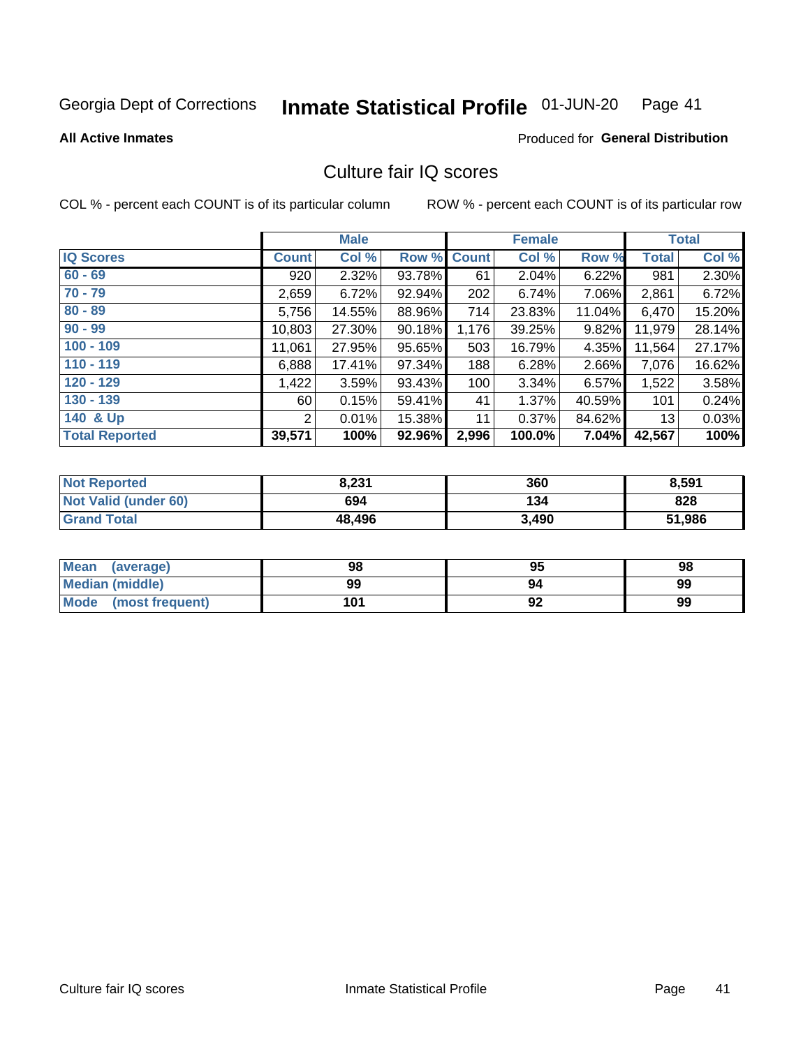Georgia Dept of Corrections **Inmate Statistical Profile** 01-JUN-20 Page 41

**All Active Inmates**

Produced for **General Distribution**

# Culture fair IQ scores

COL % - percent each COUNT is of its particular column

ROW % - percent each COUNT is of its particular row

| | Male | | | Female | | | Total | |
|---|---|---|---|---|---|---|---|---|
| **IQ Scores** | **Count** | **Col %** | **Row %** | **Count** | **Col %** | **Row %** | **Total** | **Col %** |
| 60 - 69 | 920 | 2.32% | 93.78% | 61 | 2.04% | 6.22% | 981 | 2.30% |
| 70 - 79 | 2,659 | 6.72% | 92.94% | 202 | 6.74% | 7.06% | 2,861 | 6.72% |
| 80 - 89 | 5,756 | 14.55% | 88.96% | 714 | 23.83% | 11.04% | 6,470 | 15.20% |
| 90 - 99 | 10,803 | 27.30% | 90.18% | 1,176 | 39.25% | 9.82% | 11,979 | 28.14% |
| 100 - 109 | 11,061 | 27.95% | 95.65% | 503 | 16.79% | 4.35% | 11,564 | 27.17% |
| 110 - 119 | 6,888 | 17.41% | 97.34% | 188 | 6.28% | 2.66% | 7,076 | 16.62% |
| 120 - 129 | 1,422 | 3.59% | 93.43% | 100 | 3.34% | 6.57% | 1,522 | 3.58% |
| 130 - 139 | 60 | 0.15% | 59.41% | 41 | 1.37% | 40.59% | 101 | 0.24% |
| 140 & Up | 2 | 0.01% | 15.38% | 11 | 0.37% | 84.62% | 13 | 0.03% |
| **Total Reported** | **39,571** | **100%** | **92.96%** | **2,996** | **100.0%** | **7.04%** | **42,567** | **100%** |

| | Male | Female | Total |
|---|---|---|---|
| Not Reported | 8,231 | 360 | 8,591 |
| Not Valid (under 60) | 694 | 134 | 828 |
| Grand Total | 48,496 | 3,490 | 51,986 |

| | Male | Female | Total |
|---|---|---|---|
| Mean (average) | 98 | 95 | 98 |
| Median (middle) | 99 | 94 | 99 |
| Mode (most frequent) | 101 | 92 | 99 |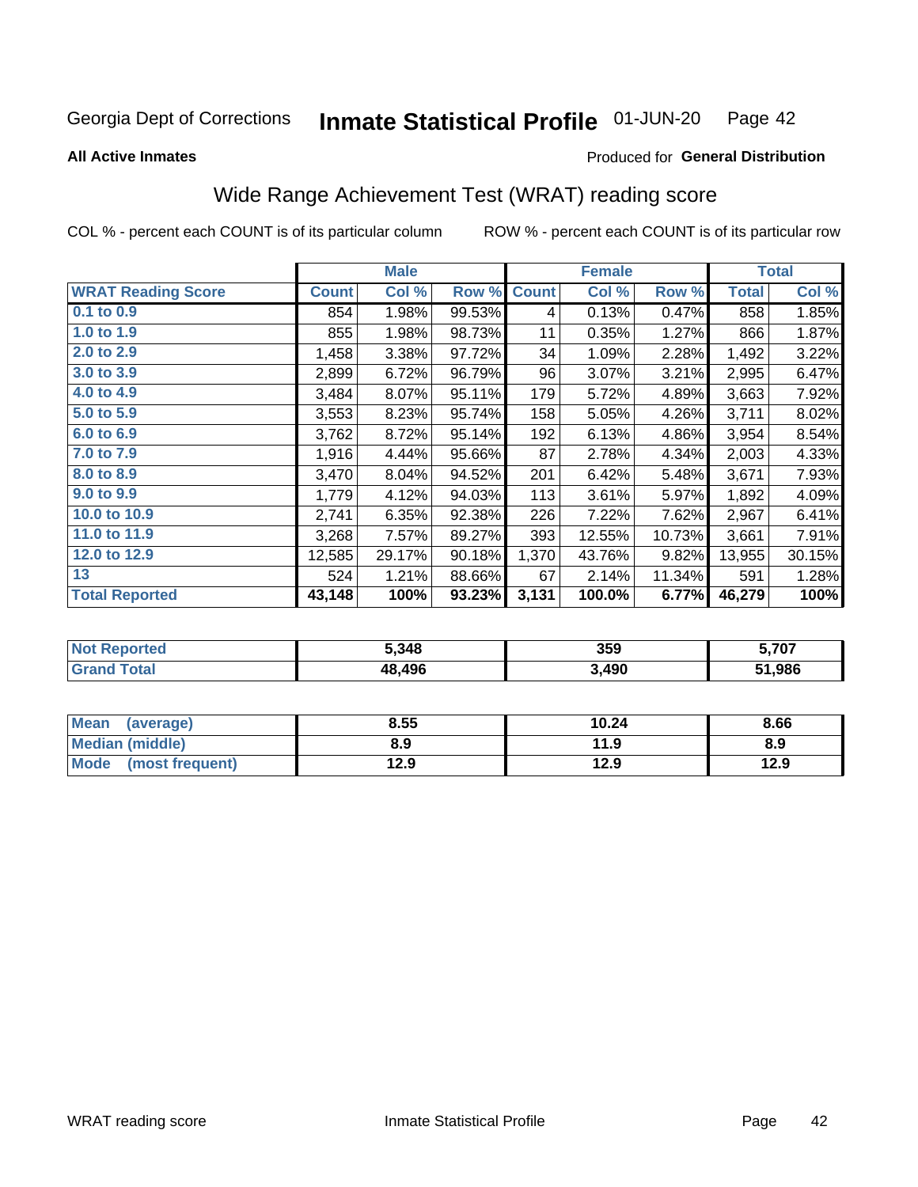Georgia Dept of Corrections **Inmate Statistical Profile** 01-JUN-20

**All Active Inmates**

Produced for **General Distribution**

## Wide Range Achievement Test (WRAT) reading score

COL % - percent each COUNT is of its particular column ROW % - percent each COUNT is of its particular row

| | Male | | | Female | | | Total | |
|---|---|---|---|---|---|---|---|---|
| **WRAT Reading Score** | **Count** | **Col %** | **Row %** | **Count** | **Col %** | **Row %** | **Total** | **Col %** |
| 0.1 to 0.9 | 854 | 1.98% | 99.53% | 4 | 0.13% | 0.47% | 858 | 1.85% |
| 1.0 to 1.9 | 855 | 1.98% | 98.73% | 11 | 0.35% | 1.27% | 866 | 1.87% |
| 2.0 to 2.9 | 1,458 | 3.38% | 97.72% | 34 | 1.09% | 2.28% | 1,492 | 3.22% |
| 3.0 to 3.9 | 2,899 | 6.72% | 96.79% | 96 | 3.07% | 3.21% | 2,995 | 6.47% |
| 4.0 to 4.9 | 3,484 | 8.07% | 95.11% | 179 | 5.72% | 4.89% | 3,663 | 7.92% |
| 5.0 to 5.9 | 3,553 | 8.23% | 95.74% | 158 | 5.05% | 4.26% | 3,711 | 8.02% |
| 6.0 to 6.9 | 3,762 | 8.72% | 95.14% | 192 | 6.13% | 4.86% | 3,954 | 8.54% |
| 7.0 to 7.9 | 1,916 | 4.44% | 95.66% | 87 | 2.78% | 4.34% | 2,003 | 4.33% |
| 8.0 to 8.9 | 3,470 | 8.04% | 94.52% | 201 | 6.42% | 5.48% | 3,671 | 7.93% |
| 9.0 to 9.9 | 1,779 | 4.12% | 94.03% | 113 | 3.61% | 5.97% | 1,892 | 4.09% |
| 10.0 to 10.9 | 2,741 | 6.35% | 92.38% | 226 | 7.22% | 7.62% | 2,967 | 6.41% |
| 11.0 to 11.9 | 3,268 | 7.57% | 89.27% | 393 | 12.55% | 10.73% | 3,661 | 7.91% |
| 12.0 to 12.9 | 12,585 | 29.17% | 90.18% | 1,370 | 43.76% | 9.82% | 13,955 | 30.15% |
| 13 | 524 | 1.21% | 88.66% | 67 | 2.14% | 11.34% | 591 | 1.28% |
| **Total Reported** | **43,148** | **100%** | **93.23%** | **3,131** | **100.0%** | **6.77%** | **46,279** | **100%** |

| | Male | Female | Total |
|---|---|---|---|
| Not Reported | 5,348 | 359 | 5,707 |
| Grand Total | 48,496 | 3,490 | 51,986 |

| | Male | Female | Total |
|---|---|---|---|
| Mean (average) | 8.55 | 10.24 | 8.66 |
| Median (middle) | 8.9 | 11.9 | 8.9 |
| Mode (most frequent) | 12.9 | 12.9 | 12.9 |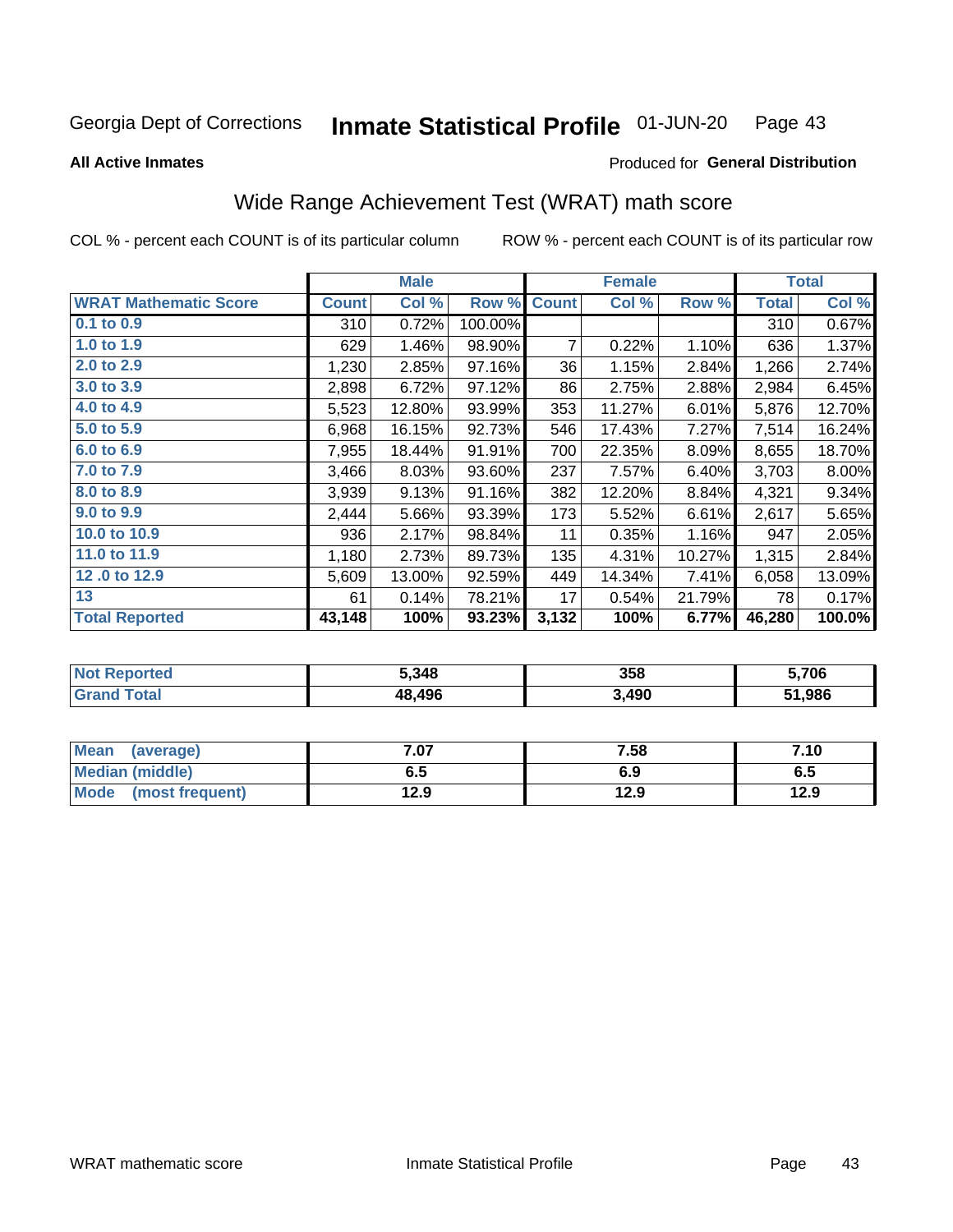Georgia Dept of Corrections **Inmate Statistical Profile** 01-JUN-20

**All Active Inmates**

Produced for **General Distribution**

## Wide Range Achievement Test (WRAT) math score

COL % - percent each COUNT is of its particular column ROW % - percent each COUNT is of its particular row

| | Male | | | Female | | | Total | |
|---|---|---|---|---|---|---|---|---|
| **WRAT Mathematic Score** | **Count** | **Col %** | **Row %** | **Count** | **Col %** | **Row %** | **Total** | **Col %** |
| 0.1 to 0.9 | 310 | 0.72% | 100.00% | | | | 310 | 0.67% |
| 1.0 to 1.9 | 629 | 1.46% | 98.90% | 7 | 0.22% | 1.10% | 636 | 1.37% |
| 2.0 to 2.9 | 1,230 | 2.85% | 97.16% | 36 | 1.15% | 2.84% | 1,266 | 2.74% |
| 3.0 to 3.9 | 2,898 | 6.72% | 97.12% | 86 | 2.75% | 2.88% | 2,984 | 6.45% |
| 4.0 to 4.9 | 5,523 | 12.80% | 93.99% | 353 | 11.27% | 6.01% | 5,876 | 12.70% |
| 5.0 to 5.9 | 6,968 | 16.15% | 92.73% | 546 | 17.43% | 7.27% | 7,514 | 16.24% |
| 6.0 to 6.9 | 7,955 | 18.44% | 91.91% | 700 | 22.35% | 8.09% | 8,655 | 18.70% |
| 7.0 to 7.9 | 3,466 | 8.03% | 93.60% | 237 | 7.57% | 6.40% | 3,703 | 8.00% |
| 8.0 to 8.9 | 3,939 | 9.13% | 91.16% | 382 | 12.20% | 8.84% | 4,321 | 9.34% |
| 9.0 to 9.9 | 2,444 | 5.66% | 93.39% | 173 | 5.52% | 6.61% | 2,617 | 5.65% |
| 10.0 to 10.9 | 936 | 2.17% | 98.84% | 11 | 0.35% | 1.16% | 947 | 2.05% |
| 11.0 to 11.9 | 1,180 | 2.73% | 89.73% | 135 | 4.31% | 10.27% | 1,315 | 2.84% |
| 12 .0 to 12.9 | 5,609 | 13.00% | 92.59% | 449 | 14.34% | 7.41% | 6,058 | 13.09% |
| 13 | 61 | 0.14% | 78.21% | 17 | 0.54% | 21.79% | 78 | 0.17% |
| **Total Reported** | **43,148** | **100%** | **93.23%** | **3,132** | **100%** | **6.77%** | **46,280** | **100.0%** |

| | Male | Female | Total |
|---|---|---|---|
| Not Reported | 5,348 | 358 | 5,706 |
| Grand Total | 48,496 | 3,490 | 51,986 |

| | Male | Female | Total |
|---|---|---|---|
| Mean (average) | 7.07 | 7.58 | 7.10 |
| Median (middle) | 6.5 | 6.9 | 6.5 |
| Mode (most frequent) | 12.9 | 12.9 | 12.9 |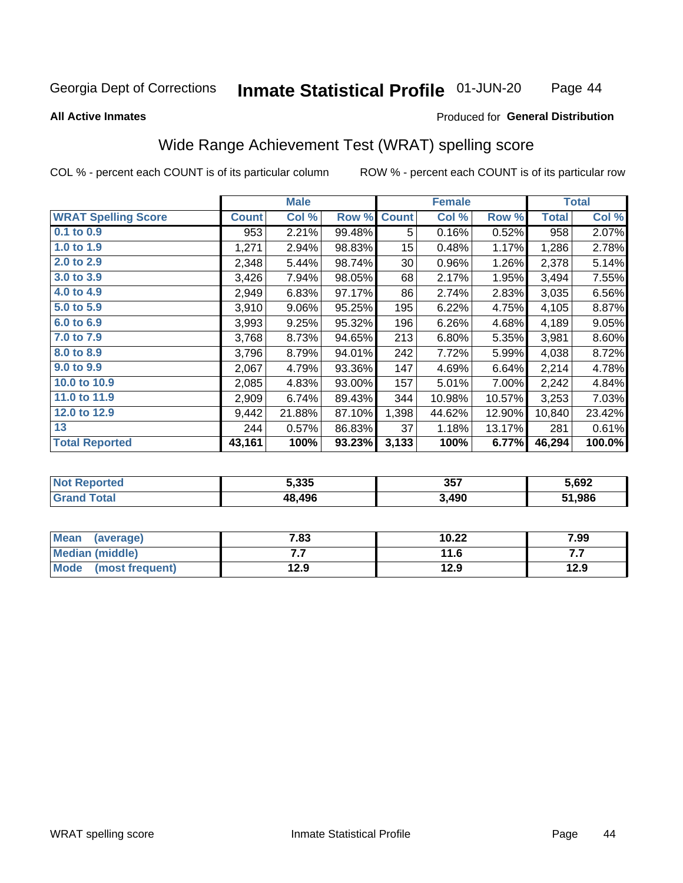Georgia Dept of Corrections **Inmate Statistical Profile** 01-JUN-20

**All Active Inmates** Produced for **General Distribution**

## Wide Range Achievement Test (WRAT) spelling score

COL % - percent each COUNT is of its particular column ROW % - percent each COUNT is of its particular row

| | Male | | | Female | | | Total | |
|---|---|---|---|---|---|---|---|---|
| **WRAT Spelling Score** | **Count** | **Col %** | **Row %** | **Count** | **Col %** | **Row %** | **Total** | **Col %** |
| 0.1 to 0.9 | 953 | 2.21% | 99.48% | 5 | 0.16% | 0.52% | 958 | 2.07% |
| 1.0 to 1.9 | 1,271 | 2.94% | 98.83% | 15 | 0.48% | 1.17% | 1,286 | 2.78% |
| 2.0 to 2.9 | 2,348 | 5.44% | 98.74% | 30 | 0.96% | 1.26% | 2,378 | 5.14% |
| 3.0 to 3.9 | 3,426 | 7.94% | 98.05% | 68 | 2.17% | 1.95% | 3,494 | 7.55% |
| 4.0 to 4.9 | 2,949 | 6.83% | 97.17% | 86 | 2.74% | 2.83% | 3,035 | 6.56% |
| 5.0 to 5.9 | 3,910 | 9.06% | 95.25% | 195 | 6.22% | 4.75% | 4,105 | 8.87% |
| 6.0 to 6.9 | 3,993 | 9.25% | 95.32% | 196 | 6.26% | 4.68% | 4,189 | 9.05% |
| 7.0 to 7.9 | 3,768 | 8.73% | 94.65% | 213 | 6.80% | 5.35% | 3,981 | 8.60% |
| 8.0 to 8.9 | 3,796 | 8.79% | 94.01% | 242 | 7.72% | 5.99% | 4,038 | 8.72% |
| 9.0 to 9.9 | 2,067 | 4.79% | 93.36% | 147 | 4.69% | 6.64% | 2,214 | 4.78% |
| 10.0 to 10.9 | 2,085 | 4.83% | 93.00% | 157 | 5.01% | 7.00% | 2,242 | 4.84% |
| 11.0 to 11.9 | 2,909 | 6.74% | 89.43% | 344 | 10.98% | 10.57% | 3,253 | 7.03% |
| 12.0 to 12.9 | 9,442 | 21.88% | 87.10% | 1,398 | 44.62% | 12.90% | 10,840 | 23.42% |
| 13 | 244 | 0.57% | 86.83% | 37 | 1.18% | 13.17% | 281 | 0.61% |
| **Total Reported** | **43,161** | **100%** | **93.23%** | **3,133** | **100%** | **6.77%** | **46,294** | **100.0%** |

| | Male | Female | Total |
|---|---|---|---|
| Not Reported | 5,335 | 357 | 5,692 |
| Grand Total | 48,496 | 3,490 | 51,986 |

| | Male | Female | Total |
|---|---|---|---|
| Mean (average) | 7.83 | 10.22 | 7.99 |
| Median (middle) | 7.7 | 11.6 | 7.7 |
| Mode (most frequent) | 12.9 | 12.9 | 12.9 |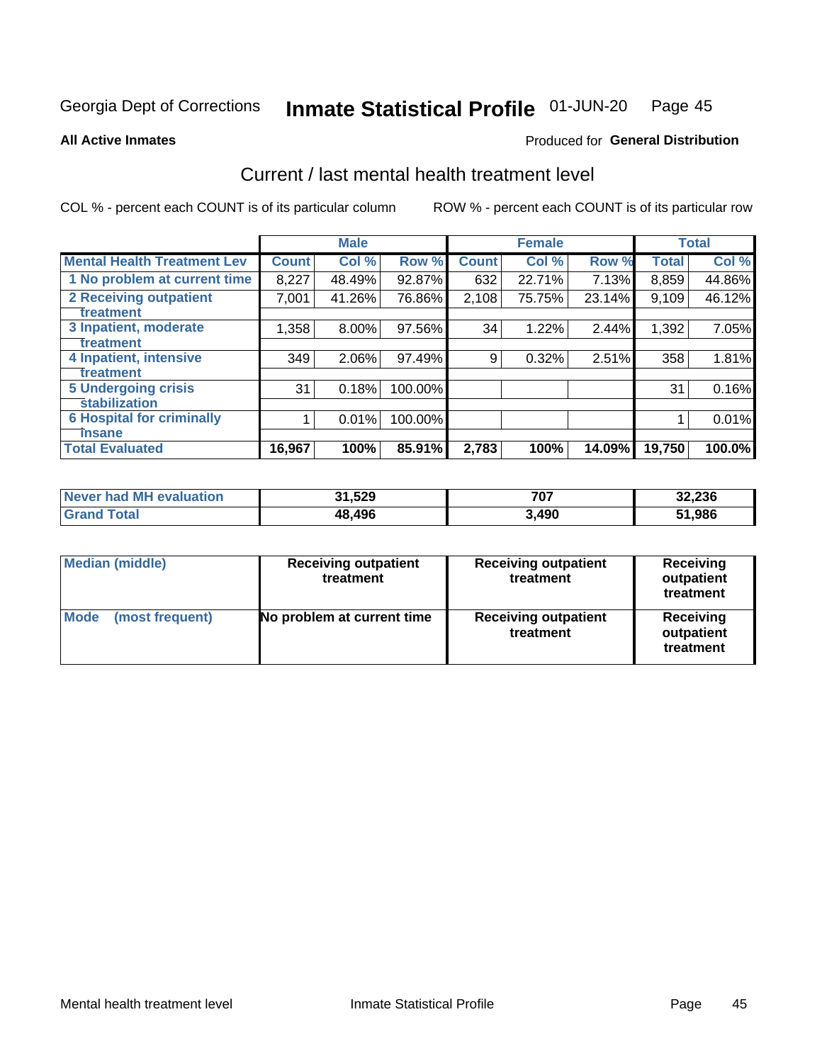Georgia Dept of Corrections **Inmate Statistical Profile** 01-JUN-20 Page 45

**All Active Inmates**

Produced for **General Distribution**

## Current / last mental health treatment level

COL % - percent each COUNT is of its particular column

ROW % - percent each COUNT is of its particular row

| | Male | | | Female | | | Total | |
|---|---|---|---|---|---|---|---|---|
| **Mental Health Treatment Lev** | **Count** | **Col %** | **Row %** | **Count** | **Col %** | **Row %** | **Total** | **Col %** |
| 1 No problem at current time | 8,227 | 48.49% | 92.87% | 632 | 22.71% | 7.13% | 8,859 | 44.86% |
| 2 Receiving outpatient treatment | 7,001 | 41.26% | 76.86% | 2,108 | 75.75% | 23.14% | 9,109 | 46.12% |
| 3 Inpatient, moderate treatment | 1,358 | 8.00% | 97.56% | 34 | 1.22% | 2.44% | 1,392 | 7.05% |
| 4 Inpatient, intensive treatment | 349 | 2.06% | 97.49% | 9 | 0.32% | 2.51% | 358 | 1.81% |
| 5 Undergoing crisis stabilization | 31 | 0.18% | 100.00% | | | | 31 | 0.16% |
| 6 Hospital for criminally insane | 1 | 0.01% | 100.00% | | | | 1 | 0.01% |
| **Total Evaluated** | **16,967** | **100%** | **85.91%** | **2,783** | **100%** | **14.09%** | **19,750** | **100.0%** |

| | Male | Female | Total |
|---|---|---|---|
| **Never had MH evaluation** | **31,529** | **707** | **32,236** |
| **Grand Total** | **48,496** | **3,490** | **51,986** |

| | Male | Female | Total |
|---|---|---|---|
| **Median (middle)** | **Receiving outpatient treatment** | **Receiving outpatient treatment** | **Receiving outpatient treatment** |
| **Mode (most frequent)** | **No problem at current time** | **Receiving outpatient treatment** | **Receiving outpatient treatment** |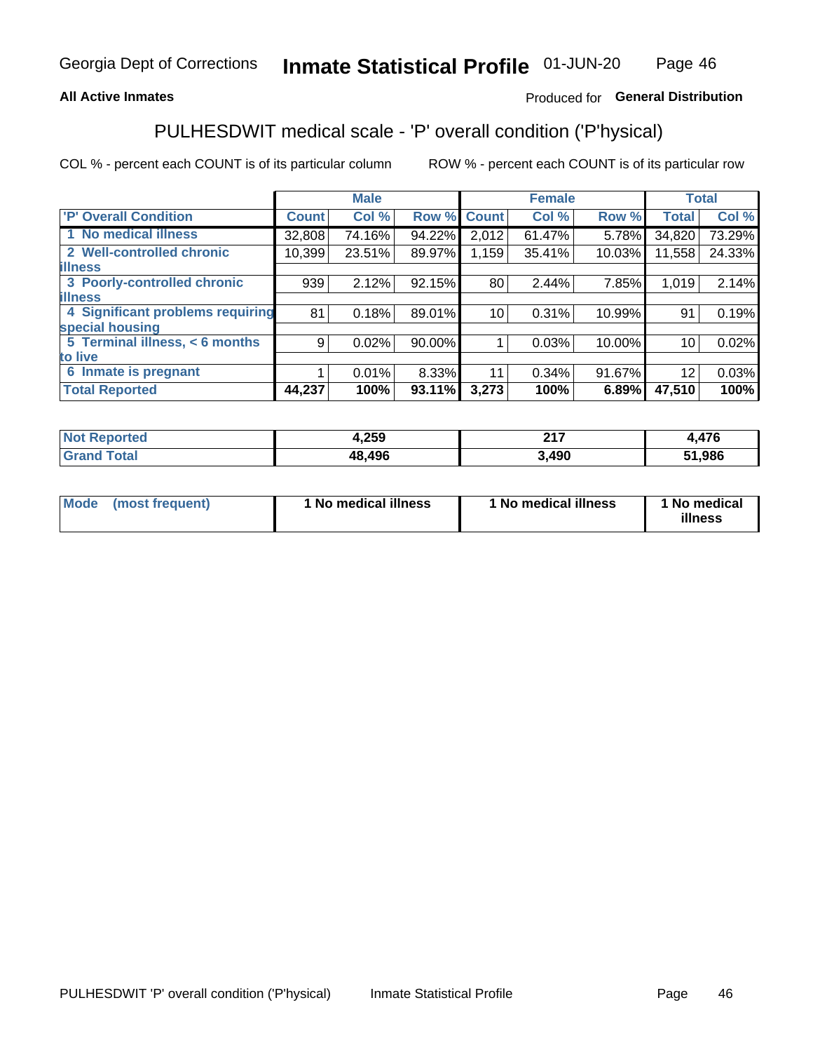Georgia Dept of Corrections **Inmate Statistical Profile** 01-JUN-20

**All Active Inmates**

Produced for **General Distribution**

## PULHESDWIT medical scale - 'P' overall condition ('P'hysical)

COL % - percent each COUNT is of its particular column

ROW % - percent each COUNT is of its particular row

| | Male | | | Female | | | Total | |
|---|---|---|---|---|---|---|---|---|
| **'P' Overall Condition** | **Count** | **Col %** | **Row %** | **Count** | **Col %** | **Row %** | **Total** | **Col %** |
| **1 No medical illness** | 32,808 | 74.16% | 94.22% | 2,012 | 61.47% | 5.78% | 34,820 | 73.29% |
| **2 Well-controlled chronic illness** | 10,399 | 23.51% | 89.97% | 1,159 | 35.41% | 10.03% | 11,558 | 24.33% |
| **3 Poorly-controlled chronic illness** | 939 | 2.12% | 92.15% | 80 | 2.44% | 7.85% | 1,019 | 2.14% |
| **4 Significant problems requiring special housing** | 81 | 0.18% | 89.01% | 10 | 0.31% | 10.99% | 91 | 0.19% |
| **5 Terminal illness, < 6 months to live** | 9 | 0.02% | 90.00% | 1 | 0.03% | 10.00% | 10 | 0.02% |
| **6 Inmate is pregnant** | 1 | 0.01% | 8.33% | 11 | 0.34% | 91.67% | 12 | 0.03% |
| **Total Reported** | **44,237** | **100%** | **93.11%** | **3,273** | **100%** | **6.89%** | **47,510** | **100%** |

| | Male | Female | Total |
|---|---|---|---|
| **Not Reported** | **4,259** | **217** | **4,476** |
| **Grand Total** | **48,496** | **3,490** | **51,986** |

| | Male | Female | Total |
|---|---|---|---|
| **Mode (most frequent)** | **1 No medical illness** | **1 No medical illness** | **1 No medical illness** |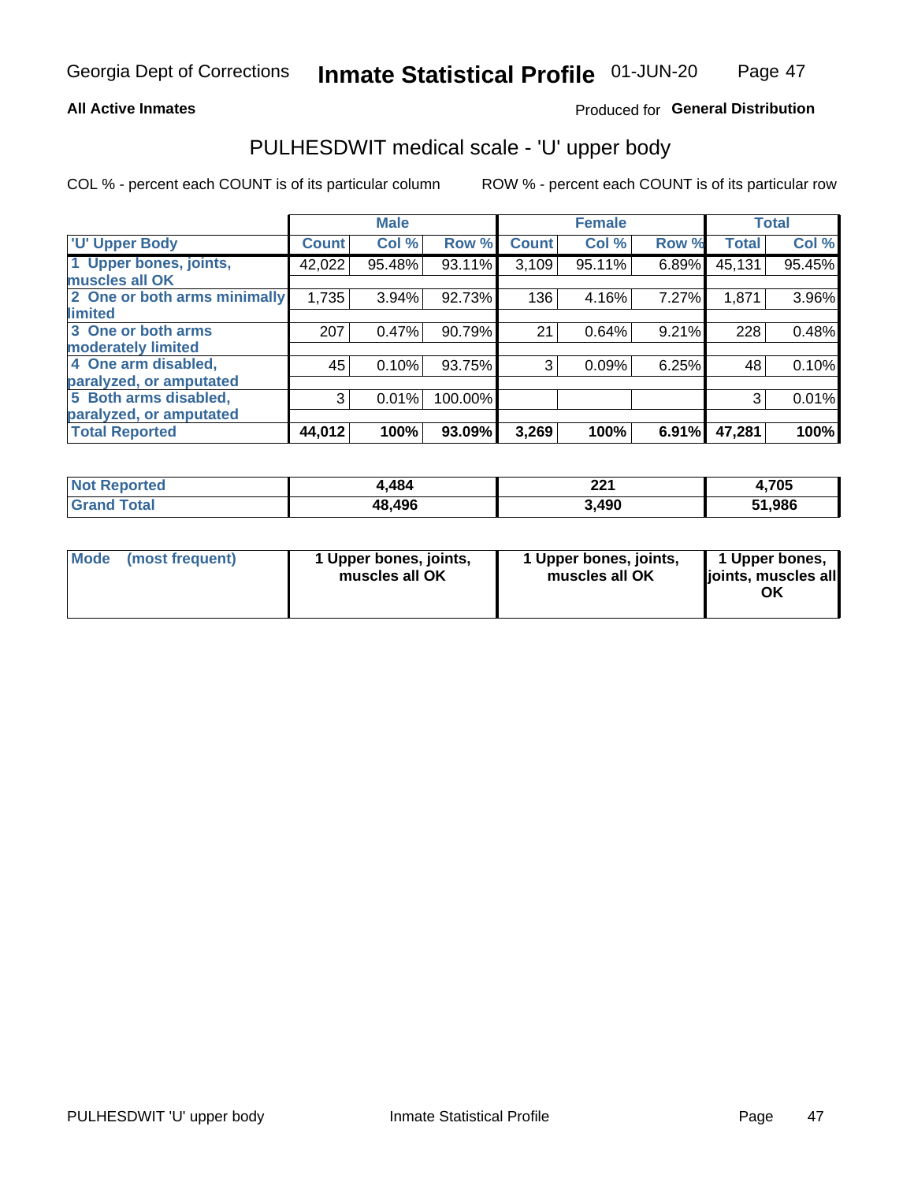**All Active Inmates**

Produced for **General Distribution**

## PULHESDWIT medical scale - 'U' upper body

COL % - percent each COUNT is of its particular column

ROW % - percent each COUNT is of its particular row

| | Male | | | Female | | | Total | |
|---|---|---|---|---|---|---|---|---|
| 'U' Upper Body | Count | Col % | Row % | Count | Col % | Row % | Total | Col % |
| 1 Upper bones, joints, muscles all OK | 42,022 | 95.48% | 93.11% | 3,109 | 95.11% | 6.89% | 45,131 | 95.45% |
| 2 One or both arms minimally limited | 1,735 | 3.94% | 92.73% | 136 | 4.16% | 7.27% | 1,871 | 3.96% |
| 3 One or both arms moderately limited | 207 | 0.47% | 90.79% | 21 | 0.64% | 9.21% | 228 | 0.48% |
| 4 One arm disabled, paralyzed, or amputated | 45 | 0.10% | 93.75% | 3 | 0.09% | 6.25% | 48 | 0.10% |
| 5 Both arms disabled, paralyzed, or amputated | 3 | 0.01% | 100.00% | | | | 3 | 0.01% |
| Total Reported | **44,012** | **100%** | **93.09%** | **3,269** | **100%** | **6.91%** | **47,281** | **100%** |

| | Male | Female | Total |
|---|---|---|---|
| Not Reported | **4,484** | **221** | **4,705** |
| Grand Total | **48,496** | **3,490** | **51,986** |

| | Male | Female | Total |
|---|---|---|---|
| Mode (most frequent) | **1 Upper bones, joints, muscles all OK** | **1 Upper bones, joints, muscles all OK** | **1 Upper bones, joints, muscles all OK** |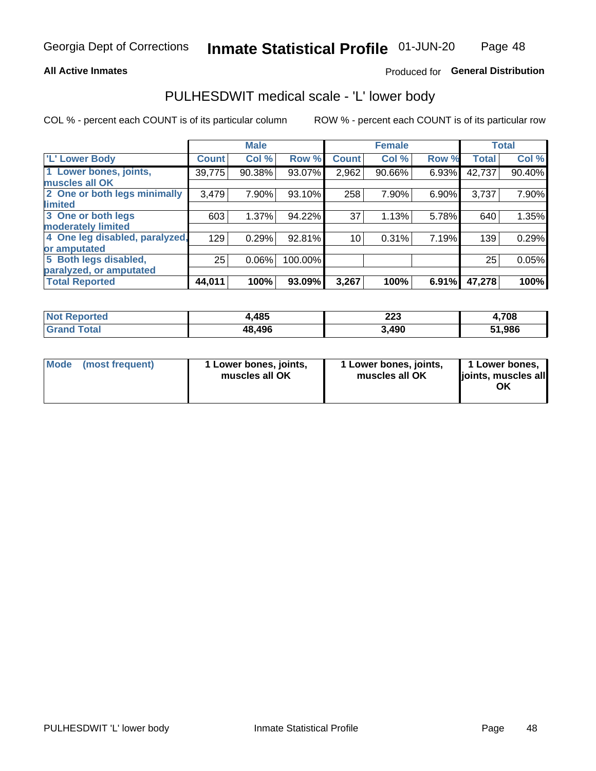Georgia Dept of Corrections **Inmate Statistical Profile** 01-JUN-20

**All Active Inmates**

Produced for **General Distribution**

## PULHESDWIT medical scale - 'L' lower body

COL % - percent each COUNT is of its particular column

ROW % - percent each COUNT is of its particular row

| | Male | | | Female | | | Total | |
|---|---|---|---|---|---|---|---|---|
| 'L' Lower Body | Count | Col % | Row % | Count | Col % | Row % | Total | Col % |
| 1 Lower bones, joints, muscles all OK | 39,775 | 90.38% | 93.07% | 2,962 | 90.66% | 6.93% | 42,737 | 90.40% |
| 2 One or both legs minimally limited | 3,479 | 7.90% | 93.10% | 258 | 7.90% | 6.90% | 3,737 | 7.90% |
| 3 One or both legs moderately limited | 603 | 1.37% | 94.22% | 37 | 1.13% | 5.78% | 640 | 1.35% |
| 4 One leg disabled, paralyzed, or amputated | 129 | 0.29% | 92.81% | 10 | 0.31% | 7.19% | 139 | 0.29% |
| 5 Both legs disabled, paralyzed, or amputated | 25 | 0.06% | 100.00% | | | | 25 | 0.05% |
| **Total Reported** | **44,011** | **100%** | **93.09%** | **3,267** | **100%** | **6.91%** | **47,278** | **100%** |

| | Male | Female | Total |
|---|---|---|---|
| Not Reported | 4,485 | 223 | 4,708 |
| Grand Total | 48,496 | 3,490 | 51,986 |

| | Male | Female | Total |
|---|---|---|---|
| Mode (most frequent) | 1 Lower bones, joints, muscles all OK | 1 Lower bones, joints, muscles all OK | 1 Lower bones, joints, muscles all OK |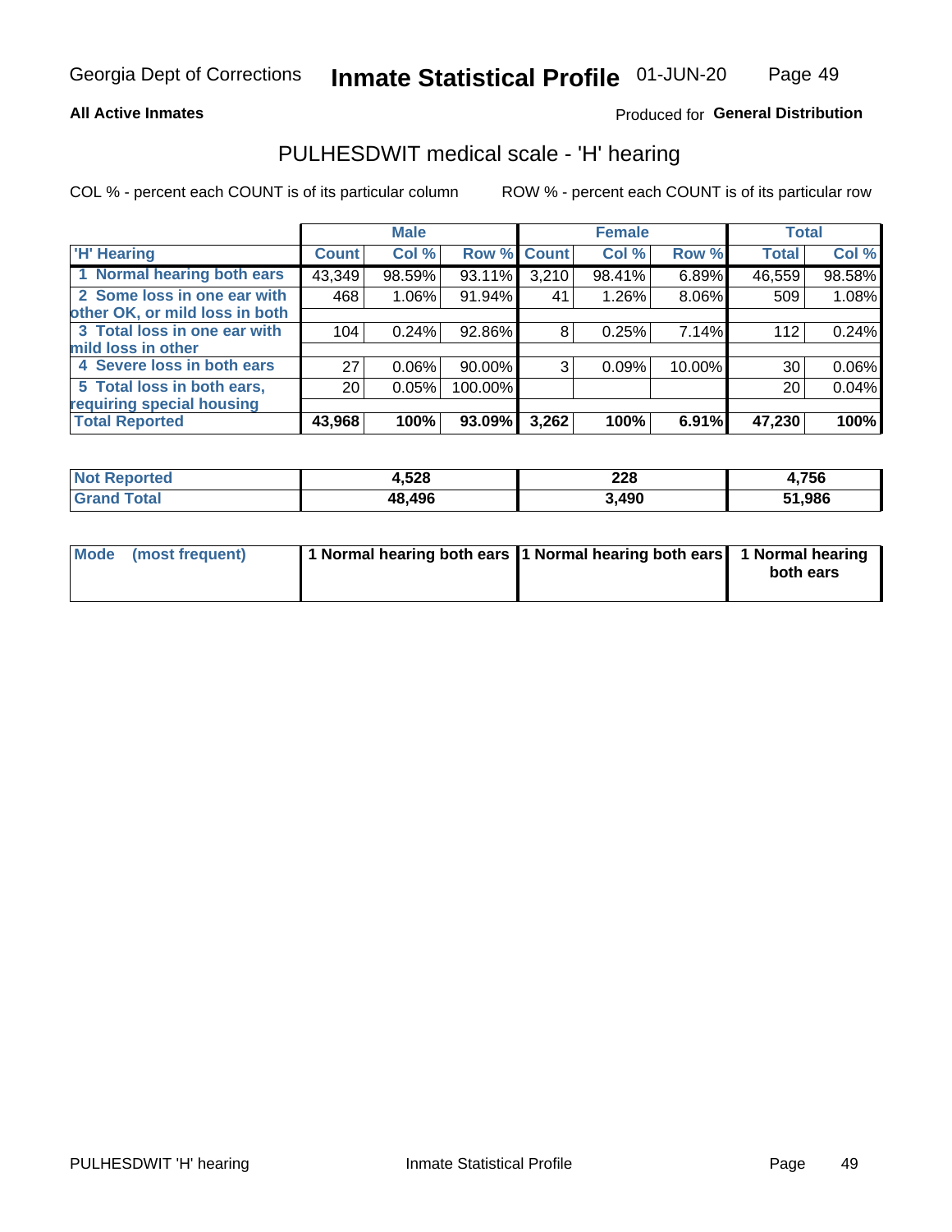**All Active Inmates**

Produced for **General Distribution**

## PULHESDWIT medical scale - 'H' hearing

COL % - percent each COUNT is of its particular column

ROW % - percent each COUNT is of its particular row

| | Male | | | Female | | | Total | |
|---|---|---|---|---|---|---|---|---|
| 'H' Hearing | Count | Col % | Row % | Count | Col % | Row % | Total | Col % |
| 1 Normal hearing both ears | 43,349 | 98.59% | 93.11% | 3,210 | 98.41% | 6.89% | 46,559 | 98.58% |
| 2 Some loss in one ear with other OK, or mild loss in both | 468 | 1.06% | 91.94% | 41 | 1.26% | 8.06% | 509 | 1.08% |
| 3 Total loss in one ear with mild loss in other | 104 | 0.24% | 92.86% | 8 | 0.25% | 7.14% | 112 | 0.24% |
| 4 Severe loss in both ears | 27 | 0.06% | 90.00% | 3 | 0.09% | 10.00% | 30 | 0.06% |
| 5 Total loss in both ears, requiring special housing | 20 | 0.05% | 100.00% | | | | 20 | 0.04% |
| **Total Reported** | **43,968** | **100%** | **93.09%** | **3,262** | **100%** | **6.91%** | **47,230** | **100%** |

| | Male | Female | Total |
|---|---|---|---|
| Not Reported | 4,528 | 228 | 4,756 |
| Grand Total | 48,496 | 3,490 | 51,986 |

| | Male | Female | Total |
|---|---|---|---|
| Mode (most frequent) | 1 Normal hearing both ears | 1 Normal hearing both ears | 1 Normal hearing both ears |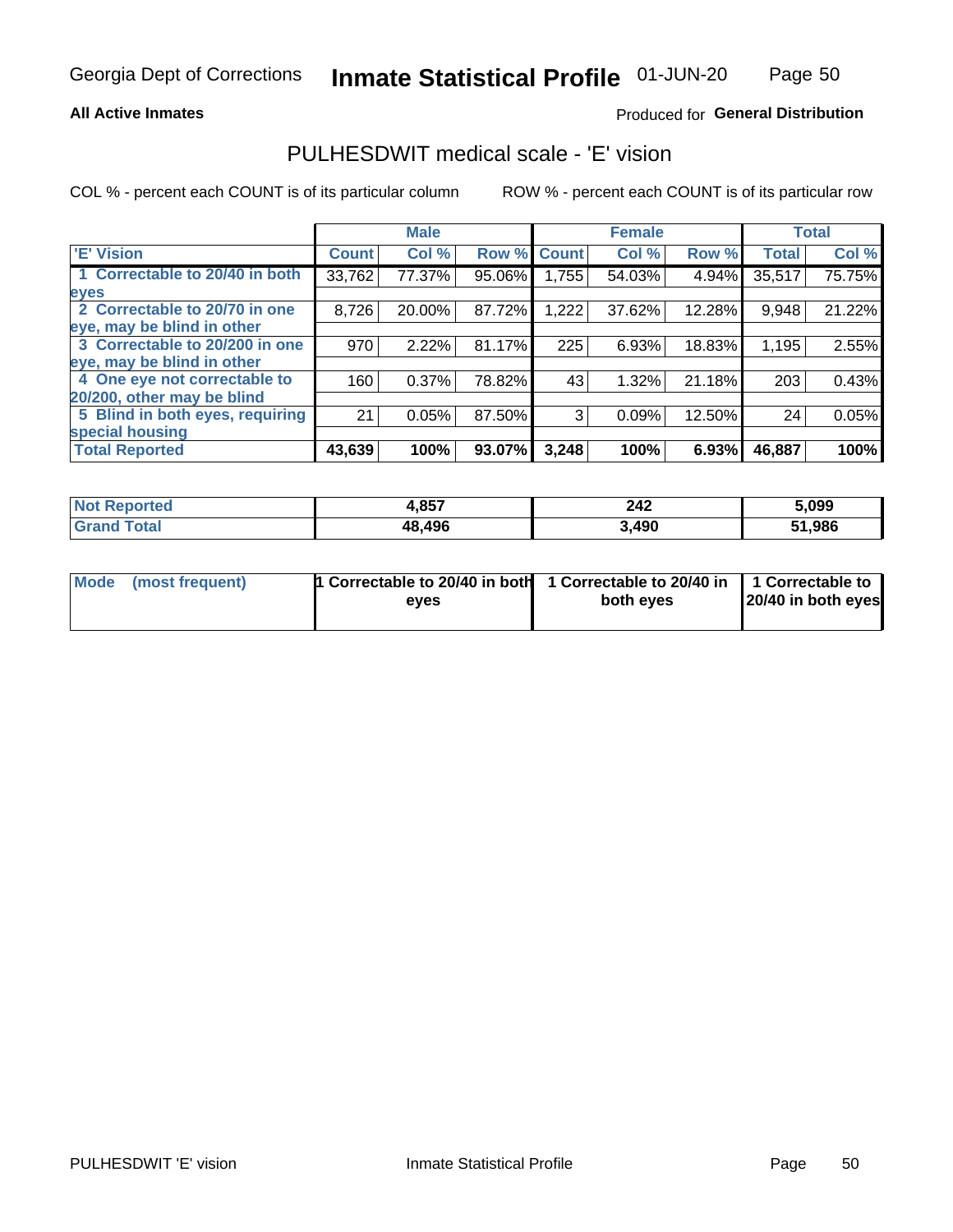Georgia Dept of Corrections **Inmate Statistical Profile** 01-JUN-20

**All Active Inmates**

Produced for **General Distribution**

## PULHESDWIT medical scale - 'E' vision

COL % - percent each COUNT is of its particular column    ROW % - percent each COUNT is of its particular row

| | Male | | | Female | | | Total | |
|---|---|---|---|---|---|---|---|---|
| 'E' Vision | Count | Col % | Row % | Count | Col % | Row % | Total | Col % |
| 1 Correctable to 20/40 in both eyes | 33,762 | 77.37% | 95.06% | 1,755 | 54.03% | 4.94% | 35,517 | 75.75% |
| 2 Correctable to 20/70 in one eye, may be blind in other | 8,726 | 20.00% | 87.72% | 1,222 | 37.62% | 12.28% | 9,948 | 21.22% |
| 3 Correctable to 20/200 in one eye, may be blind in other | 970 | 2.22% | 81.17% | 225 | 6.93% | 18.83% | 1,195 | 2.55% |
| 4 One eye not correctable to 20/200, other may be blind | 160 | 0.37% | 78.82% | 43 | 1.32% | 21.18% | 203 | 0.43% |
| 5 Blind in both eyes, requiring special housing | 21 | 0.05% | 87.50% | 3 | 0.09% | 12.50% | 24 | 0.05% |
| **Total Reported** | **43,639** | **100%** | **93.07%** | **3,248** | **100%** | **6.93%** | **46,887** | **100%** |

| | Male | Female | Total |
|---|---|---|---|
| Not Reported | 4,857 | 242 | 5,099 |
| Grand Total | 48,496 | 3,490 | 51,986 |

| | Male | Female | Total |
|---|---|---|---|
| Mode (most frequent) | 1 Correctable to 20/40 in both eyes | 1 Correctable to 20/40 in both eyes | 1 Correctable to 20/40 in both eyes |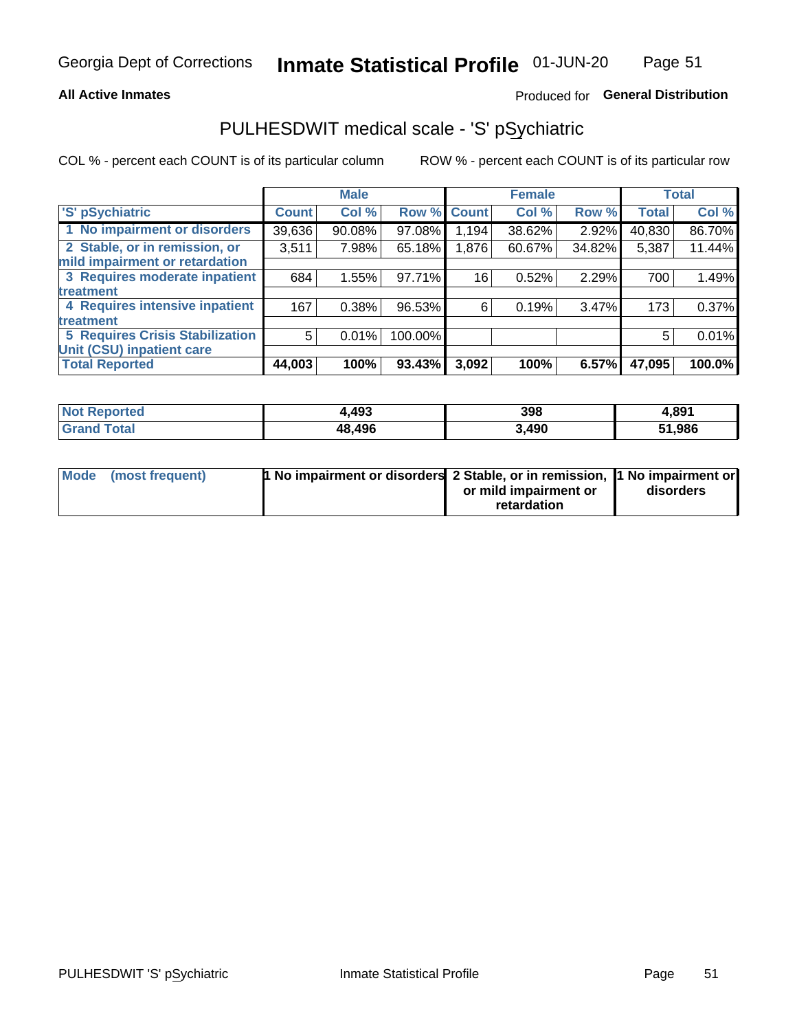Georgia Dept of Corrections **Inmate Statistical Profile** 01-JUN-20

**All Active Inmates**

Produced for **General Distribution**

## PULHESDWIT medical scale - 'S' pSychiatric

COL % - percent each COUNT is of its particular column

ROW % - percent each COUNT is of its particular row

| | Male | | | Female | | | Total | |
|---|---|---|---|---|---|---|---|---|
| 'S' pSychiatric | Count | Col % | Row % | Count | Col % | Row % | Total | Col % |
| 1 No impairment or disorders | 39,636 | 90.08% | 97.08% | 1,194 | 38.62% | 2.92% | 40,830 | 86.70% |
| 2 Stable, or in remission, or mild impairment or retardation | 3,511 | 7.98% | 65.18% | 1,876 | 60.67% | 34.82% | 5,387 | 11.44% |
| 3 Requires moderate inpatient treatment | 684 | 1.55% | 97.71% | 16 | 0.52% | 2.29% | 700 | 1.49% |
| 4 Requires intensive inpatient treatment | 167 | 0.38% | 96.53% | 6 | 0.19% | 3.47% | 173 | 0.37% |
| 5 Requires Crisis Stabilization Unit (CSU) inpatient care | 5 | 0.01% | 100.00% | | | | 5 | 0.01% |
| **Total Reported** | **44,003** | **100%** | **93.43%** | **3,092** | **100%** | **6.57%** | **47,095** | **100.0%** |

| | Male | Female | Total |
|---|---|---|---|
| Not Reported | 4,493 | 398 | 4,891 |
| Grand Total | 48,496 | 3,490 | 51,986 |

| | Male | Female | Total |
|---|---|---|---|
| Mode (most frequent) | 1 No impairment or disorders | 2 Stable, or in remission, or mild impairment or retardation | 1 No impairment or disorders |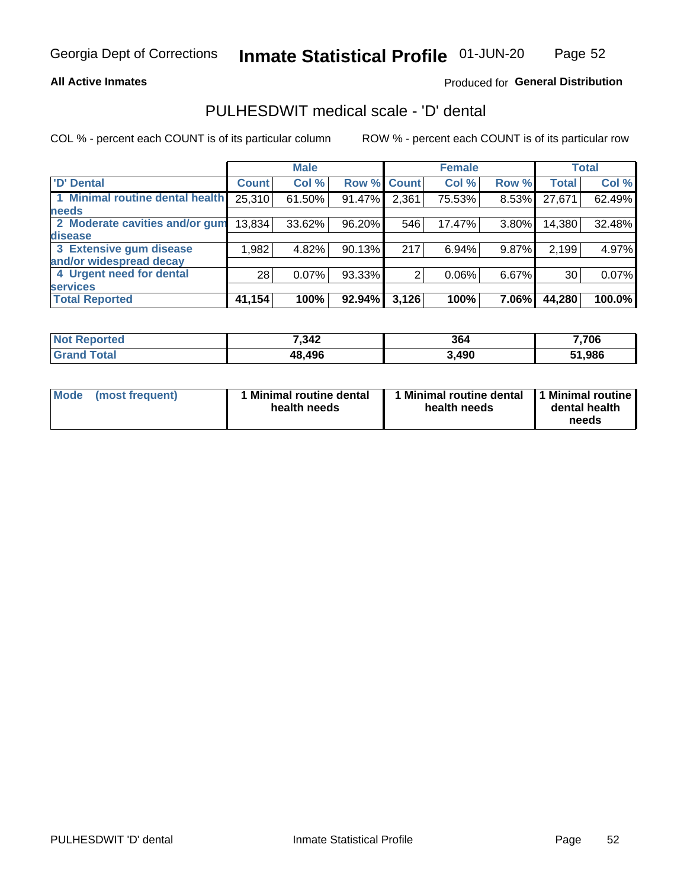Georgia Dept of Corrections **Inmate Statistical Profile** 01-JUN-20

**All Active Inmates**

Produced for **General Distribution**

## PULHESDWIT medical scale - 'D' dental

COL % - percent each COUNT is of its particular column

ROW % - percent each COUNT is of its particular row

| | Male | | | Female | | | Total | |
|---|---|---|---|---|---|---|---|---|
| 'D' Dental | Count | Col % | Row % | Count | Col % | Row % | Total | Col % |
| 1 Minimal routine dental health needs | 25,310 | 61.50% | 91.47% | 2,361 | 75.53% | 8.53% | 27,671 | 62.49% |
| 2 Moderate cavities and/or gum disease | 13,834 | 33.62% | 96.20% | 546 | 17.47% | 3.80% | 14,380 | 32.48% |
| 3 Extensive gum disease and/or widespread decay | 1,982 | 4.82% | 90.13% | 217 | 6.94% | 9.87% | 2,199 | 4.97% |
| 4 Urgent need for dental services | 28 | 0.07% | 93.33% | 2 | 0.06% | 6.67% | 30 | 0.07% |
| **Total Reported** | **41,154** | **100%** | **92.94%** | **3,126** | **100%** | **7.06%** | **44,280** | **100.0%** |

| | Male | Female | Total |
|---|---|---|---|
| Not Reported | 7,342 | 364 | 7,706 |
| Grand Total | 48,496 | 3,490 | 51,986 |

| | Male | Female | Total |
|---|---|---|---|
| Mode (most frequent) | 1 Minimal routine dental health needs | 1 Minimal routine dental health needs | 1 Minimal routine dental health needs |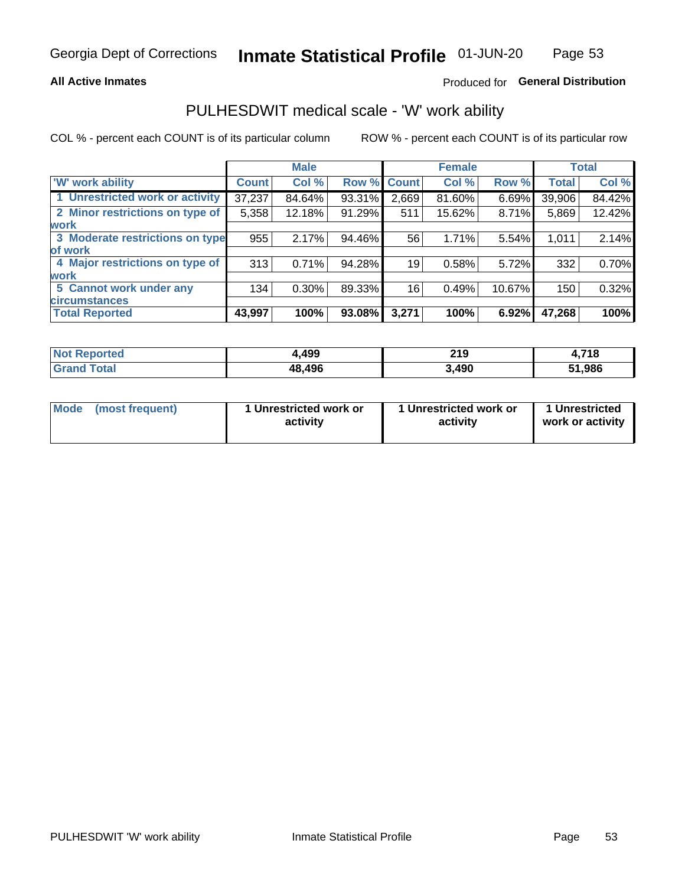**All Active Inmates**

Produced for **General Distribution**

## PULHESDWIT medical scale - 'W' work ability

COL % - percent each COUNT is of its particular column

ROW % - percent each COUNT is of its particular row

| | Male | | | Female | | | Total | |
|---|---|---|---|---|---|---|---|---|
| 'W' work ability | Count | Col % | Row % | Count | Col % | Row % | Total | Col % |
| 1 Unrestricted work or activity | 37,237 | 84.64% | 93.31% | 2,669 | 81.60% | 6.69% | 39,906 | 84.42% |
| 2 Minor restrictions on type of work | 5,358 | 12.18% | 91.29% | 511 | 15.62% | 8.71% | 5,869 | 12.42% |
| 3 Moderate restrictions on type of work | 955 | 2.17% | 94.46% | 56 | 1.71% | 5.54% | 1,011 | 2.14% |
| 4 Major restrictions on type of work | 313 | 0.71% | 94.28% | 19 | 0.58% | 5.72% | 332 | 0.70% |
| 5 Cannot work under any circumstances | 134 | 0.30% | 89.33% | 16 | 0.49% | 10.67% | 150 | 0.32% |
| **Total Reported** | **43,997** | **100%** | **93.08%** | **3,271** | **100%** | **6.92%** | **47,268** | **100%** |

| | Male | Female | Total |
|---|---|---|---|
| Not Reported | 4,499 | 219 | 4,718 |
| Grand Total | 48,496 | 3,490 | 51,986 |

| | Male | Female | Total |
|---|---|---|---|
| Mode (most frequent) | 1 Unrestricted work or activity | 1 Unrestricted work or activity | 1 Unrestricted work or activity |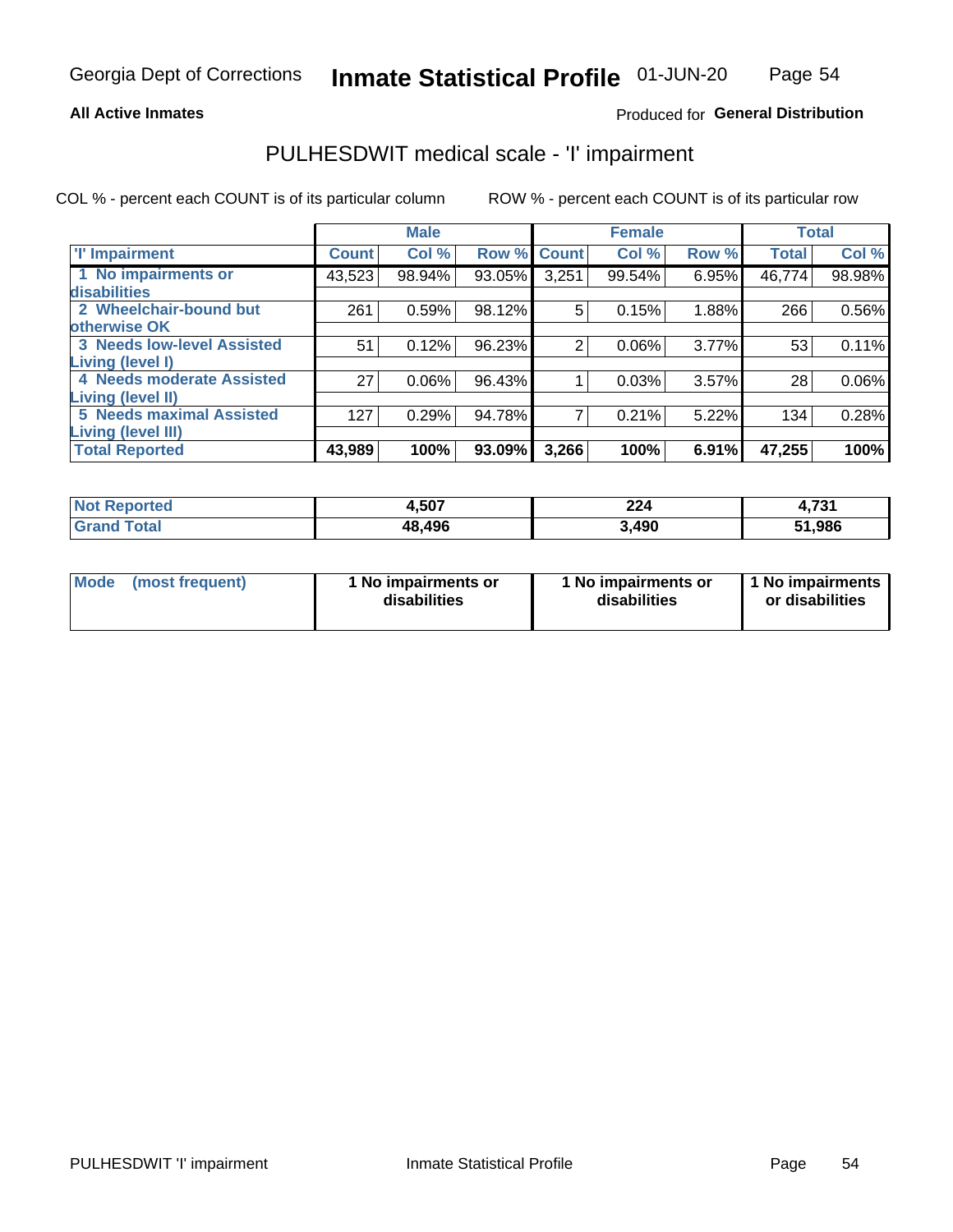Georgia Dept of Corrections **Inmate Statistical Profile** 01-JUN-20

**All Active Inmates**

Produced for **General Distribution**

# PULHESDWIT medical scale - 'I' impairment

COL % - percent each COUNT is of its particular column ROW % - percent each COUNT is of its particular row

| | Male | | | Female | | | Total | |
|---|---|---|---|---|---|---|---|---|
| **'I' Impairment** | **Count** | **Col %** | **Row %** | **Count** | **Col %** | **Row %** | **Total** | **Col %** |
| **1 No impairments or disabilities** | 43,523 | 98.94% | 93.05% | 3,251 | 99.54% | 6.95% | 46,774 | 98.98% |
| **2 Wheelchair-bound but otherwise OK** | 261 | 0.59% | 98.12% | 5 | 0.15% | 1.88% | 266 | 0.56% |
| **3 Needs low-level Assisted Living (level I)** | 51 | 0.12% | 96.23% | 2 | 0.06% | 3.77% | 53 | 0.11% |
| **4 Needs moderate Assisted Living (level II)** | 27 | 0.06% | 96.43% | 1 | 0.03% | 3.57% | 28 | 0.06% |
| **5 Needs maximal Assisted Living (level III)** | 127 | 0.29% | 94.78% | 7 | 0.21% | 5.22% | 134 | 0.28% |
| **Total Reported** | **43,989** | **100%** | **93.09%** | **3,266** | **100%** | **6.91%** | **47,255** | **100%** |

| | Male | Female | Total |
|---|---|---|---|
| **Not Reported** | **4,507** | **224** | **4,731** |
| **Grand Total** | **48,496** | **3,490** | **51,986** |

| | Male | Female | Total |
|---|---|---|---|
| **Mode (most frequent)** | **1 No impairments or disabilities** | **1 No impairments or disabilities** | **1 No impairments or disabilities** |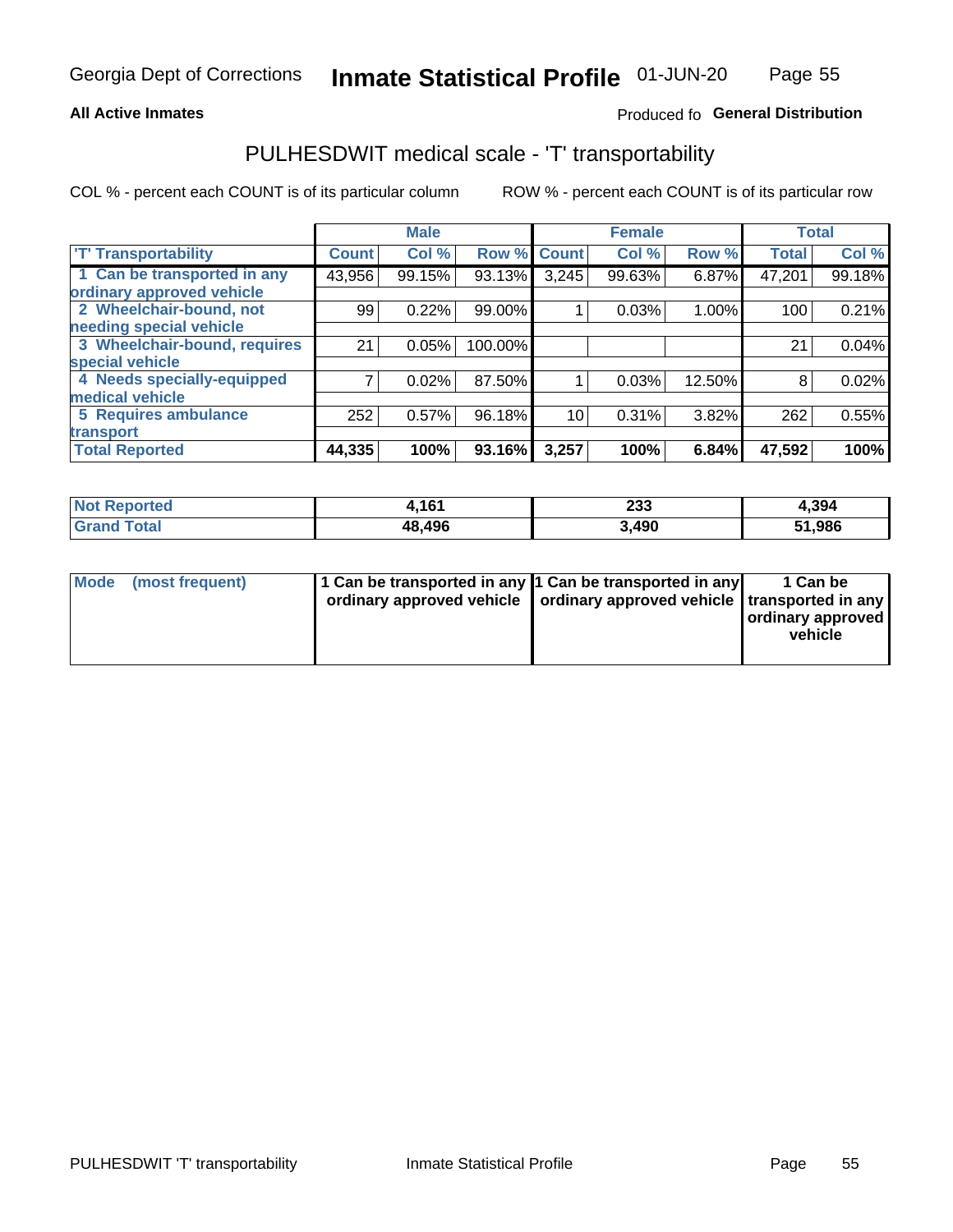Georgia Dept of Corrections **Inmate Statistical Profile** 01-JUN-20

**All Active Inmates** Produced fo **General Distribution**

## PULHESDWIT medical scale - 'T' transportability

COL % - percent each COUNT is of its particular column ROW % - percent each COUNT is of its particular row

| 'T' Transportability | Male | | | Female | | | Total | |
|---|---|---|---|---|---|---|---|---|
| | Count | Col % | Row % | Count | Col % | Row % | Total | Col % |
| 1 Can be transported in any ordinary approved vehicle | 43,956 | 99.15% | 93.13% | 3,245 | 99.63% | 6.87% | 47,201 | 99.18% |
| 2 Wheelchair-bound, not needing special vehicle | 99 | 0.22% | 99.00% | 1 | 0.03% | 1.00% | 100 | 0.21% |
| 3 Wheelchair-bound, requires special vehicle | 21 | 0.05% | 100.00% | | | | 21 | 0.04% |
| 4 Needs specially-equipped medical vehicle | 7 | 0.02% | 87.50% | 1 | 0.03% | 12.50% | 8 | 0.02% |
| 5 Requires ambulance transport | 252 | 0.57% | 96.18% | 10 | 0.31% | 3.82% | 262 | 0.55% |
| **Total Reported** | **44,335** | **100%** | **93.16%** | **3,257** | **100%** | **6.84%** | **47,592** | **100%** |

| | Male | Female | Total |
|---|---|---|---|
| **Not Reported** | **4,161** | **233** | **4,394** |
| **Grand Total** | **48,496** | **3,490** | **51,986** |

| | Male | Female | Total |
|---|---|---|---|
| **Mode (most frequent)** | **1 Can be transported in any ordinary approved vehicle** | **1 Can be transported in any ordinary approved vehicle** | **1 Can be transported in any ordinary approved vehicle** |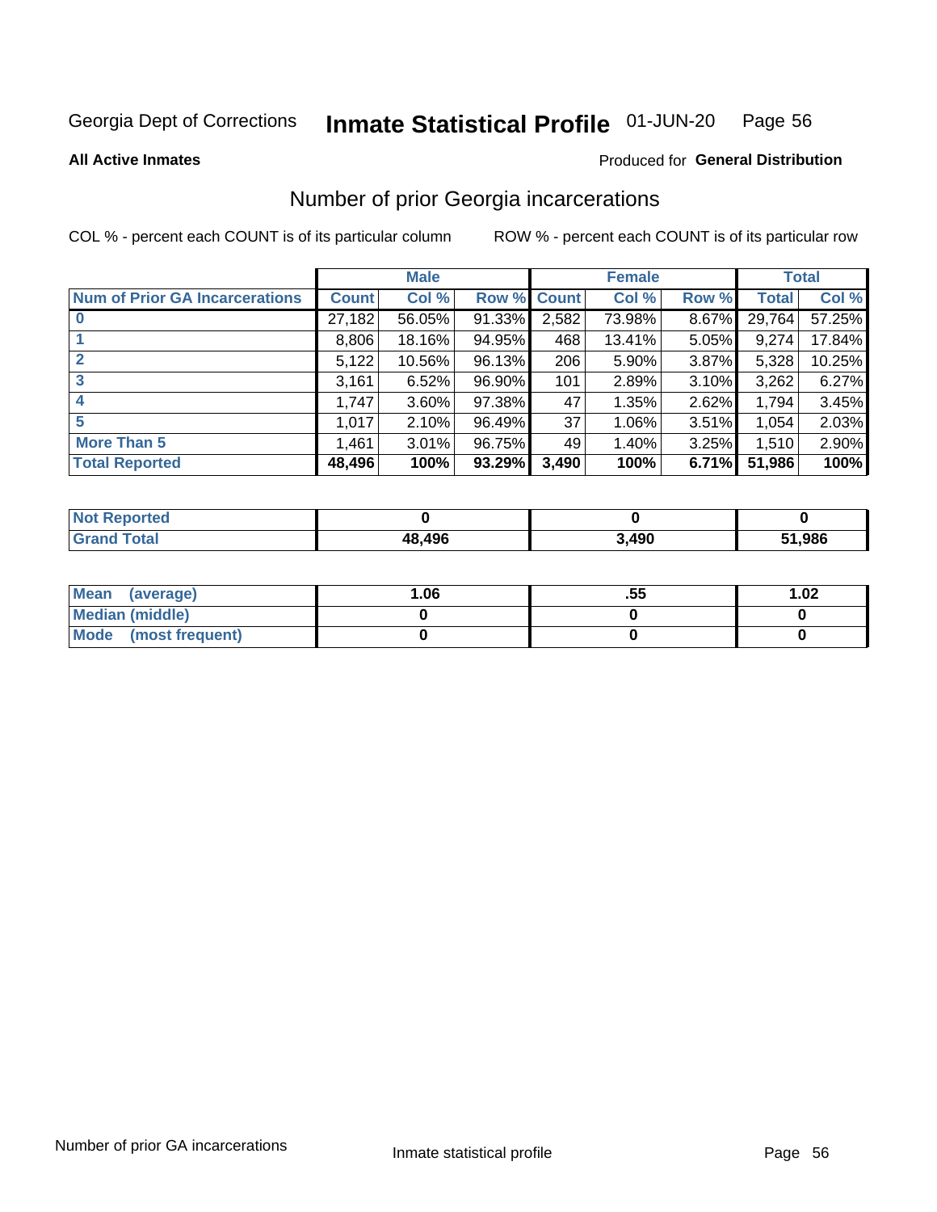Georgia Dept of Corrections **Inmate Statistical Profile** 01-JUN-20

**All Active Inmates**

Produced for **General Distribution**

## Number of prior Georgia incarcerations

COL % - percent each COUNT is of its particular column ROW % - percent each COUNT is of its particular row

| | Male | | | Female | | | Total | |
|---|---|---|---|---|---|---|---|---|
| **Num of Prior GA Incarcerations** | **Count** | **Col %** | **Row %** | **Count** | **Col %** | **Row %** | **Total** | **Col %** |
| **0** | 27,182 | 56.05% | 91.33% | 2,582 | 73.98% | 8.67% | 29,764 | 57.25% |
| **1** | 8,806 | 18.16% | 94.95% | 468 | 13.41% | 5.05% | 9,274 | 17.84% |
| **2** | 5,122 | 10.56% | 96.13% | 206 | 5.90% | 3.87% | 5,328 | 10.25% |
| **3** | 3,161 | 6.52% | 96.90% | 101 | 2.89% | 3.10% | 3,262 | 6.27% |
| **4** | 1,747 | 3.60% | 97.38% | 47 | 1.35% | 2.62% | 1,794 | 3.45% |
| **5** | 1,017 | 2.10% | 96.49% | 37 | 1.06% | 3.51% | 1,054 | 2.03% |
| **More Than 5** | 1,461 | 3.01% | 96.75% | 49 | 1.40% | 3.25% | 1,510 | 2.90% |
| **Total Reported** | **48,496** | **100%** | **93.29%** | **3,490** | **100%** | **6.71%** | **51,986** | **100%** |

| | Male | Female | Total |
|---|---|---|---|
| **Not Reported** | **0** | **0** | **0** |
| **Grand Total** | **48,496** | **3,490** | **51,986** |

| | Male | Female | Total |
|---|---|---|---|
| **Mean (average)** | **1.06** | **.55** | **1.02** |
| **Median (middle)** | **0** | **0** | **0** |
| **Mode (most frequent)** | **0** | **0** | **0** |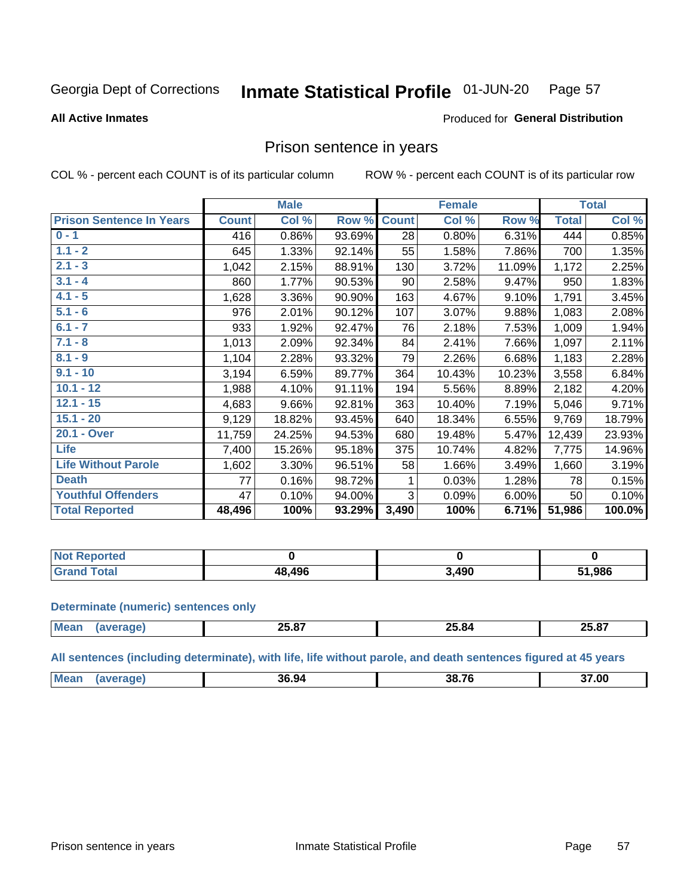Georgia Dept of Corrections **Inmate Statistical Profile** 01-JUN-20

**All Active Inmates**

Produced for **General Distribution**

## Prison sentence in years

COL % - percent each COUNT is of its particular column ROW % - percent each COUNT is of its particular row

| | Male | | | Female | | | Total | |
|---|---|---|---|---|---|---|---|---|
| **Prison Sentence In Years** | **Count** | **Col %** | **Row %** | **Count** | **Col %** | **Row %** | **Total** | **Col %** |
| **0 - 1** | 416 | 0.86% | 93.69% | 28 | 0.80% | 6.31% | 444 | 0.85% |
| **1.1 - 2** | 645 | 1.33% | 92.14% | 55 | 1.58% | 7.86% | 700 | 1.35% |
| **2.1 - 3** | 1,042 | 2.15% | 88.91% | 130 | 3.72% | 11.09% | 1,172 | 2.25% |
| **3.1 - 4** | 860 | 1.77% | 90.53% | 90 | 2.58% | 9.47% | 950 | 1.83% |
| **4.1 - 5** | 1,628 | 3.36% | 90.90% | 163 | 4.67% | 9.10% | 1,791 | 3.45% |
| **5.1 - 6** | 976 | 2.01% | 90.12% | 107 | 3.07% | 9.88% | 1,083 | 2.08% |
| **6.1 - 7** | 933 | 1.92% | 92.47% | 76 | 2.18% | 7.53% | 1,009 | 1.94% |
| **7.1 - 8** | 1,013 | 2.09% | 92.34% | 84 | 2.41% | 7.66% | 1,097 | 2.11% |
| **8.1 - 9** | 1,104 | 2.28% | 93.32% | 79 | 2.26% | 6.68% | 1,183 | 2.28% |
| **9.1 - 10** | 3,194 | 6.59% | 89.77% | 364 | 10.43% | 10.23% | 3,558 | 6.84% |
| **10.1 - 12** | 1,988 | 4.10% | 91.11% | 194 | 5.56% | 8.89% | 2,182 | 4.20% |
| **12.1 - 15** | 4,683 | 9.66% | 92.81% | 363 | 10.40% | 7.19% | 5,046 | 9.71% |
| **15.1 - 20** | 9,129 | 18.82% | 93.45% | 640 | 18.34% | 6.55% | 9,769 | 18.79% |
| **20.1 - Over** | 11,759 | 24.25% | 94.53% | 680 | 19.48% | 5.47% | 12,439 | 23.93% |
| **Life** | 7,400 | 15.26% | 95.18% | 375 | 10.74% | 4.82% | 7,775 | 14.96% |
| **Life Without Parole** | 1,602 | 3.30% | 96.51% | 58 | 1.66% | 3.49% | 1,660 | 3.19% |
| **Death** | 77 | 0.16% | 98.72% | 1 | 0.03% | 1.28% | 78 | 0.15% |
| **Youthful Offenders** | 47 | 0.10% | 94.00% | 3 | 0.09% | 6.00% | 50 | 0.10% |
| **Total Reported** | **48,496** | **100%** | **93.29%** | **3,490** | **100%** | **6.71%** | **51,986** | **100.0%** |

| | Male | Female | Total |
|---|---|---|---|
| **Not Reported** | **0** | **0** | **0** |
| **Grand Total** | **48,496** | **3,490** | **51,986** |

**Determinate (numeric) sentences only**

| | Male | Female | Total |
|---|---|---|---|
| **Mean (average)** | **25.87** | **25.84** | **25.87** |

**All sentences (including determinate), with life, life without parole, and death sentences figured at 45 years**

| | Male | Female | Total |
|---|---|---|---|
| **Mean (average)** | **36.94** | **38.76** | **37.00** |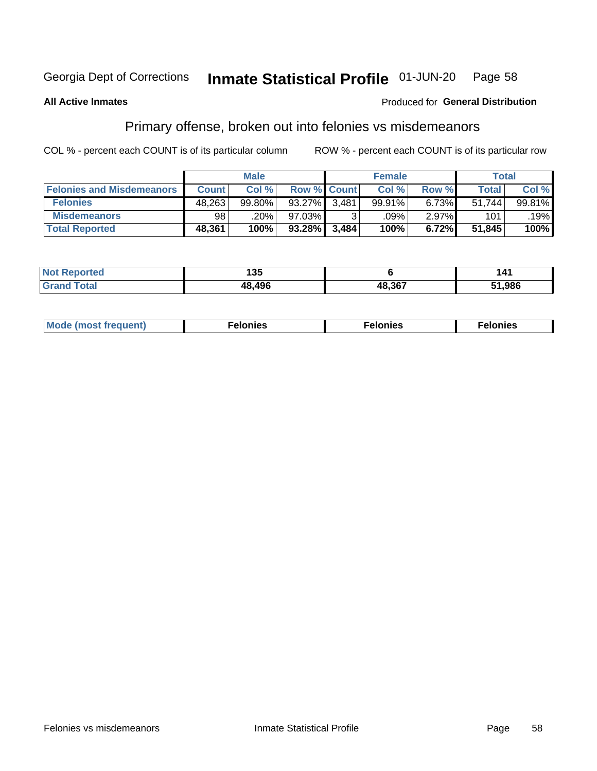Georgia Dept of Corrections **Inmate Statistical Profile** 01-JUN-20

**All Active Inmates** Produced for **General Distribution**

## Primary offense, broken out into felonies vs misdemeanors

COL % - percent each COUNT is of its particular column ROW % - percent each COUNT is of its particular row

| | Male | | | Female | | | Total | |
|---|---|---|---|---|---|---|---|---|
| **Felonies and Misdemeanors** | **Count** | **Col %** | **Row %** | **Count** | **Col %** | **Row %** | **Total** | **Col %** |
| **Felonies** | 48,263 | 99.80% | 93.27% | 3,481 | 99.91% | 6.73% | 51,744 | 99.81% |
| **Misdemeanors** | 98 | .20% | 97.03% | 3 | .09% | 2.97% | 101 | .19% |
| **Total Reported** | **48,361** | **100%** | **93.28%** | **3,484** | **100%** | **6.72%** | **51,845** | **100%** |

| | Male | Female | Total |
|---|---|---|---|
| **Not Reported** | **135** | **6** | **141** |
| **Grand Total** | **48,496** | **48,367** | **51,986** |

| | Male | Female | Total |
|---|---|---|---|
| **Mode (most frequent)** | **Felonies** | **Felonies** | **Felonies** |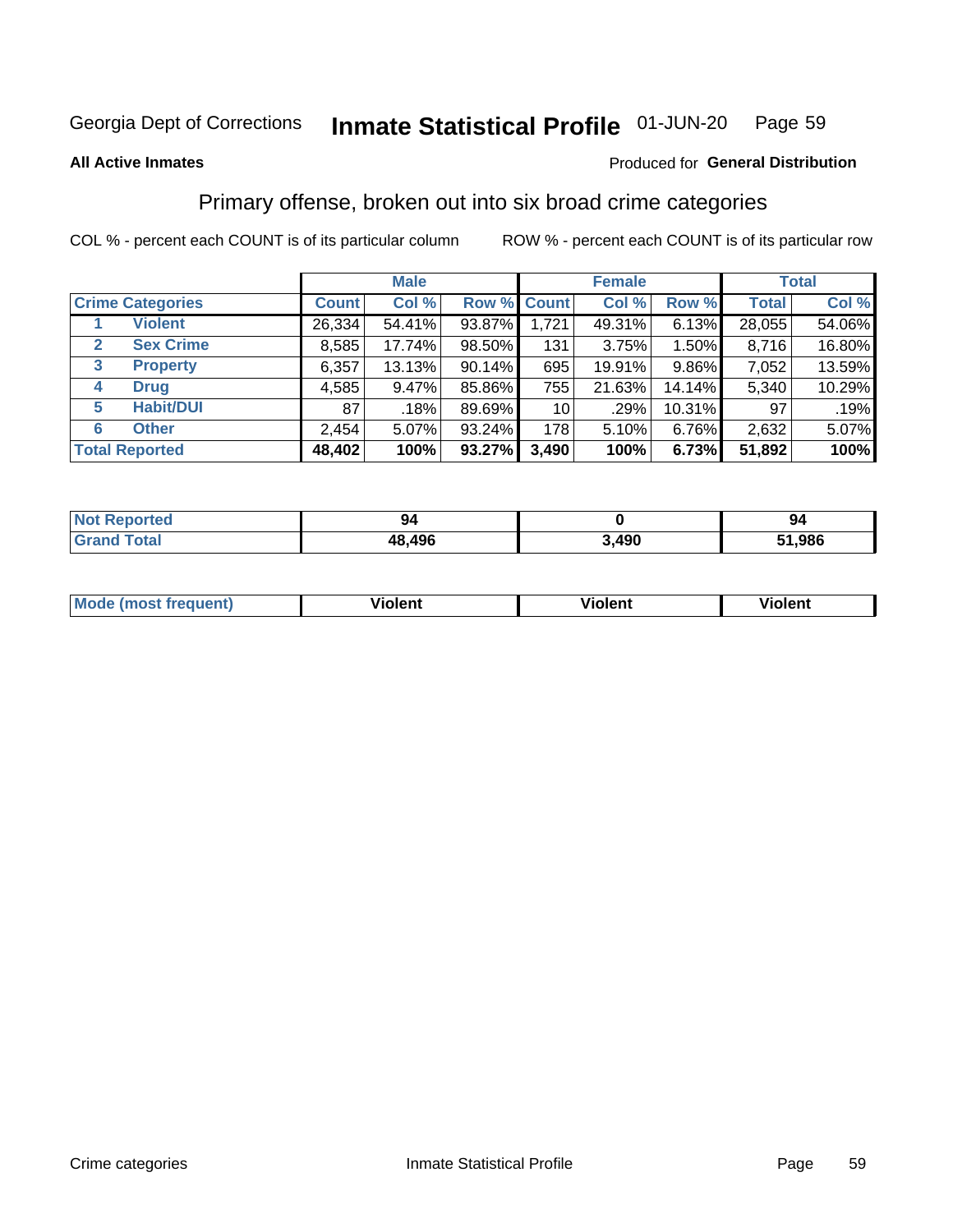Georgia Dept of Corrections **Inmate Statistical Profile** 01-JUN-20

**All Active Inmates**

Produced for **General Distribution**

## Primary offense, broken out into six broad crime categories

COL % - percent each COUNT is of its particular column ROW % - percent each COUNT is of its particular row

| Crime Categories | | Male | | | Female | | | Total | |
|---|---|---|---|---|---|---|---|---|---|
| | | Count | Col % | Row % | Count | Col % | Row % | Total | Col % |
| 1 | Violent | 26,334 | 54.41% | 93.87% | 1,721 | 49.31% | 6.13% | 28,055 | 54.06% |
| 2 | Sex Crime | 8,585 | 17.74% | 98.50% | 131 | 3.75% | 1.50% | 8,716 | 16.80% |
| 3 | Property | 6,357 | 13.13% | 90.14% | 695 | 19.91% | 9.86% | 7,052 | 13.59% |
| 4 | Drug | 4,585 | 9.47% | 85.86% | 755 | 21.63% | 14.14% | 5,340 | 10.29% |
| 5 | Habit/DUI | 87 | .18% | 89.69% | 10 | .29% | 10.31% | 97 | .19% |
| 6 | Other | 2,454 | 5.07% | 93.24% | 178 | 5.10% | 6.76% | 2,632 | 5.07% |
| **Total Reported** | | **48,402** | **100%** | **93.27%** | **3,490** | **100%** | **6.73%** | **51,892** | **100%** |

| | Male | Female | Total |
|---|---|---|---|
| Not Reported | **94** | **0** | **94** |
| Grand Total | **48,496** | **3,490** | **51,986** |

| | Male | Female | Total |
|---|---|---|---|
| Mode (most frequent) | **Violent** | **Violent** | **Violent** |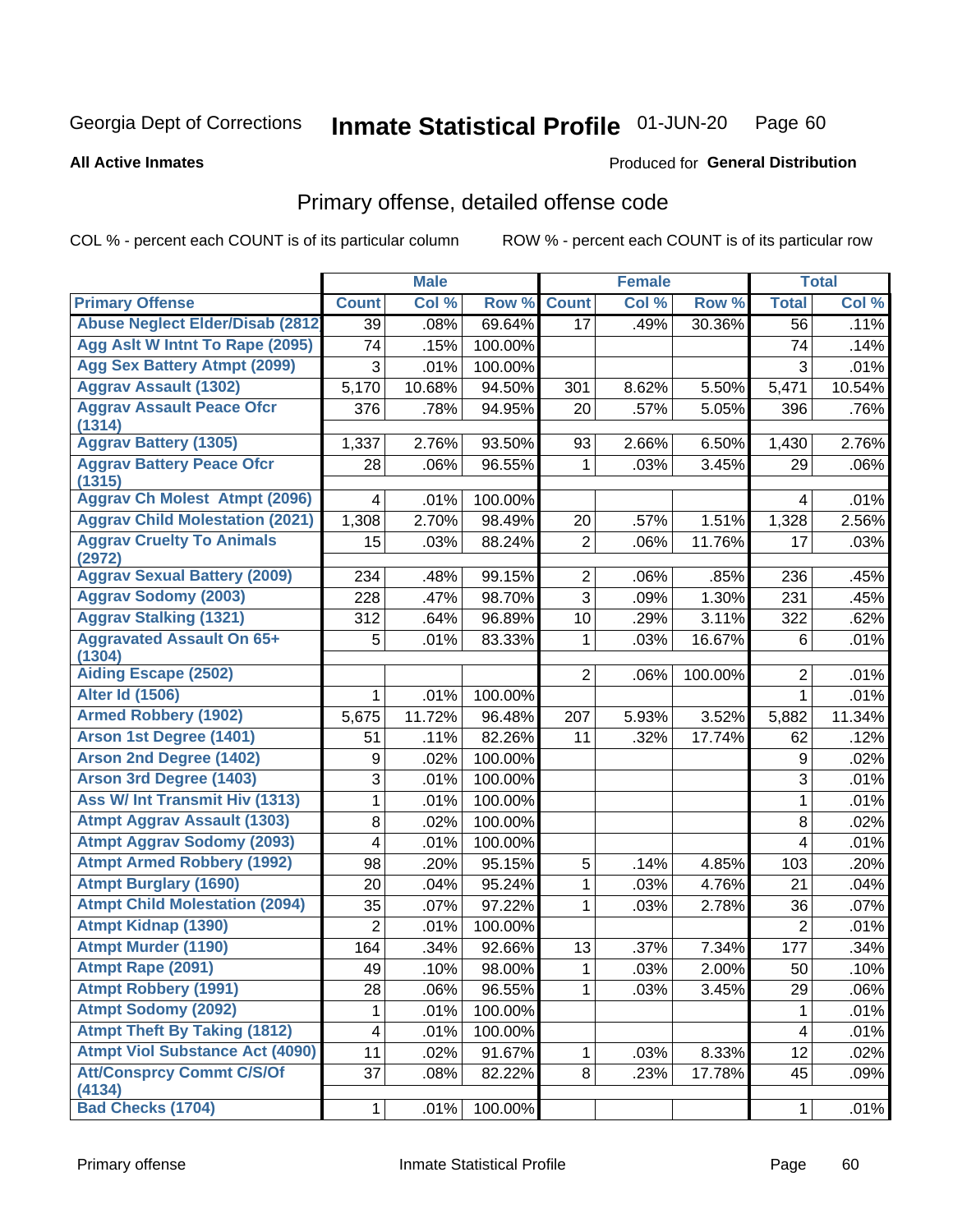Georgia Dept of Corrections **Inmate Statistical Profile** 01-JUN-20

**All Active Inmates**

Produced for **General Distribution**

## Primary offense, detailed offense code

COL % - percent each COUNT is of its particular column ROW % - percent each COUNT is of its particular row

| | Male | | | Female | | | Total | |
|---|---|---|---|---|---|---|---|---|
| **Primary Offense** | **Count** | **Col %** | **Row %** | **Count** | **Col %** | **Row %** | **Total** | **Col %** |
| Abuse Neglect Elder/Disab (2812) | 39 | .08% | 69.64% | 17 | .49% | 30.36% | 56 | .11% |
| Agg Aslt W Intnt To Rape (2095) | 74 | .15% | 100.00% | | | | 74 | .14% |
| Agg Sex Battery Atmpt (2099) | 3 | .01% | 100.00% | | | | 3 | .01% |
| Aggrav Assault (1302) | 5,170 | 10.68% | 94.50% | 301 | 8.62% | 5.50% | 5,471 | 10.54% |
| Aggrav Assault Peace Ofcr (1314) | 376 | .78% | 94.95% | 20 | .57% | 5.05% | 396 | .76% |
| Aggrav Battery (1305) | 1,337 | 2.76% | 93.50% | 93 | 2.66% | 6.50% | 1,430 | 2.76% |
| Aggrav Battery Peace Ofcr (1315) | 28 | .06% | 96.55% | 1 | .03% | 3.45% | 29 | .06% |
| Aggrav Ch Molest Atmpt (2096) | 4 | .01% | 100.00% | | | | 4 | .01% |
| Aggrav Child Molestation (2021) | 1,308 | 2.70% | 98.49% | 20 | .57% | 1.51% | 1,328 | 2.56% |
| Aggrav Cruelty To Animals (2972) | 15 | .03% | 88.24% | 2 | .06% | 11.76% | 17 | .03% |
| Aggrav Sexual Battery (2009) | 234 | .48% | 99.15% | 2 | .06% | .85% | 236 | .45% |
| Aggrav Sodomy (2003) | 228 | .47% | 98.70% | 3 | .09% | 1.30% | 231 | .45% |
| Aggrav Stalking (1321) | 312 | .64% | 96.89% | 10 | .29% | 3.11% | 322 | .62% |
| Aggravated Assault On 65+ (1304) | 5 | .01% | 83.33% | 1 | .03% | 16.67% | 6 | .01% |
| Aiding Escape (2502) | | | | 2 | .06% | 100.00% | 2 | .01% |
| Alter Id (1506) | 1 | .01% | 100.00% | | | | 1 | .01% |
| Armed Robbery (1902) | 5,675 | 11.72% | 96.48% | 207 | 5.93% | 3.52% | 5,882 | 11.34% |
| Arson 1st Degree (1401) | 51 | .11% | 82.26% | 11 | .32% | 17.74% | 62 | .12% |
| Arson 2nd Degree (1402) | 9 | .02% | 100.00% | | | | 9 | .02% |
| Arson 3rd Degree (1403) | 3 | .01% | 100.00% | | | | 3 | .01% |
| Ass W/ Int Transmit Hiv (1313) | 1 | .01% | 100.00% | | | | 1 | .01% |
| Atmpt Aggrav Assault (1303) | 8 | .02% | 100.00% | | | | 8 | .02% |
| Atmpt Aggrav Sodomy (2093) | 4 | .01% | 100.00% | | | | 4 | .01% |
| Atmpt Armed Robbery (1992) | 98 | .20% | 95.15% | 5 | .14% | 4.85% | 103 | .20% |
| Atmpt Burglary (1690) | 20 | .04% | 95.24% | 1 | .03% | 4.76% | 21 | .04% |
| Atmpt Child Molestation (2094) | 35 | .07% | 97.22% | 1 | .03% | 2.78% | 36 | .07% |
| Atmpt Kidnap (1390) | 2 | .01% | 100.00% | | | | 2 | .01% |
| Atmpt Murder (1190) | 164 | .34% | 92.66% | 13 | .37% | 7.34% | 177 | .34% |
| Atmpt Rape (2091) | 49 | .10% | 98.00% | 1 | .03% | 2.00% | 50 | .10% |
| Atmpt Robbery (1991) | 28 | .06% | 96.55% | 1 | .03% | 3.45% | 29 | .06% |
| Atmpt Sodomy (2092) | 1 | .01% | 100.00% | | | | 1 | .01% |
| Atmpt Theft By Taking (1812) | 4 | .01% | 100.00% | | | | 4 | .01% |
| Atmpt Viol Substance Act (4090) | 11 | .02% | 91.67% | 1 | .03% | 8.33% | 12 | .02% |
| Att/Consprcy Commt C/S/Of (4134) | 37 | .08% | 82.22% | 8 | .23% | 17.78% | 45 | .09% |
| Bad Checks (1704) | 1 | .01% | 100.00% | | | | 1 | .01% |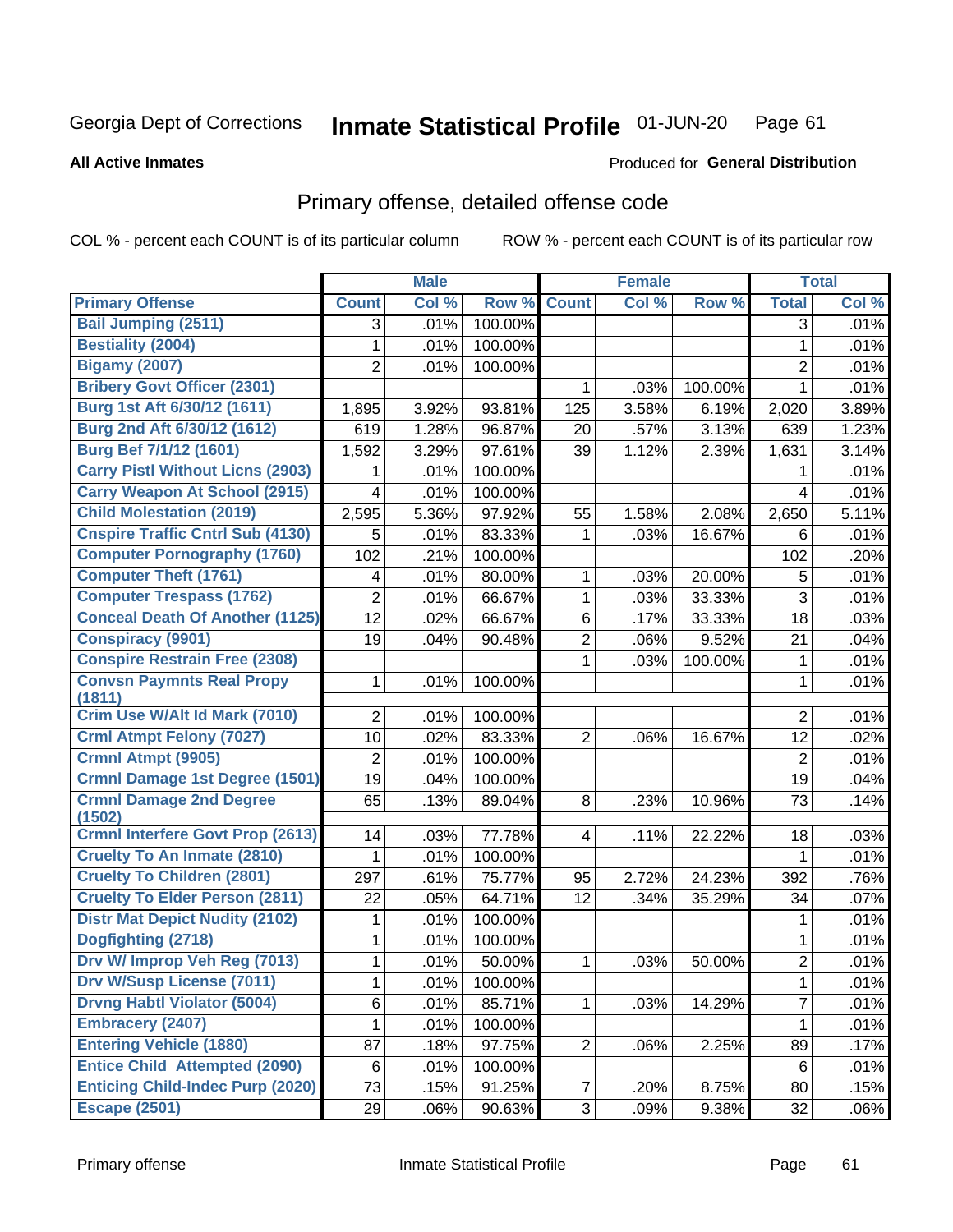Georgia Dept of Corrections **Inmate Statistical Profile** 01-JUN-20

**All Active Inmates**

Produced for **General Distribution**

## Primary offense, detailed offense code

COL % - percent each COUNT is of its particular column ROW % - percent each COUNT is of its particular row

| | Male | | | Female | | | Total | |
|---|---|---|---|---|---|---|---|---|
| **Primary Offense** | **Count** | **Col %** | **Row %** | **Count** | **Col %** | **Row %** | **Total** | **Col %** |
| Bail Jumping (2511) | 3 | .01% | 100.00% | | | | 3 | .01% |
| Bestiality (2004) | 1 | .01% | 100.00% | | | | 1 | .01% |
| Bigamy (2007) | 2 | .01% | 100.00% | | | | 2 | .01% |
| Bribery Govt Officer (2301) | | | | 1 | .03% | 100.00% | 1 | .01% |
| Burg 1st Aft 6/30/12 (1611) | 1,895 | 3.92% | 93.81% | 125 | 3.58% | 6.19% | 2,020 | 3.89% |
| Burg 2nd Aft 6/30/12 (1612) | 619 | 1.28% | 96.87% | 20 | .57% | 3.13% | 639 | 1.23% |
| Burg Bef 7/1/12 (1601) | 1,592 | 3.29% | 97.61% | 39 | 1.12% | 2.39% | 1,631 | 3.14% |
| Carry Pistl Without Licns (2903) | 1 | .01% | 100.00% | | | | 1 | .01% |
| Carry Weapon At School (2915) | 4 | .01% | 100.00% | | | | 4 | .01% |
| Child Molestation (2019) | 2,595 | 5.36% | 97.92% | 55 | 1.58% | 2.08% | 2,650 | 5.11% |
| Cnspire Traffic Cntrl Sub (4130) | 5 | .01% | 83.33% | 1 | .03% | 16.67% | 6 | .01% |
| Computer Pornography (1760) | 102 | .21% | 100.00% | | | | 102 | .20% |
| Computer Theft (1761) | 4 | .01% | 80.00% | 1 | .03% | 20.00% | 5 | .01% |
| Computer Trespass (1762) | 2 | .01% | 66.67% | 1 | .03% | 33.33% | 3 | .01% |
| Conceal Death Of Another (1125) | 12 | .02% | 66.67% | 6 | .17% | 33.33% | 18 | .03% |
| Conspiracy (9901) | 19 | .04% | 90.48% | 2 | .06% | 9.52% | 21 | .04% |
| Conspire Restrain Free (2308) | | | | 1 | .03% | 100.00% | 1 | .01% |
| Convsn Paymnts Real Propy (1811) | 1 | .01% | 100.00% | | | | 1 | .01% |
| Crim Use W/Alt Id Mark (7010) | 2 | .01% | 100.00% | | | | 2 | .01% |
| Crml Atmpt Felony (7027) | 10 | .02% | 83.33% | 2 | .06% | 16.67% | 12 | .02% |
| Crmnl Atmpt (9905) | 2 | .01% | 100.00% | | | | 2 | .01% |
| Crmnl Damage 1st Degree (1501) | 19 | .04% | 100.00% | | | | 19 | .04% |
| Crmnl Damage 2nd Degree (1502) | 65 | .13% | 89.04% | 8 | .23% | 10.96% | 73 | .14% |
| Crmnl Interfere Govt Prop (2613) | 14 | .03% | 77.78% | 4 | .11% | 22.22% | 18 | .03% |
| Cruelty To An Inmate (2810) | 1 | .01% | 100.00% | | | | 1 | .01% |
| Cruelty To Children (2801) | 297 | .61% | 75.77% | 95 | 2.72% | 24.23% | 392 | .76% |
| Cruelty To Elder Person (2811) | 22 | .05% | 64.71% | 12 | .34% | 35.29% | 34 | .07% |
| Distr Mat Depict Nudity (2102) | 1 | .01% | 100.00% | | | | 1 | .01% |
| Dogfighting (2718) | 1 | .01% | 100.00% | | | | 1 | .01% |
| Drv W/ Improp Veh Reg (7013) | 1 | .01% | 50.00% | 1 | .03% | 50.00% | 2 | .01% |
| Drv W/Susp License (7011) | 1 | .01% | 100.00% | | | | 1 | .01% |
| Drvng Habtl Violator (5004) | 6 | .01% | 85.71% | 1 | .03% | 14.29% | 7 | .01% |
| Embracery (2407) | 1 | .01% | 100.00% | | | | 1 | .01% |
| Entering Vehicle (1880) | 87 | .18% | 97.75% | 2 | .06% | 2.25% | 89 | .17% |
| Entice Child Attempted (2090) | 6 | .01% | 100.00% | | | | 6 | .01% |
| Enticing Child-Indec Purp (2020) | 73 | .15% | 91.25% | 7 | .20% | 8.75% | 80 | .15% |
| Escape (2501) | 29 | .06% | 90.63% | 3 | .09% | 9.38% | 32 | .06% |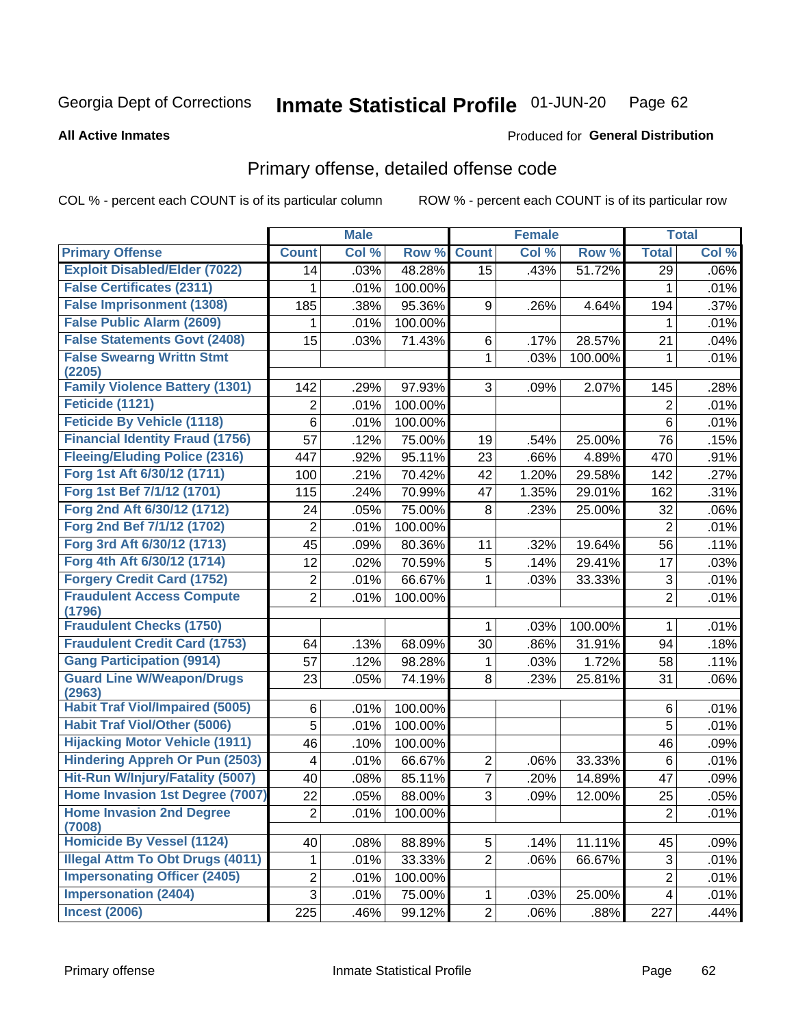Georgia Dept of Corrections **Inmate Statistical Profile** 01-JUN-20

**All Active Inmates**

Produced for **General Distribution**

## Primary offense, detailed offense code

COL % - percent each COUNT is of its particular column ROW % - percent each COUNT is of its particular row

| | Male | | | Female | | | Total | |
|---|---|---|---|---|---|---|---|---|
| **Primary Offense** | **Count** | **Col %** | **Row %** | **Count** | **Col %** | **Row %** | **Total** | **Col %** |
| **Exploit Disabled/Elder (7022)** | 14 | .03% | 48.28% | 15 | .43% | 51.72% | 29 | .06% |
| **False Certificates (2311)** | 1 | .01% | 100.00% | | | | 1 | .01% |
| **False Imprisonment (1308)** | 185 | .38% | 95.36% | 9 | .26% | 4.64% | 194 | .37% |
| **False Public Alarm (2609)** | 1 | .01% | 100.00% | | | | 1 | .01% |
| **False Statements Govt (2408)** | 15 | .03% | 71.43% | 6 | .17% | 28.57% | 21 | .04% |
| **False Swearng Writtn Stmt (2205)** | | | | 1 | .03% | 100.00% | 1 | .01% |
| **Family Violence Battery (1301)** | 142 | .29% | 97.93% | 3 | .09% | 2.07% | 145 | .28% |
| **Feticide (1121)** | 2 | .01% | 100.00% | | | | 2 | .01% |
| **Feticide By Vehicle (1118)** | 6 | .01% | 100.00% | | | | 6 | .01% |
| **Financial Identity Fraud (1756)** | 57 | .12% | 75.00% | 19 | .54% | 25.00% | 76 | .15% |
| **Fleeing/Eluding Police (2316)** | 447 | .92% | 95.11% | 23 | .66% | 4.89% | 470 | .91% |
| **Forg 1st Aft 6/30/12 (1711)** | 100 | .21% | 70.42% | 42 | 1.20% | 29.58% | 142 | .27% |
| **Forg 1st Bef 7/1/12 (1701)** | 115 | .24% | 70.99% | 47 | 1.35% | 29.01% | 162 | .31% |
| **Forg 2nd Aft 6/30/12 (1712)** | 24 | .05% | 75.00% | 8 | .23% | 25.00% | 32 | .06% |
| **Forg 2nd Bef 7/1/12 (1702)** | 2 | .01% | 100.00% | | | | 2 | .01% |
| **Forg 3rd Aft 6/30/12 (1713)** | 45 | .09% | 80.36% | 11 | .32% | 19.64% | 56 | .11% |
| **Forg 4th Aft 6/30/12 (1714)** | 12 | .02% | 70.59% | 5 | .14% | 29.41% | 17 | .03% |
| **Forgery Credit Card (1752)** | 2 | .01% | 66.67% | 1 | .03% | 33.33% | 3 | .01% |
| **Fraudulent Access Compute (1796)** | 2 | .01% | 100.00% | | | | 2 | .01% |
| **Fraudulent Checks (1750)** | | | | 1 | .03% | 100.00% | 1 | .01% |
| **Fraudulent Credit Card (1753)** | 64 | .13% | 68.09% | 30 | .86% | 31.91% | 94 | .18% |
| **Gang Participation (9914)** | 57 | .12% | 98.28% | 1 | .03% | 1.72% | 58 | .11% |
| **Guard Line W/Weapon/Drugs (2963)** | 23 | .05% | 74.19% | 8 | .23% | 25.81% | 31 | .06% |
| **Habit Traf Viol/Impaired (5005)** | 6 | .01% | 100.00% | | | | 6 | .01% |
| **Habit Traf Viol/Other (5006)** | 5 | .01% | 100.00% | | | | 5 | .01% |
| **Hijacking Motor Vehicle (1911)** | 46 | .10% | 100.00% | | | | 46 | .09% |
| **Hindering Appreh Or Pun (2503)** | 4 | .01% | 66.67% | 2 | .06% | 33.33% | 6 | .01% |
| **Hit-Run W/Injury/Fatality (5007)** | 40 | .08% | 85.11% | 7 | .20% | 14.89% | 47 | .09% |
| **Home Invasion 1st Degree (7007)** | 22 | .05% | 88.00% | 3 | .09% | 12.00% | 25 | .05% |
| **Home Invasion 2nd Degree (7008)** | 2 | .01% | 100.00% | | | | 2 | .01% |
| **Homicide By Vessel (1124)** | 40 | .08% | 88.89% | 5 | .14% | 11.11% | 45 | .09% |
| **Illegal Attm To Obt Drugs (4011)** | 1 | .01% | 33.33% | 2 | .06% | 66.67% | 3 | .01% |
| **Impersonating Officer (2405)** | 2 | .01% | 100.00% | | | | 2 | .01% |
| **Impersonation (2404)** | 3 | .01% | 75.00% | 1 | .03% | 25.00% | 4 | .01% |
| **Incest (2006)** | 225 | .46% | 99.12% | 2 | .06% | .88% | 227 | .44% |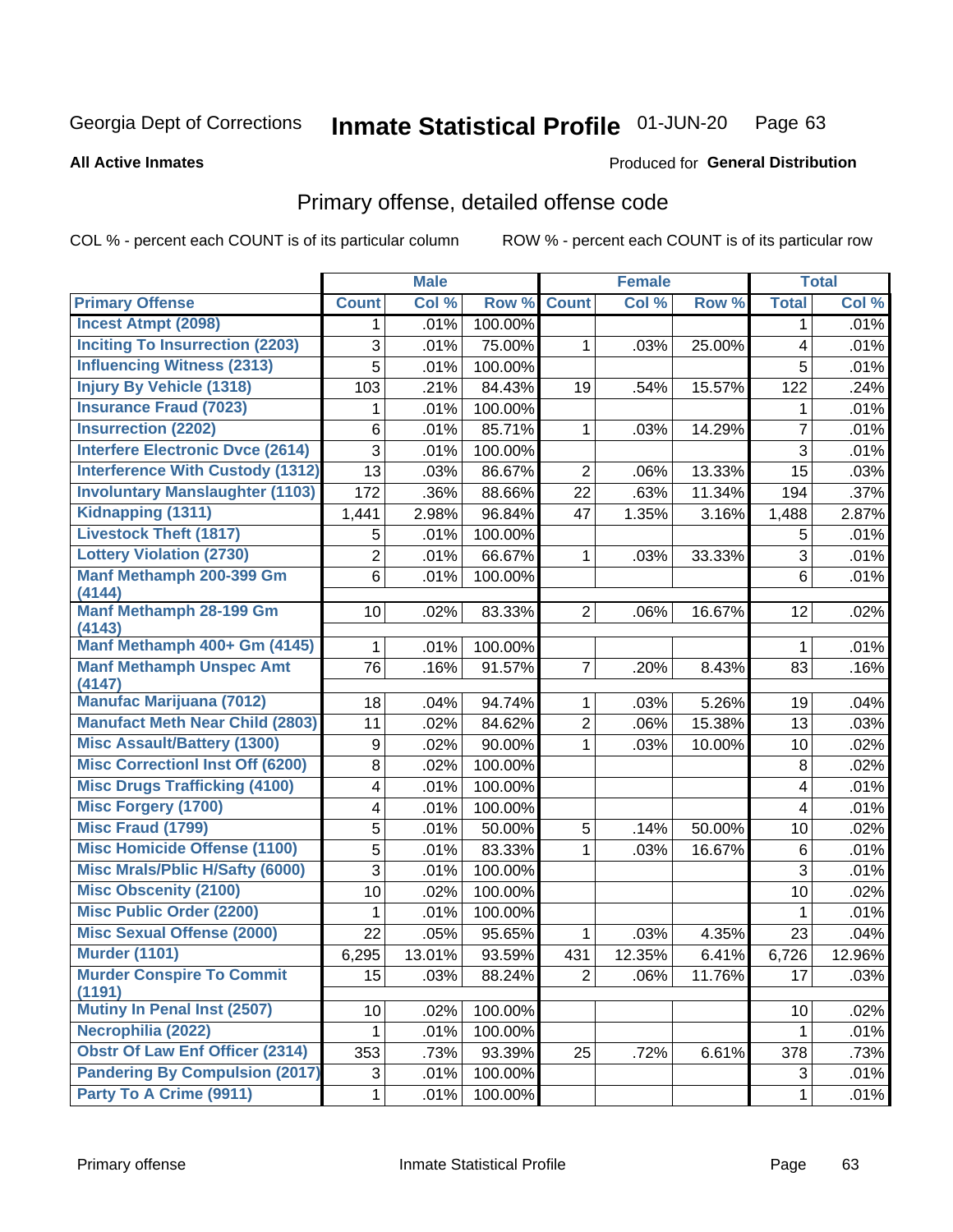Georgia Dept of Corrections **Inmate Statistical Profile** 01-JUN-20

**All Active Inmates**

Produced for **General Distribution**

## Primary offense, detailed offense code

COL % - percent each COUNT is of its particular column ROW % - percent each COUNT is of its particular row

| | Male | | | Female | | | Total | |
|---|---|---|---|---|---|---|---|---|
| **Primary Offense** | **Count** | **Col %** | **Row %** | **Count** | **Col %** | **Row %** | **Total** | **Col %** |
| **Incest Atmpt (2098)** | 1 | .01% | 100.00% | | | | 1 | .01% |
| **Inciting To Insurrection (2203)** | 3 | .01% | 75.00% | 1 | .03% | 25.00% | 4 | .01% |
| **Influencing Witness (2313)** | 5 | .01% | 100.00% | | | | 5 | .01% |
| **Injury By Vehicle (1318)** | 103 | .21% | 84.43% | 19 | .54% | 15.57% | 122 | .24% |
| **Insurance Fraud (7023)** | 1 | .01% | 100.00% | | | | 1 | .01% |
| **Insurrection (2202)** | 6 | .01% | 85.71% | 1 | .03% | 14.29% | 7 | .01% |
| **Interfere Electronic Dvce (2614)** | 3 | .01% | 100.00% | | | | 3 | .01% |
| **Interference With Custody (1312)** | 13 | .03% | 86.67% | 2 | .06% | 13.33% | 15 | .03% |
| **Involuntary Manslaughter (1103)** | 172 | .36% | 88.66% | 22 | .63% | 11.34% | 194 | .37% |
| **Kidnapping (1311)** | 1,441 | 2.98% | 96.84% | 47 | 1.35% | 3.16% | 1,488 | 2.87% |
| **Livestock Theft (1817)** | 5 | .01% | 100.00% | | | | 5 | .01% |
| **Lottery Violation (2730)** | 2 | .01% | 66.67% | 1 | .03% | 33.33% | 3 | .01% |
| **Manf Methamph 200-399 Gm (4144)** | 6 | .01% | 100.00% | | | | 6 | .01% |
| **Manf Methamph 28-199 Gm (4143)** | 10 | .02% | 83.33% | 2 | .06% | 16.67% | 12 | .02% |
| **Manf Methamph 400+ Gm (4145)** | 1 | .01% | 100.00% | | | | 1 | .01% |
| **Manf Methamph Unspec Amt (4147)** | 76 | .16% | 91.57% | 7 | .20% | 8.43% | 83 | .16% |
| **Manufac Marijuana (7012)** | 18 | .04% | 94.74% | 1 | .03% | 5.26% | 19 | .04% |
| **Manufact Meth Near Child (2803)** | 11 | .02% | 84.62% | 2 | .06% | 15.38% | 13 | .03% |
| **Misc Assault/Battery (1300)** | 9 | .02% | 90.00% | 1 | .03% | 10.00% | 10 | .02% |
| **Misc Correctionl Inst Off (6200)** | 8 | .02% | 100.00% | | | | 8 | .02% |
| **Misc Drugs Trafficking (4100)** | 4 | .01% | 100.00% | | | | 4 | .01% |
| **Misc Forgery (1700)** | 4 | .01% | 100.00% | | | | 4 | .01% |
| **Misc Fraud (1799)** | 5 | .01% | 50.00% | 5 | .14% | 50.00% | 10 | .02% |
| **Misc Homicide Offense (1100)** | 5 | .01% | 83.33% | 1 | .03% | 16.67% | 6 | .01% |
| **Misc Mrals/Pblic H/Safty (6000)** | 3 | .01% | 100.00% | | | | 3 | .01% |
| **Misc Obscenity (2100)** | 10 | .02% | 100.00% | | | | 10 | .02% |
| **Misc Public Order (2200)** | 1 | .01% | 100.00% | | | | 1 | .01% |
| **Misc Sexual Offense (2000)** | 22 | .05% | 95.65% | 1 | .03% | 4.35% | 23 | .04% |
| **Murder (1101)** | 6,295 | 13.01% | 93.59% | 431 | 12.35% | 6.41% | 6,726 | 12.96% |
| **Murder Conspire To Commit (1191)** | 15 | .03% | 88.24% | 2 | .06% | 11.76% | 17 | .03% |
| **Mutiny In Penal Inst (2507)** | 10 | .02% | 100.00% | | | | 10 | .02% |
| **Necrophilia (2022)** | 1 | .01% | 100.00% | | | | 1 | .01% |
| **Obstr Of Law Enf Officer (2314)** | 353 | .73% | 93.39% | 25 | .72% | 6.61% | 378 | .73% |
| **Pandering By Compulsion (2017)** | 3 | .01% | 100.00% | | | | 3 | .01% |
| **Party To A Crime (9911)** | 1 | .01% | 100.00% | | | | 1 | .01% |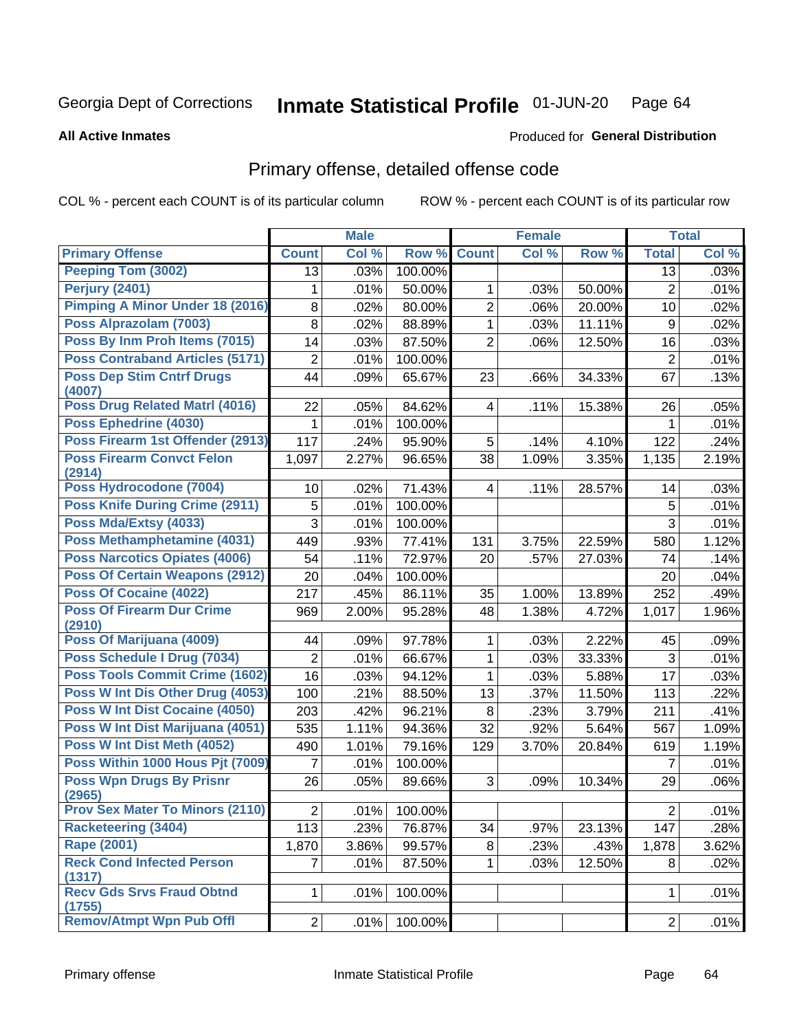Georgia Dept of Corrections **Inmate Statistical Profile** 01-JUN-20

**All Active Inmates**

Produced for **General Distribution**

## Primary offense, detailed offense code

COL % - percent each COUNT is of its particular column    ROW % - percent each COUNT is of its particular row

| | Male | | | Female | | | Total | |
|---|---|---|---|---|---|---|---|---|
| **Primary Offense** | **Count** | **Col %** | **Row %** | **Count** | **Col %** | **Row %** | **Total** | **Col %** |
| Peeping Tom (3002) | 13 | .03% | 100.00% | | | | 13 | .03% |
| Perjury (2401) | 1 | .01% | 50.00% | 1 | .03% | 50.00% | 2 | .01% |
| Pimping A Minor Under 18 (2016) | 8 | .02% | 80.00% | 2 | .06% | 20.00% | 10 | .02% |
| Poss Alprazolam (7003) | 8 | .02% | 88.89% | 1 | .03% | 11.11% | 9 | .02% |
| Poss By Inm Proh Items (7015) | 14 | .03% | 87.50% | 2 | .06% | 12.50% | 16 | .03% |
| Poss Contraband Articles (5171) | 2 | .01% | 100.00% | | | | 2 | .01% |
| Poss Dep Stim Cntrf Drugs (4007) | 44 | .09% | 65.67% | 23 | .66% | 34.33% | 67 | .13% |
| Poss Drug Related Matrl (4016) | 22 | .05% | 84.62% | 4 | .11% | 15.38% | 26 | .05% |
| Poss Ephedrine (4030) | 1 | .01% | 100.00% | | | | 1 | .01% |
| Poss Firearm 1st Offender (2913) | 117 | .24% | 95.90% | 5 | .14% | 4.10% | 122 | .24% |
| Poss Firearm Convct Felon (2914) | 1,097 | 2.27% | 96.65% | 38 | 1.09% | 3.35% | 1,135 | 2.19% |
| Poss Hydrocodone (7004) | 10 | .02% | 71.43% | 4 | .11% | 28.57% | 14 | .03% |
| Poss Knife During Crime (2911) | 5 | .01% | 100.00% | | | | 5 | .01% |
| Poss Mda/Extsy (4033) | 3 | .01% | 100.00% | | | | 3 | .01% |
| Poss Methamphetamine (4031) | 449 | .93% | 77.41% | 131 | 3.75% | 22.59% | 580 | 1.12% |
| Poss Narcotics Opiates (4006) | 54 | .11% | 72.97% | 20 | .57% | 27.03% | 74 | .14% |
| Poss Of Certain Weapons (2912) | 20 | .04% | 100.00% | | | | 20 | .04% |
| Poss Of Cocaine (4022) | 217 | .45% | 86.11% | 35 | 1.00% | 13.89% | 252 | .49% |
| Poss Of Firearm Dur Crime (2910) | 969 | 2.00% | 95.28% | 48 | 1.38% | 4.72% | 1,017 | 1.96% |
| Poss Of Marijuana (4009) | 44 | .09% | 97.78% | 1 | .03% | 2.22% | 45 | .09% |
| Poss Schedule I Drug (7034) | 2 | .01% | 66.67% | 1 | .03% | 33.33% | 3 | .01% |
| Poss Tools Commit Crime (1602) | 16 | .03% | 94.12% | 1 | .03% | 5.88% | 17 | .03% |
| Poss W Int Dis Other Drug (4053) | 100 | .21% | 88.50% | 13 | .37% | 11.50% | 113 | .22% |
| Poss W Int Dist Cocaine (4050) | 203 | .42% | 96.21% | 8 | .23% | 3.79% | 211 | .41% |
| Poss W Int Dist Marijuana (4051) | 535 | 1.11% | 94.36% | 32 | .92% | 5.64% | 567 | 1.09% |
| Poss W Int Dist Meth (4052) | 490 | 1.01% | 79.16% | 129 | 3.70% | 20.84% | 619 | 1.19% |
| Poss Within 1000 Hous Pjt (7009) | 7 | .01% | 100.00% | | | | 7 | .01% |
| Poss Wpn Drugs By Prisnr (2965) | 26 | .05% | 89.66% | 3 | .09% | 10.34% | 29 | .06% |
| Prov Sex Mater To Minors (2110) | 2 | .01% | 100.00% | | | | 2 | .01% |
| Racketeering (3404) | 113 | .23% | 76.87% | 34 | .97% | 23.13% | 147 | .28% |
| Rape (2001) | 1,870 | 3.86% | 99.57% | 8 | .23% | .43% | 1,878 | 3.62% |
| Reck Cond Infected Person (1317) | 7 | .01% | 87.50% | 1 | .03% | 12.50% | 8 | .02% |
| Recv Gds Srvs Fraud Obtnd (1755) | 1 | .01% | 100.00% | | | | 1 | .01% |
| Remov/Atmpt Wpn Pub Offl | 2 | .01% | 100.00% | | | | 2 | .01% |

Primary offense    Inmate Statistical Profile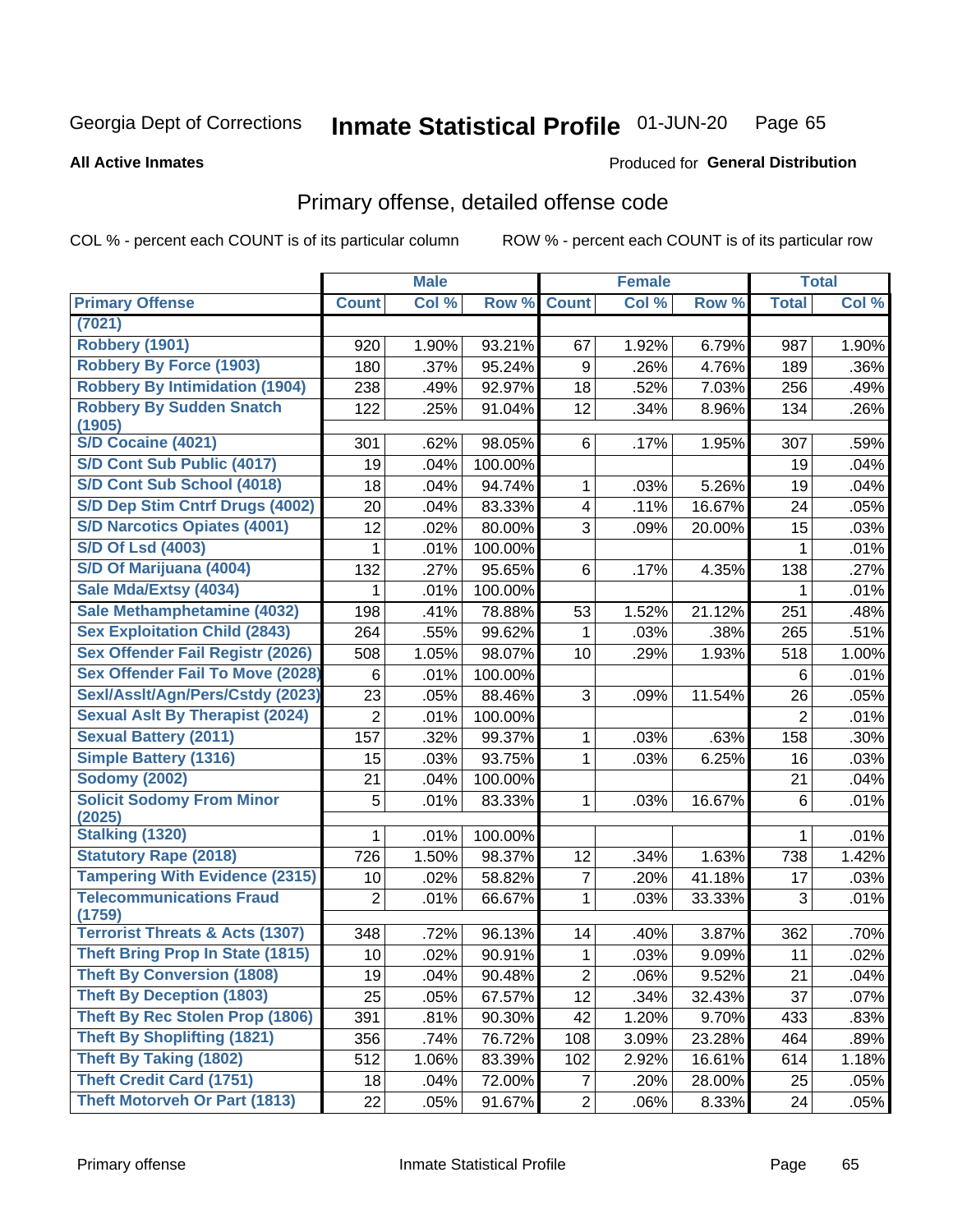Georgia Dept of Corrections **Inmate Statistical Profile** 01-JUN-20

**All Active Inmates**

Produced for **General Distribution**

## Primary offense, detailed offense code

COL % - percent each COUNT is of its particular column    ROW % - percent each COUNT is of its particular row

| | Male | | | Female | | | Total | |
|---|---|---|---|---|---|---|---|---|
| **Primary Offense** | **Count** | **Col %** | **Row %** | **Count** | **Col %** | **Row %** | **Total** | **Col %** |
| **(7021)** | | | | | | | | |
| **Robbery (1901)** | 920 | 1.90% | 93.21% | 67 | 1.92% | 6.79% | 987 | 1.90% |
| **Robbery By Force (1903)** | 180 | .37% | 95.24% | 9 | .26% | 4.76% | 189 | .36% |
| **Robbery By Intimidation (1904)** | 238 | .49% | 92.97% | 18 | .52% | 7.03% | 256 | .49% |
| **Robbery By Sudden Snatch (1905)** | 122 | .25% | 91.04% | 12 | .34% | 8.96% | 134 | .26% |
| **S/D Cocaine (4021)** | 301 | .62% | 98.05% | 6 | .17% | 1.95% | 307 | .59% |
| **S/D Cont Sub Public (4017)** | 19 | .04% | 100.00% | | | | 19 | .04% |
| **S/D Cont Sub School (4018)** | 18 | .04% | 94.74% | 1 | .03% | 5.26% | 19 | .04% |
| **S/D Dep Stim Cntrf Drugs (4002)** | 20 | .04% | 83.33% | 4 | .11% | 16.67% | 24 | .05% |
| **S/D Narcotics Opiates (4001)** | 12 | .02% | 80.00% | 3 | .09% | 20.00% | 15 | .03% |
| **S/D Of Lsd (4003)** | 1 | .01% | 100.00% | | | | 1 | .01% |
| **S/D Of Marijuana (4004)** | 132 | .27% | 95.65% | 6 | .17% | 4.35% | 138 | .27% |
| **Sale Mda/Extsy (4034)** | 1 | .01% | 100.00% | | | | 1 | .01% |
| **Sale Methamphetamine (4032)** | 198 | .41% | 78.88% | 53 | 1.52% | 21.12% | 251 | .48% |
| **Sex Exploitation Child (2843)** | 264 | .55% | 99.62% | 1 | .03% | .38% | 265 | .51% |
| **Sex Offender Fail Registr (2026)** | 508 | 1.05% | 98.07% | 10 | .29% | 1.93% | 518 | 1.00% |
| **Sex Offender Fail To Move (2028)** | 6 | .01% | 100.00% | | | | 6 | .01% |
| **Sexl/Asslt/Agn/Pers/Cstdy (2023)** | 23 | .05% | 88.46% | 3 | .09% | 11.54% | 26 | .05% |
| **Sexual Aslt By Therapist (2024)** | 2 | .01% | 100.00% | | | | 2 | .01% |
| **Sexual Battery (2011)** | 157 | .32% | 99.37% | 1 | .03% | .63% | 158 | .30% |
| **Simple Battery (1316)** | 15 | .03% | 93.75% | 1 | .03% | 6.25% | 16 | .03% |
| **Sodomy (2002)** | 21 | .04% | 100.00% | | | | 21 | .04% |
| **Solicit Sodomy From Minor (2025)** | 5 | .01% | 83.33% | 1 | .03% | 16.67% | 6 | .01% |
| **Stalking (1320)** | 1 | .01% | 100.00% | | | | 1 | .01% |
| **Statutory Rape (2018)** | 726 | 1.50% | 98.37% | 12 | .34% | 1.63% | 738 | 1.42% |
| **Tampering With Evidence (2315)** | 10 | .02% | 58.82% | 7 | .20% | 41.18% | 17 | .03% |
| **Telecommunications Fraud (1759)** | 2 | .01% | 66.67% | 1 | .03% | 33.33% | 3 | .01% |
| **Terrorist Threats & Acts (1307)** | 348 | .72% | 96.13% | 14 | .40% | 3.87% | 362 | .70% |
| **Theft Bring Prop In State (1815)** | 10 | .02% | 90.91% | 1 | .03% | 9.09% | 11 | .02% |
| **Theft By Conversion (1808)** | 19 | .04% | 90.48% | 2 | .06% | 9.52% | 21 | .04% |
| **Theft By Deception (1803)** | 25 | .05% | 67.57% | 12 | .34% | 32.43% | 37 | .07% |
| **Theft By Rec Stolen Prop (1806)** | 391 | .81% | 90.30% | 42 | 1.20% | 9.70% | 433 | .83% |
| **Theft By Shoplifting (1821)** | 356 | .74% | 76.72% | 108 | 3.09% | 23.28% | 464 | .89% |
| **Theft By Taking (1802)** | 512 | 1.06% | 83.39% | 102 | 2.92% | 16.61% | 614 | 1.18% |
| **Theft Credit Card (1751)** | 18 | .04% | 72.00% | 7 | .20% | 28.00% | 25 | .05% |
| **Theft Motorveh Or Part (1813)** | 22 | .05% | 91.67% | 2 | .06% | 8.33% | 24 | .05% |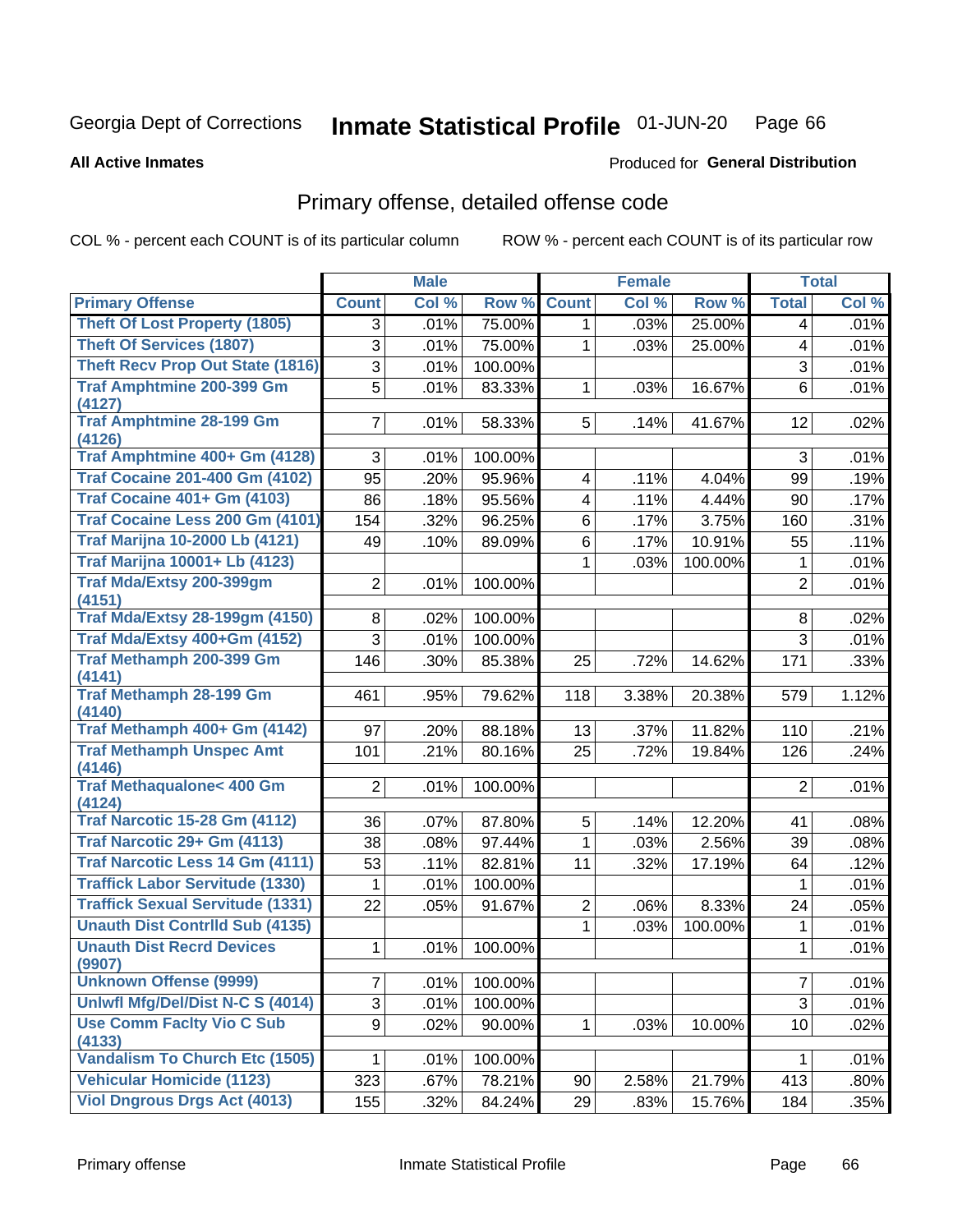Georgia Dept of Corrections **Inmate Statistical Profile** 01-JUN-20

**All Active Inmates**

Produced for **General Distribution**

## Primary offense, detailed offense code

COL % - percent each COUNT is of its particular column ROW % - percent each COUNT is of its particular row

| | Male | | | Female | | | Total | |
|---|---|---|---|---|---|---|---|---|
| **Primary Offense** | **Count** | **Col %** | **Row %** | **Count** | **Col %** | **Row %** | **Total** | **Col %** |
| Theft Of Lost Property (1805) | 3 | .01% | 75.00% | 1 | .03% | 25.00% | 4 | .01% |
| Theft Of Services (1807) | 3 | .01% | 75.00% | 1 | .03% | 25.00% | 4 | .01% |
| Theft Recv Prop Out State (1816) | 3 | .01% | 100.00% | | | | 3 | .01% |
| Traf Amphtmine 200-399 Gm (4127) | 5 | .01% | 83.33% | 1 | .03% | 16.67% | 6 | .01% |
| Traf Amphtmine 28-199 Gm (4126) | 7 | .01% | 58.33% | 5 | .14% | 41.67% | 12 | .02% |
| Traf Amphtmine 400+ Gm (4128) | 3 | .01% | 100.00% | | | | 3 | .01% |
| Traf Cocaine 201-400 Gm (4102) | 95 | .20% | 95.96% | 4 | .11% | 4.04% | 99 | .19% |
| Traf Cocaine 401+ Gm (4103) | 86 | .18% | 95.56% | 4 | .11% | 4.44% | 90 | .17% |
| Traf Cocaine Less 200 Gm (4101) | 154 | .32% | 96.25% | 6 | .17% | 3.75% | 160 | .31% |
| Traf Marijna 10-2000 Lb (4121) | 49 | .10% | 89.09% | 6 | .17% | 10.91% | 55 | .11% |
| Traf Marijna 10001+ Lb (4123) | | | | 1 | .03% | 100.00% | 1 | .01% |
| Traf Mda/Extsy 200-399gm (4151) | 2 | .01% | 100.00% | | | | 2 | .01% |
| Traf Mda/Extsy 28-199gm (4150) | 8 | .02% | 100.00% | | | | 8 | .02% |
| Traf Mda/Extsy 400+Gm (4152) | 3 | .01% | 100.00% | | | | 3 | .01% |
| Traf Methamph 200-399 Gm (4141) | 146 | .30% | 85.38% | 25 | .72% | 14.62% | 171 | .33% |
| Traf Methamph 28-199 Gm (4140) | 461 | .95% | 79.62% | 118 | 3.38% | 20.38% | 579 | 1.12% |
| Traf Methamph 400+ Gm (4142) | 97 | .20% | 88.18% | 13 | .37% | 11.82% | 110 | .21% |
| Traf Methamph Unspec Amt (4146) | 101 | .21% | 80.16% | 25 | .72% | 19.84% | 126 | .24% |
| Traf Methaqualone< 400 Gm (4124) | 2 | .01% | 100.00% | | | | 2 | .01% |
| Traf Narcotic 15-28 Gm (4112) | 36 | .07% | 87.80% | 5 | .14% | 12.20% | 41 | .08% |
| Traf Narcotic 29+ Gm (4113) | 38 | .08% | 97.44% | 1 | .03% | 2.56% | 39 | .08% |
| Traf Narcotic Less 14 Gm (4111) | 53 | .11% | 82.81% | 11 | .32% | 17.19% | 64 | .12% |
| Traffick Labor Servitude (1330) | 1 | .01% | 100.00% | | | | 1 | .01% |
| Traffick Sexual Servitude (1331) | 22 | .05% | 91.67% | 2 | .06% | 8.33% | 24 | .05% |
| Unauth Dist Contrlld Sub (4135) | | | | 1 | .03% | 100.00% | 1 | .01% |
| Unauth Dist Recrd Devices (9907) | 1 | .01% | 100.00% | | | | 1 | .01% |
| Unknown Offense (9999) | 7 | .01% | 100.00% | | | | 7 | .01% |
| Unlwfl Mfg/Del/Dist N-C S (4014) | 3 | .01% | 100.00% | | | | 3 | .01% |
| Use Comm Faclty Vio C Sub (4133) | 9 | .02% | 90.00% | 1 | .03% | 10.00% | 10 | .02% |
| Vandalism To Church Etc (1505) | 1 | .01% | 100.00% | | | | 1 | .01% |
| Vehicular Homicide (1123) | 323 | .67% | 78.21% | 90 | 2.58% | 21.79% | 413 | .80% |
| Viol Dngrous Drgs Act (4013) | 155 | .32% | 84.24% | 29 | .83% | 15.76% | 184 | .35% |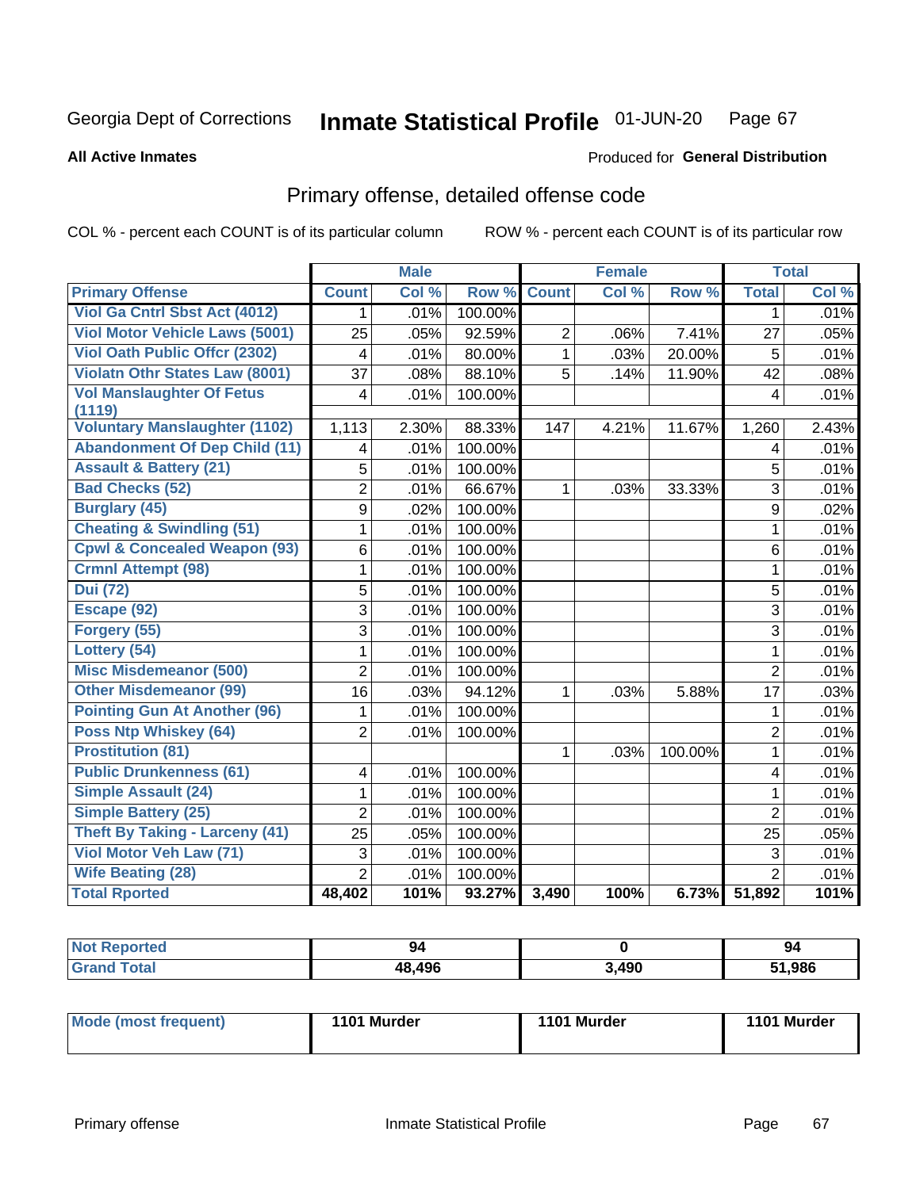Georgia Dept of Corrections **Inmate Statistical Profile** 01-JUN-20

**All Active Inmates**

Produced for **General Distribution**

## Primary offense, detailed offense code

COL % - percent each COUNT is of its particular column

ROW % - percent each COUNT is of its particular row

| | Male | | | Female | | | Total | |
|---|---|---|---|---|---|---|---|---|
| **Primary Offense** | **Count** | **Col %** | **Row %** | **Count** | **Col %** | **Row %** | **Total** | **Col %** |
| Viol Ga Cntrl Sbst Act (4012) | 1 | .01% | 100.00% | | | | 1 | .01% |
| Viol Motor Vehicle Laws (5001) | 25 | .05% | 92.59% | 2 | .06% | 7.41% | 27 | .05% |
| Viol Oath Public Offcr (2302) | 4 | .01% | 80.00% | 1 | .03% | 20.00% | 5 | .01% |
| Violatn Othr States Law (8001) | 37 | .08% | 88.10% | 5 | .14% | 11.90% | 42 | .08% |
| Vol Manslaughter Of Fetus (1119) | 4 | .01% | 100.00% | | | | 4 | .01% |
| Voluntary Manslaughter (1102) | 1,113 | 2.30% | 88.33% | 147 | 4.21% | 11.67% | 1,260 | 2.43% |
| Abandonment Of Dep Child (11) | 4 | .01% | 100.00% | | | | 4 | .01% |
| Assault & Battery (21) | 5 | .01% | 100.00% | | | | 5 | .01% |
| Bad Checks (52) | 2 | .01% | 66.67% | 1 | .03% | 33.33% | 3 | .01% |
| Burglary (45) | 9 | .02% | 100.00% | | | | 9 | .02% |
| Cheating & Swindling (51) | 1 | .01% | 100.00% | | | | 1 | .01% |
| Cpwl & Concealed Weapon (93) | 6 | .01% | 100.00% | | | | 6 | .01% |
| Crmnl Attempt (98) | 1 | .01% | 100.00% | | | | 1 | .01% |
| Dui (72) | 5 | .01% | 100.00% | | | | 5 | .01% |
| Escape (92) | 3 | .01% | 100.00% | | | | 3 | .01% |
| Forgery (55) | 3 | .01% | 100.00% | | | | 3 | .01% |
| Lottery (54) | 1 | .01% | 100.00% | | | | 1 | .01% |
| Misc Misdemeanor (500) | 2 | .01% | 100.00% | | | | 2 | .01% |
| Other Misdemeanor (99) | 16 | .03% | 94.12% | 1 | .03% | 5.88% | 17 | .03% |
| Pointing Gun At Another (96) | 1 | .01% | 100.00% | | | | 1 | .01% |
| Poss Ntp Whiskey (64) | 2 | .01% | 100.00% | | | | 2 | .01% |
| Prostitution (81) | | | | 1 | .03% | 100.00% | 1 | .01% |
| Public Drunkenness (61) | 4 | .01% | 100.00% | | | | 4 | .01% |
| Simple Assault (24) | 1 | .01% | 100.00% | | | | 1 | .01% |
| Simple Battery (25) | 2 | .01% | 100.00% | | | | 2 | .01% |
| Theft By Taking - Larceny (41) | 25 | .05% | 100.00% | | | | 25 | .05% |
| Viol Motor Veh Law (71) | 3 | .01% | 100.00% | | | | 3 | .01% |
| Wife Beating (28) | 2 | .01% | 100.00% | | | | 2 | .01% |
| **Total Rported** | **48,402** | **101%** | **93.27%** | **3,490** | **100%** | **6.73%** | **51,892** | **101%** |

| | Male | Female | Total |
|---|---|---|---|
| Not Reported | 94 | 0 | 94 |
| Grand Total | 48,496 | 3,490 | 51,986 |

| | Male | Female | Total |
|---|---|---|---|
| Mode (most frequent) | 1101 Murder | 1101 Murder | 1101 Murder |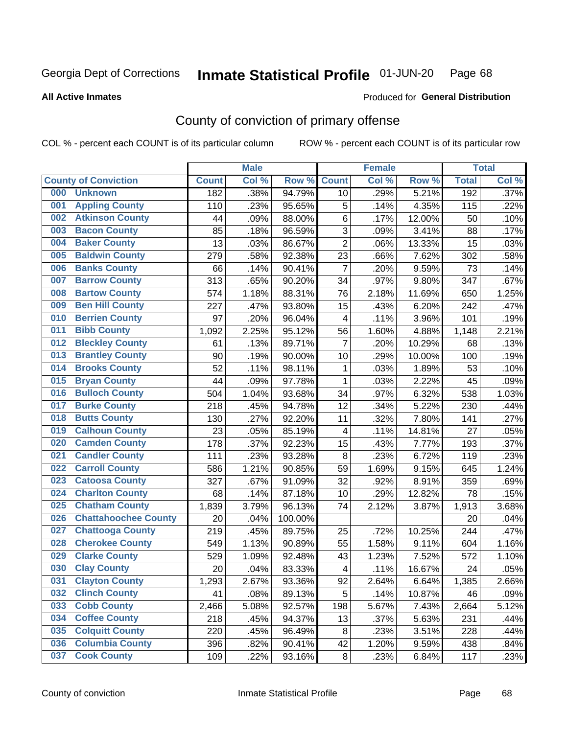Georgia Dept of Corrections **Inmate Statistical Profile** 01-JUN-20

**All Active Inmates**

Produced for **General Distribution**

## County of conviction of primary offense

COL % - percent each COUNT is of its particular column    ROW % - percent each COUNT is of its particular row

| County of Conviction | Male | | | Female | | | Total | |
|---|---|---|---|---|---|---|---|---|
| | Count | Col % | Row % | Count | Col % | Row % | Total | Col % |
| 000 Unknown | 182 | .38% | 94.79% | 10 | .29% | 5.21% | 192 | .37% |
| 001 Appling County | 110 | .23% | 95.65% | 5 | .14% | 4.35% | 115 | .22% |
| 002 Atkinson County | 44 | .09% | 88.00% | 6 | .17% | 12.00% | 50 | .10% |
| 003 Bacon County | 85 | .18% | 96.59% | 3 | .09% | 3.41% | 88 | .17% |
| 004 Baker County | 13 | .03% | 86.67% | 2 | .06% | 13.33% | 15 | .03% |
| 005 Baldwin County | 279 | .58% | 92.38% | 23 | .66% | 7.62% | 302 | .58% |
| 006 Banks County | 66 | .14% | 90.41% | 7 | .20% | 9.59% | 73 | .14% |
| 007 Barrow County | 313 | .65% | 90.20% | 34 | .97% | 9.80% | 347 | .67% |
| 008 Bartow County | 574 | 1.18% | 88.31% | 76 | 2.18% | 11.69% | 650 | 1.25% |
| 009 Ben Hill County | 227 | .47% | 93.80% | 15 | .43% | 6.20% | 242 | .47% |
| 010 Berrien County | 97 | .20% | 96.04% | 4 | .11% | 3.96% | 101 | .19% |
| 011 Bibb County | 1,092 | 2.25% | 95.12% | 56 | 1.60% | 4.88% | 1,148 | 2.21% |
| 012 Bleckley County | 61 | .13% | 89.71% | 7 | .20% | 10.29% | 68 | .13% |
| 013 Brantley County | 90 | .19% | 90.00% | 10 | .29% | 10.00% | 100 | .19% |
| 014 Brooks County | 52 | .11% | 98.11% | 1 | .03% | 1.89% | 53 | .10% |
| 015 Bryan County | 44 | .09% | 97.78% | 1 | .03% | 2.22% | 45 | .09% |
| 016 Bulloch County | 504 | 1.04% | 93.68% | 34 | .97% | 6.32% | 538 | 1.03% |
| 017 Burke County | 218 | .45% | 94.78% | 12 | .34% | 5.22% | 230 | .44% |
| 018 Butts County | 130 | .27% | 92.20% | 11 | .32% | 7.80% | 141 | .27% |
| 019 Calhoun County | 23 | .05% | 85.19% | 4 | .11% | 14.81% | 27 | .05% |
| 020 Camden County | 178 | .37% | 92.23% | 15 | .43% | 7.77% | 193 | .37% |
| 021 Candler County | 111 | .23% | 93.28% | 8 | .23% | 6.72% | 119 | .23% |
| 022 Carroll County | 586 | 1.21% | 90.85% | 59 | 1.69% | 9.15% | 645 | 1.24% |
| 023 Catoosa County | 327 | .67% | 91.09% | 32 | .92% | 8.91% | 359 | .69% |
| 024 Charlton County | 68 | .14% | 87.18% | 10 | .29% | 12.82% | 78 | .15% |
| 025 Chatham County | 1,839 | 3.79% | 96.13% | 74 | 2.12% | 3.87% | 1,913 | 3.68% |
| 026 Chattahoochee County | 20 | .04% | 100.00% | | | | 20 | .04% |
| 027 Chattooga County | 219 | .45% | 89.75% | 25 | .72% | 10.25% | 244 | .47% |
| 028 Cherokee County | 549 | 1.13% | 90.89% | 55 | 1.58% | 9.11% | 604 | 1.16% |
| 029 Clarke County | 529 | 1.09% | 92.48% | 43 | 1.23% | 7.52% | 572 | 1.10% |
| 030 Clay County | 20 | .04% | 83.33% | 4 | .11% | 16.67% | 24 | .05% |
| 031 Clayton County | 1,293 | 2.67% | 93.36% | 92 | 2.64% | 6.64% | 1,385 | 2.66% |
| 032 Clinch County | 41 | .08% | 89.13% | 5 | .14% | 10.87% | 46 | .09% |
| 033 Cobb County | 2,466 | 5.08% | 92.57% | 198 | 5.67% | 7.43% | 2,664 | 5.12% |
| 034 Coffee County | 218 | .45% | 94.37% | 13 | .37% | 5.63% | 231 | .44% |
| 035 Colquitt County | 220 | .45% | 96.49% | 8 | .23% | 3.51% | 228 | .44% |
| 036 Columbia County | 396 | .82% | 90.41% | 42 | 1.20% | 9.59% | 438 | .84% |
| 037 Cook County | 109 | .22% | 93.16% | 8 | .23% | 6.84% | 117 | .23% |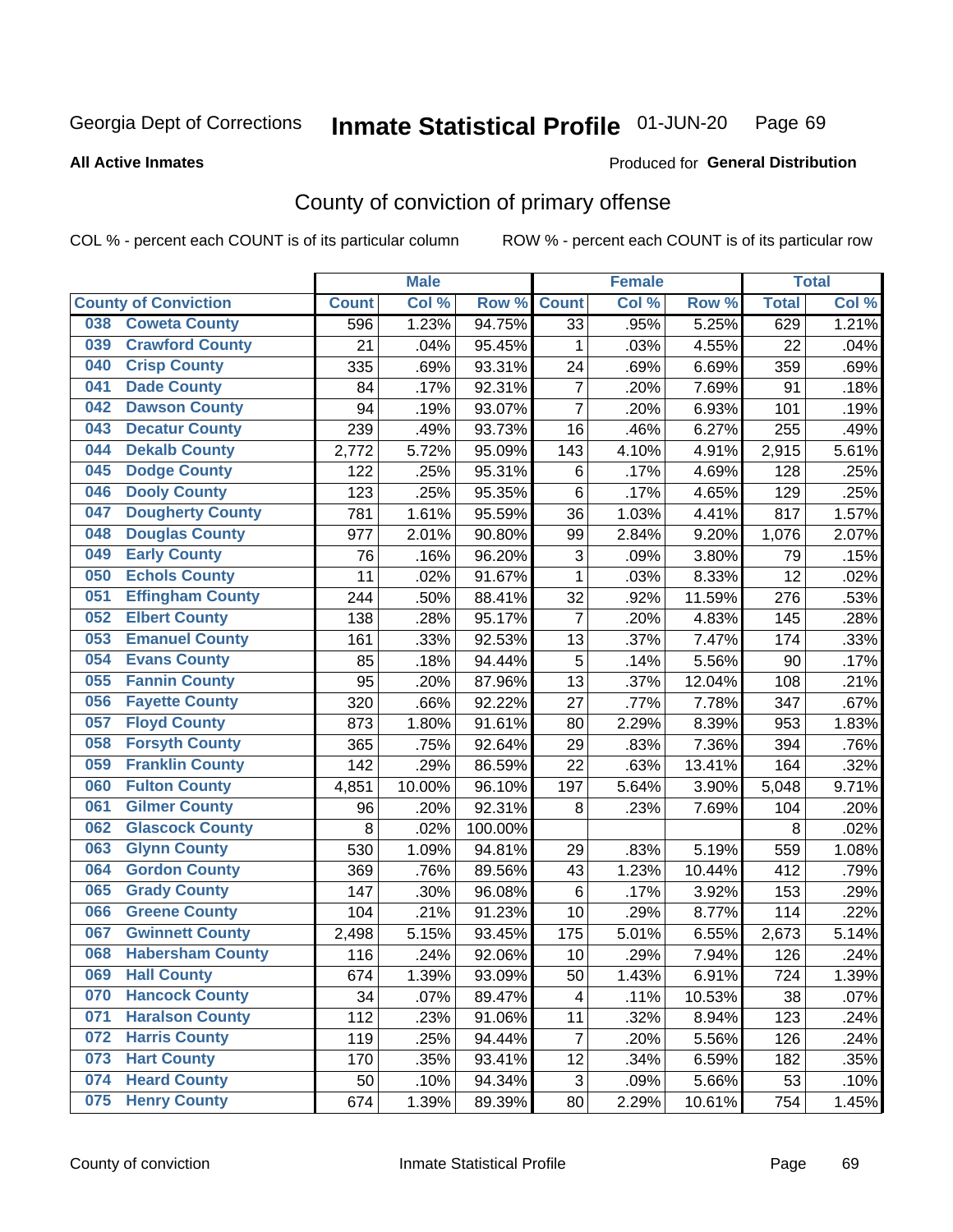Georgia Dept of Corrections **Inmate Statistical Profile** 01-JUN-20

**All Active Inmates**

Produced for **General Distribution**

## County of conviction of primary offense

COL % - percent each COUNT is of its particular column ROW % - percent each COUNT is of its particular row

| County of Conviction | | Male | | | Female | | | Total | |
|---|---|---|---|---|---|---|---|---|---|
| | | Count | Col % | Row % | Count | Col % | Row % | Total | Col % |
| 038 | Coweta County | 596 | 1.23% | 94.75% | 33 | .95% | 5.25% | 629 | 1.21% |
| 039 | Crawford County | 21 | .04% | 95.45% | 1 | .03% | 4.55% | 22 | .04% |
| 040 | Crisp County | 335 | .69% | 93.31% | 24 | .69% | 6.69% | 359 | .69% |
| 041 | Dade County | 84 | .17% | 92.31% | 7 | .20% | 7.69% | 91 | .18% |
| 042 | Dawson County | 94 | .19% | 93.07% | 7 | .20% | 6.93% | 101 | .19% |
| 043 | Decatur County | 239 | .49% | 93.73% | 16 | .46% | 6.27% | 255 | .49% |
| 044 | Dekalb County | 2,772 | 5.72% | 95.09% | 143 | 4.10% | 4.91% | 2,915 | 5.61% |
| 045 | Dodge County | 122 | .25% | 95.31% | 6 | .17% | 4.69% | 128 | .25% |
| 046 | Dooly County | 123 | .25% | 95.35% | 6 | .17% | 4.65% | 129 | .25% |
| 047 | Dougherty County | 781 | 1.61% | 95.59% | 36 | 1.03% | 4.41% | 817 | 1.57% |
| 048 | Douglas County | 977 | 2.01% | 90.80% | 99 | 2.84% | 9.20% | 1,076 | 2.07% |
| 049 | Early County | 76 | .16% | 96.20% | 3 | .09% | 3.80% | 79 | .15% |
| 050 | Echols County | 11 | .02% | 91.67% | 1 | .03% | 8.33% | 12 | .02% |
| 051 | Effingham County | 244 | .50% | 88.41% | 32 | .92% | 11.59% | 276 | .53% |
| 052 | Elbert County | 138 | .28% | 95.17% | 7 | .20% | 4.83% | 145 | .28% |
| 053 | Emanuel County | 161 | .33% | 92.53% | 13 | .37% | 7.47% | 174 | .33% |
| 054 | Evans County | 85 | .18% | 94.44% | 5 | .14% | 5.56% | 90 | .17% |
| 055 | Fannin County | 95 | .20% | 87.96% | 13 | .37% | 12.04% | 108 | .21% |
| 056 | Fayette County | 320 | .66% | 92.22% | 27 | .77% | 7.78% | 347 | .67% |
| 057 | Floyd County | 873 | 1.80% | 91.61% | 80 | 2.29% | 8.39% | 953 | 1.83% |
| 058 | Forsyth County | 365 | .75% | 92.64% | 29 | .83% | 7.36% | 394 | .76% |
| 059 | Franklin County | 142 | .29% | 86.59% | 22 | .63% | 13.41% | 164 | .32% |
| 060 | Fulton County | 4,851 | 10.00% | 96.10% | 197 | 5.64% | 3.90% | 5,048 | 9.71% |
| 061 | Gilmer County | 96 | .20% | 92.31% | 8 | .23% | 7.69% | 104 | .20% |
| 062 | Glascock County | 8 | .02% | 100.00% | | | | 8 | .02% |
| 063 | Glynn County | 530 | 1.09% | 94.81% | 29 | .83% | 5.19% | 559 | 1.08% |
| 064 | Gordon County | 369 | .76% | 89.56% | 43 | 1.23% | 10.44% | 412 | .79% |
| 065 | Grady County | 147 | .30% | 96.08% | 6 | .17% | 3.92% | 153 | .29% |
| 066 | Greene County | 104 | .21% | 91.23% | 10 | .29% | 8.77% | 114 | .22% |
| 067 | Gwinnett County | 2,498 | 5.15% | 93.45% | 175 | 5.01% | 6.55% | 2,673 | 5.14% |
| 068 | Habersham County | 116 | .24% | 92.06% | 10 | .29% | 7.94% | 126 | .24% |
| 069 | Hall County | 674 | 1.39% | 93.09% | 50 | 1.43% | 6.91% | 724 | 1.39% |
| 070 | Hancock County | 34 | .07% | 89.47% | 4 | .11% | 10.53% | 38 | .07% |
| 071 | Haralson County | 112 | .23% | 91.06% | 11 | .32% | 8.94% | 123 | .24% |
| 072 | Harris County | 119 | .25% | 94.44% | 7 | .20% | 5.56% | 126 | .24% |
| 073 | Hart County | 170 | .35% | 93.41% | 12 | .34% | 6.59% | 182 | .35% |
| 074 | Heard County | 50 | .10% | 94.34% | 3 | .09% | 5.66% | 53 | .10% |
| 075 | Henry County | 674 | 1.39% | 89.39% | 80 | 2.29% | 10.61% | 754 | 1.45% |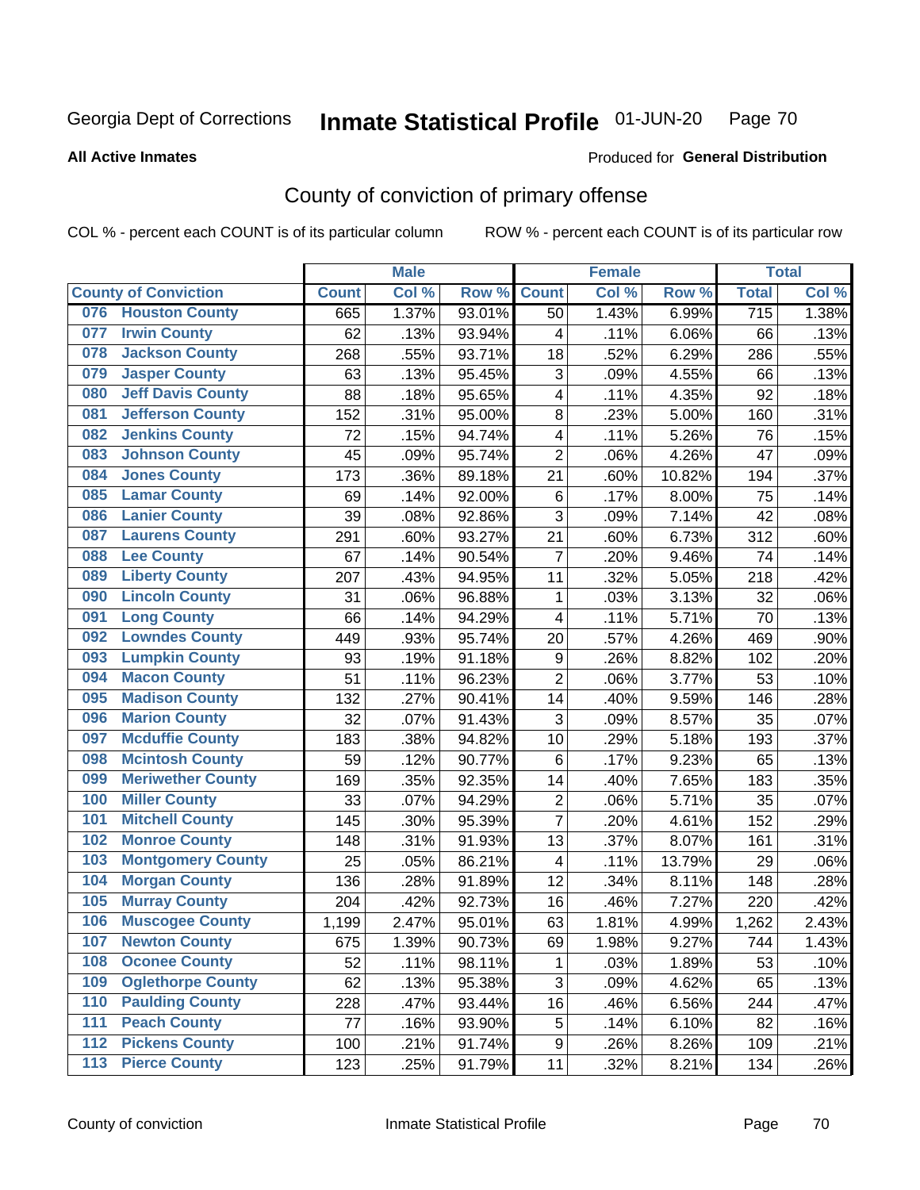Georgia Dept of Corrections **Inmate Statistical Profile** 01-JUN-20

**All Active Inmates**

Produced for **General Distribution**

## County of conviction of primary offense

COL % - percent each COUNT is of its particular column ROW % - percent each COUNT is of its particular row

| County of Conviction | Male | | | Female | | | Total | |
|---|---|---|---|---|---|---|---|---|
| | Count | Col % | Row % | Count | Col % | Row % | Total | Col % |
| 076 Houston County | 665 | 1.37% | 93.01% | 50 | 1.43% | 6.99% | 715 | 1.38% |
| 077 Irwin County | 62 | .13% | 93.94% | 4 | .11% | 6.06% | 66 | .13% |
| 078 Jackson County | 268 | .55% | 93.71% | 18 | .52% | 6.29% | 286 | .55% |
| 079 Jasper County | 63 | .13% | 95.45% | 3 | .09% | 4.55% | 66 | .13% |
| 080 Jeff Davis County | 88 | .18% | 95.65% | 4 | .11% | 4.35% | 92 | .18% |
| 081 Jefferson County | 152 | .31% | 95.00% | 8 | .23% | 5.00% | 160 | .31% |
| 082 Jenkins County | 72 | .15% | 94.74% | 4 | .11% | 5.26% | 76 | .15% |
| 083 Johnson County | 45 | .09% | 95.74% | 2 | .06% | 4.26% | 47 | .09% |
| 084 Jones County | 173 | .36% | 89.18% | 21 | .60% | 10.82% | 194 | .37% |
| 085 Lamar County | 69 | .14% | 92.00% | 6 | .17% | 8.00% | 75 | .14% |
| 086 Lanier County | 39 | .08% | 92.86% | 3 | .09% | 7.14% | 42 | .08% |
| 087 Laurens County | 291 | .60% | 93.27% | 21 | .60% | 6.73% | 312 | .60% |
| 088 Lee County | 67 | .14% | 90.54% | 7 | .20% | 9.46% | 74 | .14% |
| 089 Liberty County | 207 | .43% | 94.95% | 11 | .32% | 5.05% | 218 | .42% |
| 090 Lincoln County | 31 | .06% | 96.88% | 1 | .03% | 3.13% | 32 | .06% |
| 091 Long County | 66 | .14% | 94.29% | 4 | .11% | 5.71% | 70 | .13% |
| 092 Lowndes County | 449 | .93% | 95.74% | 20 | .57% | 4.26% | 469 | .90% |
| 093 Lumpkin County | 93 | .19% | 91.18% | 9 | .26% | 8.82% | 102 | .20% |
| 094 Macon County | 51 | .11% | 96.23% | 2 | .06% | 3.77% | 53 | .10% |
| 095 Madison County | 132 | .27% | 90.41% | 14 | .40% | 9.59% | 146 | .28% |
| 096 Marion County | 32 | .07% | 91.43% | 3 | .09% | 8.57% | 35 | .07% |
| 097 Mcduffie County | 183 | .38% | 94.82% | 10 | .29% | 5.18% | 193 | .37% |
| 098 Mcintosh County | 59 | .12% | 90.77% | 6 | .17% | 9.23% | 65 | .13% |
| 099 Meriwether County | 169 | .35% | 92.35% | 14 | .40% | 7.65% | 183 | .35% |
| 100 Miller County | 33 | .07% | 94.29% | 2 | .06% | 5.71% | 35 | .07% |
| 101 Mitchell County | 145 | .30% | 95.39% | 7 | .20% | 4.61% | 152 | .29% |
| 102 Monroe County | 148 | .31% | 91.93% | 13 | .37% | 8.07% | 161 | .31% |
| 103 Montgomery County | 25 | .05% | 86.21% | 4 | .11% | 13.79% | 29 | .06% |
| 104 Morgan County | 136 | .28% | 91.89% | 12 | .34% | 8.11% | 148 | .28% |
| 105 Murray County | 204 | .42% | 92.73% | 16 | .46% | 7.27% | 220 | .42% |
| 106 Muscogee County | 1,199 | 2.47% | 95.01% | 63 | 1.81% | 4.99% | 1,262 | 2.43% |
| 107 Newton County | 675 | 1.39% | 90.73% | 69 | 1.98% | 9.27% | 744 | 1.43% |
| 108 Oconee County | 52 | .11% | 98.11% | 1 | .03% | 1.89% | 53 | .10% |
| 109 Oglethorpe County | 62 | .13% | 95.38% | 3 | .09% | 4.62% | 65 | .13% |
| 110 Paulding County | 228 | .47% | 93.44% | 16 | .46% | 6.56% | 244 | .47% |
| 111 Peach County | 77 | .16% | 93.90% | 5 | .14% | 6.10% | 82 | .16% |
| 112 Pickens County | 100 | .21% | 91.74% | 9 | .26% | 8.26% | 109 | .21% |
| 113 Pierce County | 123 | .25% | 91.79% | 11 | .32% | 8.21% | 134 | .26% |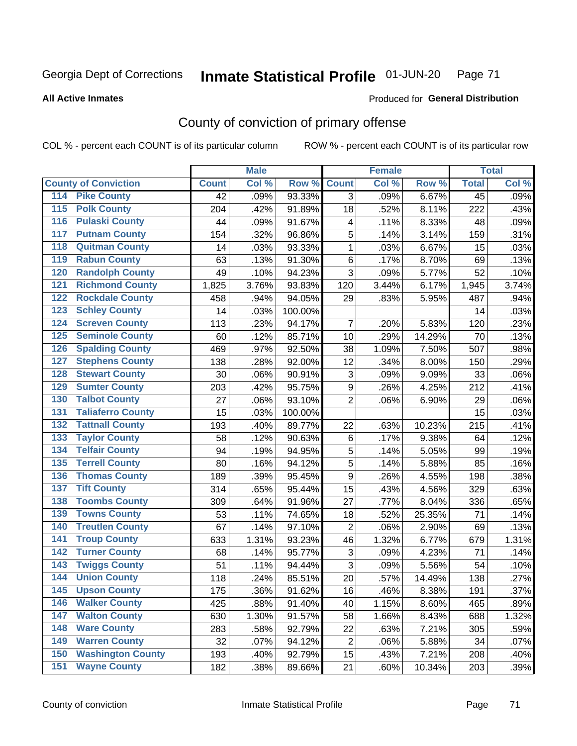Georgia Dept of Corrections **Inmate Statistical Profile** 01-JUN-20

**All Active Inmates**

Produced for **General Distribution**

## County of conviction of primary offense

COL % - percent each COUNT is of its particular column ROW % - percent each COUNT is of its particular row

| County of Conviction | | Male | | | Female | | | Total | |
|---|---|---|---|---|---|---|---|---|---|
| | | Count | Col % | Row % | Count | Col % | Row % | Total | Col % |
| 114 | Pike County | 42 | .09% | 93.33% | 3 | .09% | 6.67% | 45 | .09% |
| 115 | Polk County | 204 | .42% | 91.89% | 18 | .52% | 8.11% | 222 | .43% |
| 116 | Pulaski County | 44 | .09% | 91.67% | 4 | .11% | 8.33% | 48 | .09% |
| 117 | Putnam County | 154 | .32% | 96.86% | 5 | .14% | 3.14% | 159 | .31% |
| 118 | Quitman County | 14 | .03% | 93.33% | 1 | .03% | 6.67% | 15 | .03% |
| 119 | Rabun County | 63 | .13% | 91.30% | 6 | .17% | 8.70% | 69 | .13% |
| 120 | Randolph County | 49 | .10% | 94.23% | 3 | .09% | 5.77% | 52 | .10% |
| 121 | Richmond County | 1,825 | 3.76% | 93.83% | 120 | 3.44% | 6.17% | 1,945 | 3.74% |
| 122 | Rockdale County | 458 | .94% | 94.05% | 29 | .83% | 5.95% | 487 | .94% |
| 123 | Schley County | 14 | .03% | 100.00% | | | | 14 | .03% |
| 124 | Screven County | 113 | .23% | 94.17% | 7 | .20% | 5.83% | 120 | .23% |
| 125 | Seminole County | 60 | .12% | 85.71% | 10 | .29% | 14.29% | 70 | .13% |
| 126 | Spalding County | 469 | .97% | 92.50% | 38 | 1.09% | 7.50% | 507 | .98% |
| 127 | Stephens County | 138 | .28% | 92.00% | 12 | .34% | 8.00% | 150 | .29% |
| 128 | Stewart County | 30 | .06% | 90.91% | 3 | .09% | 9.09% | 33 | .06% |
| 129 | Sumter County | 203 | .42% | 95.75% | 9 | .26% | 4.25% | 212 | .41% |
| 130 | Talbot County | 27 | .06% | 93.10% | 2 | .06% | 6.90% | 29 | .06% |
| 131 | Taliaferro County | 15 | .03% | 100.00% | | | | 15 | .03% |
| 132 | Tattnall County | 193 | .40% | 89.77% | 22 | .63% | 10.23% | 215 | .41% |
| 133 | Taylor County | 58 | .12% | 90.63% | 6 | .17% | 9.38% | 64 | .12% |
| 134 | Telfair County | 94 | .19% | 94.95% | 5 | .14% | 5.05% | 99 | .19% |
| 135 | Terrell County | 80 | .16% | 94.12% | 5 | .14% | 5.88% | 85 | .16% |
| 136 | Thomas County | 189 | .39% | 95.45% | 9 | .26% | 4.55% | 198 | .38% |
| 137 | Tift County | 314 | .65% | 95.44% | 15 | .43% | 4.56% | 329 | .63% |
| 138 | Toombs County | 309 | .64% | 91.96% | 27 | .77% | 8.04% | 336 | .65% |
| 139 | Towns County | 53 | .11% | 74.65% | 18 | .52% | 25.35% | 71 | .14% |
| 140 | Treutlen County | 67 | .14% | 97.10% | 2 | .06% | 2.90% | 69 | .13% |
| 141 | Troup County | 633 | 1.31% | 93.23% | 46 | 1.32% | 6.77% | 679 | 1.31% |
| 142 | Turner County | 68 | .14% | 95.77% | 3 | .09% | 4.23% | 71 | .14% |
| 143 | Twiggs County | 51 | .11% | 94.44% | 3 | .09% | 5.56% | 54 | .10% |
| 144 | Union County | 118 | .24% | 85.51% | 20 | .57% | 14.49% | 138 | .27% |
| 145 | Upson County | 175 | .36% | 91.62% | 16 | .46% | 8.38% | 191 | .37% |
| 146 | Walker County | 425 | .88% | 91.40% | 40 | 1.15% | 8.60% | 465 | .89% |
| 147 | Walton County | 630 | 1.30% | 91.57% | 58 | 1.66% | 8.43% | 688 | 1.32% |
| 148 | Ware County | 283 | .58% | 92.79% | 22 | .63% | 7.21% | 305 | .59% |
| 149 | Warren County | 32 | .07% | 94.12% | 2 | .06% | 5.88% | 34 | .07% |
| 150 | Washington County | 193 | .40% | 92.79% | 15 | .43% | 7.21% | 208 | .40% |
| 151 | Wayne County | 182 | .38% | 89.66% | 21 | .60% | 10.34% | 203 | .39% |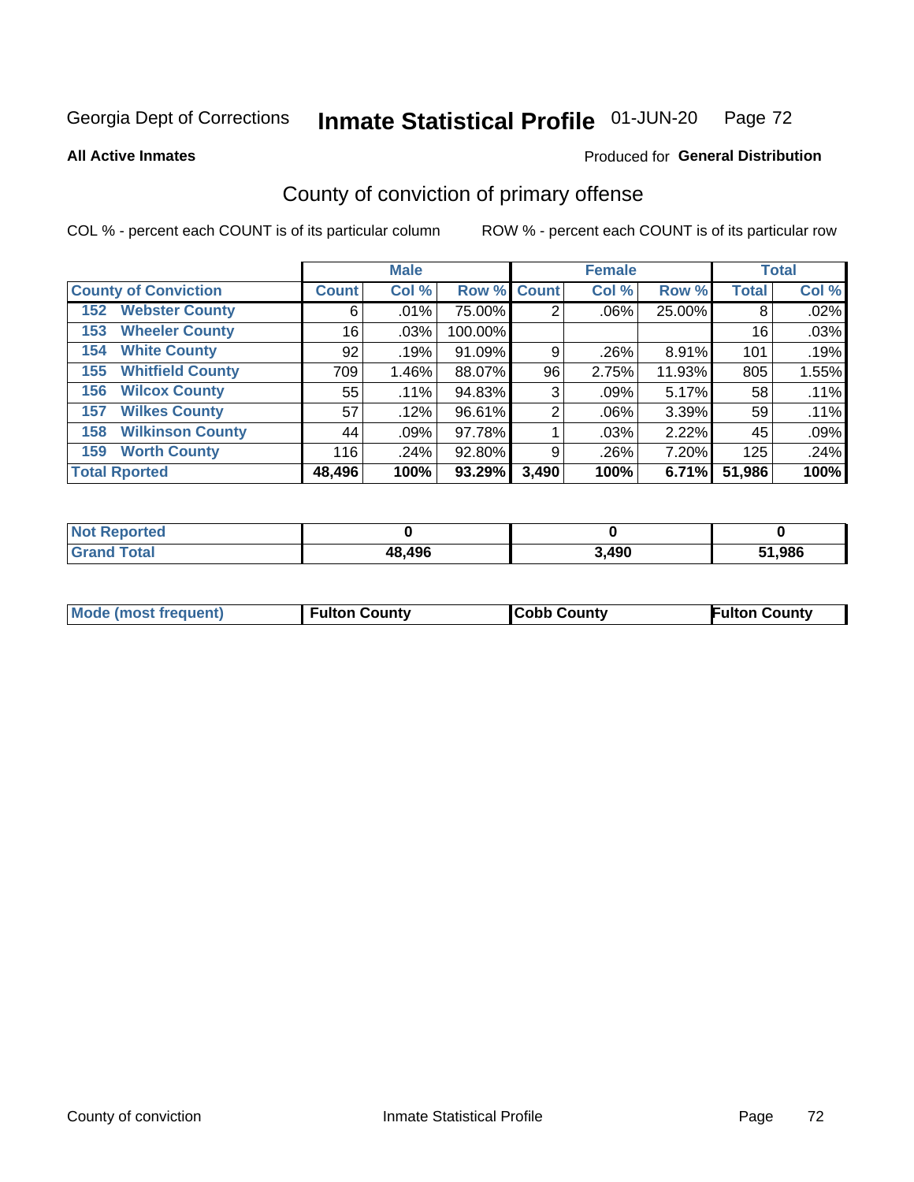Georgia Dept of Corrections **Inmate Statistical Profile** 01-JUN-20

**All Active Inmates**

Produced for **General Distribution**

## County of conviction of primary offense

COL % - percent each COUNT is of its particular column ROW % - percent each COUNT is of its particular row

| County of Conviction | Male | | | Female | | | Total | |
|---|---|---|---|---|---|---|---|---|
| | Count | Col % | Row % | Count | Col % | Row % | Total | Col % |
| 152 Webster County | 6 | .01% | 75.00% | 2 | .06% | 25.00% | 8 | .02% |
| 153 Wheeler County | 16 | .03% | 100.00% | | | | 16 | .03% |
| 154 White County | 92 | .19% | 91.09% | 9 | .26% | 8.91% | 101 | .19% |
| 155 Whitfield County | 709 | 1.46% | 88.07% | 96 | 2.75% | 11.93% | 805 | 1.55% |
| 156 Wilcox County | 55 | .11% | 94.83% | 3 | .09% | 5.17% | 58 | .11% |
| 157 Wilkes County | 57 | .12% | 96.61% | 2 | .06% | 3.39% | 59 | .11% |
| 158 Wilkinson County | 44 | .09% | 97.78% | 1 | .03% | 2.22% | 45 | .09% |
| 159 Worth County | 116 | .24% | 92.80% | 9 | .26% | 7.20% | 125 | .24% |
| **Total Rported** | **48,496** | **100%** | **93.29%** | **3,490** | **100%** | **6.71%** | **51,986** | **100%** |

| | Male | Female | Total |
|---|---|---|---|
| Not Reported | 0 | 0 | 0 |
| Grand Total | 48,496 | 3,490 | 51,986 |

| | Male | Female | Total |
|---|---|---|---|
| Mode (most frequent) | Fulton County | Cobb County | Fulton County |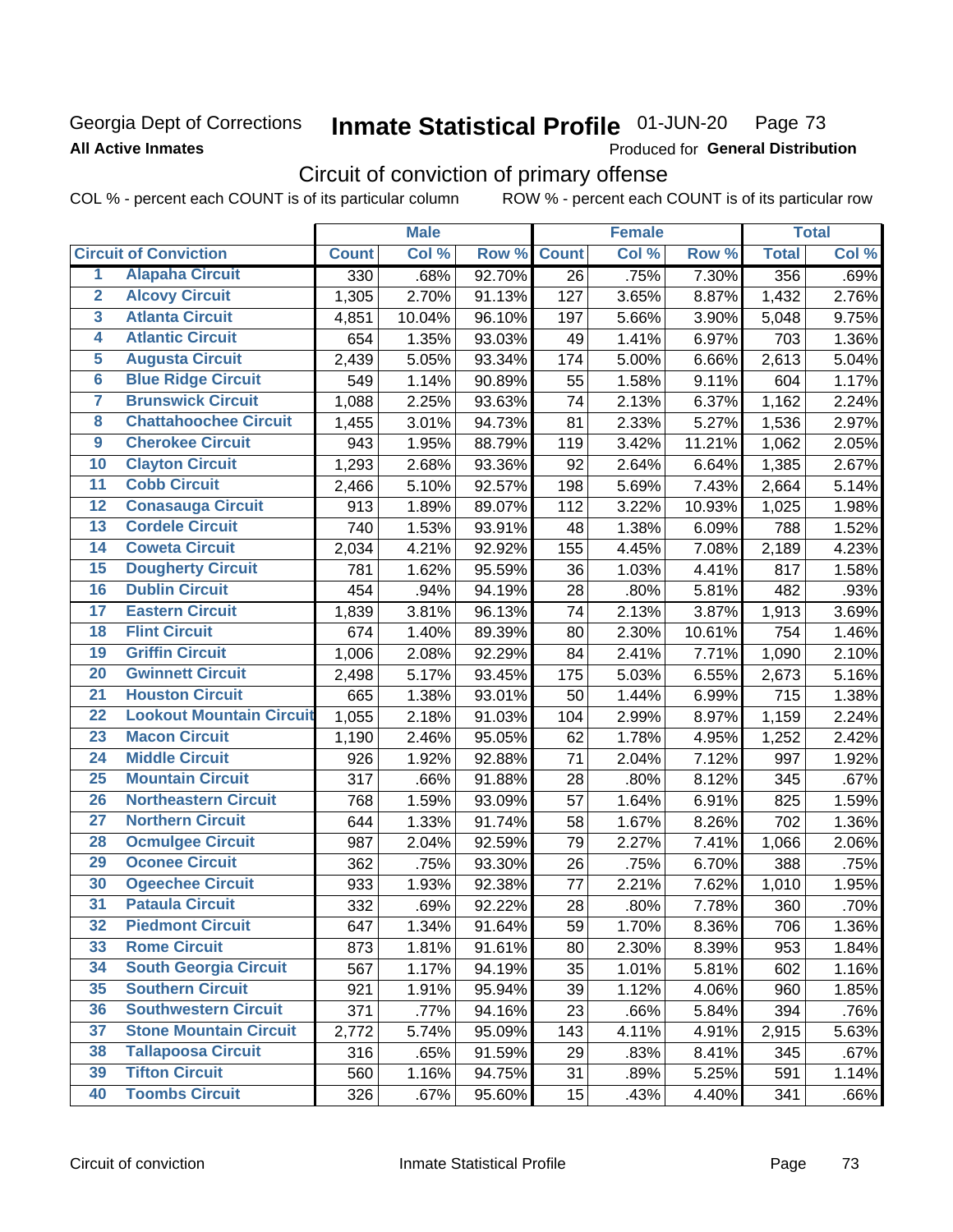Georgia Dept of Corrections **Inmate Statistical Profile** 01-JUN-20 Page 73

**All Active Inmates**

Produced for **General Distribution**

## Circuit of conviction of primary offense

COL % - percent each COUNT is of its particular column ROW % - percent each COUNT is of its particular row

| | | Male | | | Female | | | Total | |
|---|---|---|---|---|---|---|---|---|---|
| **Circuit of Conviction** | | **Count** | **Col %** | **Row %** | **Count** | **Col %** | **Row %** | **Total** | **Col %** |
| 1 | Alapaha Circuit | 330 | .68% | 92.70% | 26 | .75% | 7.30% | 356 | .69% |
| 2 | Alcovy Circuit | 1,305 | 2.70% | 91.13% | 127 | 3.65% | 8.87% | 1,432 | 2.76% |
| 3 | Atlanta Circuit | 4,851 | 10.04% | 96.10% | 197 | 5.66% | 3.90% | 5,048 | 9.75% |
| 4 | Atlantic Circuit | 654 | 1.35% | 93.03% | 49 | 1.41% | 6.97% | 703 | 1.36% |
| 5 | Augusta Circuit | 2,439 | 5.05% | 93.34% | 174 | 5.00% | 6.66% | 2,613 | 5.04% |
| 6 | Blue Ridge Circuit | 549 | 1.14% | 90.89% | 55 | 1.58% | 9.11% | 604 | 1.17% |
| 7 | Brunswick Circuit | 1,088 | 2.25% | 93.63% | 74 | 2.13% | 6.37% | 1,162 | 2.24% |
| 8 | Chattahoochee Circuit | 1,455 | 3.01% | 94.73% | 81 | 2.33% | 5.27% | 1,536 | 2.97% |
| 9 | Cherokee Circuit | 943 | 1.95% | 88.79% | 119 | 3.42% | 11.21% | 1,062 | 2.05% |
| 10 | Clayton Circuit | 1,293 | 2.68% | 93.36% | 92 | 2.64% | 6.64% | 1,385 | 2.67% |
| 11 | Cobb Circuit | 2,466 | 5.10% | 92.57% | 198 | 5.69% | 7.43% | 2,664 | 5.14% |
| 12 | Conasauga Circuit | 913 | 1.89% | 89.07% | 112 | 3.22% | 10.93% | 1,025 | 1.98% |
| 13 | Cordele Circuit | 740 | 1.53% | 93.91% | 48 | 1.38% | 6.09% | 788 | 1.52% |
| 14 | Coweta Circuit | 2,034 | 4.21% | 92.92% | 155 | 4.45% | 7.08% | 2,189 | 4.23% |
| 15 | Dougherty Circuit | 781 | 1.62% | 95.59% | 36 | 1.03% | 4.41% | 817 | 1.58% |
| 16 | Dublin Circuit | 454 | .94% | 94.19% | 28 | .80% | 5.81% | 482 | .93% |
| 17 | Eastern Circuit | 1,839 | 3.81% | 96.13% | 74 | 2.13% | 3.87% | 1,913 | 3.69% |
| 18 | Flint Circuit | 674 | 1.40% | 89.39% | 80 | 2.30% | 10.61% | 754 | 1.46% |
| 19 | Griffin Circuit | 1,006 | 2.08% | 92.29% | 84 | 2.41% | 7.71% | 1,090 | 2.10% |
| 20 | Gwinnett Circuit | 2,498 | 5.17% | 93.45% | 175 | 5.03% | 6.55% | 2,673 | 5.16% |
| 21 | Houston Circuit | 665 | 1.38% | 93.01% | 50 | 1.44% | 6.99% | 715 | 1.38% |
| 22 | Lookout Mountain Circuit | 1,055 | 2.18% | 91.03% | 104 | 2.99% | 8.97% | 1,159 | 2.24% |
| 23 | Macon Circuit | 1,190 | 2.46% | 95.05% | 62 | 1.78% | 4.95% | 1,252 | 2.42% |
| 24 | Middle Circuit | 926 | 1.92% | 92.88% | 71 | 2.04% | 7.12% | 997 | 1.92% |
| 25 | Mountain Circuit | 317 | .66% | 91.88% | 28 | .80% | 8.12% | 345 | .67% |
| 26 | Northeastern Circuit | 768 | 1.59% | 93.09% | 57 | 1.64% | 6.91% | 825 | 1.59% |
| 27 | Northern Circuit | 644 | 1.33% | 91.74% | 58 | 1.67% | 8.26% | 702 | 1.36% |
| 28 | Ocmulgee Circuit | 987 | 2.04% | 92.59% | 79 | 2.27% | 7.41% | 1,066 | 2.06% |
| 29 | Oconee Circuit | 362 | .75% | 93.30% | 26 | .75% | 6.70% | 388 | .75% |
| 30 | Ogeechee Circuit | 933 | 1.93% | 92.38% | 77 | 2.21% | 7.62% | 1,010 | 1.95% |
| 31 | Pataula Circuit | 332 | .69% | 92.22% | 28 | .80% | 7.78% | 360 | .70% |
| 32 | Piedmont Circuit | 647 | 1.34% | 91.64% | 59 | 1.70% | 8.36% | 706 | 1.36% |
| 33 | Rome Circuit | 873 | 1.81% | 91.61% | 80 | 2.30% | 8.39% | 953 | 1.84% |
| 34 | South Georgia Circuit | 567 | 1.17% | 94.19% | 35 | 1.01% | 5.81% | 602 | 1.16% |
| 35 | Southern Circuit | 921 | 1.91% | 95.94% | 39 | 1.12% | 4.06% | 960 | 1.85% |
| 36 | Southwestern Circuit | 371 | .77% | 94.16% | 23 | .66% | 5.84% | 394 | .76% |
| 37 | Stone Mountain Circuit | 2,772 | 5.74% | 95.09% | 143 | 4.11% | 4.91% | 2,915 | 5.63% |
| 38 | Tallapoosa Circuit | 316 | .65% | 91.59% | 29 | .83% | 8.41% | 345 | .67% |
| 39 | Tifton Circuit | 560 | 1.16% | 94.75% | 31 | .89% | 5.25% | 591 | 1.14% |
| 40 | Toombs Circuit | 326 | .67% | 95.60% | 15 | .43% | 4.40% | 341 | .66% |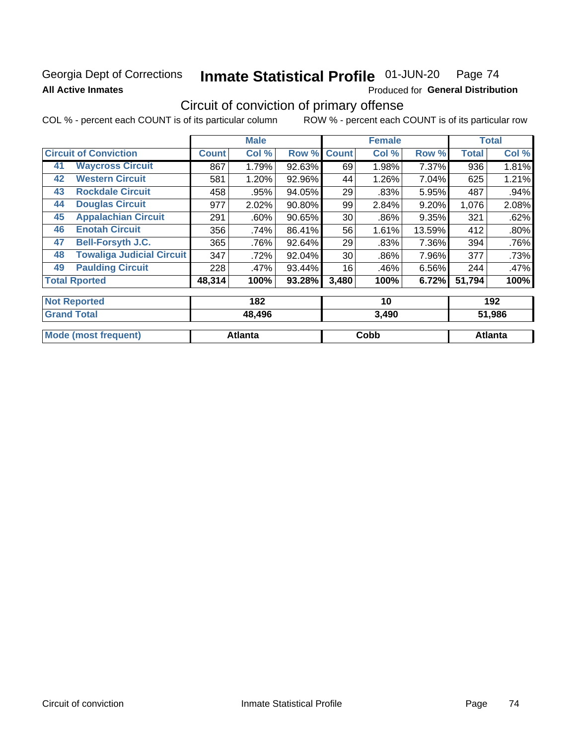Georgia Dept of Corrections **Inmate Statistical Profile** 01-JUN-20 Page 74

**All Active Inmates**

Produced for **General Distribution**

## Circuit of conviction of primary offense

COL % - percent each COUNT is of its particular column ROW % - percent each COUNT is of its particular row

| Circuit of Conviction | | Male | | | Female | | | Total | |
|---|---|---|---|---|---|---|---|---|---|
| | | Count | Col % | Row % | Count | Col % | Row % | Total | Col % |
| 41 | Waycross Circuit | 867 | 1.79% | 92.63% | 69 | 1.98% | 7.37% | 936 | 1.81% |
| 42 | Western Circuit | 581 | 1.20% | 92.96% | 44 | 1.26% | 7.04% | 625 | 1.21% |
| 43 | Rockdale Circuit | 458 | .95% | 94.05% | 29 | .83% | 5.95% | 487 | .94% |
| 44 | Douglas Circuit | 977 | 2.02% | 90.80% | 99 | 2.84% | 9.20% | 1,076 | 2.08% |
| 45 | Appalachian Circuit | 291 | .60% | 90.65% | 30 | .86% | 9.35% | 321 | .62% |
| 46 | Enotah Circuit | 356 | .74% | 86.41% | 56 | 1.61% | 13.59% | 412 | .80% |
| 47 | Bell-Forsyth J.C. | 365 | .76% | 92.64% | 29 | .83% | 7.36% | 394 | .76% |
| 48 | Towaliga Judicial Circuit | 347 | .72% | 92.04% | 30 | .86% | 7.96% | 377 | .73% |
| 49 | Paulding Circuit | 228 | .47% | 93.44% | 16 | .46% | 6.56% | 244 | .47% |
| Total Rported | | 48,314 | 100% | 93.28% | 3,480 | 100% | 6.72% | 51,794 | 100% |

| | Male | Female | Total |
|---|---|---|---|
| Not Reported | 182 | 10 | 192 |
| Grand Total | 48,496 | 3,490 | 51,986 |
| Mode (most frequent) | Atlanta | Cobb | Atlanta |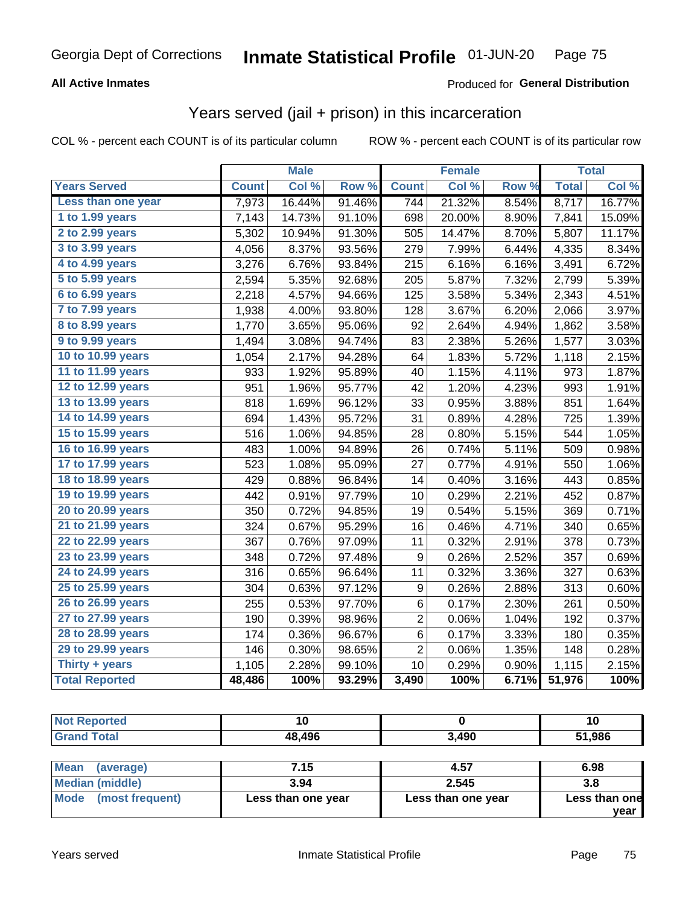Georgia Dept of Corrections **Inmate Statistical Profile** 01-JUN-20

**All Active Inmates**

Produced for **General Distribution**

## Years served (jail + prison) in this incarceration

COL % - percent each COUNT is of its particular column

ROW % - percent each COUNT is of its particular row

| | Male | | | Female | | | Total | |
|---|---|---|---|---|---|---|---|---|
| **Years Served** | **Count** | **Col %** | **Row %** | **Count** | **Col %** | **Row %** | **Total** | **Col %** |
| **Less than one year** | 7,973 | 16.44% | 91.46% | 744 | 21.32% | 8.54% | 8,717 | 16.77% |
| **1 to 1.99 years** | 7,143 | 14.73% | 91.10% | 698 | 20.00% | 8.90% | 7,841 | 15.09% |
| **2 to 2.99 years** | 5,302 | 10.94% | 91.30% | 505 | 14.47% | 8.70% | 5,807 | 11.17% |
| **3 to 3.99 years** | 4,056 | 8.37% | 93.56% | 279 | 7.99% | 6.44% | 4,335 | 8.34% |
| **4 to 4.99 years** | 3,276 | 6.76% | 93.84% | 215 | 6.16% | 6.16% | 3,491 | 6.72% |
| **5 to 5.99 years** | 2,594 | 5.35% | 92.68% | 205 | 5.87% | 7.32% | 2,799 | 5.39% |
| **6 to 6.99 years** | 2,218 | 4.57% | 94.66% | 125 | 3.58% | 5.34% | 2,343 | 4.51% |
| **7 to 7.99 years** | 1,938 | 4.00% | 93.80% | 128 | 3.67% | 6.20% | 2,066 | 3.97% |
| **8 to 8.99 years** | 1,770 | 3.65% | 95.06% | 92 | 2.64% | 4.94% | 1,862 | 3.58% |
| **9 to 9.99 years** | 1,494 | 3.08% | 94.74% | 83 | 2.38% | 5.26% | 1,577 | 3.03% |
| **10 to 10.99 years** | 1,054 | 2.17% | 94.28% | 64 | 1.83% | 5.72% | 1,118 | 2.15% |
| **11 to 11.99 years** | 933 | 1.92% | 95.89% | 40 | 1.15% | 4.11% | 973 | 1.87% |
| **12 to 12.99 years** | 951 | 1.96% | 95.77% | 42 | 1.20% | 4.23% | 993 | 1.91% |
| **13 to 13.99 years** | 818 | 1.69% | 96.12% | 33 | 0.95% | 3.88% | 851 | 1.64% |
| **14 to 14.99 years** | 694 | 1.43% | 95.72% | 31 | 0.89% | 4.28% | 725 | 1.39% |
| **15 to 15.99 years** | 516 | 1.06% | 94.85% | 28 | 0.80% | 5.15% | 544 | 1.05% |
| **16 to 16.99 years** | 483 | 1.00% | 94.89% | 26 | 0.74% | 5.11% | 509 | 0.98% |
| **17 to 17.99 years** | 523 | 1.08% | 95.09% | 27 | 0.77% | 4.91% | 550 | 1.06% |
| **18 to 18.99 years** | 429 | 0.88% | 96.84% | 14 | 0.40% | 3.16% | 443 | 0.85% |
| **19 to 19.99 years** | 442 | 0.91% | 97.79% | 10 | 0.29% | 2.21% | 452 | 0.87% |
| **20 to 20.99 years** | 350 | 0.72% | 94.85% | 19 | 0.54% | 5.15% | 369 | 0.71% |
| **21 to 21.99 years** | 324 | 0.67% | 95.29% | 16 | 0.46% | 4.71% | 340 | 0.65% |
| **22 to 22.99 years** | 367 | 0.76% | 97.09% | 11 | 0.32% | 2.91% | 378 | 0.73% |
| **23 to 23.99 years** | 348 | 0.72% | 97.48% | 9 | 0.26% | 2.52% | 357 | 0.69% |
| **24 to 24.99 years** | 316 | 0.65% | 96.64% | 11 | 0.32% | 3.36% | 327 | 0.63% |
| **25 to 25.99 years** | 304 | 0.63% | 97.12% | 9 | 0.26% | 2.88% | 313 | 0.60% |
| **26 to 26.99 years** | 255 | 0.53% | 97.70% | 6 | 0.17% | 2.30% | 261 | 0.50% |
| **27 to 27.99 years** | 190 | 0.39% | 98.96% | 2 | 0.06% | 1.04% | 192 | 0.37% |
| **28 to 28.99 years** | 174 | 0.36% | 96.67% | 6 | 0.17% | 3.33% | 180 | 0.35% |
| **29 to 29.99 years** | 146 | 0.30% | 98.65% | 2 | 0.06% | 1.35% | 148 | 0.28% |
| **Thirty + years** | 1,105 | 2.28% | 99.10% | 10 | 0.29% | 0.90% | 1,115 | 2.15% |
| **Total Reported** | **48,486** | **100%** | **93.29%** | **3,490** | **100%** | **6.71%** | **51,976** | **100%** |

| | Male | Female | Total |
|---|---|---|---|
| **Not Reported** | **10** | **0** | **10** |
| **Grand Total** | **48,496** | **3,490** | **51,986** |

| | Male | Female | Total |
|---|---|---|---|
| **Mean (average)** | **7.15** | **4.57** | **6.98** |
| **Median (middle)** | **3.94** | **2.545** | **3.8** |
| **Mode (most frequent)** | **Less than one year** | **Less than one year** | **Less than one year** |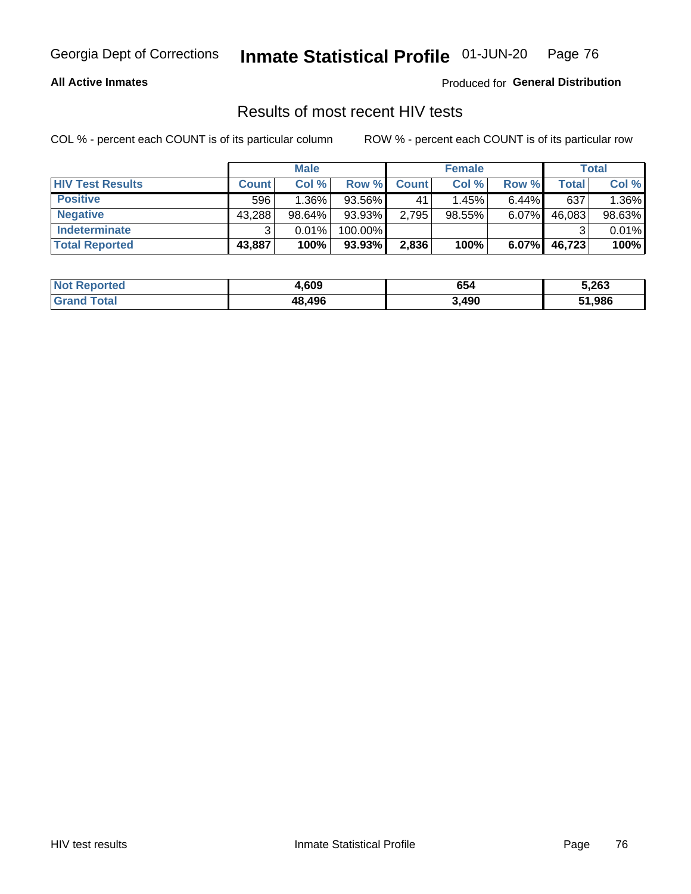# Georgia Dept of Corrections — Inmate Statistical Profile 01-JUN-20

**All Active Inmates**

Produced for **General Distribution**

## Results of most recent HIV tests

COL % - percent each COUNT is of its particular column          ROW % - percent each COUNT is of its particular row

| | Male | | | Female | | | Total | |
|---|---|---|---|---|---|---|---|---|
| **HIV Test Results** | **Count** | **Col %** | **Row %** | **Count** | **Col %** | **Row %** | **Total** | **Col %** |
| **Positive** | 596 | 1.36% | 93.56% | 41 | 1.45% | 6.44% | 637 | 1.36% |
| **Negative** | 43,288 | 98.64% | 93.93% | 2,795 | 98.55% | 6.07% | 46,083 | 98.63% |
| **Indeterminate** | 3 | 0.01% | 100.00% | | | | 3 | 0.01% |
| **Total Reported** | **43,887** | **100%** | **93.93%** | **2,836** | **100%** | **6.07%** | **46,723** | **100%** |

| | Male | Female | Total |
|---|---|---|---|
| **Not Reported** | **4,609** | **654** | **5,263** |
| **Grand Total** | **48,496** | **3,490** | **51,986** |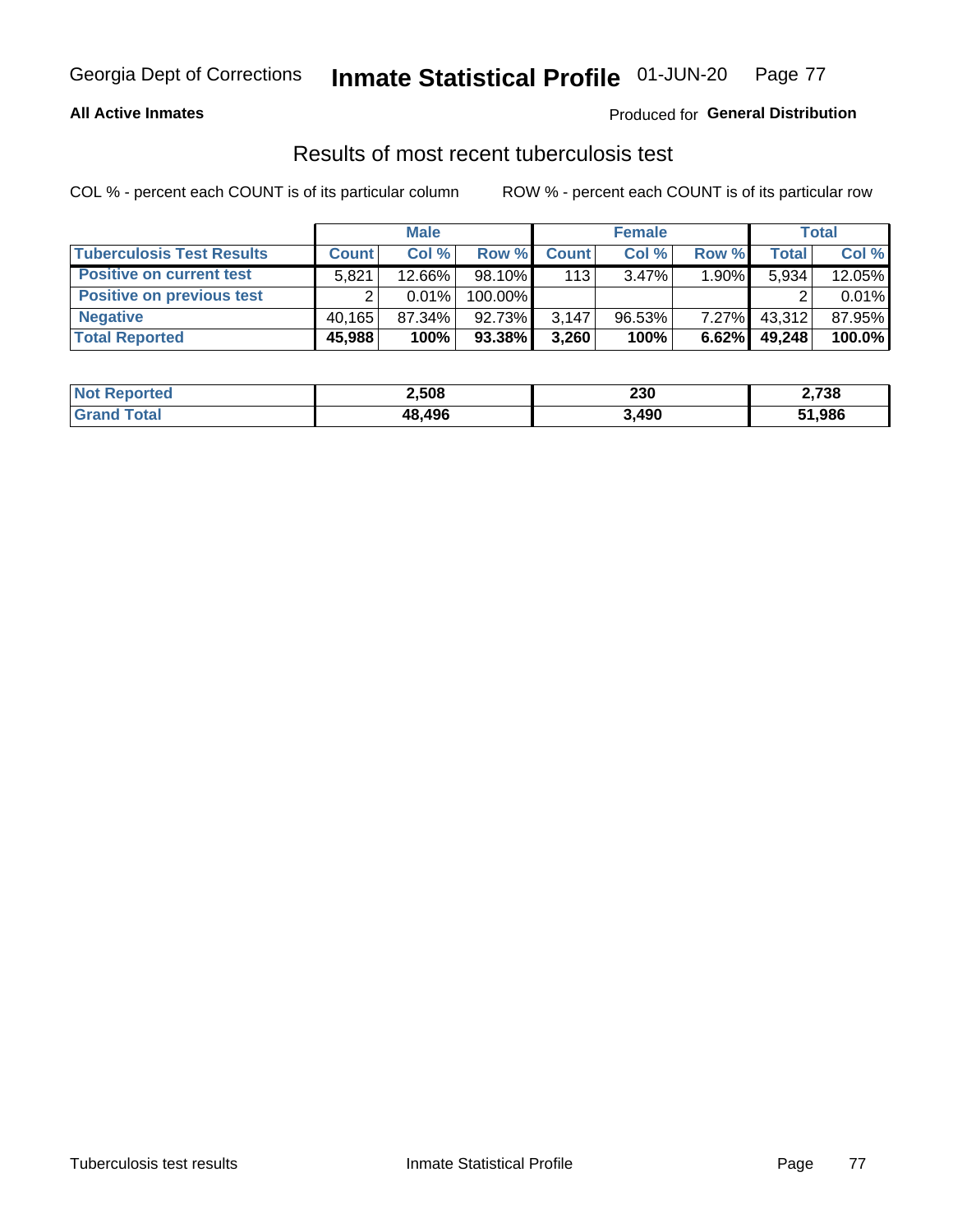Georgia Dept of Corrections **Inmate Statistical Profile** 01-JUN-20

**All Active Inmates**

Produced for **General Distribution**

## Results of most recent tuberculosis test

COL % - percent each COUNT is of its particular column     ROW % - percent each COUNT is of its particular row

| | Male | | | Female | | | Total | |
|---|---|---|---|---|---|---|---|---|
| **Tuberculosis Test Results** | **Count** | **Col %** | **Row %** | **Count** | **Col %** | **Row %** | **Total** | **Col %** |
| **Positive on current test** | 5,821 | 12.66% | 98.10% | 113 | 3.47% | 1.90% | 5,934 | 12.05% |
| **Positive on previous test** | 2 | 0.01% | 100.00% | | | | 2 | 0.01% |
| **Negative** | 40,165 | 87.34% | 92.73% | 3,147 | 96.53% | 7.27% | 43,312 | 87.95% |
| **Total Reported** | **45,988** | **100%** | **93.38%** | **3,260** | **100%** | **6.62%** | **49,248** | **100.0%** |

| | Male | Female | Total |
|---|---|---|---|
| **Not Reported** | **2,508** | **230** | **2,738** |
| **Grand Total** | **48,496** | **3,490** | **51,986** |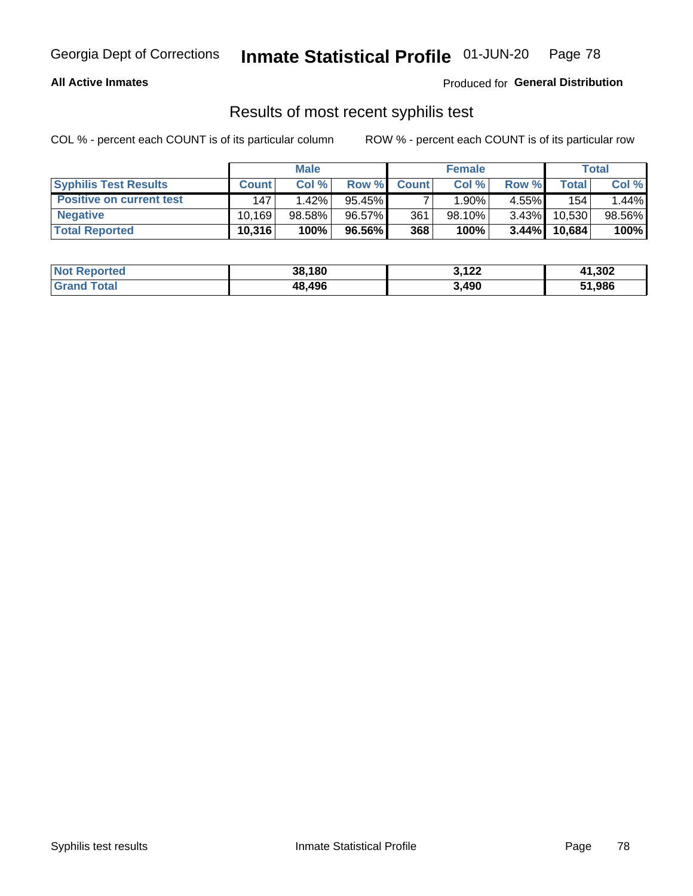Georgia Dept of Corrections **Inmate Statistical Profile** 01-JUN-20

**All Active Inmates**

Produced for **General Distribution**

## Results of most recent syphilis test

COL % - percent each COUNT is of its particular column    ROW % - percent each COUNT is of its particular row

| | Male | | | Female | | | Total | |
|---|---|---|---|---|---|---|---|---|
| **Syphilis Test Results** | **Count** | **Col %** | **Row %** | **Count** | **Col %** | **Row %** | **Total** | **Col %** |
| **Positive on current test** | 147 | 1.42% | 95.45% | 7 | 1.90% | 4.55% | 154 | 1.44% |
| **Negative** | 10,169 | 98.58% | 96.57% | 361 | 98.10% | 3.43% | 10,530 | 98.56% |
| **Total Reported** | **10,316** | **100%** | **96.56%** | **368** | **100%** | **3.44%** | **10,684** | **100%** |

| | Male | Female | Total |
|---|---|---|---|
| **Not Reported** | **38,180** | **3,122** | **41,302** |
| **Grand Total** | **48,496** | **3,490** | **51,986** |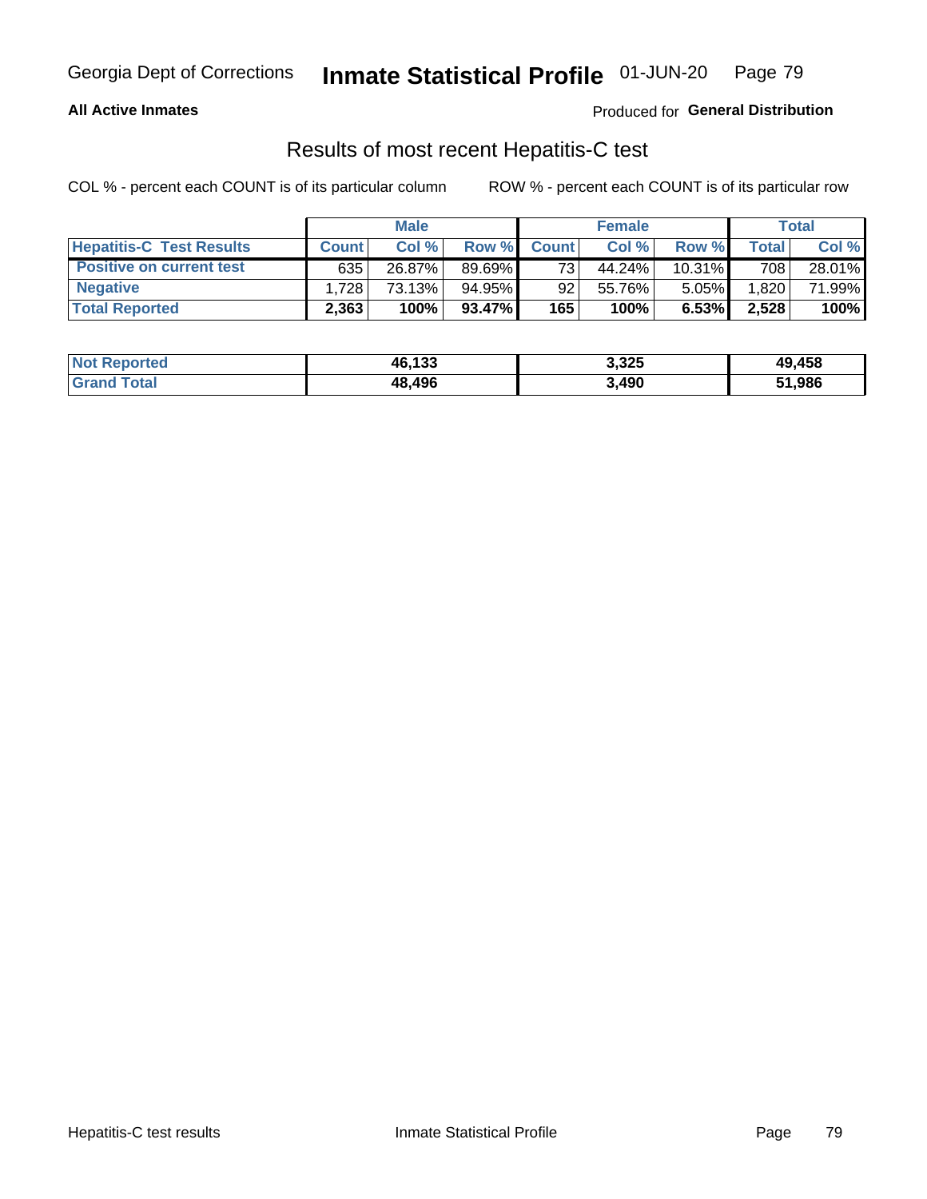## Results of most recent Hepatitis-C test

COL % - percent each COUNT is of its particular column

ROW % - percent each COUNT is of its particular row

| | Male | | | Female | | | Total | |
|---|---|---|---|---|---|---|---|---|
| **Hepatitis-C Test Results** | **Count** | **Col %** | **Row %** | **Count** | **Col %** | **Row %** | **Total** | **Col %** |
| **Positive on current test** | 635 | 26.87% | 89.69% | 73 | 44.24% | 10.31% | 708 | 28.01% |
| **Negative** | 1,728 | 73.13% | 94.95% | 92 | 55.76% | 5.05% | 1,820 | 71.99% |
| **Total Reported** | **2,363** | **100%** | **93.47%** | **165** | **100%** | **6.53%** | **2,528** | **100%** |

| | Male | Female | Total |
|---|---|---|---|
| **Not Reported** | **46,133** | **3,325** | **49,458** |
| **Grand Total** | **48,496** | **3,490** | **51,986** |